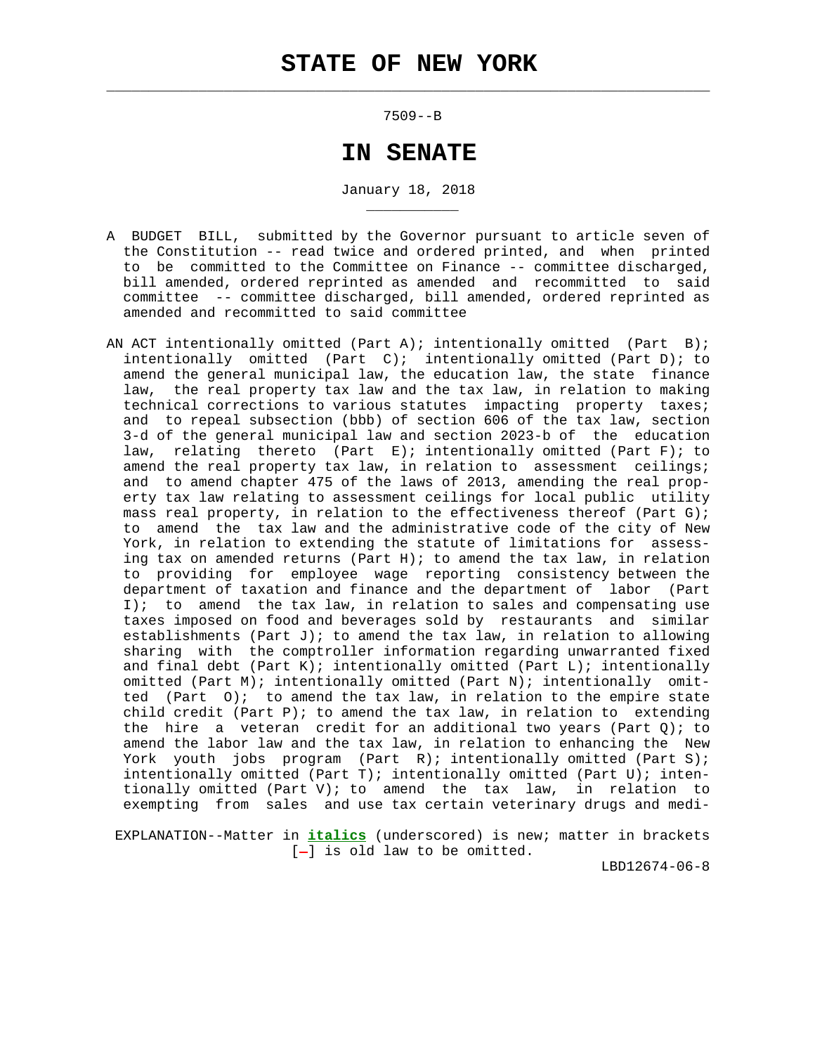# STATE OF NEW YORK

7509--B

## IN SENATE

January 18, 2018

A BUDGET BILL, submitted by the Governor pursuant to article seven of the Constitution -- read twice and ordered printed, and when printed to be committed to the Committee on Finance -- committee discharged, bill amended, ordered reprinted as amended and recommitted to said committee -- committee discharged, bill amended, ordered reprinted as amended and recommitted to said committee

AN ACT intentionally omitted (Part A); intentionally omitted (Part B); intentionally omitted (Part C); intentionally omitted (Part D); to amend the general municipal law, the education law, the state finance law, the real property tax law and the tax law, in relation to making technical corrections to various statutes impacting property taxes; and to repeal subsection (bbb) of section 606 of the tax law, section 3-d of the general municipal law and section 2023-b of the education law, relating thereto (Part E); intentionally omitted (Part F); to amend the real property tax law, in relation to assessment ceilings; and to amend chapter 475 of the laws of 2013, amending the real property tax law relating to assessment ceilings for local public utility mass real property, in relation to the effectiveness thereof (Part G); to amend the tax law and the administrative code of the city of New York, in relation to extending the statute of limitations for assessing tax on amended returns (Part H); to amend the tax law, in relation to providing for employee wage reporting consistency between the department of taxation and finance and the department of labor (Part I); to amend the tax law, in relation to sales and compensating use taxes imposed on food and beverages sold by restaurants and similar establishments (Part J); to amend the tax law, in relation to allowing sharing with the comptroller information regarding unwarranted fixed and final debt (Part K); intentionally omitted (Part L); intentionally omitted (Part M); intentionally omitted (Part N); intentionally omitted (Part O); to amend the tax law, in relation to the empire state child credit (Part P); to amend the tax law, in relation to extending the hire a veteran credit for an additional two years (Part Q); to amend the labor law and the tax law, in relation to enhancing the New York youth jobs program (Part R); intentionally omitted (Part S); intentionally omitted (Part T); intentionally omitted (Part U); intentionally omitted (Part V); to amend the tax law, in relation to exempting from sales and use tax certain veterinary drugs and medi-

EXPLANATION--Matter in ***italics*** (underscored) is new; matter in brackets [-] is old law to be omitted.

LBD12674-06-8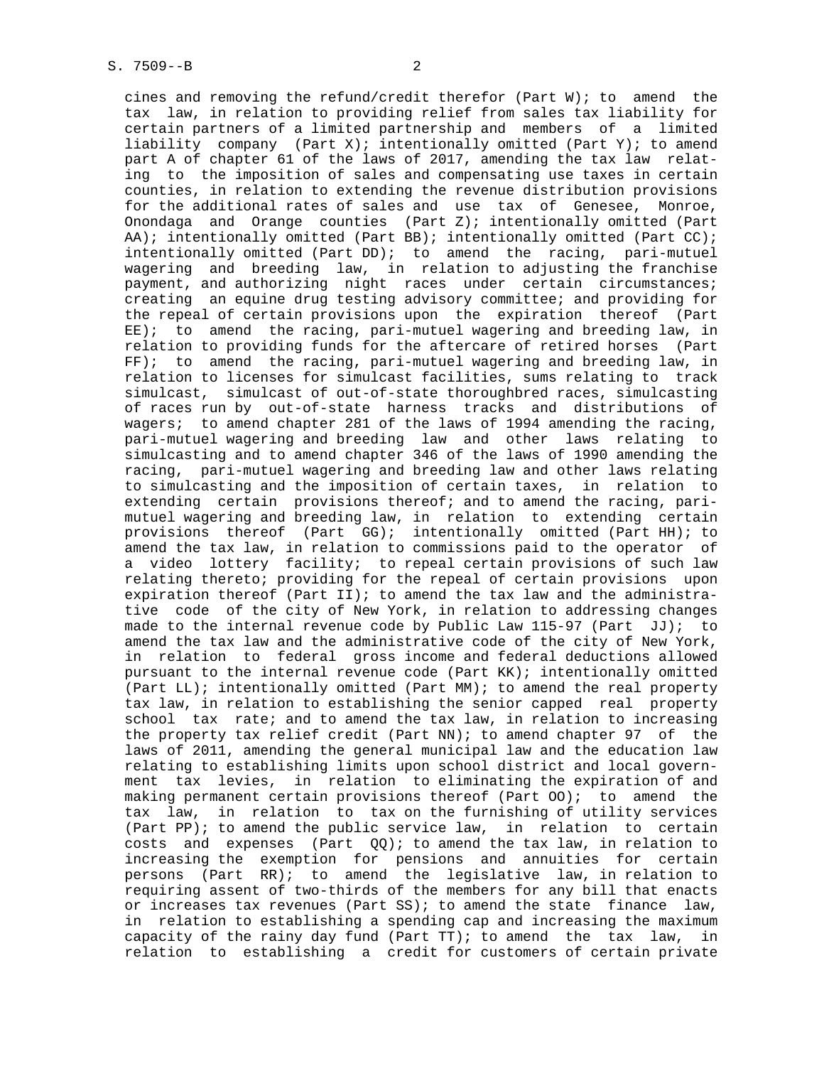cines and removing the refund/credit therefor (Part W); to amend the tax law, in relation to providing relief from sales tax liability for certain partners of a limited partnership and members of a limited liability company (Part X); intentionally omitted (Part Y); to amend part A of chapter 61 of the laws of 2017, amending the tax law relating to the imposition of sales and compensating use taxes in certain counties, in relation to extending the revenue distribution provisions for the additional rates of sales and use tax of Genesee, Monroe, Onondaga and Orange counties (Part Z); intentionally omitted (Part AA); intentionally omitted (Part BB); intentionally omitted (Part CC); intentionally omitted (Part DD); to amend the racing, pari-mutuel wagering and breeding law, in relation to adjusting the franchise payment, and authorizing night races under certain circumstances; creating an equine drug testing advisory committee; and providing for the repeal of certain provisions upon the expiration thereof (Part EE); to amend the racing, pari-mutuel wagering and breeding law, in relation to providing funds for the aftercare of retired horses (Part FF); to amend the racing, pari-mutuel wagering and breeding law, in relation to licenses for simulcast facilities, sums relating to track simulcast, simulcast of out-of-state thoroughbred races, simulcasting of races run by out-of-state harness tracks and distributions of wagers; to amend chapter 281 of the laws of 1994 amending the racing, pari-mutuel wagering and breeding law and other laws relating to simulcasting and to amend chapter 346 of the laws of 1990 amending the racing, pari-mutuel wagering and breeding law and other laws relating to simulcasting and the imposition of certain taxes, in relation to extending certain provisions thereof; and to amend the racing, pari-mutuel wagering and breeding law, in relation to extending certain provisions thereof (Part GG); intentionally omitted (Part HH); to amend the tax law, in relation to commissions paid to the operator of a video lottery facility; to repeal certain provisions of such law relating thereto; providing for the repeal of certain provisions upon expiration thereof (Part II); to amend the tax law and the administrative code of the city of New York, in relation to addressing changes made to the internal revenue code by Public Law 115-97 (Part JJ); to amend the tax law and the administrative code of the city of New York, in relation to federal gross income and federal deductions allowed pursuant to the internal revenue code (Part KK); intentionally omitted (Part LL); intentionally omitted (Part MM); to amend the real property tax law, in relation to establishing the senior capped real property school tax rate; and to amend the tax law, in relation to increasing the property tax relief credit (Part NN); to amend chapter 97 of the laws of 2011, amending the general municipal law and the education law relating to establishing limits upon school district and local government tax levies, in relation to eliminating the expiration of and making permanent certain provisions thereof (Part OO); to amend the tax law, in relation to tax on the furnishing of utility services (Part PP); to amend the public service law, in relation to certain costs and expenses (Part QQ); to amend the tax law, in relation to increasing the exemption for pensions and annuities for certain persons (Part RR); to amend the legislative law, in relation to requiring assent of two-thirds of the members for any bill that enacts or increases tax revenues (Part SS); to amend the state finance law, in relation to establishing a spending cap and increasing the maximum capacity of the rainy day fund (Part TT); to amend the tax law, in relation to establishing a credit for customers of certain private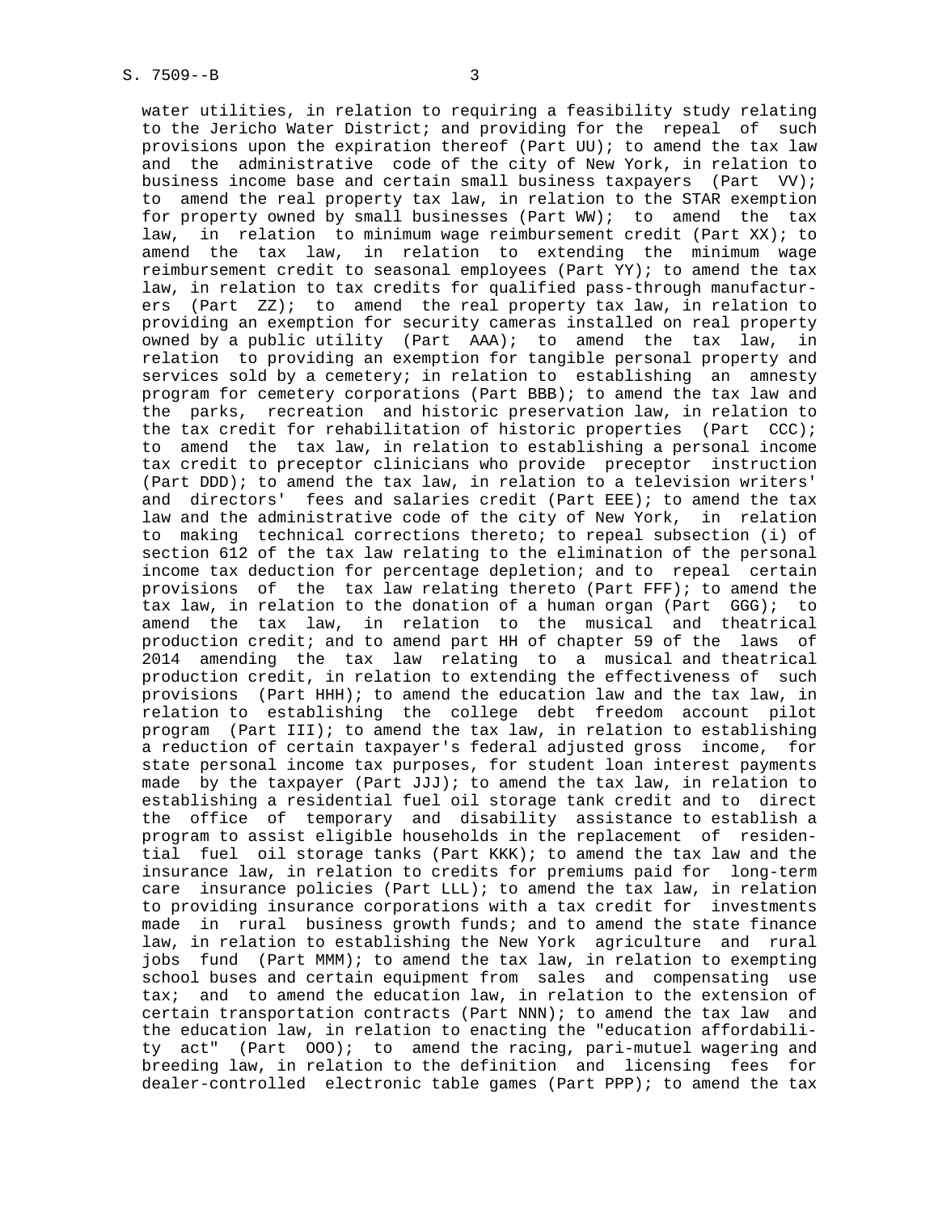water utilities, in relation to requiring a feasibility study relating to the Jericho Water District; and providing for the repeal of such provisions upon the expiration thereof (Part UU); to amend the tax law and the administrative code of the city of New York, in relation to business income base and certain small business taxpayers (Part VV); to amend the real property tax law, in relation to the STAR exemption for property owned by small businesses (Part WW); to amend the tax law, in relation to minimum wage reimbursement credit (Part XX); to amend the tax law, in relation to extending the minimum wage reimbursement credit to seasonal employees (Part YY); to amend the tax law, in relation to tax credits for qualified pass-through manufacturers (Part ZZ); to amend the real property tax law, in relation to providing an exemption for security cameras installed on real property owned by a public utility (Part AAA); to amend the tax law, in relation to providing an exemption for tangible personal property and services sold by a cemetery; in relation to establishing an amnesty program for cemetery corporations (Part BBB); to amend the tax law and the parks, recreation and historic preservation law, in relation to the tax credit for rehabilitation of historic properties (Part CCC); to amend the tax law, in relation to establishing a personal income tax credit to preceptor clinicians who provide preceptor instruction (Part DDD); to amend the tax law, in relation to a television writers' and directors' fees and salaries credit (Part EEE); to amend the tax law and the administrative code of the city of New York, in relation to making technical corrections thereto; to repeal subsection (i) of section 612 of the tax law relating to the elimination of the personal income tax deduction for percentage depletion; and to repeal certain provisions of the tax law relating thereto (Part FFF); to amend the tax law, in relation to the donation of a human organ (Part GGG); to amend the tax law, in relation to the musical and theatrical production credit; and to amend part HH of chapter 59 of the laws of 2014 amending the tax law relating to a musical and theatrical production credit, in relation to extending the effectiveness of such provisions (Part HHH); to amend the education law and the tax law, in relation to establishing the college debt freedom account pilot program (Part III); to amend the tax law, in relation to establishing a reduction of certain taxpayer's federal adjusted gross income, for state personal income tax purposes, for student loan interest payments made by the taxpayer (Part JJJ); to amend the tax law, in relation to establishing a residential fuel oil storage tank credit and to direct the office of temporary and disability assistance to establish a program to assist eligible households in the replacement of residential fuel oil storage tanks (Part KKK); to amend the tax law and the insurance law, in relation to credits for premiums paid for long-term care insurance policies (Part LLL); to amend the tax law, in relation to providing insurance corporations with a tax credit for investments made in rural business growth funds; and to amend the state finance law, in relation to establishing the New York agriculture and rural jobs fund (Part MMM); to amend the tax law, in relation to exempting school buses and certain equipment from sales and compensating use tax; and to amend the education law, in relation to the extension of certain transportation contracts (Part NNN); to amend the tax law and the education law, in relation to enacting the "education affordability act" (Part OOO); to amend the racing, pari-mutuel wagering and breeding law, in relation to the definition and licensing fees for dealer-controlled electronic table games (Part PPP); to amend the tax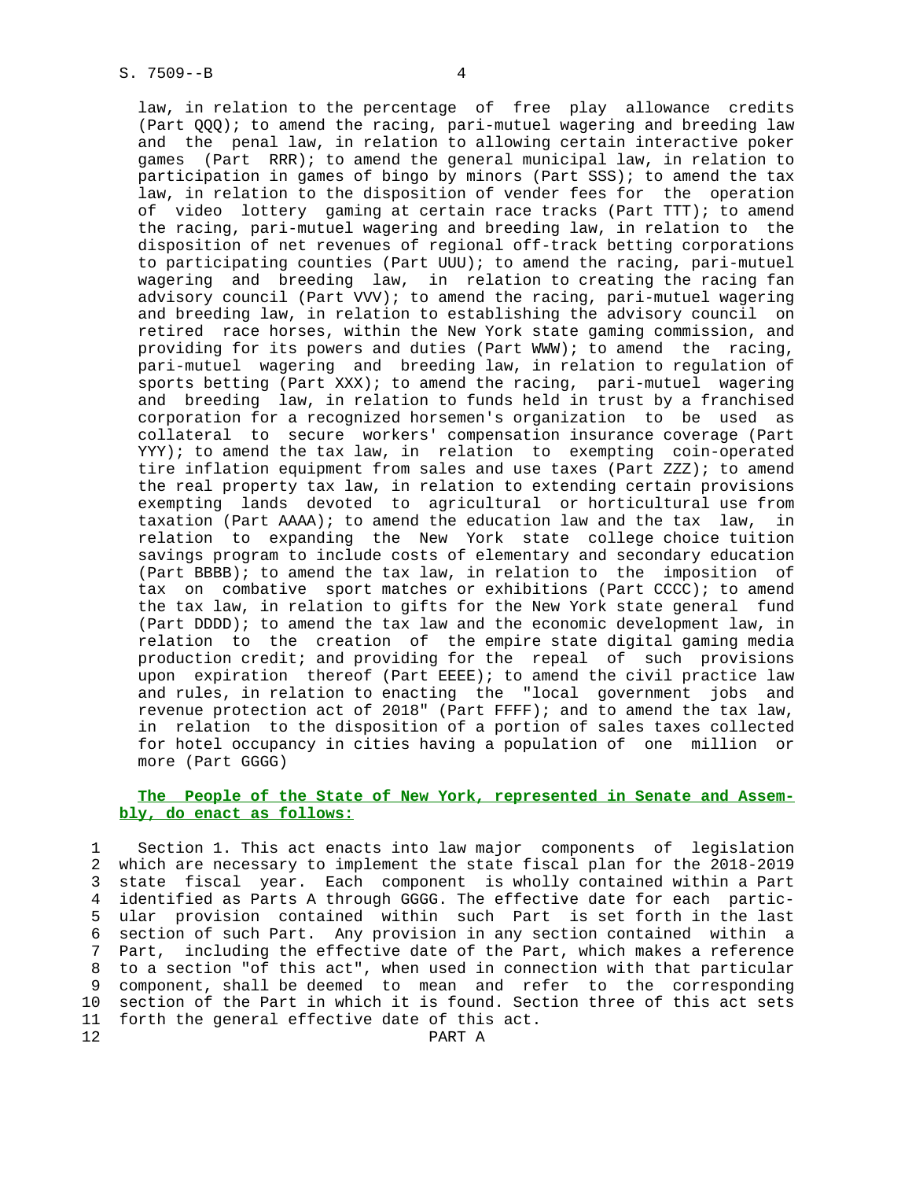law, in relation to the percentage of free play allowance credits (Part QQQ); to amend the racing, pari-mutuel wagering and breeding law and the penal law, in relation to allowing certain interactive poker games (Part RRR); to amend the general municipal law, in relation to participation in games of bingo by minors (Part SSS); to amend the tax law, in relation to the disposition of vender fees for the operation of video lottery gaming at certain race tracks (Part TTT); to amend the racing, pari-mutuel wagering and breeding law, in relation to the disposition of net revenues of regional off-track betting corporations to participating counties (Part UUU); to amend the racing, pari-mutuel wagering and breeding law, in relation to creating the racing fan advisory council (Part VVV); to amend the racing, pari-mutuel wagering and breeding law, in relation to establishing the advisory council on retired race horses, within the New York state gaming commission, and providing for its powers and duties (Part WWW); to amend the racing, pari-mutuel wagering and breeding law, in relation to regulation of sports betting (Part XXX); to amend the racing, pari-mutuel wagering and breeding law, in relation to funds held in trust by a franchised corporation for a recognized horsemen's organization to be used as collateral to secure workers' compensation insurance coverage (Part YYY); to amend the tax law, in relation to exempting coin-operated tire inflation equipment from sales and use taxes (Part ZZZ); to amend the real property tax law, in relation to extending certain provisions exempting lands devoted to agricultural or horticultural use from taxation (Part AAAA); to amend the education law and the tax law, in relation to expanding the New York state college choice tuition savings program to include costs of elementary and secondary education (Part BBBB); to amend the tax law, in relation to the imposition of tax on combative sport matches or exhibitions (Part CCCC); to amend the tax law, in relation to gifts for the New York state general fund (Part DDDD); to amend the tax law and the economic development law, in relation to the creation of the empire state digital gaming media production credit; and providing for the repeal of such provisions upon expiration thereof (Part EEEE); to amend the civil practice law and rules, in relation to enacting the "local government jobs and revenue protection act of 2018" (Part FFFF); and to amend the tax law, in relation to the disposition of a portion of sales taxes collected for hotel occupancy in cities having a population of one million or more (Part GGGG)

**The People of the State of New York, represented in Senate and Assembly, do enact as follows:**

1 Section 1. This act enacts into law major components of legislation
2 which are necessary to implement the state fiscal plan for the 2018-2019
3 state fiscal year. Each component is wholly contained within a Part
4 identified as Parts A through GGGG. The effective date for each partic-
5 ular provision contained within such Part is set forth in the last
6 section of such Part. Any provision in any section contained within a
7 Part, including the effective date of the Part, which makes a reference
8 to a section "of this act", when used in connection with that particular
9 component, shall be deemed to mean and refer to the corresponding
10 section of the Part in which it is found. Section three of this act sets
11 forth the general effective date of this act.

12 PART A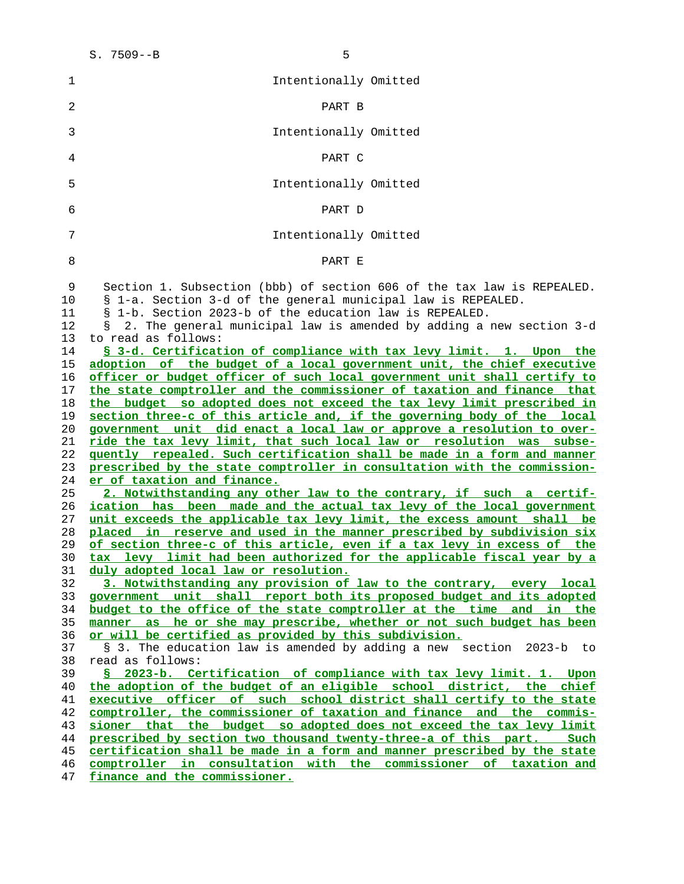Intentionally Omitted

PART B

Intentionally Omitted

PART C

Intentionally Omitted

PART D

Intentionally Omitted

PART E

Section 1. Subsection (bbb) of section 606 of the tax law is REPEALED.
§ 1-a. Section 3-d of the general municipal law is REPEALED.
§ 1-b. Section 2023-b of the education law is REPEALED.
§ 2. The general municipal law is amended by adding a new section 3-d to read as follows:

**§ 3-d. Certification of compliance with tax levy limit. 1. Upon the adoption of the budget of a local government unit, the chief executive officer or budget officer of such local government unit shall certify to the state comptroller and the commissioner of taxation and finance that the budget so adopted does not exceed the tax levy limit prescribed in section three-c of this article and, if the governing body of the local government unit did enact a local law or approve a resolution to override the tax levy limit, that such local law or resolution was subsequently repealed. Such certification shall be made in a form and manner prescribed by the state comptroller in consultation with the commissioner of taxation and finance.**

**2. Notwithstanding any other law to the contrary, if such a certification has been made and the actual tax levy of the local government unit exceeds the applicable tax levy limit, the excess amount shall be placed in reserve and used in the manner prescribed by subdivision six of section three-c of this article, even if a tax levy in excess of the tax levy limit had been authorized for the applicable fiscal year by a duly adopted local law or resolution.**

**3. Notwithstanding any provision of law to the contrary, every local government unit shall report both its proposed budget and its adopted budget to the office of the state comptroller at the time and in the manner as he or she may prescribe, whether or not such budget has been or will be certified as provided by this subdivision.**

§ 3. The education law is amended by adding a new section 2023-b to read as follows:

**§ 2023-b. Certification of compliance with tax levy limit. 1. Upon the adoption of the budget of an eligible school district, the chief executive officer of such school district shall certify to the state comptroller, the commissioner of taxation and finance and the commissioner that the budget so adopted does not exceed the tax levy limit prescribed by section two thousand twenty-three-a of this part. Such certification shall be made in a form and manner prescribed by the state comptroller in consultation with the commissioner of taxation and finance and the commissioner.**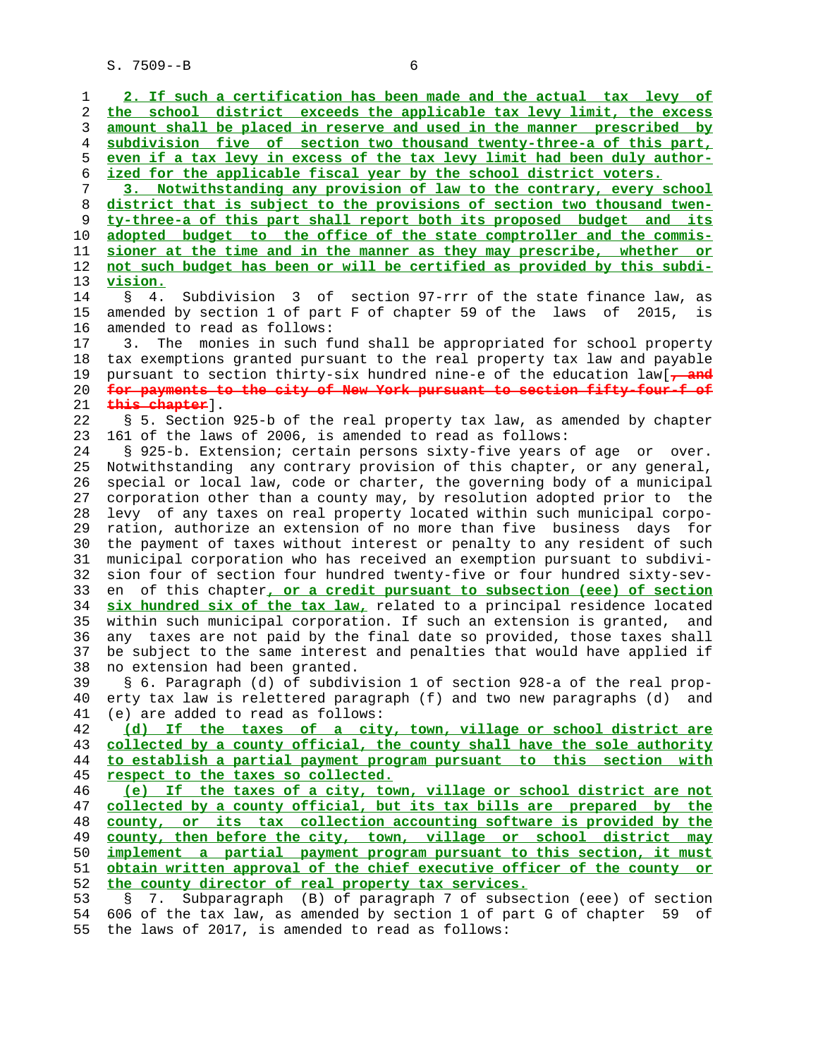2. If such a certification has been made and the actual tax levy of the school district exceeds the applicable tax levy limit, the excess amount shall be placed in reserve and used in the manner prescribed by subdivision five of section two thousand twenty-three-a of this part, even if a tax levy in excess of the tax levy limit had been duly authorized for the applicable fiscal year by the school district voters.

3. Notwithstanding any provision of law to the contrary, every school district that is subject to the provisions of section two thousand twenty-three-a of this part shall report both its proposed budget and its adopted budget to the office of the state comptroller and the commissioner at the time and in the manner as they may prescribe, whether or not such budget has been or will be certified as provided by this subdivision.

§ 4. Subdivision 3 of section 97-rrr of the state finance law, as amended by section 1 of part F of chapter 59 of the laws of 2015, is amended to read as follows:

3. The monies in such fund shall be appropriated for school property tax exemptions granted pursuant to the real property tax law and payable pursuant to section thirty-six hundred nine-e of the education law[, and for payments to the city of New York pursuant to section fifty-four-f of this chapter].

§ 5. Section 925-b of the real property tax law, as amended by chapter 161 of the laws of 2006, is amended to read as follows:

§ 925-b. Extension; certain persons sixty-five years of age or over. Notwithstanding any contrary provision of this chapter, or any general, special or local law, code or charter, the governing body of a municipal corporation other than a county may, by resolution adopted prior to the levy of any taxes on real property located within such municipal corporation, authorize an extension of no more than five business days for the payment of taxes without interest or penalty to any resident of such municipal corporation who has received an exemption pursuant to subdivision four of section four hundred twenty-five or four hundred sixty-seven of this chapter, or a credit pursuant to subsection (eee) of section six hundred six of the tax law, related to a principal residence located within such municipal corporation. If such an extension is granted, and any taxes are not paid by the final date so provided, those taxes shall be subject to the same interest and penalties that would have applied if no extension had been granted.

§ 6. Paragraph (d) of subdivision 1 of section 928-a of the real property tax law is relettered paragraph (f) and two new paragraphs (d) and (e) are added to read as follows:

(d) If the taxes of a city, town, village or school district are collected by a county official, the county shall have the sole authority to establish a partial payment program pursuant to this section with respect to the taxes so collected.

(e) If the taxes of a city, town, village or school district are not collected by a county official, but its tax bills are prepared by the county, or its tax collection accounting software is provided by the county, then before the city, town, village or school district may implement a partial payment program pursuant to this section, it must obtain written approval of the chief executive officer of the county or the county director of real property tax services.

§ 7. Subparagraph (B) of paragraph 7 of subsection (eee) of section 606 of the tax law, as amended by section 1 of part G of chapter 59 of the laws of 2017, is amended to read as follows: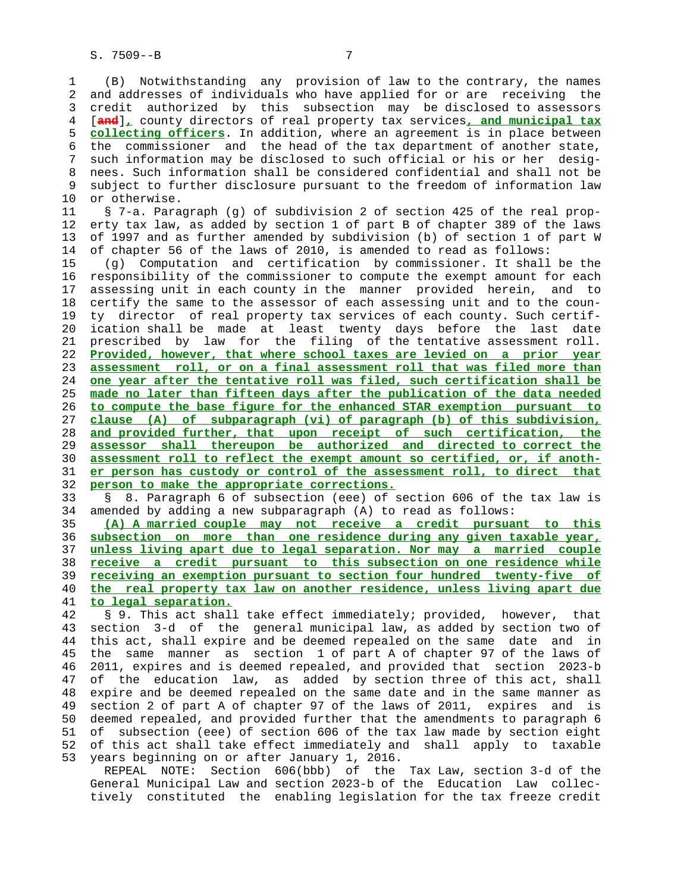(B) Notwithstanding any provision of law to the contrary, the names and addresses of individuals who have applied for or are receiving the credit authorized by this subsection may be disclosed to assessors [~~and~~]**, ** county directors of real property tax services**, and municipal tax collecting officers**. In addition, where an agreement is in place between the commissioner and the head of the tax department of another state, such information may be disclosed to such official or his or her designees. Such information shall be considered confidential and shall not be subject to further disclosure pursuant to the freedom of information law or otherwise.

§ 7-a. Paragraph (g) of subdivision 2 of section 425 of the real property tax law, as added by section 1 of part B of chapter 389 of the laws of 1997 and as further amended by subdivision (b) of section 1 of part W of chapter 56 of the laws of 2010, is amended to read as follows:

(g) Computation and certification by commissioner. It shall be the responsibility of the commissioner to compute the exempt amount for each assessing unit in each county in the manner provided herein, and to certify the same to the assessor of each assessing unit and to the county director of real property tax services of each county. Such certification shall be made at least twenty days before the last date prescribed by law for the filing of the tentative assessment roll. **Provided, however, that where school taxes are levied on a prior year assessment roll, or on a final assessment roll that was filed more than one year after the tentative roll was filed, such certification shall be made no later than fifteen days after the publication of the data needed to compute the base figure for the enhanced STAR exemption pursuant to clause (A) of subparagraph (vi) of paragraph (b) of this subdivision, and provided further, that upon receipt of such certification, the assessor shall thereupon be authorized and directed to correct the assessment roll to reflect the exempt amount so certified, or, if another person has custody or control of the assessment roll, to direct that person to make the appropriate corrections.**

§ 8. Paragraph 6 of subsection (eee) of section 606 of the tax law is amended by adding a new subparagraph (A) to read as follows:

**(A) A married couple may not receive a credit pursuant to this subsection on more than one residence during any given taxable year, unless living apart due to legal separation. Nor may a married couple receive a credit pursuant to this subsection on one residence while receiving an exemption pursuant to section four hundred twenty-five of the real property tax law on another residence, unless living apart due to legal separation.**

§ 9. This act shall take effect immediately; provided, however, that section 3-d of the general municipal law, as added by section two of this act, shall expire and be deemed repealed on the same date and in the same manner as section 1 of part A of chapter 97 of the laws of 2011, expires and is deemed repealed, and provided that section 2023-b of the education law, as added by section three of this act, shall expire and be deemed repealed on the same date and in the same manner as section 2 of part A of chapter 97 of the laws of 2011, expires and is deemed repealed, and provided further that the amendments to paragraph 6 of subsection (eee) of section 606 of the tax law made by section eight of this act shall take effect immediately and shall apply to taxable years beginning on or after January 1, 2016.

REPEAL NOTE: Section 606(bbb) of the Tax Law, section 3-d of the General Municipal Law and section 2023-b of the Education Law collectively constituted the enabling legislation for the tax freeze credit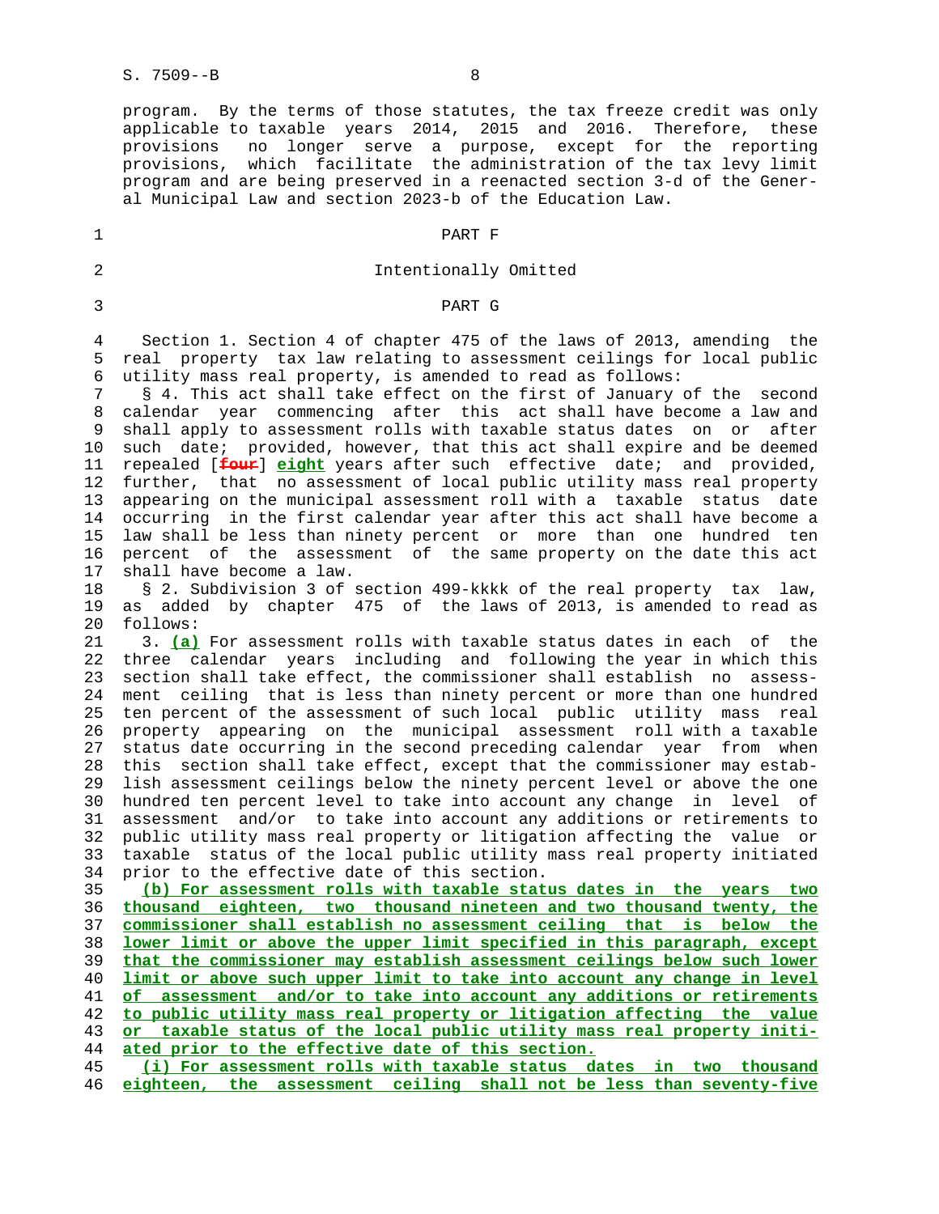program. By the terms of those statutes, the tax freeze credit was only applicable to taxable years 2014, 2015 and 2016. Therefore, these provisions no longer serve a purpose, except for the reporting provisions, which facilitate the administration of the tax levy limit program and are being preserved in a reenacted section 3-d of the General Municipal Law and section 2023-b of the Education Law.

PART F

Intentionally Omitted

PART G

Section 1. Section 4 of chapter 475 of the laws of 2013, amending the real property tax law relating to assessment ceilings for local public utility mass real property, is amended to read as follows:

§ 4. This act shall take effect on the first of January of the second calendar year commencing after this act shall have become a law and shall apply to assessment rolls with taxable status dates on or after such date; provided, however, that this act shall expire and be deemed repealed [~~four~~] **eight** years after such effective date; and provided, further, that no assessment of local public utility mass real property appearing on the municipal assessment roll with a taxable status date occurring in the first calendar year after this act shall have become a law shall be less than ninety percent or more than one hundred ten percent of the assessment of the same property on the date this act shall have become a law.

§ 2. Subdivision 3 of section 499-kkkk of the real property tax law, as added by chapter 475 of the laws of 2013, is amended to read as follows:

3. **(a)** For assessment rolls with taxable status dates in each of the three calendar years including and following the year in which this section shall take effect, the commissioner shall establish no assessment ceiling that is less than ninety percent or more than one hundred ten percent of the assessment of such local public utility mass real property appearing on the municipal assessment roll with a taxable status date occurring in the second preceding calendar year from when this section shall take effect, except that the commissioner may establish assessment ceilings below the ninety percent level or above the one hundred ten percent level to take into account any change in level of assessment and/or to take into account any additions or retirements to public utility mass real property or litigation affecting the value or taxable status of the local public utility mass real property initiated prior to the effective date of this section.

**(b) For assessment rolls with taxable status dates in the years two thousand eighteen, two thousand nineteen and two thousand twenty, the commissioner shall establish no assessment ceiling that is below the lower limit or above the upper limit specified in this paragraph, except that the commissioner may establish assessment ceilings below such lower limit or above such upper limit to take into account any change in level of assessment and/or to take into account any additions or retirements to public utility mass real property or litigation affecting the value or taxable status of the local public utility mass real property initiated prior to the effective date of this section.**

**(i) For assessment rolls with taxable status dates in two thousand eighteen, the assessment ceiling shall not be less than seventy-five**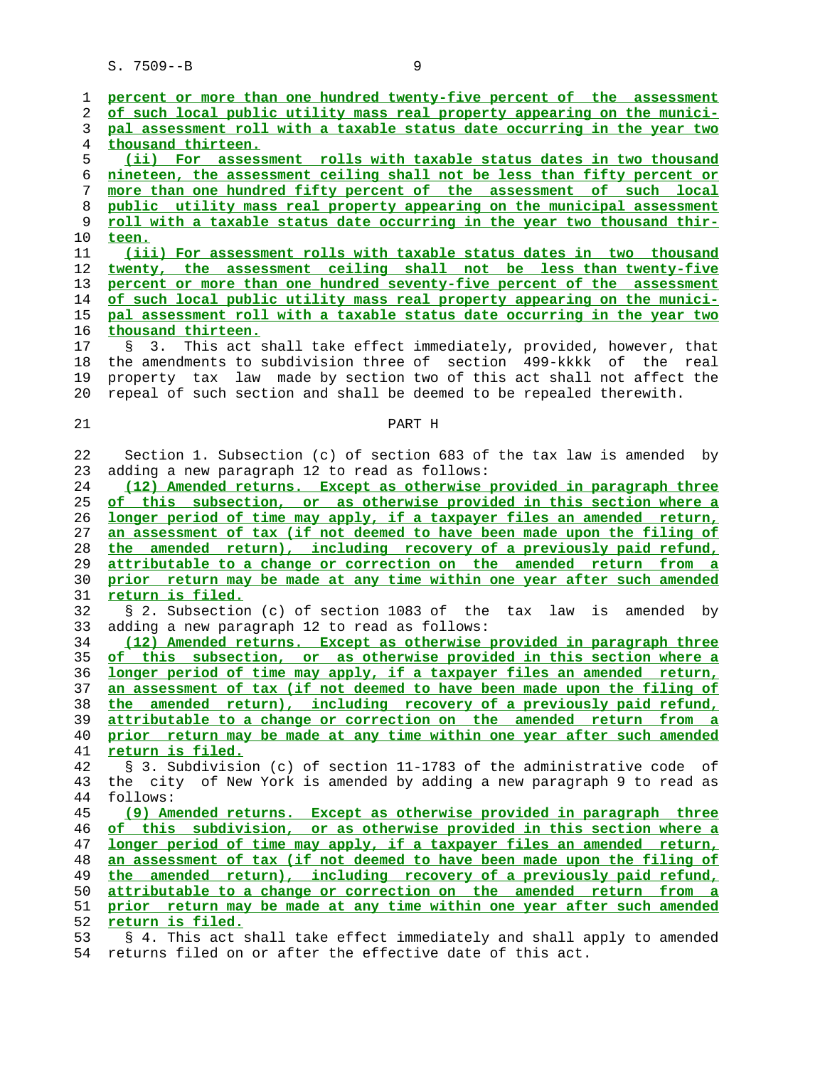percent or more than one hundred twenty-five percent of the assessment of such local public utility mass real property appearing on the municipal assessment roll with a taxable status date occurring in the year two thousand thirteen.

(ii) For assessment rolls with taxable status dates in two thousand nineteen, the assessment ceiling shall not be less than fifty percent or more than one hundred fifty percent of the assessment of such local public utility mass real property appearing on the municipal assessment roll with a taxable status date occurring in the year two thousand thirteen.

(iii) For assessment rolls with taxable status dates in two thousand twenty, the assessment ceiling shall not be less than twenty-five percent or more than one hundred seventy-five percent of the assessment of such local public utility mass real property appearing on the municipal assessment roll with a taxable status date occurring in the year two thousand thirteen.

§ 3. This act shall take effect immediately, provided, however, that the amendments to subdivision three of section 499-kkkk of the real property tax law made by section two of this act shall not affect the repeal of such section and shall be deemed to be repealed therewith.

## PART H

Section 1. Subsection (c) of section 683 of the tax law is amended by adding a new paragraph 12 to read as follows:

(12) Amended returns. Except as otherwise provided in paragraph three of this subsection, or as otherwise provided in this section where a longer period of time may apply, if a taxpayer files an amended return, an assessment of tax (if not deemed to have been made upon the filing of the amended return), including recovery of a previously paid refund, attributable to a change or correction on the amended return from a prior return may be made at any time within one year after such amended return is filed.

§ 2. Subsection (c) of section 1083 of the tax law is amended by adding a new paragraph 12 to read as follows:

(12) Amended returns. Except as otherwise provided in paragraph three of this subsection, or as otherwise provided in this section where a longer period of time may apply, if a taxpayer files an amended return, an assessment of tax (if not deemed to have been made upon the filing of the amended return), including recovery of a previously paid refund, attributable to a change or correction on the amended return from a prior return may be made at any time within one year after such amended return is filed.

§ 3. Subdivision (c) of section 11-1783 of the administrative code of the city of New York is amended by adding a new paragraph 9 to read as follows:

(9) Amended returns. Except as otherwise provided in paragraph three of this subdivision, or as otherwise provided in this section where a longer period of time may apply, if a taxpayer files an amended return, an assessment of tax (if not deemed to have been made upon the filing of the amended return), including recovery of a previously paid refund, attributable to a change or correction on the amended return from a prior return may be made at any time within one year after such amended return is filed.

§ 4. This act shall take effect immediately and shall apply to amended returns filed on or after the effective date of this act.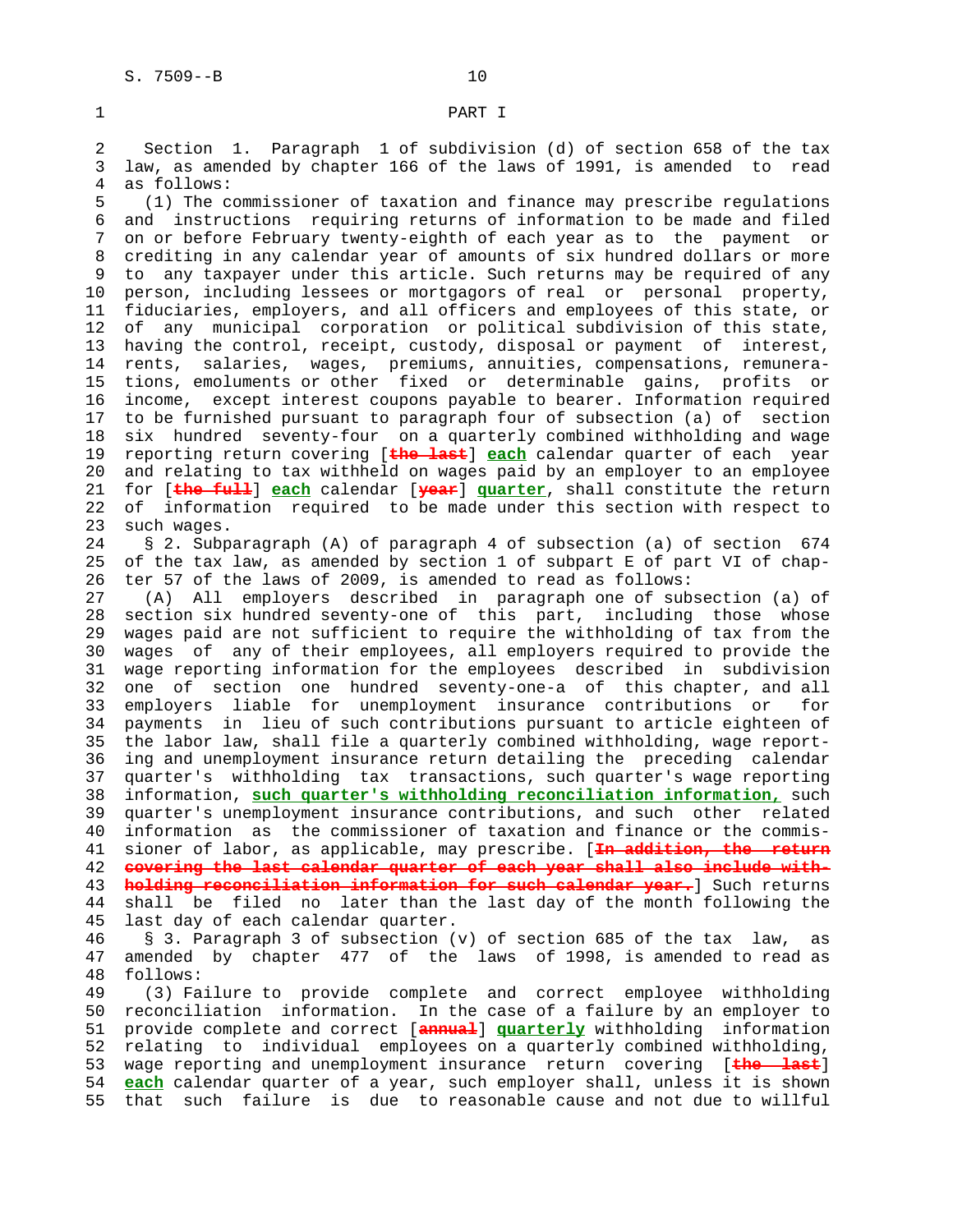PART I

Section 1. Paragraph 1 of subdivision (d) of section 658 of the tax law, as amended by chapter 166 of the laws of 1991, is amended to read as follows:

(1) The commissioner of taxation and finance may prescribe regulations and instructions requiring returns of information to be made and filed on or before February twenty-eighth of each year as to the payment or crediting in any calendar year of amounts of six hundred dollars or more to any taxpayer under this article. Such returns may be required of any person, including lessees or mortgagors of real or personal property, fiduciaries, employers, and all officers and employees of this state, or of any municipal corporation or political subdivision of this state, having the control, receipt, custody, disposal or payment of interest, rents, salaries, wages, premiums, annuities, compensations, remunerations, emoluments or other fixed or determinable gains, profits or income, except interest coupons payable to bearer. Information required to be furnished pursuant to paragraph four of subsection (a) of section six hundred seventy-four on a quarterly combined withholding and wage reporting return covering [~~the last~~] **each** calendar quarter of each year and relating to tax withheld on wages paid by an employer to an employee for [~~the full~~] **each** calendar [~~year~~] **quarter**, shall constitute the return of information required to be made under this section with respect to such wages.

§ 2. Subparagraph (A) of paragraph 4 of subsection (a) of section 674 of the tax law, as amended by section 1 of subpart E of part VI of chapter 57 of the laws of 2009, is amended to read as follows:

(A) All employers described in paragraph one of subsection (a) of section six hundred seventy-one of this part, including those whose wages paid are not sufficient to require the withholding of tax from the wages of any of their employees, all employers required to provide the wage reporting information for the employees described in subdivision one of section one hundred seventy-one-a of this chapter, and all employers liable for unemployment insurance contributions or for payments in lieu of such contributions pursuant to article eighteen of the labor law, shall file a quarterly combined withholding, wage reporting and unemployment insurance return detailing the preceding calendar quarter's withholding tax transactions, such quarter's wage reporting information, **such quarter's withholding reconciliation information,** such quarter's unemployment insurance contributions, and such other related information as the commissioner of taxation and finance or the commissioner of labor, as applicable, may prescribe. [~~In addition, the return covering the last calendar quarter of each year shall also include withholding reconciliation information for such calendar year.~~] Such returns shall be filed no later than the last day of the month following the last day of each calendar quarter.

§ 3. Paragraph 3 of subsection (v) of section 685 of the tax law, as amended by chapter 477 of the laws of 1998, is amended to read as follows:

(3) Failure to provide complete and correct employee withholding reconciliation information. In the case of a failure by an employer to provide complete and correct [~~annual~~] **quarterly** withholding information relating to individual employees on a quarterly combined withholding, wage reporting and unemployment insurance return covering [~~the last~~] **each** calendar quarter of a year, such employer shall, unless it is shown that such failure is due to reasonable cause and not due to willful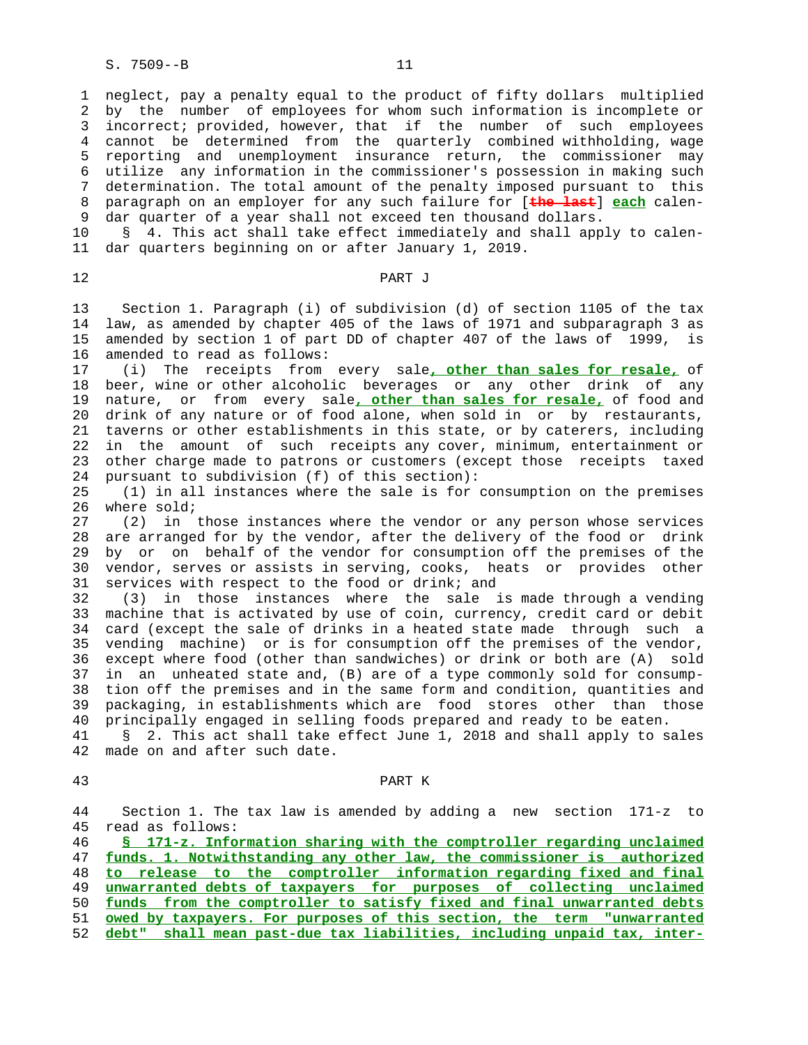neglect, pay a penalty equal to the product of fifty dollars multiplied by the number of employees for whom such information is incomplete or incorrect; provided, however, that if the number of such employees cannot be determined from the quarterly combined withholding, wage reporting and unemployment insurance return, the commissioner may utilize any information in the commissioner's possession in making such determination. The total amount of the penalty imposed pursuant to this paragraph on an employer for any such failure for [~~the last~~] **each** calendar quarter of a year shall not exceed ten thousand dollars.

§ 4. This act shall take effect immediately and shall apply to calendar quarters beginning on or after January 1, 2019.

## PART J

Section 1. Paragraph (i) of subdivision (d) of section 1105 of the tax law, as amended by chapter 405 of the laws of 1971 and subparagraph 3 as amended by section 1 of part DD of chapter 407 of the laws of 1999, is amended to read as follows:

(i) The receipts from every sale**, other than sales for resale,** of beer, wine or other alcoholic beverages or any other drink of any nature, or from every sale**, other than sales for resale,** of food and drink of any nature or of food alone, when sold in or by restaurants, taverns or other establishments in this state, or by caterers, including in the amount of such receipts any cover, minimum, entertainment or other charge made to patrons or customers (except those receipts taxed pursuant to subdivision (f) of this section):

(1) in all instances where the sale is for consumption on the premises where sold;

(2) in those instances where the vendor or any person whose services are arranged for by the vendor, after the delivery of the food or drink by or on behalf of the vendor for consumption off the premises of the vendor, serves or assists in serving, cooks, heats or provides other services with respect to the food or drink; and

(3) in those instances where the sale is made through a vending machine that is activated by use of coin, currency, credit card or debit card (except the sale of drinks in a heated state made through such a vending machine) or is for consumption off the premises of the vendor, except where food (other than sandwiches) or drink or both are (A) sold in an unheated state and, (B) are of a type commonly sold for consumption off the premises and in the same form and condition, quantities and packaging, in establishments which are food stores other than those principally engaged in selling foods prepared and ready to be eaten.

§ 2. This act shall take effect June 1, 2018 and shall apply to sales made on and after such date.

## PART K

Section 1. The tax law is amended by adding a new section 171-z to read as follows:

**§ 171-z. Information sharing with the comptroller regarding unclaimed funds. 1. Notwithstanding any other law, the commissioner is authorized to release to the comptroller information regarding fixed and final unwarranted debts of taxpayers for purposes of collecting unclaimed funds from the comptroller to satisfy fixed and final unwarranted debts owed by taxpayers. For purposes of this section, the term "unwarranted debt" shall mean past-due tax liabilities, including unpaid tax, inter-**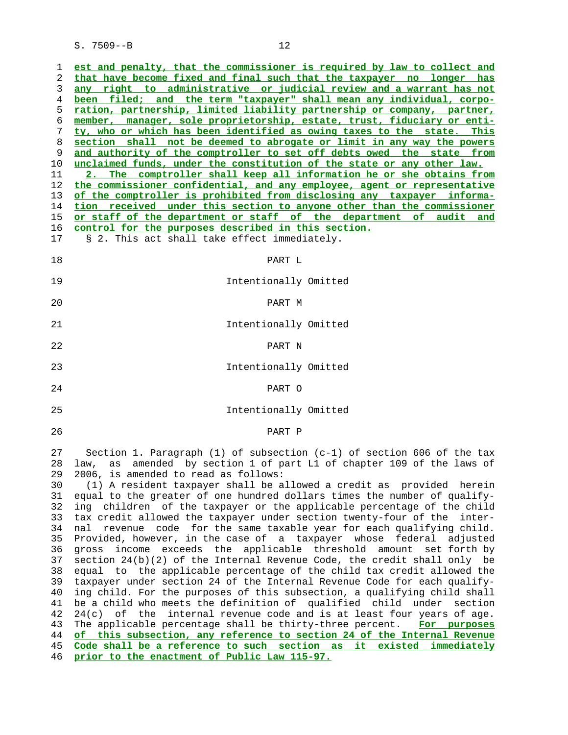est and penalty, that the commissioner is required by law to collect and that have become fixed and final such that the taxpayer no longer has any right to administrative or judicial review and a warrant has not been filed; and the term "taxpayer" shall mean any individual, corporation, partnership, limited liability partnership or company, partner, member, manager, sole proprietorship, estate, trust, fiduciary or entity, who or which has been identified as owing taxes to the state. This section shall not be deemed to abrogate or limit in any way the powers and authority of the comptroller to set off debts owed the state from unclaimed funds, under the constitution of the state or any other law.

2. The comptroller shall keep all information he or she obtains from the commissioner confidential, and any employee, agent or representative of the comptroller is prohibited from disclosing any taxpayer information received under this section to anyone other than the commissioner or staff of the department or staff of the department of audit and control for the purposes described in this section.

§ 2. This act shall take effect immediately.

## PART L

Intentionally Omitted

## PART M

Intentionally Omitted

## PART N

Intentionally Omitted

## PART O

Intentionally Omitted

## PART P

Section 1. Paragraph (1) of subsection (c-1) of section 606 of the tax law, as amended by section 1 of part L1 of chapter 109 of the laws of 2006, is amended to read as follows:

(1) A resident taxpayer shall be allowed a credit as provided herein equal to the greater of one hundred dollars times the number of qualifying children of the taxpayer or the applicable percentage of the child tax credit allowed the taxpayer under section twenty-four of the internal revenue code for the same taxable year for each qualifying child. Provided, however, in the case of a taxpayer whose federal adjusted gross income exceeds the applicable threshold amount set forth by section 24(b)(2) of the Internal Revenue Code, the credit shall only be equal to the applicable percentage of the child tax credit allowed the taxpayer under section 24 of the Internal Revenue Code for each qualifying child. For the purposes of this subsection, a qualifying child shall be a child who meets the definition of qualified child under section 24(c) of the internal revenue code and is at least four years of age. The applicable percentage shall be thirty-three percent. For purposes of this subsection, any reference to section 24 of the Internal Revenue Code shall be a reference to such section as it existed immediately prior to the enactment of Public Law 115-97.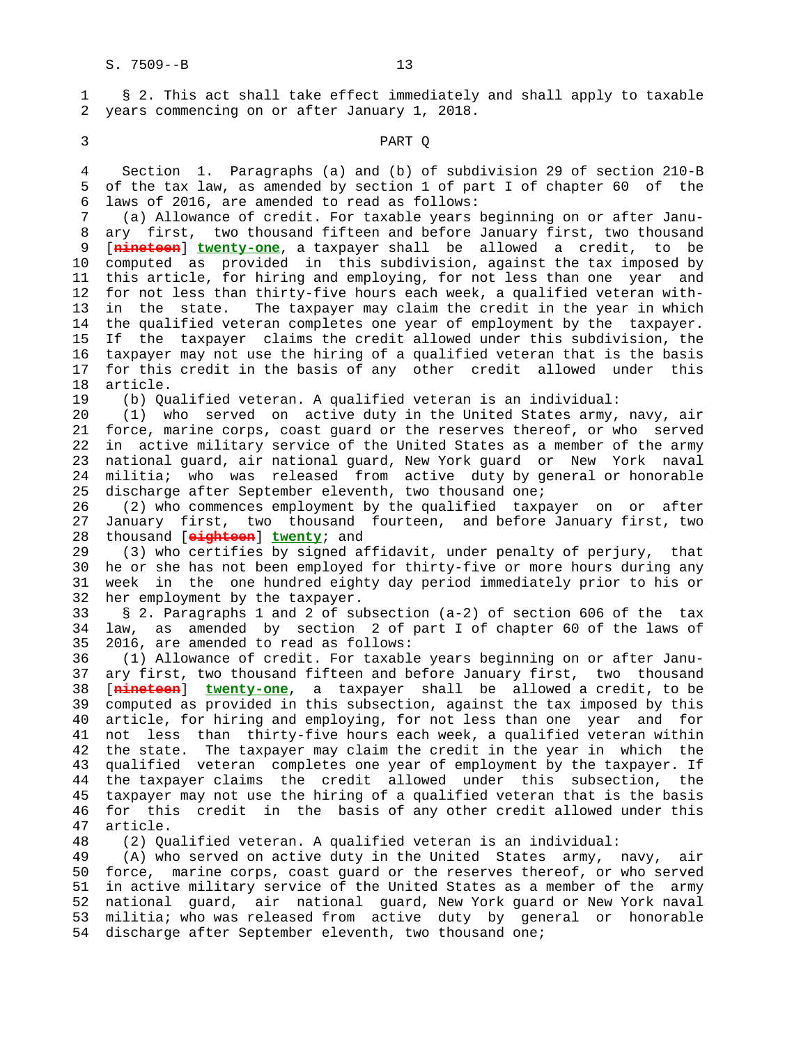§ 2. This act shall take effect immediately and shall apply to taxable years commencing on or after January 1, 2018.

PART Q

Section 1. Paragraphs (a) and (b) of subdivision 29 of section 210-B of the tax law, as amended by section 1 of part I of chapter 60 of the laws of 2016, are amended to read as follows:

(a) Allowance of credit. For taxable years beginning on or after January first, two thousand fifteen and before January first, two thousand [~~nineteen~~] **twenty-one**, a taxpayer shall be allowed a credit, to be computed as provided in this subdivision, against the tax imposed by this article, for hiring and employing, for not less than one year and for not less than thirty-five hours each week, a qualified veteran within the state. The taxpayer may claim the credit in the year in which the qualified veteran completes one year of employment by the taxpayer. If the taxpayer claims the credit allowed under this subdivision, the taxpayer may not use the hiring of a qualified veteran that is the basis for this credit in the basis of any other credit allowed under this article.

(b) Qualified veteran. A qualified veteran is an individual:

(1) who served on active duty in the United States army, navy, air force, marine corps, coast guard or the reserves thereof, or who served in active military service of the United States as a member of the army national guard, air national guard, New York guard or New York naval militia; who was released from active duty by general or honorable discharge after September eleventh, two thousand one;

(2) who commences employment by the qualified taxpayer on or after January first, two thousand fourteen, and before January first, two thousand [~~eighteen~~] **twenty**; and

(3) who certifies by signed affidavit, under penalty of perjury, that he or she has not been employed for thirty-five or more hours during any week in the one hundred eighty day period immediately prior to his or her employment by the taxpayer.

§ 2. Paragraphs 1 and 2 of subsection (a-2) of section 606 of the tax law, as amended by section 2 of part I of chapter 60 of the laws of 2016, are amended to read as follows:

(1) Allowance of credit. For taxable years beginning on or after January first, two thousand fifteen and before January first, two thousand [~~nineteen~~] **twenty-one**, a taxpayer shall be allowed a credit, to be computed as provided in this subsection, against the tax imposed by this article, for hiring and employing, for not less than one year and for not less than thirty-five hours each week, a qualified veteran within the state. The taxpayer may claim the credit in the year in which the qualified veteran completes one year of employment by the taxpayer. If the taxpayer claims the credit allowed under this subsection, the taxpayer may not use the hiring of a qualified veteran that is the basis for this credit in the basis of any other credit allowed under this article.

(2) Qualified veteran. A qualified veteran is an individual:

(A) who served on active duty in the United States army, navy, air force, marine corps, coast guard or the reserves thereof, or who served in active military service of the United States as a member of the army national guard, air national guard, New York guard or New York naval militia; who was released from active duty by general or honorable discharge after September eleventh, two thousand one;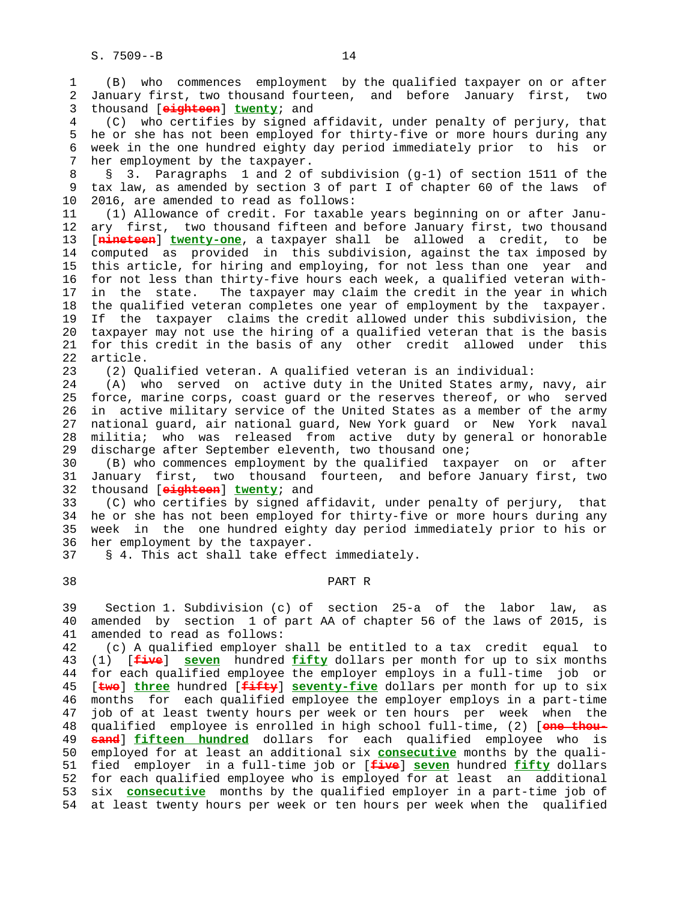(B) who commences employment by the qualified taxpayer on or after January first, two thousand fourteen, and before January first, two thousand [~~eighteen~~] **twenty**; and

(C) who certifies by signed affidavit, under penalty of perjury, that he or she has not been employed for thirty-five or more hours during any week in the one hundred eighty day period immediately prior to his or her employment by the taxpayer.

§ 3. Paragraphs 1 and 2 of subdivision (g-1) of section 1511 of the tax law, as amended by section 3 of part I of chapter 60 of the laws of 2016, are amended to read as follows:

(1) Allowance of credit. For taxable years beginning on or after January first, two thousand fifteen and before January first, two thousand [~~nineteen~~] **twenty-one**, a taxpayer shall be allowed a credit, to be computed as provided in this subdivision, against the tax imposed by this article, for hiring and employing, for not less than one year and for not less than thirty-five hours each week, a qualified veteran within the state. The taxpayer may claim the credit in the year in which the qualified veteran completes one year of employment by the taxpayer. If the taxpayer claims the credit allowed under this subdivision, the taxpayer may not use the hiring of a qualified veteran that is the basis for this credit in the basis of any other credit allowed under this article.

(2) Qualified veteran. A qualified veteran is an individual:

(A) who served on active duty in the United States army, navy, air force, marine corps, coast guard or the reserves thereof, or who served in active military service of the United States as a member of the army national guard, air national guard, New York guard or New York naval militia; who was released from active duty by general or honorable discharge after September eleventh, two thousand one;

(B) who commences employment by the qualified taxpayer on or after January first, two thousand fourteen, and before January first, two thousand [~~eighteen~~] **twenty**; and

(C) who certifies by signed affidavit, under penalty of perjury, that he or she has not been employed for thirty-five or more hours during any week in the one hundred eighty day period immediately prior to his or her employment by the taxpayer.

§ 4. This act shall take effect immediately.

## PART R

Section 1. Subdivision (c) of section 25-a of the labor law, as amended by section 1 of part AA of chapter 56 of the laws of 2015, is amended to read as follows:

(c) A qualified employer shall be entitled to a tax credit equal to (1) [~~five~~] **seven** hundred **fifty** dollars per month for up to six months for each qualified employee the employer employs in a full-time job or [~~two~~] **three** hundred [~~fifty~~] **seventy-five** dollars per month for up to six months for each qualified employee the employer employs in a part-time job of at least twenty hours per week or ten hours per week when the qualified employee is enrolled in high school full-time, (2) [~~one thousand~~] **fifteen hundred** dollars for each qualified employee who is employed for at least an additional six **consecutive** months by the qualified employer in a full-time job or [~~five~~] **seven** hundred **fifty** dollars for each qualified employee who is employed for at least an additional six **consecutive** months by the qualified employer in a part-time job of at least twenty hours per week or ten hours per week when the qualified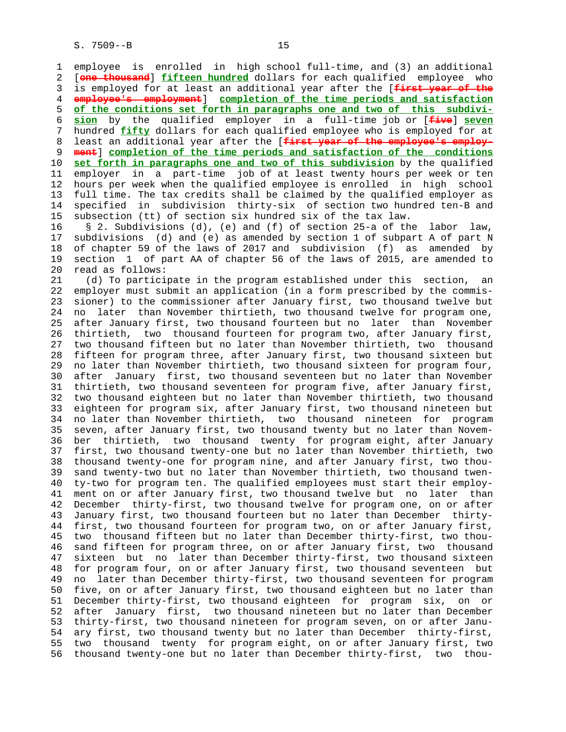employee is enrolled in high school full-time, and (3) an additional [~~one thousand~~] **fifteen hundred** dollars for each qualified employee who is employed for at least an additional year after the [~~first year of the employee's employment~~] **completion of the time periods and satisfaction of the conditions set forth in paragraphs one and two of this subdivision** by the qualified employer in a full-time job or [~~five~~] **seven** hundred **fifty** dollars for each qualified employee who is employed for at least an additional year after the [~~first year of the employee's employment~~] **completion of the time periods and satisfaction of the conditions set forth in paragraphs one and two of this subdivision** by the qualified employer in a part-time job of at least twenty hours per week or ten hours per week when the qualified employee is enrolled in high school full time. The tax credits shall be claimed by the qualified employer as specified in subdivision thirty-six of section two hundred ten-B and subsection (tt) of section six hundred six of the tax law.

§ 2. Subdivisions (d), (e) and (f) of section 25-a of the labor law, subdivisions (d) and (e) as amended by section 1 of subpart A of part N of chapter 59 of the laws of 2017 and subdivision (f) as amended by section 1 of part AA of chapter 56 of the laws of 2015, are amended to read as follows:

(d) To participate in the program established under this section, an employer must submit an application (in a form prescribed by the commissioner) to the commissioner after January first, two thousand twelve but no later than November thirtieth, two thousand twelve for program one, after January first, two thousand fourteen but no later than November thirtieth, two thousand fourteen for program two, after January first, two thousand fifteen but no later than November thirtieth, two thousand fifteen for program three, after January first, two thousand sixteen but no later than November thirtieth, two thousand sixteen for program four, after January first, two thousand seventeen but no later than November thirtieth, two thousand seventeen for program five, after January first, two thousand eighteen but no later than November thirtieth, two thousand eighteen for program six, after January first, two thousand nineteen but no later than November thirtieth, two thousand nineteen for program seven, after January first, two thousand twenty but no later than November thirtieth, two thousand twenty for program eight, after January first, two thousand twenty-one but no later than November thirtieth, two thousand twenty-one for program nine, and after January first, two thousand twenty-two but no later than November thirtieth, two thousand twenty-two for program ten. The qualified employees must start their employment on or after January first, two thousand twelve but no later than December thirty-first, two thousand twelve for program one, on or after January first, two thousand fourteen but no later than December thirty-first, two thousand fourteen for program two, on or after January first, two thousand fifteen but no later than December thirty-first, two thousand fifteen for program three, on or after January first, two thousand sixteen but no later than December thirty-first, two thousand sixteen for program four, on or after January first, two thousand seventeen but no later than December thirty-first, two thousand seventeen for program five, on or after January first, two thousand eighteen but no later than December thirty-first, two thousand eighteen for program six, on or after January first, two thousand nineteen but no later than December thirty-first, two thousand nineteen for program seven, on or after January first, two thousand twenty but no later than December thirty-first, two thousand twenty for program eight, on or after January first, two thousand twenty-one but no later than December thirty-first, two thou-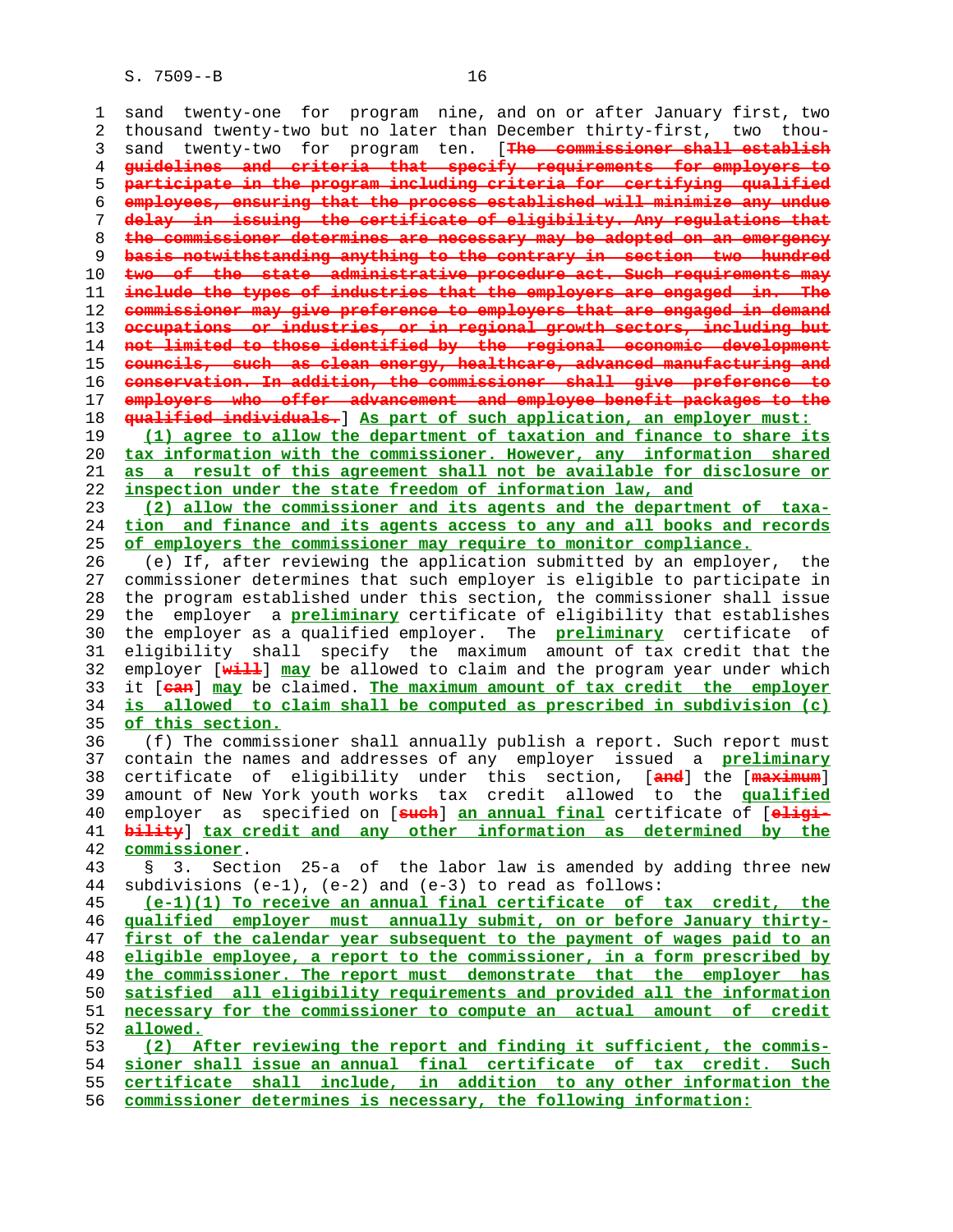sand twenty-one for program nine, and on or after January first, two thousand twenty-two but no later than December thirty-first, two thousand twenty-two for program ten. [~~The commissioner shall establish guidelines and criteria that specify requirements for employers to participate in the program including criteria for certifying qualified employees, ensuring that the process established will minimize any undue delay in issuing the certificate of eligibility. Any regulations that the commissioner determines are necessary may be adopted on an emergency basis notwithstanding anything to the contrary in section two hundred two of the state administrative procedure act. Such requirements may include the types of industries that the employers are engaged in. The commissioner may give preference to employers that are engaged in demand occupations or industries, or in regional growth sectors, including but not limited to those identified by the regional economic development councils, such as clean energy, healthcare, advanced manufacturing and conservation. In addition, the commissioner shall give preference to employers who offer advancement and employee benefit packages to the qualified individuals.~~] <u>As part of such application, an employer must:</u>

<u>(1) agree to allow the department of taxation and finance to share its tax information with the commissioner. However, any information shared as a result of this agreement shall not be available for disclosure or inspection under the state freedom of information law, and</u>

<u>(2) allow the commissioner and its agents and the department of taxation and finance and its agents access to any and all books and records of employers the commissioner may require to monitor compliance.</u>

(e) If, after reviewing the application submitted by an employer, the commissioner determines that such employer is eligible to participate in the program established under this section, the commissioner shall issue the employer a <u>preliminary</u> certificate of eligibility that establishes the employer as a qualified employer. The <u>preliminary</u> certificate of eligibility shall specify the maximum amount of tax credit that the employer [~~will~~] <u>may</u> be allowed to claim and the program year under which it [~~can~~] <u>may</u> be claimed. <u>The maximum amount of tax credit the employer is allowed to claim shall be computed as prescribed in subdivision (c) of this section.</u>

(f) The commissioner shall annually publish a report. Such report must contain the names and addresses of any employer issued a <u>preliminary</u> certificate of eligibility under this section, [~~and~~] the [~~maximum~~] amount of New York youth works tax credit allowed to the <u>qualified</u> employer as specified on [~~such~~] <u>an annual final</u> certificate of [~~eligibility~~] <u>tax credit and any other information as determined by the commissioner</u>.

§ 3. Section 25-a of the labor law is amended by adding three new subdivisions (e-1), (e-2) and (e-3) to read as follows:

<u>(e-1)(1) To receive an annual final certificate of tax credit, the qualified employer must annually submit, on or before January thirty-first of the calendar year subsequent to the payment of wages paid to an eligible employee, a report to the commissioner, in a form prescribed by the commissioner. The report must demonstrate that the employer has satisfied all eligibility requirements and provided all the information necessary for the commissioner to compute an actual amount of credit allowed.</u>

<u>(2) After reviewing the report and finding it sufficient, the commissioner shall issue an annual final certificate of tax credit. Such certificate shall include, in addition to any other information the commissioner determines is necessary, the following information:</u>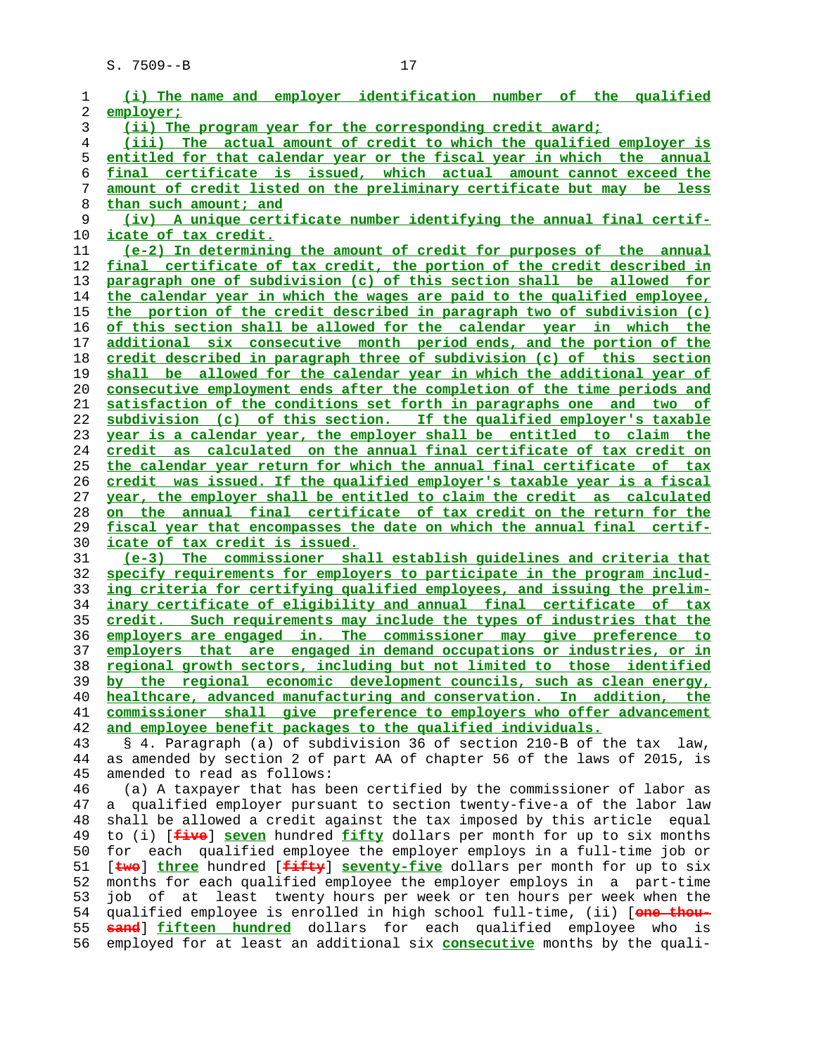(i) The name and employer identification number of the qualified employer;

(ii) The program year for the corresponding credit award;

(iii) The actual amount of credit to which the qualified employer is entitled for that calendar year or the fiscal year in which the annual final certificate is issued, which actual amount cannot exceed the amount of credit listed on the preliminary certificate but may be less than such amount; and

(iv) A unique certificate number identifying the annual final certificate of tax credit.

(e-2) In determining the amount of credit for purposes of the annual final certificate of tax credit, the portion of the credit described in paragraph one of subdivision (c) of this section shall be allowed for the calendar year in which the wages are paid to the qualified employee, the portion of the credit described in paragraph two of subdivision (c) of this section shall be allowed for the calendar year in which the additional six consecutive month period ends, and the portion of the credit described in paragraph three of subdivision (c) of this section shall be allowed for the calendar year in which the additional year of consecutive employment ends after the completion of the time periods and satisfaction of the conditions set forth in paragraphs one and two of subdivision (c) of this section. If the qualified employer's taxable year is a calendar year, the employer shall be entitled to claim the credit as calculated on the annual final certificate of tax credit on the calendar year return for which the annual final certificate of tax credit was issued. If the qualified employer's taxable year is a fiscal year, the employer shall be entitled to claim the credit as calculated on the annual final certificate of tax credit on the return for the fiscal year that encompasses the date on which the annual final certificate of tax credit is issued.

(e-3) The commissioner shall establish guidelines and criteria that specify requirements for employers to participate in the program including criteria for certifying qualified employees, and issuing the preliminary certificate of eligibility and annual final certificate of tax credit. Such requirements may include the types of industries that the employers are engaged in. The commissioner may give preference to employers that are engaged in demand occupations or industries, or in regional growth sectors, including but not limited to those identified by the regional economic development councils, such as clean energy, healthcare, advanced manufacturing and conservation. In addition, the commissioner shall give preference to employers who offer advancement and employee benefit packages to the qualified individuals.

§ 4. Paragraph (a) of subdivision 36 of section 210-B of the tax law, as amended by section 2 of part AA of chapter 56 of the laws of 2015, is amended to read as follows:

(a) A taxpayer that has been certified by the commissioner of labor as a qualified employer pursuant to section twenty-five-a of the labor law shall be allowed a credit against the tax imposed by this article equal to (i) [five] seven hundred fifty dollars per month for up to six months for each qualified employee the employer employs in a full-time job or [two] three hundred [fifty] seventy-five dollars per month for up to six months for each qualified employee the employer employs in a part-time job of at least twenty hours per week or ten hours per week when the qualified employee is enrolled in high school full-time, (ii) [one thousand] fifteen hundred dollars for each qualified employee who is employed for at least an additional six consecutive months by the quali-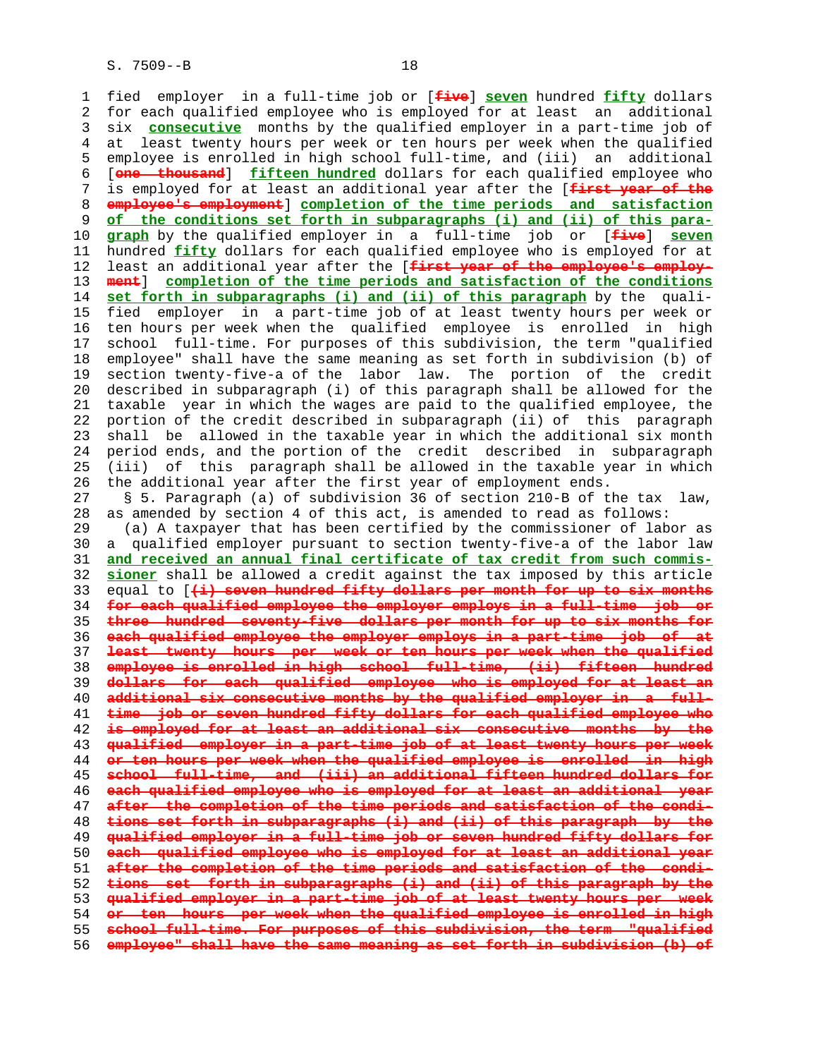fied employer in a full-time job or [~~five~~] **seven** hundred **fifty** dollars for each qualified employee who is employed for at least an additional six **consecutive** months by the qualified employer in a part-time job of at least twenty hours per week or ten hours per week when the qualified employee is enrolled in high school full-time, and (iii) an additional [~~one thousand~~] **fifteen hundred** dollars for each qualified employee who is employed for at least an additional year after the [~~first year of the employee's employment~~] **completion of the time periods and satisfaction of the conditions set forth in subparagraphs (i) and (ii) of this paragraph** by the qualified employer in a full-time job or [~~five~~] **seven** hundred **fifty** dollars for each qualified employee who is employed for at least an additional year after the [~~first year of the employee's employment~~] **completion of the time periods and satisfaction of the conditions set forth in subparagraphs (i) and (ii) of this paragraph** by the qualified employer in a part-time job of at least twenty hours per week or ten hours per week when the qualified employee is enrolled in high school full-time. For purposes of this subdivision, the term "qualified employee" shall have the same meaning as set forth in subdivision (b) of section twenty-five-a of the labor law. The portion of the credit described in subparagraph (i) of this paragraph shall be allowed for the taxable year in which the wages are paid to the qualified employee, the portion of the credit described in subparagraph (ii) of this paragraph shall be allowed in the taxable year in which the additional six month period ends, and the portion of the credit described in subparagraph (iii) of this paragraph shall be allowed in the taxable year in which the additional year after the first year of employment ends.

§ 5. Paragraph (a) of subdivision 36 of section 210-B of the tax law, as amended by section 4 of this act, is amended to read as follows:

(a) A taxpayer that has been certified by the commissioner of labor as a qualified employer pursuant to section twenty-five-a of the labor law **and received an annual final certificate of tax credit from such commissioner** shall be allowed a credit against the tax imposed by this article equal to [~~(i) seven hundred fifty dollars per month for up to six months for each qualified employee the employer employs in a full-time job or three hundred seventy-five dollars per month for up to six months for each qualified employee the employer employs in a part-time job of at least twenty hours per week or ten hours per week when the qualified employee is enrolled in high school full-time, (ii) fifteen hundred dollars for each qualified employee who is employed for at least an additional six consecutive months by the qualified employer in a full-time job or seven hundred fifty dollars for each qualified employee who is employed for at least an additional six consecutive months by the qualified employer in a part-time job of at least twenty hours per week or ten hours per week when the qualified employee is enrolled in high school full-time, and (iii) an additional fifteen hundred dollars for each qualified employee who is employed for at least an additional year after the completion of the time periods and satisfaction of the conditions set forth in subparagraphs (i) and (ii) of this paragraph by the qualified employer in a full-time job or seven hundred fifty dollars for each qualified employee who is employed for at least an additional year after the completion of the time periods and satisfaction of the conditions set forth in subparagraphs (i) and (ii) of this paragraph by the qualified employer in a part-time job of at least twenty hours per week or ten hours per week when the qualified employee is enrolled in high school full-time. For purposes of this subdivision, the term "qualified employee" shall have the same meaning as set forth in subdivision (b) of~~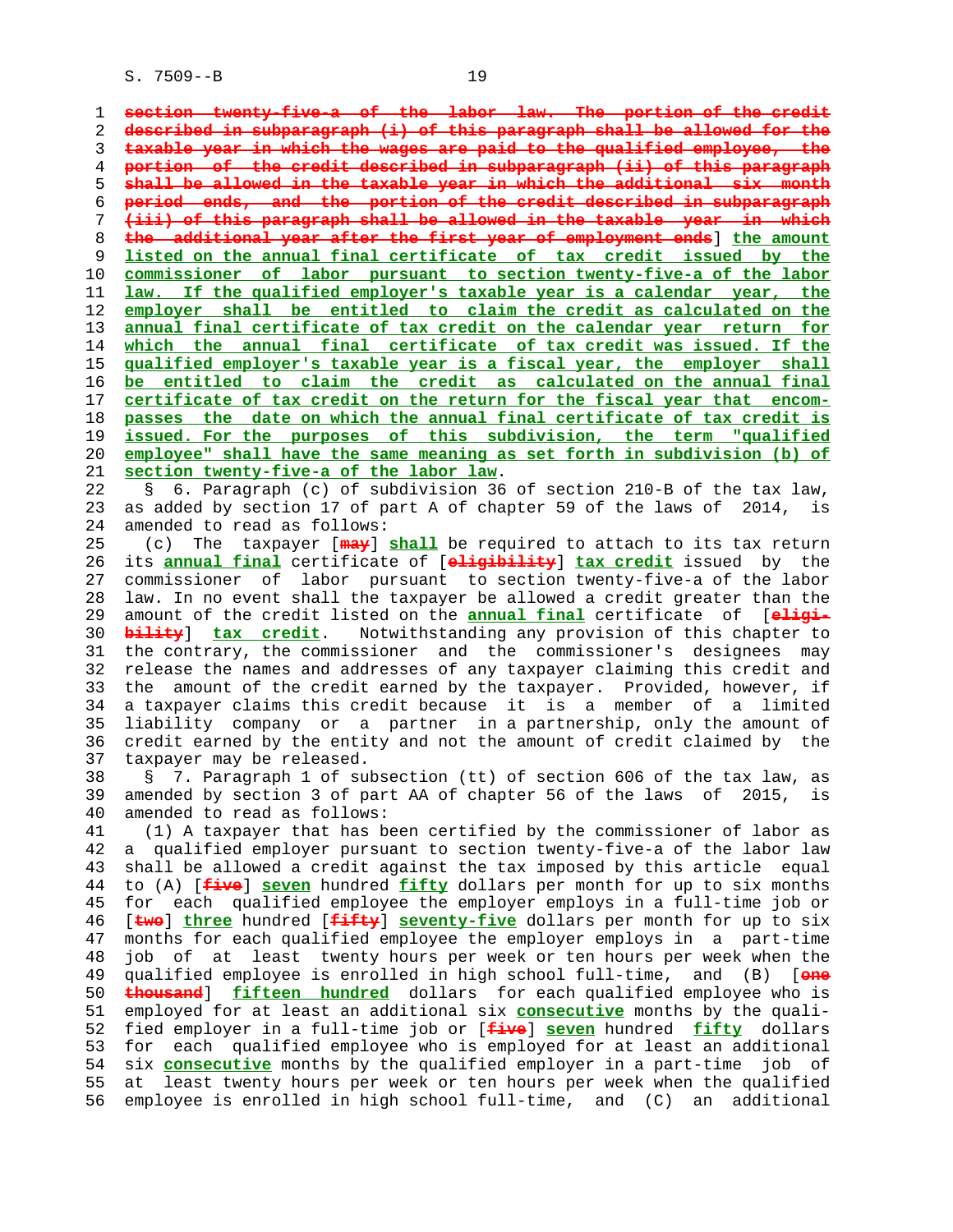section twenty-five-a of the labor law. The portion of the credit described in subparagraph (i) of this paragraph shall be allowed for the taxable year in which the wages are paid to the qualified employee, the portion of the credit described in subparagraph (ii) of this paragraph shall be allowed in the taxable year in which the additional six month period ends, and the portion of the credit described in subparagraph (iii) of this paragraph shall be allowed in the taxable year in which the additional year after the first year of employment ends] **the amount listed on the annual final certificate of tax credit issued by the commissioner of labor pursuant to section twenty-five-a of the labor law. If the qualified employer's taxable year is a calendar year, the employer shall be entitled to claim the credit as calculated on the annual final certificate of tax credit on the calendar year return for which the annual final certificate of tax credit was issued. If the qualified employer's taxable year is a fiscal year, the employer shall be entitled to claim the credit as calculated on the annual final certificate of tax credit on the return for the fiscal year that encompasses the date on which the annual final certificate of tax credit is issued. For the purposes of this subdivision, the term "qualified employee" shall have the same meaning as set forth in subdivision (b) of section twenty-five-a of the labor law**.

§ 6. Paragraph (c) of subdivision 36 of section 210-B of the tax law, as added by section 17 of part A of chapter 59 of the laws of 2014, is amended to read as follows:

(c) The taxpayer [may] **shall** be required to attach to its tax return its **annual final** certificate of [eligibility] **tax credit** issued by the commissioner of labor pursuant to section twenty-five-a of the labor law. In no event shall the taxpayer be allowed a credit greater than the amount of the credit listed on the **annual final** certificate of [eligibility] **tax credit**. Notwithstanding any provision of this chapter to the contrary, the commissioner and the commissioner's designees may release the names and addresses of any taxpayer claiming this credit and the amount of the credit earned by the taxpayer. Provided, however, if a taxpayer claims this credit because it is a member of a limited liability company or a partner in a partnership, only the amount of credit earned by the entity and not the amount of credit claimed by the taxpayer may be released.

§ 7. Paragraph 1 of subsection (tt) of section 606 of the tax law, as amended by section 3 of part AA of chapter 56 of the laws of 2015, is amended to read as follows:

(1) A taxpayer that has been certified by the commissioner of labor as a qualified employer pursuant to section twenty-five-a of the labor law shall be allowed a credit against the tax imposed by this article equal to (A) [five] **seven** hundred **fifty** dollars per month for up to six months for each qualified employee the employer employs in a full-time job or [two] **three** hundred [fifty] **seventy-five** dollars per month for up to six months for each qualified employee the employer employs in a part-time job of at least twenty hours per week or ten hours per week when the qualified employee is enrolled in high school full-time, and (B) [one thousand] **fifteen hundred** dollars for each qualified employee who is employed for at least an additional six **consecutive** months by the qualified employer in a full-time job or [five] **seven** hundred **fifty** dollars for each qualified employee who is employed for at least an additional six **consecutive** months by the qualified employer in a part-time job of at least twenty hours per week or ten hours per week when the qualified employee is enrolled in high school full-time, and (C) an additional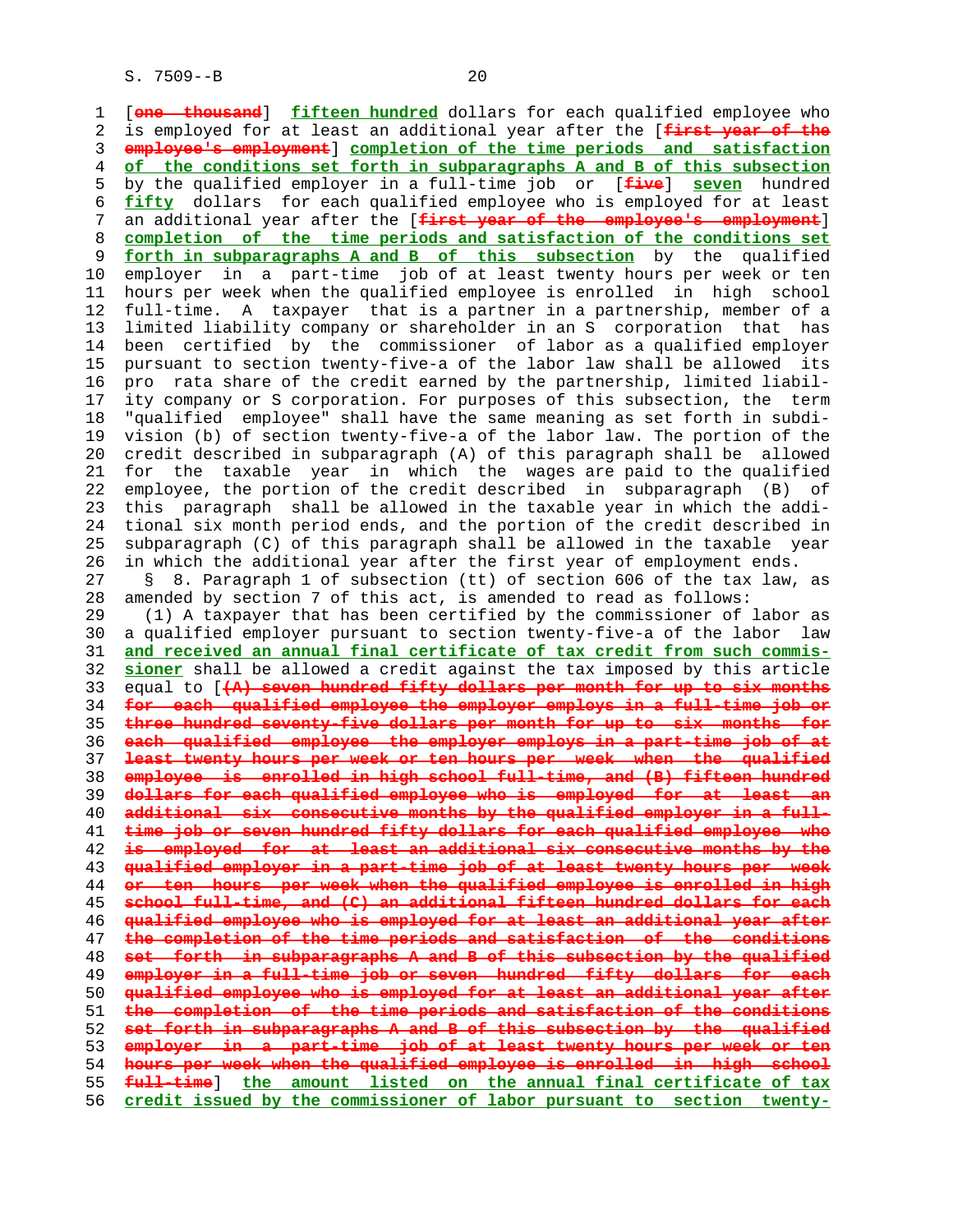[~~one thousand~~] **fifteen hundred** dollars for each qualified employee who is employed for at least an additional year after the [~~first year of the employee's employment~~] **completion of the time periods and satisfaction of the conditions set forth in subparagraphs A and B of this subsection** by the qualified employer in a full-time job or [~~five~~] **seven** hundred **fifty** dollars for each qualified employee who is employed for at least an additional year after the [~~first year of the employee's employment~~] **completion of the time periods and satisfaction of the conditions set forth in subparagraphs A and B of this subsection** by the qualified employer in a part-time job of at least twenty hours per week or ten hours per week when the qualified employee is enrolled in high school full-time. A taxpayer that is a partner in a partnership, member of a limited liability company or shareholder in an S corporation that has been certified by the commissioner of labor as a qualified employer pursuant to section twenty-five-a of the labor law shall be allowed its pro rata share of the credit earned by the partnership, limited liability company or S corporation. For purposes of this subsection, the term "qualified employee" shall have the same meaning as set forth in subdivision (b) of section twenty-five-a of the labor law. The portion of the credit described in subparagraph (A) of this paragraph shall be allowed for the taxable year in which the wages are paid to the qualified employee, the portion of the credit described in subparagraph (B) of this paragraph shall be allowed in the taxable year in which the additional six month period ends, and the portion of the credit described in subparagraph (C) of this paragraph shall be allowed in the taxable year in which the additional year after the first year of employment ends.

§ 8. Paragraph 1 of subsection (tt) of section 606 of the tax law, as amended by section 7 of this act, is amended to read as follows:

(1) A taxpayer that has been certified by the commissioner of labor as a qualified employer pursuant to section twenty-five-a of the labor law **and received an annual final certificate of tax credit from such commissioner** shall be allowed a credit against the tax imposed by this article equal to [~~(A) seven hundred fifty dollars per month for up to six months for each qualified employee the employer employs in a full-time job or three hundred seventy-five dollars per month for up to six months for each qualified employee the employer employs in a part-time job of at least twenty hours per week or ten hours per week when the qualified employee is enrolled in high school full-time, and (B) fifteen hundred dollars for each qualified employee who is employed for at least an additional six consecutive months by the qualified employer in a full-time job or seven hundred fifty dollars for each qualified employee who is employed for at least an additional six consecutive months by the qualified employer in a part-time job of at least twenty hours per week or ten hours per week when the qualified employee is enrolled in high school full-time, and (C) an additional fifteen hundred dollars for each qualified employee who is employed for at least an additional year after the completion of the time periods and satisfaction of the conditions set forth in subparagraphs A and B of this subsection by the qualified employer in a full-time job or seven hundred fifty dollars for each qualified employee who is employed for at least an additional year after the completion of the time periods and satisfaction of the conditions set forth in subparagraphs A and B of this subsection by the qualified employer in a part-time job of at least twenty hours per week or ten hours per week when the qualified employee is enrolled in high school full-time~~] **the amount listed on the annual final certificate of tax credit issued by the commissioner of labor pursuant to section twenty-**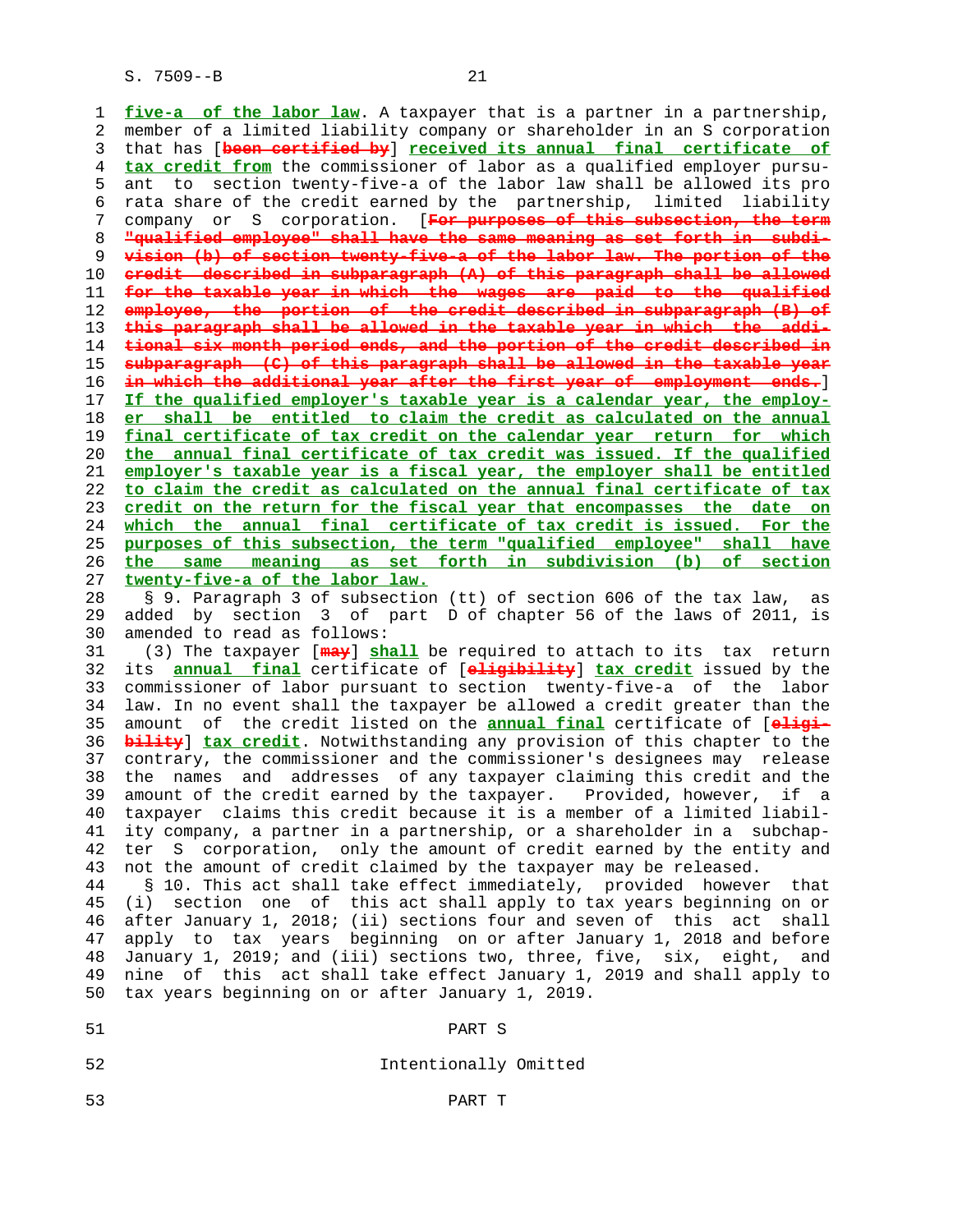five-a of the labor law. A taxpayer that is a partner in a partnership, member of a limited liability company or shareholder in an S corporation that has [been certified by] received its annual final certificate of tax credit from the commissioner of labor as a qualified employer pursuant to section twenty-five-a of the labor law shall be allowed its pro rata share of the credit earned by the partnership, limited liability company or S corporation. [For purposes of this subsection, the term "qualified employee" shall have the same meaning as set forth in subdivision (b) of section twenty-five-a of the labor law. The portion of the credit described in subparagraph (A) of this paragraph shall be allowed for the taxable year in which the wages are paid to the qualified employee, the portion of the credit described in subparagraph (B) of this paragraph shall be allowed in the taxable year in which the additional six month period ends, and the portion of the credit described in subparagraph (C) of this paragraph shall be allowed in the taxable year in which the additional year after the first year of employment ends.] If the qualified employer's taxable year is a calendar year, the employer shall be entitled to claim the credit as calculated on the annual final certificate of tax credit on the calendar year return for which the annual final certificate of tax credit was issued. If the qualified employer's taxable year is a fiscal year, the employer shall be entitled to claim the credit as calculated on the annual final certificate of tax credit on the return for the fiscal year that encompasses the date on which the annual final certificate of tax credit is issued. For the purposes of this subsection, the term "qualified employee" shall have the same meaning as set forth in subdivision (b) of section twenty-five-a of the labor law.

§ 9. Paragraph 3 of subsection (tt) of section 606 of the tax law, as added by section 3 of part D of chapter 56 of the laws of 2011, is amended to read as follows:

(3) The taxpayer [may] shall be required to attach to its tax return its annual final certificate of [eligibility] tax credit issued by the commissioner of labor pursuant to section twenty-five-a of the labor law. In no event shall the taxpayer be allowed a credit greater than the amount of the credit listed on the annual final certificate of [eligibility] tax credit. Notwithstanding any provision of this chapter to the contrary, the commissioner and the commissioner's designees may release the names and addresses of any taxpayer claiming this credit and the amount of the credit earned by the taxpayer. Provided, however, if a taxpayer claims this credit because it is a member of a limited liability company, a partner in a partnership, or a shareholder in a subchapter S corporation, only the amount of credit earned by the entity and not the amount of credit claimed by the taxpayer may be released.

§ 10. This act shall take effect immediately, provided however that (i) section one of this act shall apply to tax years beginning on or after January 1, 2018; (ii) sections four and seven of this act shall apply to tax years beginning on or after January 1, 2018 and before January 1, 2019; and (iii) sections two, three, five, six, eight, and nine of this act shall take effect January 1, 2019 and shall apply to tax years beginning on or after January 1, 2019.

PART S

Intentionally Omitted

PART T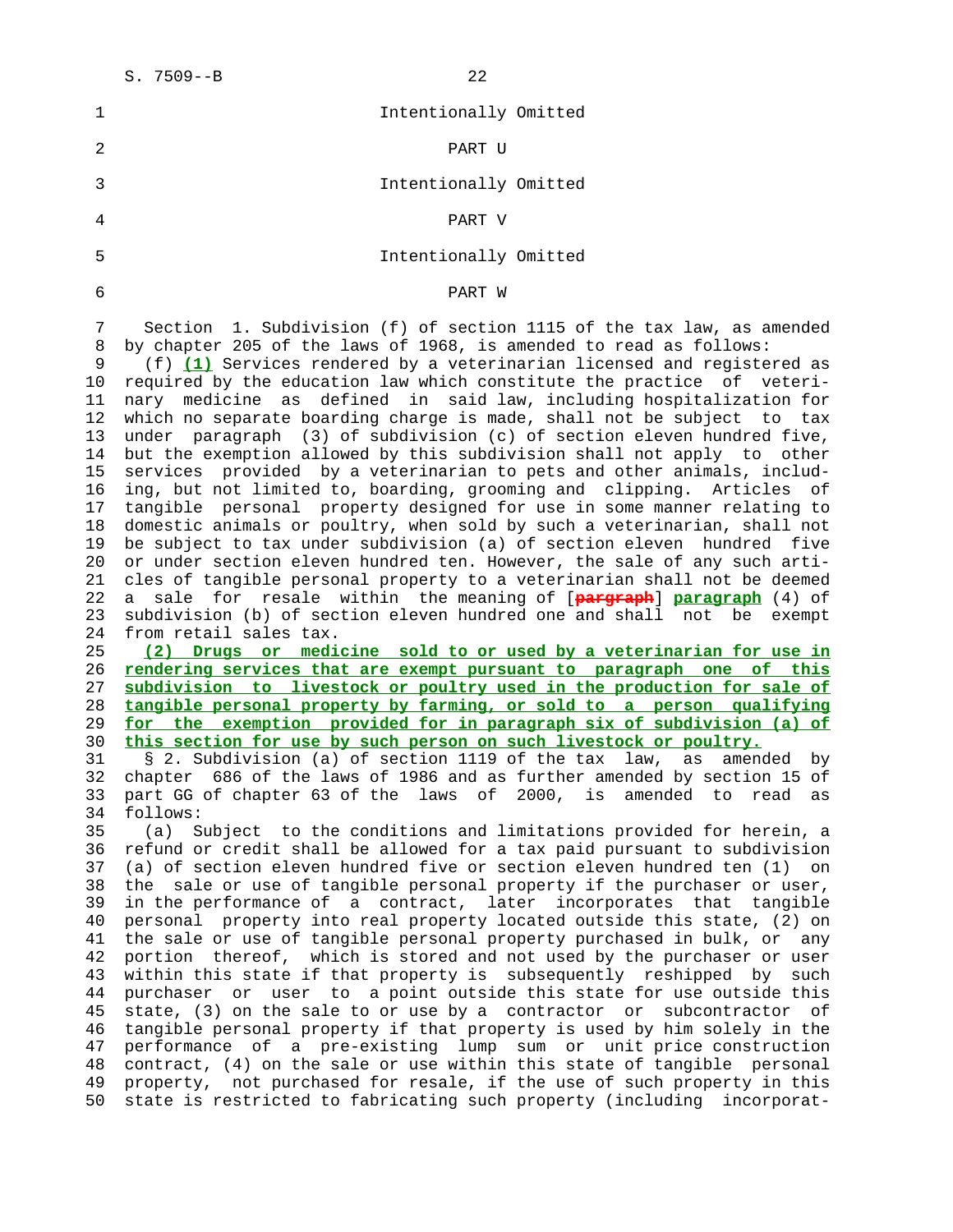Intentionally Omitted

PART U

Intentionally Omitted

PART V

Intentionally Omitted

PART W

Section 1. Subdivision (f) of section 1115 of the tax law, as amended by chapter 205 of the laws of 1968, is amended to read as follows:

(f) **(1)** Services rendered by a veterinarian licensed and registered as required by the education law which constitute the practice of veterinary medicine as defined in said law, including hospitalization for which no separate boarding charge is made, shall not be subject to tax under paragraph (3) of subdivision (c) of section eleven hundred five, but the exemption allowed by this subdivision shall not apply to other services provided by a veterinarian to pets and other animals, including, but not limited to, boarding, grooming and clipping. Articles of tangible personal property designed for use in some manner relating to domestic animals or poultry, when sold by such a veterinarian, shall not be subject to tax under subdivision (a) of section eleven hundred five or under section eleven hundred ten. However, the sale of any such articles of tangible personal property to a veterinarian shall not be deemed a sale for resale within the meaning of [~~pargraph~~] **paragraph** (4) of subdivision (b) of section eleven hundred one and shall not be exempt from retail sales tax.

**(2) Drugs or medicine sold to or used by a veterinarian for use in rendering services that are exempt pursuant to paragraph one of this subdivision to livestock or poultry used in the production for sale of tangible personal property by farming, or sold to a person qualifying for the exemption provided for in paragraph six of subdivision (a) of this section for use by such person on such livestock or poultry.**

§ 2. Subdivision (a) of section 1119 of the tax law, as amended by chapter 686 of the laws of 1986 and as further amended by section 15 of part GG of chapter 63 of the laws of 2000, is amended to read as follows:

(a) Subject to the conditions and limitations provided for herein, a refund or credit shall be allowed for a tax paid pursuant to subdivision (a) of section eleven hundred five or section eleven hundred ten (1) on the sale or use of tangible personal property if the purchaser or user, in the performance of a contract, later incorporates that tangible personal property into real property located outside this state, (2) on the sale or use of tangible personal property purchased in bulk, or any portion thereof, which is stored and not used by the purchaser or user within this state if that property is subsequently reshipped by such purchaser or user to a point outside this state for use outside this state, (3) on the sale to or use by a contractor or subcontractor of tangible personal property if that property is used by him solely in the performance of a pre-existing lump sum or unit price construction contract, (4) on the sale or use within this state of tangible personal property, not purchased for resale, if the use of such property in this state is restricted to fabricating such property (including incorporat-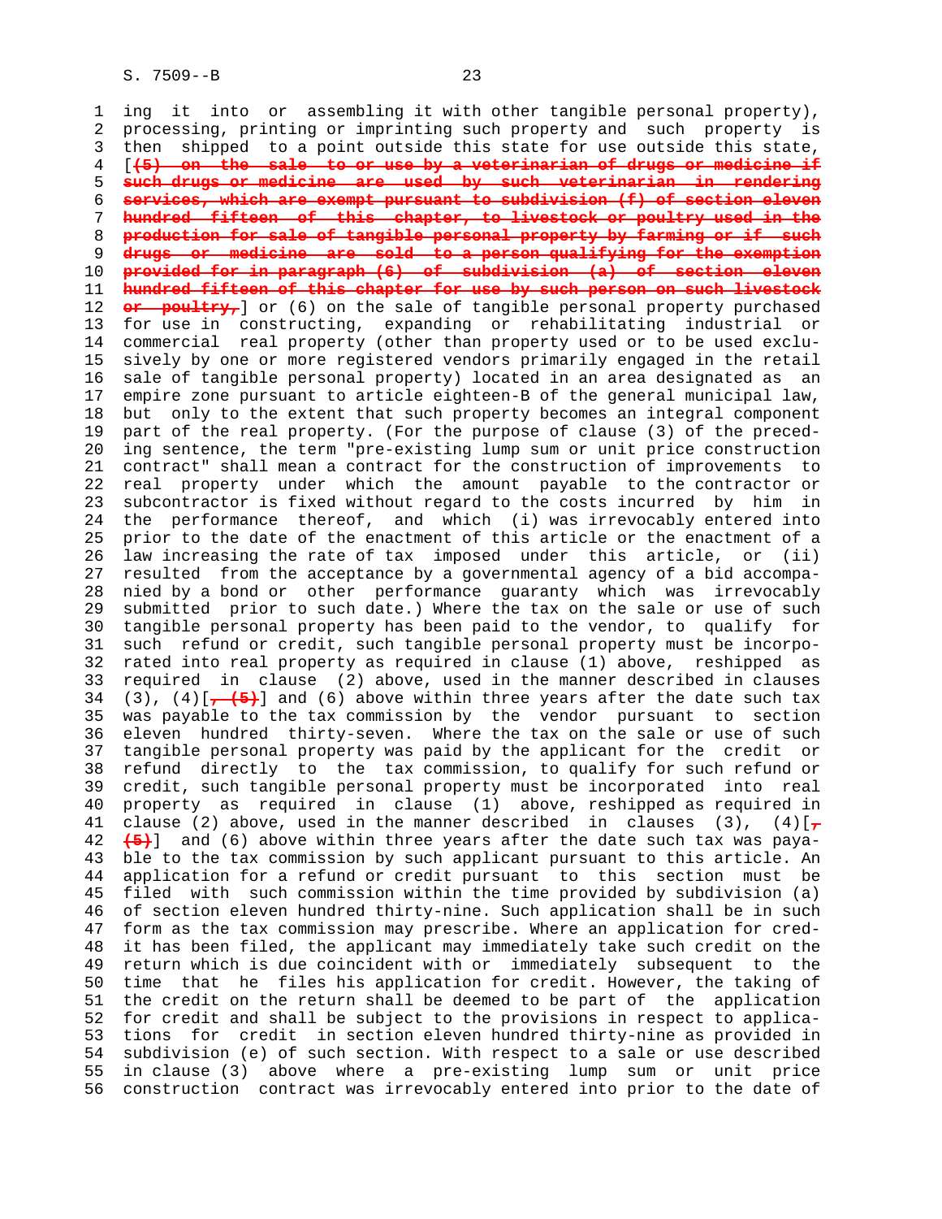ing it into or assembling it with other tangible personal property), processing, printing or imprinting such property and such property is then shipped to a point outside this state for use outside this state, [~~(5) on the sale to or use by a veterinarian of drugs or medicine if such drugs or medicine are used by such veterinarian in rendering services, which are exempt pursuant to subdivision (f) of section eleven hundred fifteen of this chapter, to livestock or poultry used in the production for sale of tangible personal property by farming or if such drugs or medicine are sold to a person qualifying for the exemption provided for in paragraph (6) of subdivision (a) of section eleven hundred fifteen of this chapter for use by such person on such livestock or poultry,~~] or (6) on the sale of tangible personal property purchased for use in constructing, expanding or rehabilitating industrial or commercial real property (other than property used or to be used exclusively by one or more registered vendors primarily engaged in the retail sale of tangible personal property) located in an area designated as an empire zone pursuant to article eighteen-B of the general municipal law, but only to the extent that such property becomes an integral component part of the real property. (For the purpose of clause (3) of the preceding sentence, the term "pre-existing lump sum or unit price construction contract" shall mean a contract for the construction of improvements to real property under which the amount payable to the contractor or subcontractor is fixed without regard to the costs incurred by him in the performance thereof, and which (i) was irrevocably entered into prior to the date of the enactment of this article or the enactment of a law increasing the rate of tax imposed under this article, or (ii) resulted from the acceptance by a governmental agency of a bid accompanied by a bond or other performance guaranty which was irrevocably submitted prior to such date.) Where the tax on the sale or use of such tangible personal property has been paid to the vendor, to qualify for such refund or credit, such tangible personal property must be incorporated into real property as required in clause (1) above, reshipped as required in clause (2) above, used in the manner described in clauses (3), (4)[~~, (5)~~] and (6) above within three years after the date such tax was payable to the tax commission by the vendor pursuant to section eleven hundred thirty-seven. Where the tax on the sale or use of such tangible personal property was paid by the applicant for the credit or refund directly to the tax commission, to qualify for such refund or credit, such tangible personal property must be incorporated into real property as required in clause (1) above, reshipped as required in clause (2) above, used in the manner described in clauses (3), (4)[~~, (5)~~] and (6) above within three years after the date such tax was payable to the tax commission by such applicant pursuant to this article. An application for a refund or credit pursuant to this section must be filed with such commission within the time provided by subdivision (a) of section eleven hundred thirty-nine. Such application shall be in such form as the tax commission may prescribe. Where an application for credit has been filed, the applicant may immediately take such credit on the return which is due coincident with or immediately subsequent to the time that he files his application for credit. However, the taking of the credit on the return shall be deemed to be part of the application for credit and shall be subject to the provisions in respect to applications for credit in section eleven hundred thirty-nine as provided in subdivision (e) of such section. With respect to a sale or use described in clause (3) above where a pre-existing lump sum or unit price construction contract was irrevocably entered into prior to the date of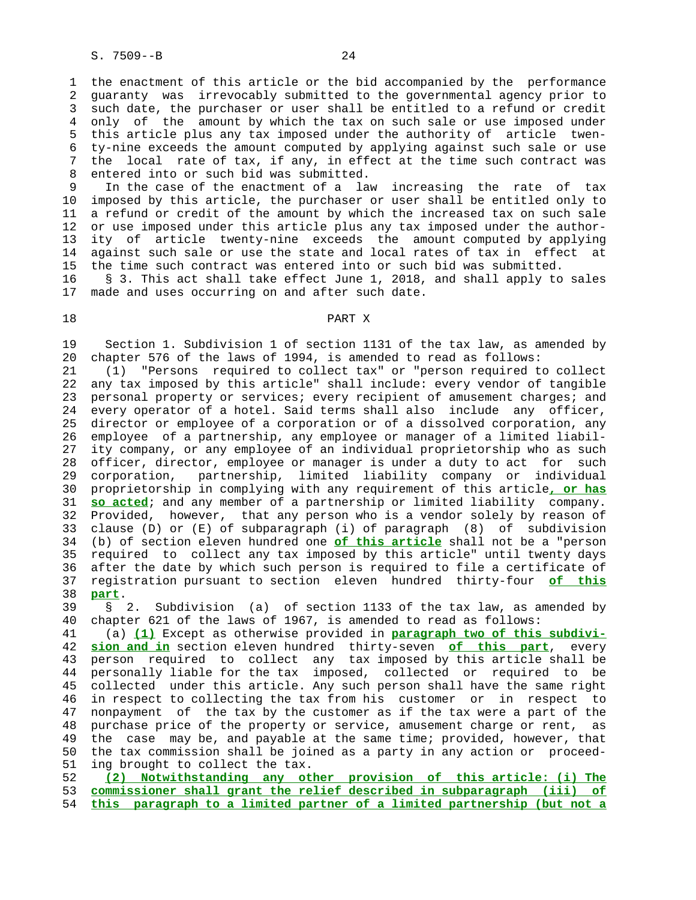the enactment of this article or the bid accompanied by the performance guaranty was irrevocably submitted to the governmental agency prior to such date, the purchaser or user shall be entitled to a refund or credit only of the amount by which the tax on such sale or use imposed under this article plus any tax imposed under the authority of article twenty-nine exceeds the amount computed by applying against such sale or use the local rate of tax, if any, in effect at the time such contract was entered into or such bid was submitted.

In the case of the enactment of a law increasing the rate of tax imposed by this article, the purchaser or user shall be entitled only to a refund or credit of the amount by which the increased tax on such sale or use imposed under this article plus any tax imposed under the authority of article twenty-nine exceeds the amount computed by applying against such sale or use the state and local rates of tax in effect at the time such contract was entered into or such bid was submitted.

§ 3. This act shall take effect June 1, 2018, and shall apply to sales made and uses occurring on and after such date.

## PART X

Section 1. Subdivision 1 of section 1131 of the tax law, as amended by chapter 576 of the laws of 1994, is amended to read as follows:

(1) "Persons required to collect tax" or "person required to collect any tax imposed by this article" shall include: every vendor of tangible personal property or services; every recipient of amusement charges; and every operator of a hotel. Said terms shall also include any officer, director or employee of a corporation or of a dissolved corporation, any employee of a partnership, any employee or manager of a limited liability company, or any employee of an individual proprietorship who as such officer, director, employee or manager is under a duty to act for such corporation, partnership, limited liability company or individual proprietorship in complying with any requirement of this article**, or has so acted**; and any member of a partnership or limited liability company. Provided, however, that any person who is a vendor solely by reason of clause (D) or (E) of subparagraph (i) of paragraph (8) of subdivision (b) of section eleven hundred one **of this article** shall not be a "person required to collect any tax imposed by this article" until twenty days after the date by which such person is required to file a certificate of registration pursuant to section eleven hundred thirty-four **of this part**.

§ 2. Subdivision (a) of section 1133 of the tax law, as amended by chapter 621 of the laws of 1967, is amended to read as follows:

(a) **(1)** Except as otherwise provided in **paragraph two of this subdivision and in** section eleven hundred thirty-seven **of this part**, every person required to collect any tax imposed by this article shall be personally liable for the tax imposed, collected or required to be collected under this article. Any such person shall have the same right in respect to collecting the tax from his customer or in respect to nonpayment of the tax by the customer as if the tax were a part of the purchase price of the property or service, amusement charge or rent, as the case may be, and payable at the same time; provided, however, that the tax commission shall be joined as a party in any action or proceeding brought to collect the tax.

**(2) Notwithstanding any other provision of this article: (i) The commissioner shall grant the relief described in subparagraph (iii) of this paragraph to a limited partner of a limited partnership (but not a**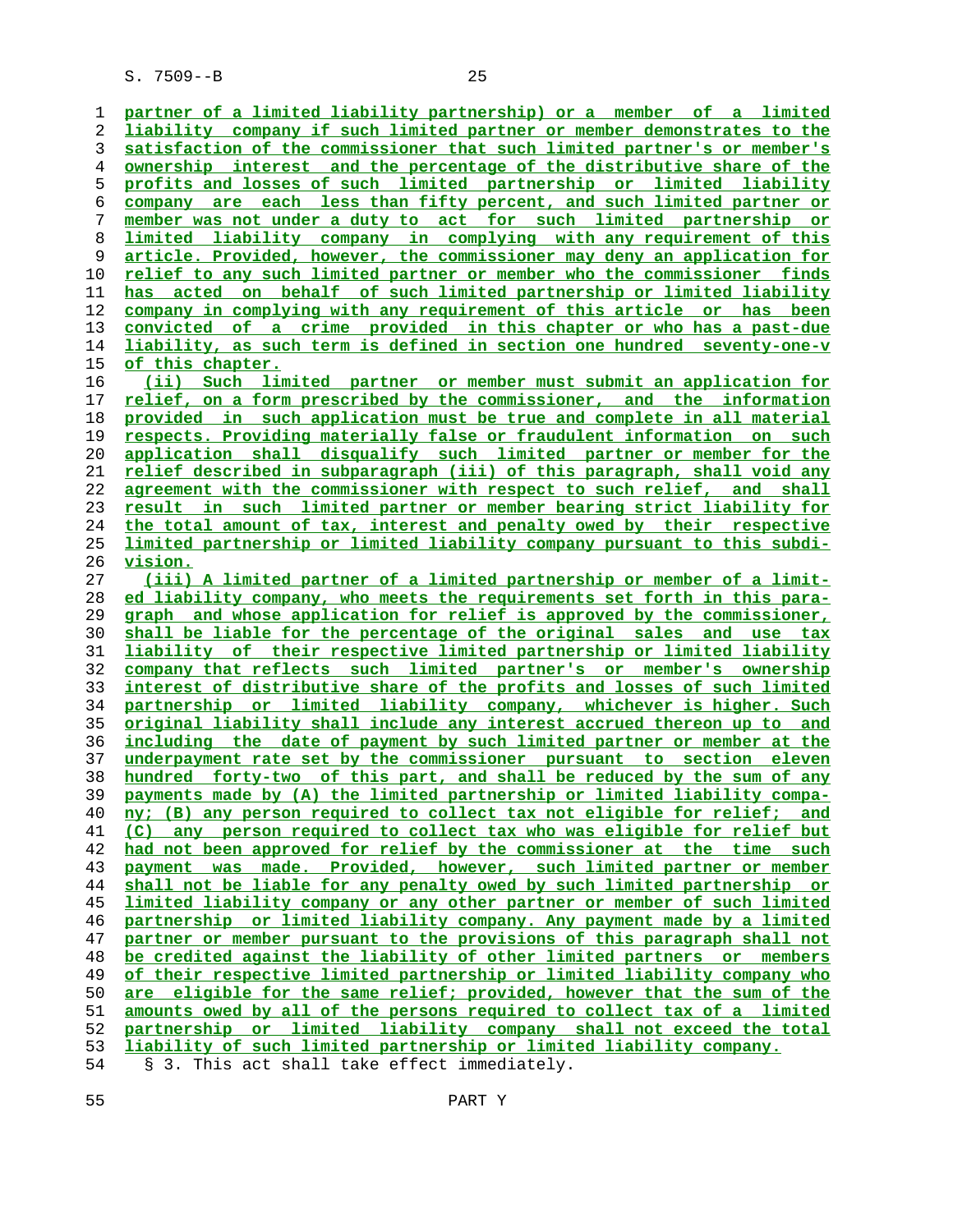partner of a limited liability partnership) or a member of a limited liability company if such limited partner or member demonstrates to the satisfaction of the commissioner that such limited partner's or member's ownership interest and the percentage of the distributive share of the profits and losses of such limited partnership or limited liability company are each less than fifty percent, and such limited partner or member was not under a duty to act for such limited partnership or limited liability company in complying with any requirement of this article. Provided, however, the commissioner may deny an application for relief to any such limited partner or member who the commissioner finds has acted on behalf of such limited partnership or limited liability company in complying with any requirement of this article or has been convicted of a crime provided in this chapter or who has a past-due liability, as such term is defined in section one hundred seventy-one-v of this chapter.

(ii) Such limited partner or member must submit an application for relief, on a form prescribed by the commissioner, and the information provided in such application must be true and complete in all material respects. Providing materially false or fraudulent information on such application shall disqualify such limited partner or member for the relief described in subparagraph (iii) of this paragraph, shall void any agreement with the commissioner with respect to such relief, and shall result in such limited partner or member bearing strict liability for the total amount of tax, interest and penalty owed by their respective limited partnership or limited liability company pursuant to this subdivision.

(iii) A limited partner of a limited partnership or member of a limited liability company, who meets the requirements set forth in this paragraph and whose application for relief is approved by the commissioner, shall be liable for the percentage of the original sales and use tax liability of their respective limited partnership or limited liability company that reflects such limited partner's or member's ownership interest of distributive share of the profits and losses of such limited partnership or limited liability company, whichever is higher. Such original liability shall include any interest accrued thereon up to and including the date of payment by such limited partner or member at the underpayment rate set by the commissioner pursuant to section eleven hundred forty-two of this part, and shall be reduced by the sum of any payments made by (A) the limited partnership or limited liability company; (B) any person required to collect tax not eligible for relief; and (C) any person required to collect tax who was eligible for relief but had not been approved for relief by the commissioner at the time such payment was made. Provided, however, such limited partner or member shall not be liable for any penalty owed by such limited partnership or limited liability company or any other partner or member of such limited partnership or limited liability company. Any payment made by a limited partner or member pursuant to the provisions of this paragraph shall not be credited against the liability of other limited partners or members of their respective limited partnership or limited liability company who are eligible for the same relief; provided, however that the sum of the amounts owed by all of the persons required to collect tax of a limited partnership or limited liability company shall not exceed the total liability of such limited partnership or limited liability company.

§ 3. This act shall take effect immediately.

PART Y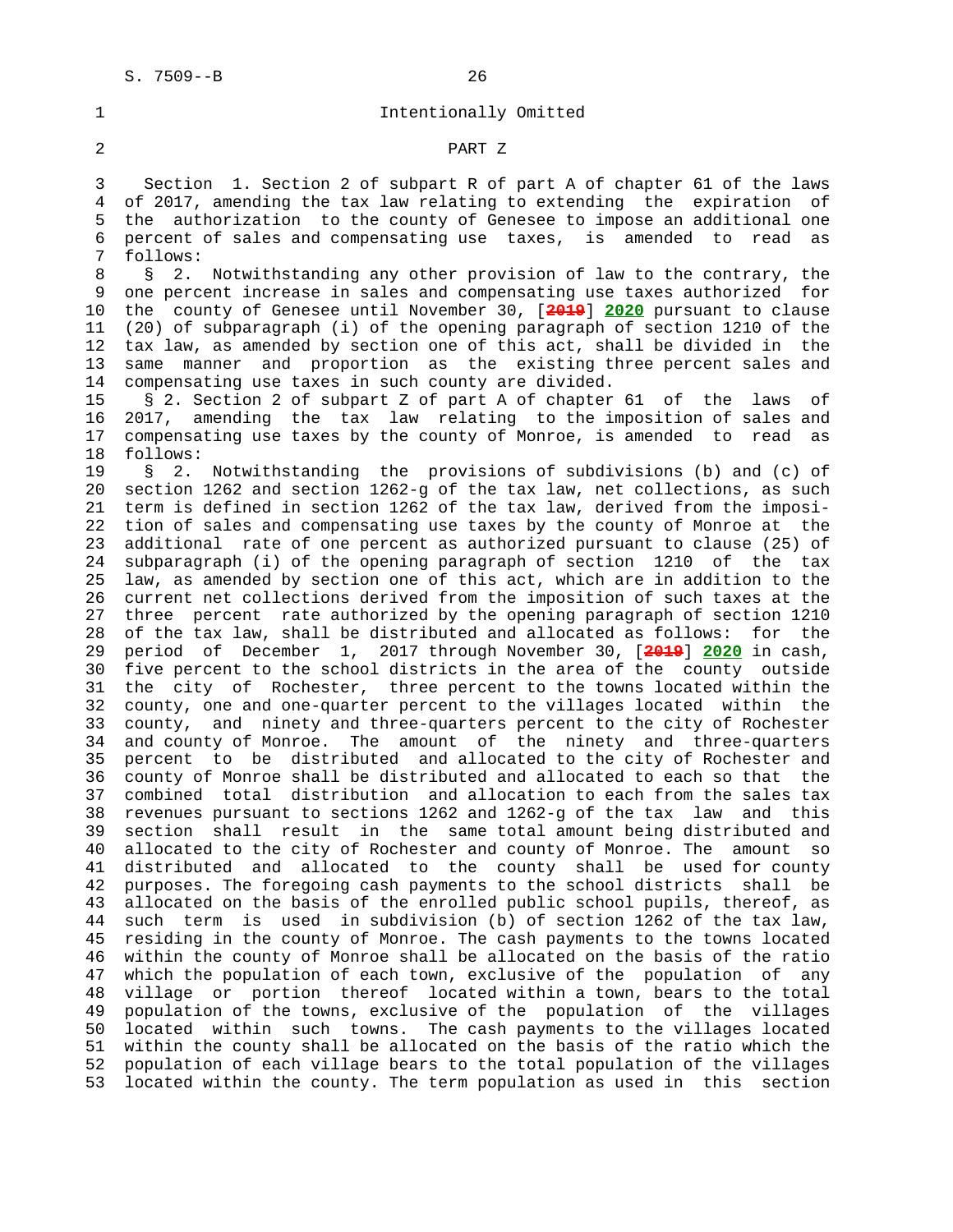Intentionally Omitted

PART Z

Section 1. Section 2 of subpart R of part A of chapter 61 of the laws of 2017, amending the tax law relating to extending the expiration of the authorization to the county of Genesee to impose an additional one percent of sales and compensating use taxes, is amended to read as follows:

§ 2. Notwithstanding any other provision of law to the contrary, the one percent increase in sales and compensating use taxes authorized for the county of Genesee until November 30, [~~2019~~] **2020** pursuant to clause (20) of subparagraph (i) of the opening paragraph of section 1210 of the tax law, as amended by section one of this act, shall be divided in the same manner and proportion as the existing three percent sales and compensating use taxes in such county are divided.

§ 2. Section 2 of subpart Z of part A of chapter 61 of the laws of 2017, amending the tax law relating to the imposition of sales and compensating use taxes by the county of Monroe, is amended to read as follows:

§ 2. Notwithstanding the provisions of subdivisions (b) and (c) of section 1262 and section 1262-g of the tax law, net collections, as such term is defined in section 1262 of the tax law, derived from the imposition of sales and compensating use taxes by the county of Monroe at the additional rate of one percent as authorized pursuant to clause (25) of subparagraph (i) of the opening paragraph of section 1210 of the tax law, as amended by section one of this act, which are in addition to the current net collections derived from the imposition of such taxes at the three percent rate authorized by the opening paragraph of section 1210 of the tax law, shall be distributed and allocated as follows: for the period of December 1, 2017 through November 30, [~~2019~~] **2020** in cash, five percent to the school districts in the area of the county outside the city of Rochester, three percent to the towns located within the county, one and one-quarter percent to the villages located within the county, and ninety and three-quarters percent to the city of Rochester and county of Monroe. The amount of the ninety and three-quarters percent to be distributed and allocated to the city of Rochester and county of Monroe shall be distributed and allocated to each so that the combined total distribution and allocation to each from the sales tax revenues pursuant to sections 1262 and 1262-g of the tax law and this section shall result in the same total amount being distributed and allocated to the city of Rochester and county of Monroe. The amount so distributed and allocated to the county shall be used for county purposes. The foregoing cash payments to the school districts shall be allocated on the basis of the enrolled public school pupils, thereof, as such term is used in subdivision (b) of section 1262 of the tax law, residing in the county of Monroe. The cash payments to the towns located within the county of Monroe shall be allocated on the basis of the ratio which the population of each town, exclusive of the population of any village or portion thereof located within a town, bears to the total population of the towns, exclusive of the population of the villages located within such towns. The cash payments to the villages located within the county shall be allocated on the basis of the ratio which the population of each village bears to the total population of the villages located within the county. The term population as used in this section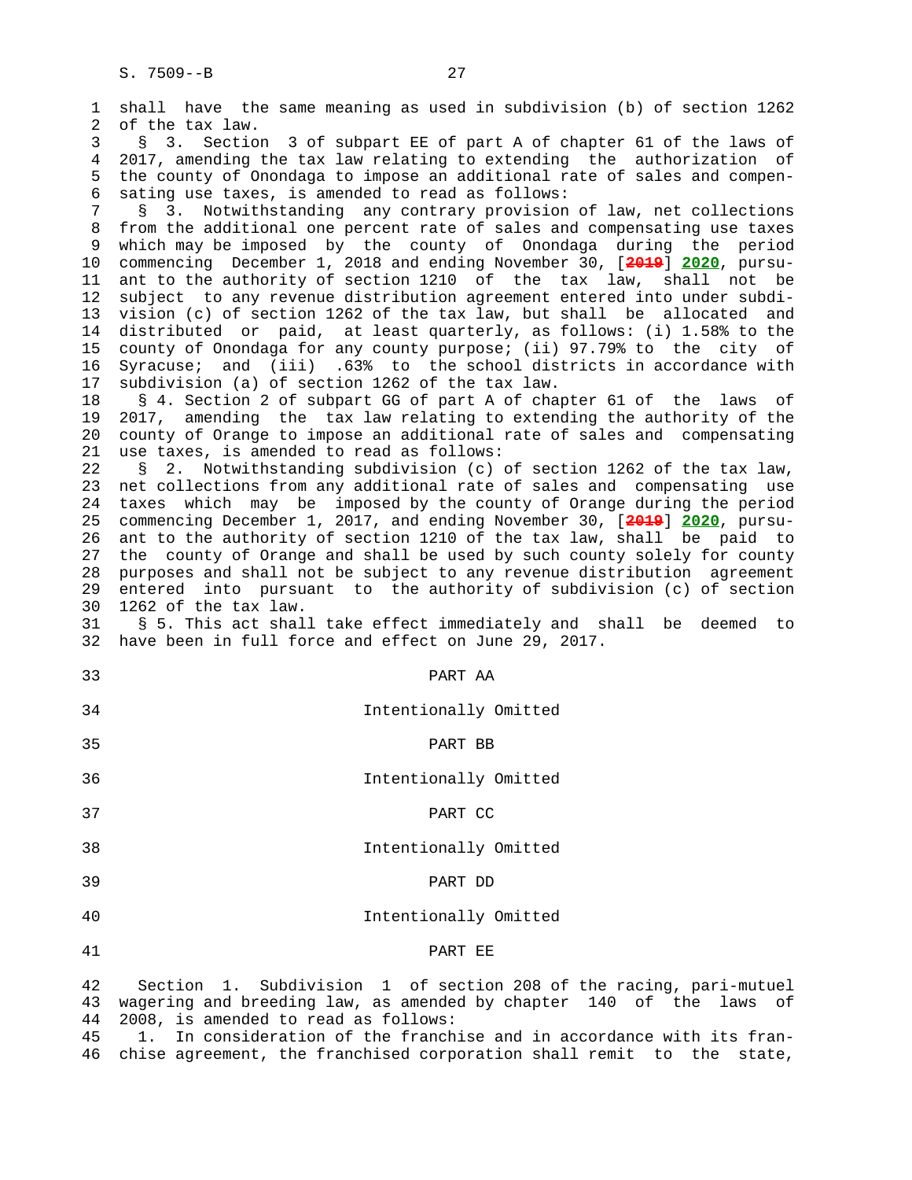shall have the same meaning as used in subdivision (b) of section 1262 of the tax law.

§ 3. Section 3 of subpart EE of part A of chapter 61 of the laws of 2017, amending the tax law relating to extending the authorization of the county of Onondaga to impose an additional rate of sales and compensating use taxes, is amended to read as follows:

§ 3. Notwithstanding any contrary provision of law, net collections from the additional one percent rate of sales and compensating use taxes which may be imposed by the county of Onondaga during the period commencing December 1, 2018 and ending November 30, [~~2019~~] **2020**, pursuant to the authority of section 1210 of the tax law, shall not be subject to any revenue distribution agreement entered into under subdivision (c) of section 1262 of the tax law, but shall be allocated and distributed or paid, at least quarterly, as follows: (i) 1.58% to the county of Onondaga for any county purpose; (ii) 97.79% to the city of Syracuse; and (iii) .63% to the school districts in accordance with subdivision (a) of section 1262 of the tax law.

§ 4. Section 2 of subpart GG of part A of chapter 61 of the laws of 2017, amending the tax law relating to extending the authority of the county of Orange to impose an additional rate of sales and compensating use taxes, is amended to read as follows:

§ 2. Notwithstanding subdivision (c) of section 1262 of the tax law, net collections from any additional rate of sales and compensating use taxes which may be imposed by the county of Orange during the period commencing December 1, 2017, and ending November 30, [~~2019~~] **2020**, pursuant to the authority of section 1210 of the tax law, shall be paid to the county of Orange and shall be used by such county solely for county purposes and shall not be subject to any revenue distribution agreement entered into pursuant to the authority of subdivision (c) of section 1262 of the tax law.

§ 5. This act shall take effect immediately and shall be deemed to have been in full force and effect on June 29, 2017.

PART AA

Intentionally Omitted

PART BB

Intentionally Omitted

PART CC

Intentionally Omitted

PART DD

Intentionally Omitted

PART EE

Section 1. Subdivision 1 of section 208 of the racing, pari-mutuel wagering and breeding law, as amended by chapter 140 of the laws of 2008, is amended to read as follows:

1. In consideration of the franchise and in accordance with its franchise agreement, the franchised corporation shall remit to the state,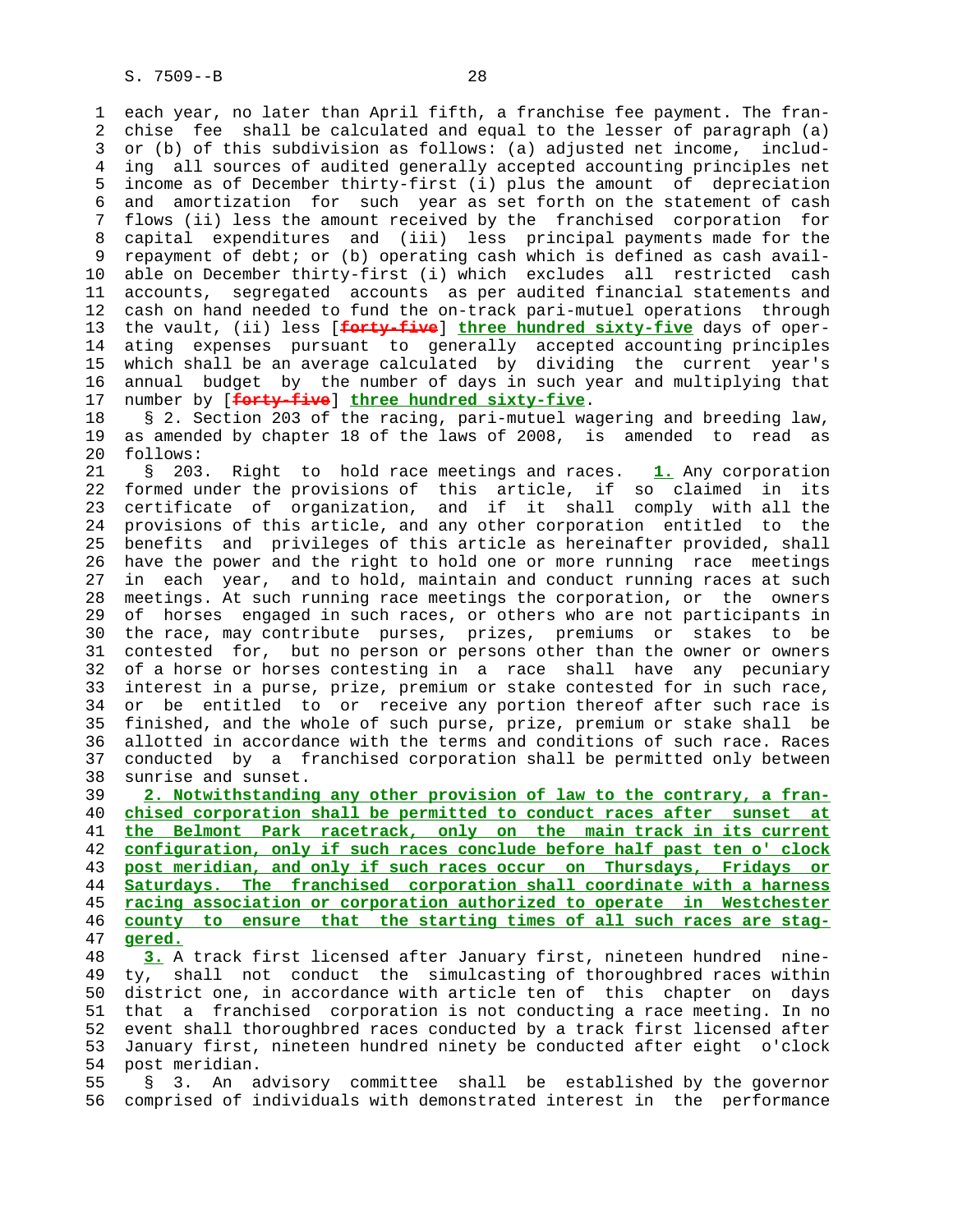each year, no later than April fifth, a franchise fee payment. The franchise fee shall be calculated and equal to the lesser of paragraph (a) or (b) of this subdivision as follows: (a) adjusted net income, including all sources of audited generally accepted accounting principles net income as of December thirty-first (i) plus the amount of depreciation and amortization for such year as set forth on the statement of cash flows (ii) less the amount received by the franchised corporation for capital expenditures and (iii) less principal payments made for the repayment of debt; or (b) operating cash which is defined as cash available on December thirty-first (i) which excludes all restricted cash accounts, segregated accounts as per audited financial statements and cash on hand needed to fund the on-track pari-mutuel operations through the vault, (ii) less [~~forty-five~~] **three hundred sixty-five** days of operating expenses pursuant to generally accepted accounting principles which shall be an average calculated by dividing the current year's annual budget by the number of days in such year and multiplying that number by [~~forty-five~~] **three hundred sixty-five**.

§ 2. Section 203 of the racing, pari-mutuel wagering and breeding law, as amended by chapter 18 of the laws of 2008, is amended to read as follows:

§ 203. Right to hold race meetings and races. **1.** Any corporation formed under the provisions of this article, if so claimed in its certificate of organization, and if it shall comply with all the provisions of this article, and any other corporation entitled to the benefits and privileges of this article as hereinafter provided, shall have the power and the right to hold one or more running race meetings in each year, and to hold, maintain and conduct running races at such meetings. At such running race meetings the corporation, or the owners of horses engaged in such races, or others who are not participants in the race, may contribute purses, prizes, premiums or stakes to be contested for, but no person or persons other than the owner or owners of a horse or horses contesting in a race shall have any pecuniary interest in a purse, prize, premium or stake contested for in such race, or be entitled to or receive any portion thereof after such race is finished, and the whole of such purse, prize, premium or stake shall be allotted in accordance with the terms and conditions of such race. Races conducted by a franchised corporation shall be permitted only between sunrise and sunset.

**2. Notwithstanding any other provision of law to the contrary, a franchised corporation shall be permitted to conduct races after sunset at the Belmont Park racetrack, only on the main track in its current configuration, only if such races conclude before half past ten o' clock post meridian, and only if such races occur on Thursdays, Fridays or Saturdays. The franchised corporation shall coordinate with a harness racing association or corporation authorized to operate in Westchester county to ensure that the starting times of all such races are staggered.**

**3.** A track first licensed after January first, nineteen hundred ninety, shall not conduct the simulcasting of thoroughbred races within district one, in accordance with article ten of this chapter on days that a franchised corporation is not conducting a race meeting. In no event shall thoroughbred races conducted by a track first licensed after January first, nineteen hundred ninety be conducted after eight o'clock post meridian.

§ 3. An advisory committee shall be established by the governor comprised of individuals with demonstrated interest in the performance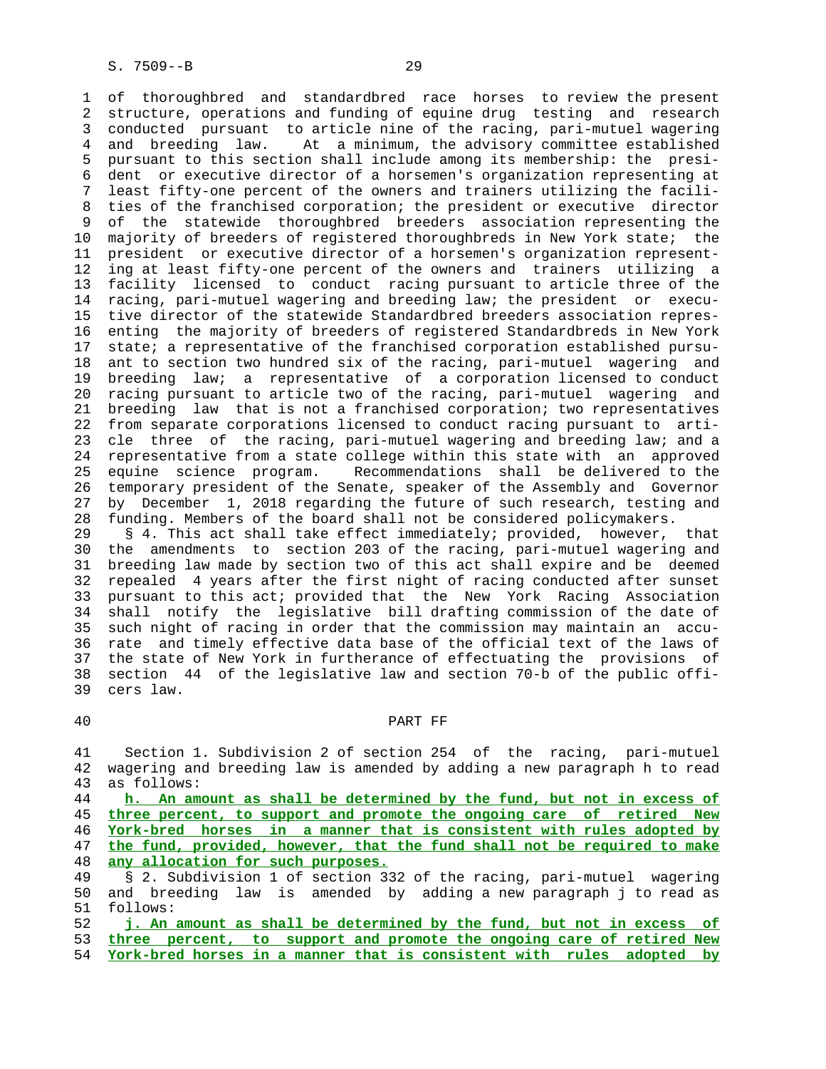of thoroughbred and standardbred race horses to review the present structure, operations and funding of equine drug testing and research conducted pursuant to article nine of the racing, pari-mutuel wagering and breeding law. At a minimum, the advisory committee established pursuant to this section shall include among its membership: the president or executive director of a horsemen's organization representing at least fifty-one percent of the owners and trainers utilizing the facilities of the franchised corporation; the president or executive director of the statewide thoroughbred breeders association representing the majority of breeders of registered thoroughbreds in New York state; the president or executive director of a horsemen's organization representing at least fifty-one percent of the owners and trainers utilizing a facility licensed to conduct racing pursuant to article three of the racing, pari-mutuel wagering and breeding law; the president or executive director of the statewide Standardbred breeders association representing the majority of breeders of registered Standardbreds in New York state; a representative of the franchised corporation established pursuant to section two hundred six of the racing, pari-mutuel wagering and breeding law; a representative of a corporation licensed to conduct racing pursuant to article two of the racing, pari-mutuel wagering and breeding law that is not a franchised corporation; two representatives from separate corporations licensed to conduct racing pursuant to article three of the racing, pari-mutuel wagering and breeding law; and a representative from a state college within this state with an approved equine science program. Recommendations shall be delivered to the temporary president of the Senate, speaker of the Assembly and Governor by December 1, 2018 regarding the future of such research, testing and funding. Members of the board shall not be considered policymakers.

§ 4. This act shall take effect immediately; provided, however, that the amendments to section 203 of the racing, pari-mutuel wagering and breeding law made by section two of this act shall expire and be deemed repealed 4 years after the first night of racing conducted after sunset pursuant to this act; provided that the New York Racing Association shall notify the legislative bill drafting commission of the date of such night of racing in order that the commission may maintain an accurate and timely effective data base of the official text of the laws of the state of New York in furtherance of effectuating the provisions of section 44 of the legislative law and section 70-b of the public officers law.

## PART FF

Section 1. Subdivision 2 of section 254 of the racing, pari-mutuel wagering and breeding law is amended by adding a new paragraph h to read as follows:

__h. An amount as shall be determined by the fund, but not in excess of three percent, to support and promote the ongoing care of retired New York-bred horses in a manner that is consistent with rules adopted by the fund, provided, however, that the fund shall not be required to make any allocation for such purposes.__

§ 2. Subdivision 1 of section 332 of the racing, pari-mutuel wagering and breeding law is amended by adding a new paragraph j to read as follows:

__j. An amount as shall be determined by the fund, but not in excess of three percent, to support and promote the ongoing care of retired New York-bred horses in a manner that is consistent with rules adopted by__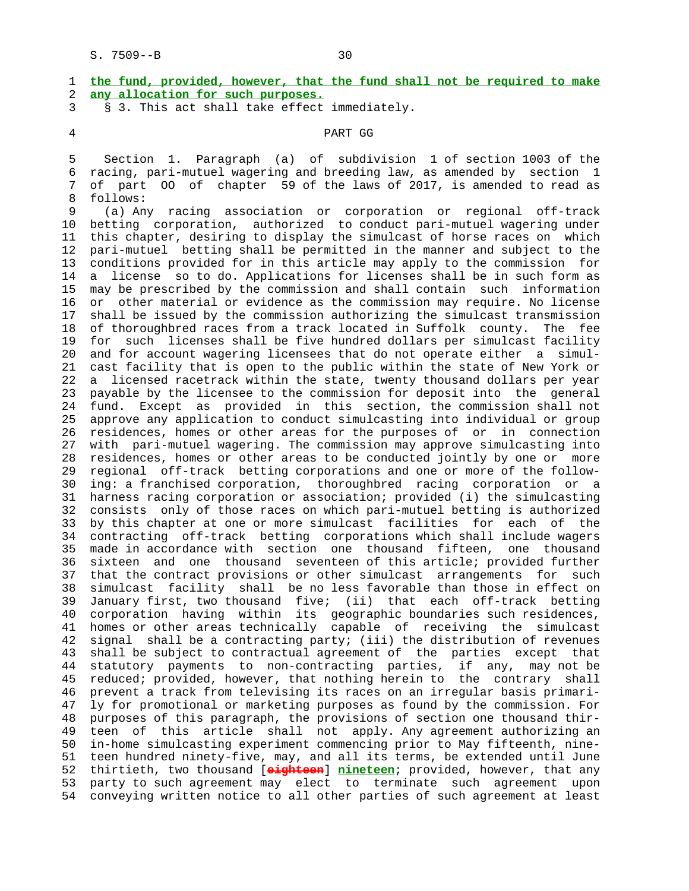**the fund, provided, however, that the fund shall not be required to make any allocation for such purposes.**

§ 3. This act shall take effect immediately.

PART GG

Section 1. Paragraph (a) of subdivision 1 of section 1003 of the racing, pari-mutuel wagering and breeding law, as amended by section 1 of part OO of chapter 59 of the laws of 2017, is amended to read as follows:

(a) Any racing association or corporation or regional off-track betting corporation, authorized to conduct pari-mutuel wagering under this chapter, desiring to display the simulcast of horse races on which pari-mutuel betting shall be permitted in the manner and subject to the conditions provided for in this article may apply to the commission for a license so to do. Applications for licenses shall be in such form as may be prescribed by the commission and shall contain such information or other material or evidence as the commission may require. No license shall be issued by the commission authorizing the simulcast transmission of thoroughbred races from a track located in Suffolk county. The fee for such licenses shall be five hundred dollars per simulcast facility and for account wagering licensees that do not operate either a simulcast facility that is open to the public within the state of New York or a licensed racetrack within the state, twenty thousand dollars per year payable by the licensee to the commission for deposit into the general fund. Except as provided in this section, the commission shall not approve any application to conduct simulcasting into individual or group residences, homes or other areas for the purposes of or in connection with pari-mutuel wagering. The commission may approve simulcasting into residences, homes or other areas to be conducted jointly by one or more regional off-track betting corporations and one or more of the following: a franchised corporation, thoroughbred racing corporation or a harness racing corporation or association; provided (i) the simulcasting consists only of those races on which pari-mutuel betting is authorized by this chapter at one or more simulcast facilities for each of the contracting off-track betting corporations which shall include wagers made in accordance with section one thousand fifteen, one thousand sixteen and one thousand seventeen of this article; provided further that the contract provisions or other simulcast arrangements for such simulcast facility shall be no less favorable than those in effect on January first, two thousand five; (ii) that each off-track betting corporation having within its geographic boundaries such residences, homes or other areas technically capable of receiving the simulcast signal shall be a contracting party; (iii) the distribution of revenues shall be subject to contractual agreement of the parties except that statutory payments to non-contracting parties, if any, may not be reduced; provided, however, that nothing herein to the contrary shall prevent a track from televising its races on an irregular basis primarily for promotional or marketing purposes as found by the commission. For purposes of this paragraph, the provisions of section one thousand thirteen of this article shall not apply. Any agreement authorizing an in-home simulcasting experiment commencing prior to May fifteenth, nineteen hundred ninety-five, may, and all its terms, be extended until June thirtieth, two thousand [~~eighteen~~] **nineteen**; provided, however, that any party to such agreement may elect to terminate such agreement upon conveying written notice to all other parties of such agreement at least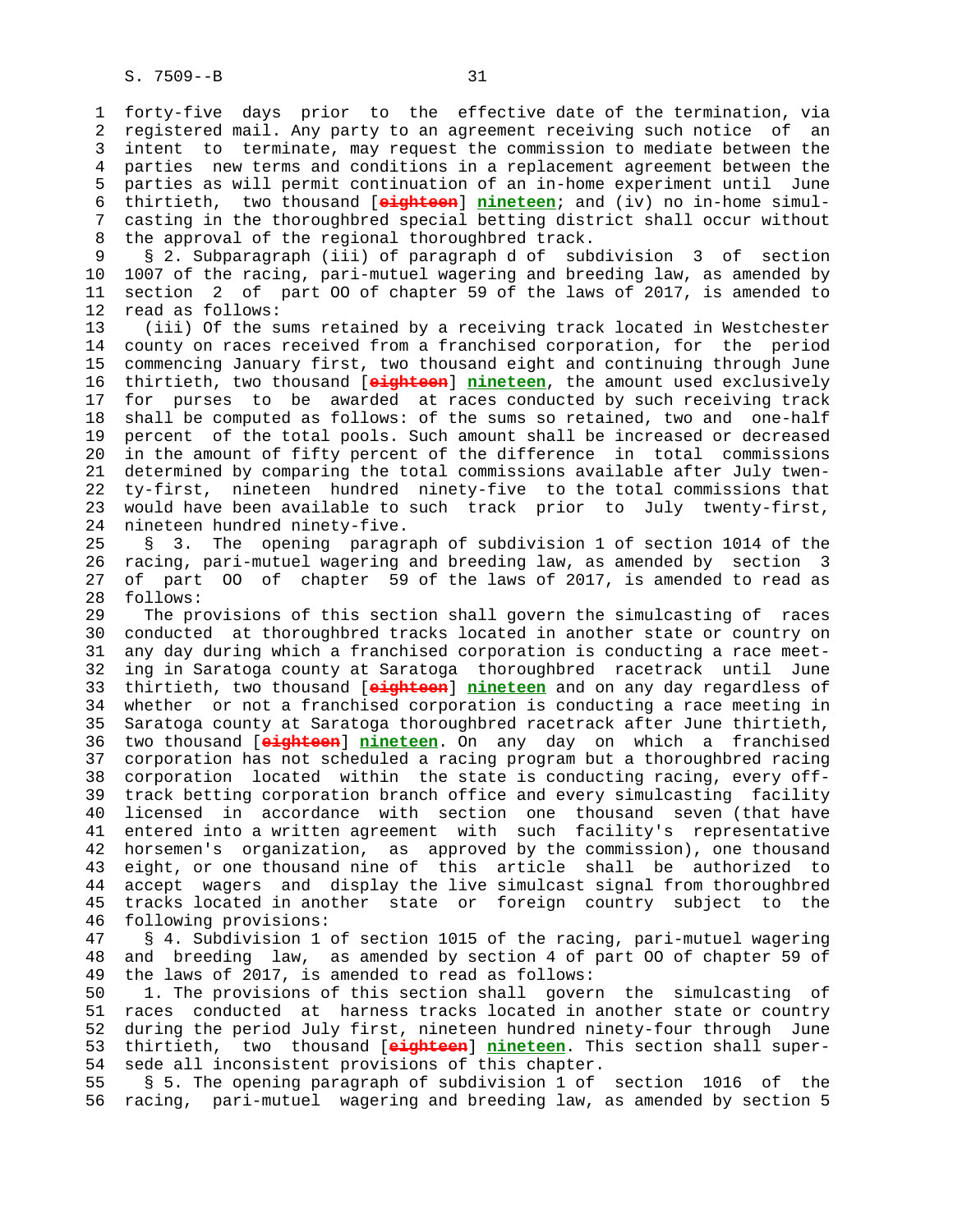forty-five days prior to the effective date of the termination, via registered mail. Any party to an agreement receiving such notice of an intent to terminate, may request the commission to mediate between the parties new terms and conditions in a replacement agreement between the parties as will permit continuation of an in-home experiment until June thirtieth, two thousand [~~eighteen~~] **nineteen**; and (iv) no in-home simulcasting in the thoroughbred special betting district shall occur without the approval of the regional thoroughbred track.

§ 2. Subparagraph (iii) of paragraph d of subdivision 3 of section 1007 of the racing, pari-mutuel wagering and breeding law, as amended by section 2 of part OO of chapter 59 of the laws of 2017, is amended to read as follows:

(iii) Of the sums retained by a receiving track located in Westchester county on races received from a franchised corporation, for the period commencing January first, two thousand eight and continuing through June thirtieth, two thousand [~~eighteen~~] **nineteen**, the amount used exclusively for purses to be awarded at races conducted by such receiving track shall be computed as follows: of the sums so retained, two and one-half percent of the total pools. Such amount shall be increased or decreased in the amount of fifty percent of the difference in total commissions determined by comparing the total commissions available after July twenty-first, nineteen hundred ninety-five to the total commissions that would have been available to such track prior to July twenty-first, nineteen hundred ninety-five.

§ 3. The opening paragraph of subdivision 1 of section 1014 of the racing, pari-mutuel wagering and breeding law, as amended by section 3 of part OO of chapter 59 of the laws of 2017, is amended to read as follows:

The provisions of this section shall govern the simulcasting of races conducted at thoroughbred tracks located in another state or country on any day during which a franchised corporation is conducting a race meeting in Saratoga county at Saratoga thoroughbred racetrack until June thirtieth, two thousand [~~eighteen~~] **nineteen** and on any day regardless of whether or not a franchised corporation is conducting a race meeting in Saratoga county at Saratoga thoroughbred racetrack after June thirtieth, two thousand [~~eighteen~~] **nineteen**. On any day on which a franchised corporation has not scheduled a racing program but a thoroughbred racing corporation located within the state is conducting racing, every off-track betting corporation branch office and every simulcasting facility licensed in accordance with section one thousand seven (that have entered into a written agreement with such facility's representative horsemen's organization, as approved by the commission), one thousand eight, or one thousand nine of this article shall be authorized to accept wagers and display the live simulcast signal from thoroughbred tracks located in another state or foreign country subject to the following provisions:

§ 4. Subdivision 1 of section 1015 of the racing, pari-mutuel wagering and breeding law, as amended by section 4 of part OO of chapter 59 of the laws of 2017, is amended to read as follows:

1. The provisions of this section shall govern the simulcasting of races conducted at harness tracks located in another state or country during the period July first, nineteen hundred ninety-four through June thirtieth, two thousand [~~eighteen~~] **nineteen**. This section shall supersede all inconsistent provisions of this chapter.

§ 5. The opening paragraph of subdivision 1 of section 1016 of the racing, pari-mutuel wagering and breeding law, as amended by section 5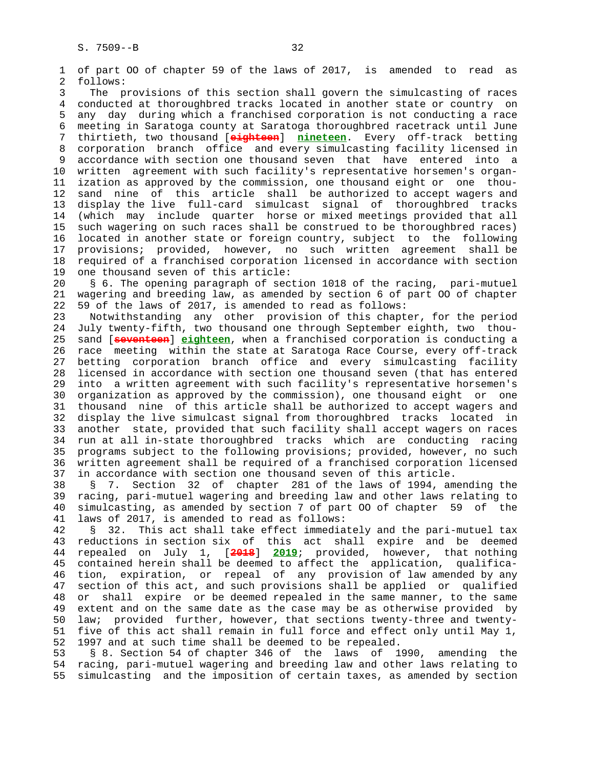of part OO of chapter 59 of the laws of 2017, is amended to read as follows:

The provisions of this section shall govern the simulcasting of races conducted at thoroughbred tracks located in another state or country on any day during which a franchised corporation is not conducting a race meeting in Saratoga county at Saratoga thoroughbred racetrack until June thirtieth, two thousand [~~eighteen~~] **nineteen**. Every off-track betting corporation branch office and every simulcasting facility licensed in accordance with section one thousand seven that have entered into a written agreement with such facility's representative horsemen's organization as approved by the commission, one thousand eight or one thousand nine of this article shall be authorized to accept wagers and display the live full-card simulcast signal of thoroughbred tracks (which may include quarter horse or mixed meetings provided that all such wagering on such races shall be construed to be thoroughbred races) located in another state or foreign country, subject to the following provisions; provided, however, no such written agreement shall be required of a franchised corporation licensed in accordance with section one thousand seven of this article:

§ 6. The opening paragraph of section 1018 of the racing, pari-mutuel wagering and breeding law, as amended by section 6 of part OO of chapter 59 of the laws of 2017, is amended to read as follows:

Notwithstanding any other provision of this chapter, for the period July twenty-fifth, two thousand one through September eighth, two thousand [~~seventeen~~] **eighteen**, when a franchised corporation is conducting a race meeting within the state at Saratoga Race Course, every off-track betting corporation branch office and every simulcasting facility licensed in accordance with section one thousand seven (that has entered into a written agreement with such facility's representative horsemen's organization as approved by the commission), one thousand eight or one thousand nine of this article shall be authorized to accept wagers and display the live simulcast signal from thoroughbred tracks located in another state, provided that such facility shall accept wagers on races run at all in-state thoroughbred tracks which are conducting racing programs subject to the following provisions; provided, however, no such written agreement shall be required of a franchised corporation licensed in accordance with section one thousand seven of this article.

§ 7. Section 32 of chapter 281 of the laws of 1994, amending the racing, pari-mutuel wagering and breeding law and other laws relating to simulcasting, as amended by section 7 of part OO of chapter 59 of the laws of 2017, is amended to read as follows:

§ 32. This act shall take effect immediately and the pari-mutuel tax reductions in section six of this act shall expire and be deemed repealed on July 1, [~~2018~~] **2019**; provided, however, that nothing contained herein shall be deemed to affect the application, qualification, expiration, or repeal of any provision of law amended by any section of this act, and such provisions shall be applied or qualified or shall expire or be deemed repealed in the same manner, to the same extent and on the same date as the case may be as otherwise provided by law; provided further, however, that sections twenty-three and twenty-five of this act shall remain in full force and effect only until May 1, 1997 and at such time shall be deemed to be repealed.

§ 8. Section 54 of chapter 346 of the laws of 1990, amending the racing, pari-mutuel wagering and breeding law and other laws relating to simulcasting and the imposition of certain taxes, as amended by section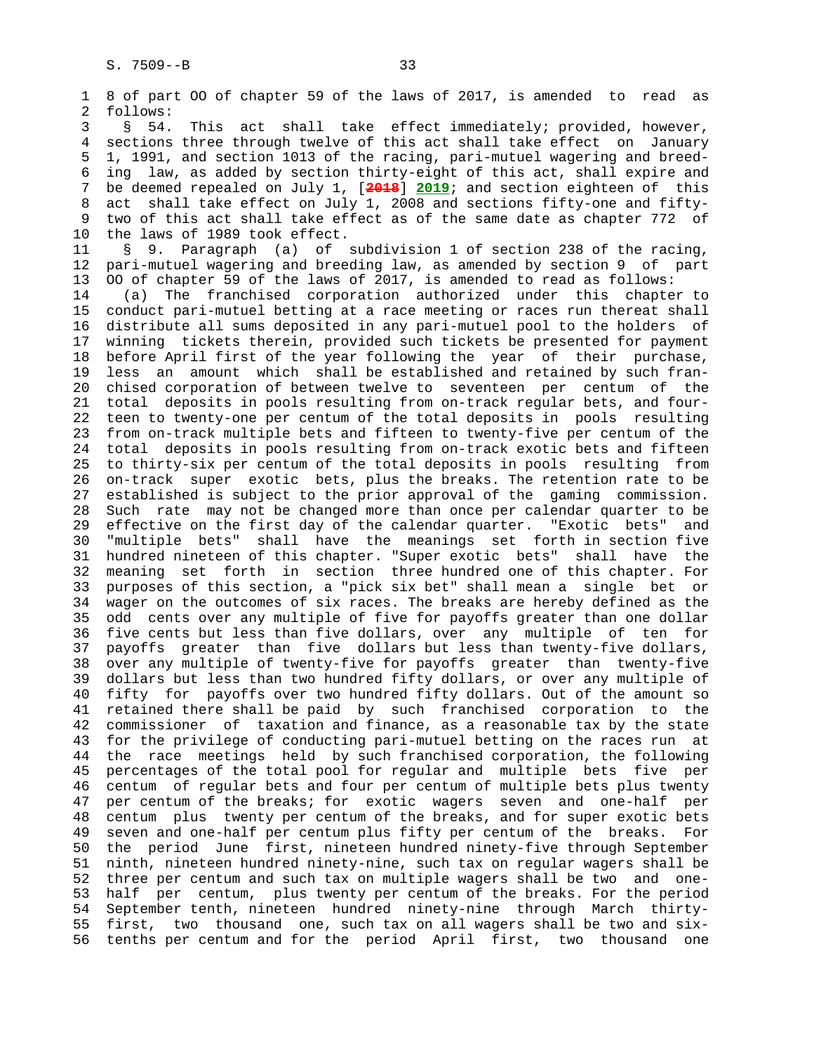8 of part OO of chapter 59 of the laws of 2017, is amended to read as follows:

§ 54. This act shall take effect immediately; provided, however, sections three through twelve of this act shall take effect on January 1, 1991, and section 1013 of the racing, pari-mutuel wagering and breeding law, as added by section thirty-eight of this act, shall expire and be deemed repealed on July 1, [~~2018~~] **2019**; and section eighteen of this act shall take effect on July 1, 2008 and sections fifty-one and fifty-two of this act shall take effect as of the same date as chapter 772 of the laws of 1989 took effect.

§ 9. Paragraph (a) of subdivision 1 of section 238 of the racing, pari-mutuel wagering and breeding law, as amended by section 9 of part OO of chapter 59 of the laws of 2017, is amended to read as follows:

(a) The franchised corporation authorized under this chapter to conduct pari-mutuel betting at a race meeting or races run thereat shall distribute all sums deposited in any pari-mutuel pool to the holders of winning tickets therein, provided such tickets be presented for payment before April first of the year following the year of their purchase, less an amount which shall be established and retained by such franchised corporation of between twelve to seventeen per centum of the total deposits in pools resulting from on-track regular bets, and fourteen to twenty-one per centum of the total deposits in pools resulting from on-track multiple bets and fifteen to twenty-five per centum of the total deposits in pools resulting from on-track exotic bets and fifteen to thirty-six per centum of the total deposits in pools resulting from on-track super exotic bets, plus the breaks. The retention rate to be established is subject to the prior approval of the gaming commission. Such rate may not be changed more than once per calendar quarter to be effective on the first day of the calendar quarter. "Exotic bets" and "multiple bets" shall have the meanings set forth in section five hundred nineteen of this chapter. "Super exotic bets" shall have the meaning set forth in section three hundred one of this chapter. For purposes of this section, a "pick six bet" shall mean a single bet or wager on the outcomes of six races. The breaks are hereby defined as the odd cents over any multiple of five for payoffs greater than one dollar five cents but less than five dollars, over any multiple of ten for payoffs greater than five dollars but less than twenty-five dollars, over any multiple of twenty-five for payoffs greater than twenty-five dollars but less than two hundred fifty dollars, or over any multiple of fifty for payoffs over two hundred fifty dollars. Out of the amount so retained there shall be paid by such franchised corporation to the commissioner of taxation and finance, as a reasonable tax by the state for the privilege of conducting pari-mutuel betting on the races run at the race meetings held by such franchised corporation, the following percentages of the total pool for regular and multiple bets five per centum of regular bets and four per centum of multiple bets plus twenty per centum of the breaks; for exotic wagers seven and one-half per centum plus twenty per centum of the breaks, and for super exotic bets seven and one-half per centum plus fifty per centum of the breaks. For the period June first, nineteen hundred ninety-five through September ninth, nineteen hundred ninety-nine, such tax on regular wagers shall be three per centum and such tax on multiple wagers shall be two and one-half per centum, plus twenty per centum of the breaks. For the period September tenth, nineteen hundred ninety-nine through March thirty-first, two thousand one, such tax on all wagers shall be two and six-tenths per centum and for the period April first, two thousand one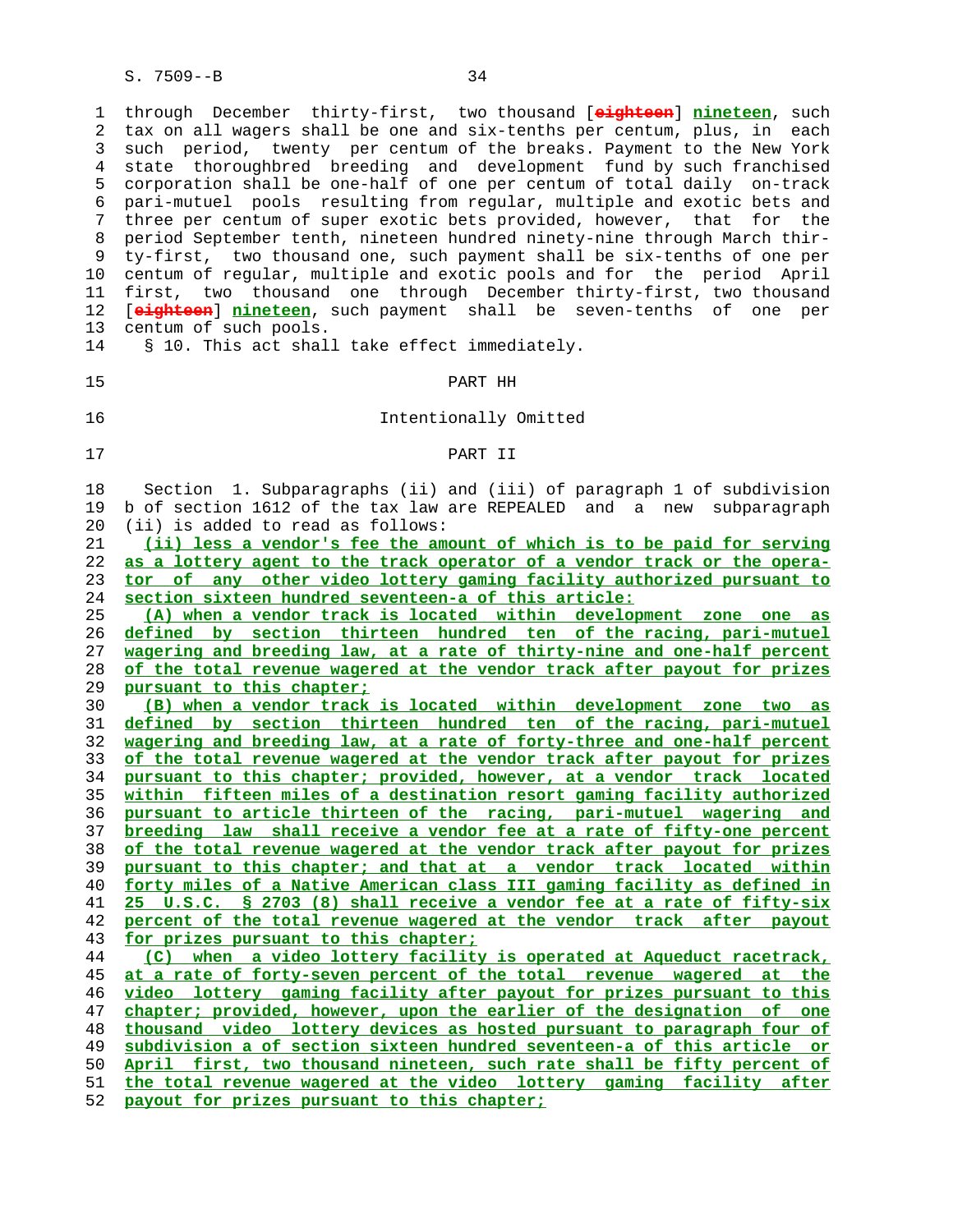through December thirty-first, two thousand [~~eighteen~~] **nineteen**, such tax on all wagers shall be one and six-tenths per centum, plus, in each such period, twenty per centum of the breaks. Payment to the New York state thoroughbred breeding and development fund by such franchised corporation shall be one-half of one per centum of total daily on-track pari-mutuel pools resulting from regular, multiple and exotic bets and three per centum of super exotic bets provided, however, that for the period September tenth, nineteen hundred ninety-nine through March thirty-first, two thousand one, such payment shall be six-tenths of one per centum of regular, multiple and exotic pools and for the period April first, two thousand one through December thirty-first, two thousand [~~eighteen~~] **nineteen**, such payment shall be seven-tenths of one per centum of such pools.

§ 10. This act shall take effect immediately.

PART HH

Intentionally Omitted

PART II

Section 1. Subparagraphs (ii) and (iii) of paragraph 1 of subdivision b of section 1612 of the tax law are REPEALED and a new subparagraph (ii) is added to read as follows:

**(ii) less a vendor's fee the amount of which is to be paid for serving as a lottery agent to the track operator of a vendor track or the operator of any other video lottery gaming facility authorized pursuant to section sixteen hundred seventeen-a of this article:**

**(A) when a vendor track is located within development zone one as defined by section thirteen hundred ten of the racing, pari-mutuel wagering and breeding law, at a rate of thirty-nine and one-half percent of the total revenue wagered at the vendor track after payout for prizes pursuant to this chapter;**

**(B) when a vendor track is located within development zone two as defined by section thirteen hundred ten of the racing, pari-mutuel wagering and breeding law, at a rate of forty-three and one-half percent of the total revenue wagered at the vendor track after payout for prizes pursuant to this chapter; provided, however, at a vendor track located within fifteen miles of a destination resort gaming facility authorized pursuant to article thirteen of the racing, pari-mutuel wagering and breeding law shall receive a vendor fee at a rate of fifty-one percent of the total revenue wagered at the vendor track after payout for prizes pursuant to this chapter; and that at a vendor track located within forty miles of a Native American class III gaming facility as defined in 25 U.S.C. § 2703 (8) shall receive a vendor fee at a rate of fifty-six percent of the total revenue wagered at the vendor track after payout for prizes pursuant to this chapter;**

**(C) when a video lottery facility is operated at Aqueduct racetrack, at a rate of forty-seven percent of the total revenue wagered at the video lottery gaming facility after payout for prizes pursuant to this chapter; provided, however, upon the earlier of the designation of one thousand video lottery devices as hosted pursuant to paragraph four of subdivision a of section sixteen hundred seventeen-a of this article or April first, two thousand nineteen, such rate shall be fifty percent of the total revenue wagered at the video lottery gaming facility after payout for prizes pursuant to this chapter;**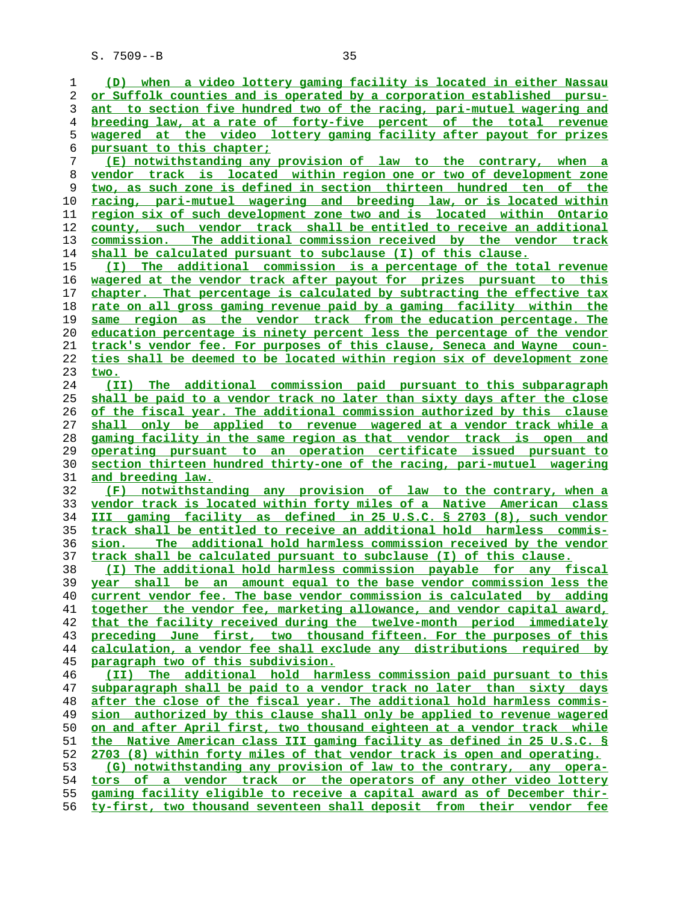(D) when a video lottery gaming facility is located in either Nassau or Suffolk counties and is operated by a corporation established pursuant to section five hundred two of the racing, pari-mutuel wagering and breeding law, at a rate of forty-five percent of the total revenue wagered at the video lottery gaming facility after payout for prizes pursuant to this chapter;

(E) notwithstanding any provision of law to the contrary, when a vendor track is located within region one or two of development zone two, as such zone is defined in section thirteen hundred ten of the racing, pari-mutuel wagering and breeding law, or is located within region six of such development zone two and is located within Ontario county, such vendor track shall be entitled to receive an additional commission. The additional commission received by the vendor track shall be calculated pursuant to subclause (I) of this clause.

(I) The additional commission is a percentage of the total revenue wagered at the vendor track after payout for prizes pursuant to this chapter. That percentage is calculated by subtracting the effective tax rate on all gross gaming revenue paid by a gaming facility within the same region as the vendor track from the education percentage. The education percentage is ninety percent less the percentage of the vendor track's vendor fee. For purposes of this clause, Seneca and Wayne counties shall be deemed to be located within region six of development zone two.

(II) The additional commission paid pursuant to this subparagraph shall be paid to a vendor track no later than sixty days after the close of the fiscal year. The additional commission authorized by this clause shall only be applied to revenue wagered at a vendor track while a gaming facility in the same region as that vendor track is open and operating pursuant to an operation certificate issued pursuant to section thirteen hundred thirty-one of the racing, pari-mutuel wagering and breeding law.

(F) notwithstanding any provision of law to the contrary, when a vendor track is located within forty miles of a Native American class III gaming facility as defined in 25 U.S.C. § 2703 (8), such vendor track shall be entitled to receive an additional hold harmless commission. The additional hold harmless commission received by the vendor track shall be calculated pursuant to subclause (I) of this clause.

(I) The additional hold harmless commission payable for any fiscal year shall be an amount equal to the base vendor commission less the current vendor fee. The base vendor commission is calculated by adding together the vendor fee, marketing allowance, and vendor capital award, that the facility received during the twelve-month period immediately preceding June first, two thousand fifteen. For the purposes of this calculation, a vendor fee shall exclude any distributions required by paragraph two of this subdivision.

(II) The additional hold harmless commission paid pursuant to this subparagraph shall be paid to a vendor track no later than sixty days after the close of the fiscal year. The additional hold harmless commission authorized by this clause shall only be applied to revenue wagered on and after April first, two thousand eighteen at a vendor track while the Native American class III gaming facility as defined in 25 U.S.C. § 2703 (8) within forty miles of that vendor track is open and operating.

(G) notwithstanding any provision of law to the contrary, any operators of a vendor track or the operators of any other video lottery gaming facility eligible to receive a capital award as of December thirty-first, two thousand seventeen shall deposit from their vendor fee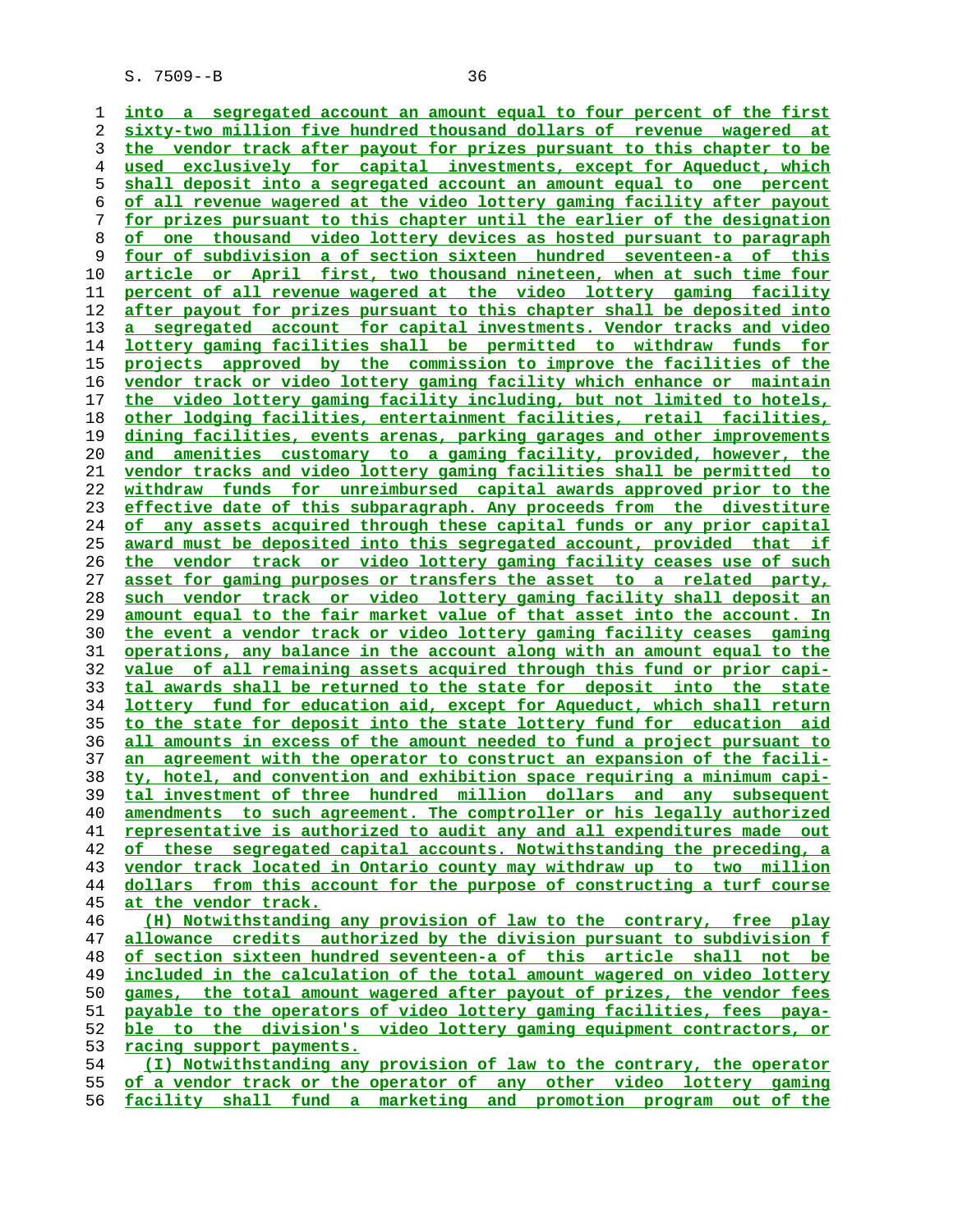into a segregated account an amount equal to four percent of the first sixty-two million five hundred thousand dollars of revenue wagered at the vendor track after payout for prizes pursuant to this chapter to be used exclusively for capital investments, except for Aqueduct, which shall deposit into a segregated account an amount equal to one percent of all revenue wagered at the video lottery gaming facility after payout for prizes pursuant to this chapter until the earlier of the designation of one thousand video lottery devices as hosted pursuant to paragraph four of subdivision a of section sixteen hundred seventeen-a of this article or April first, two thousand nineteen, when at such time four percent of all revenue wagered at the video lottery gaming facility after payout for prizes pursuant to this chapter shall be deposited into a segregated account for capital investments. Vendor tracks and video lottery gaming facilities shall be permitted to withdraw funds for projects approved by the commission to improve the facilities of the vendor track or video lottery gaming facility which enhance or maintain the video lottery gaming facility including, but not limited to hotels, other lodging facilities, entertainment facilities, retail facilities, dining facilities, events arenas, parking garages and other improvements and amenities customary to a gaming facility, provided, however, the vendor tracks and video lottery gaming facilities shall be permitted to withdraw funds for unreimbursed capital awards approved prior to the effective date of this subparagraph. Any proceeds from the divestiture of any assets acquired through these capital funds or any prior capital award must be deposited into this segregated account, provided that if the vendor track or video lottery gaming facility ceases use of such asset for gaming purposes or transfers the asset to a related party, such vendor track or video lottery gaming facility shall deposit an amount equal to the fair market value of that asset into the account. In the event a vendor track or video lottery gaming facility ceases gaming operations, any balance in the account along with an amount equal to the value of all remaining assets acquired through this fund or prior capital awards shall be returned to the state for deposit into the state lottery fund for education aid, except for Aqueduct, which shall return to the state for deposit into the state lottery fund for education aid all amounts in excess of the amount needed to fund a project pursuant to an agreement with the operator to construct an expansion of the facility, hotel, and convention and exhibition space requiring a minimum capital investment of three hundred million dollars and any subsequent amendments to such agreement. The comptroller or his legally authorized representative is authorized to audit any and all expenditures made out of these segregated capital accounts. Notwithstanding the preceding, a vendor track located in Ontario county may withdraw up to two million dollars from this account for the purpose of constructing a turf course at the vendor track.

(H) Notwithstanding any provision of law to the contrary, free play allowance credits authorized by the division pursuant to subdivision f of section sixteen hundred seventeen-a of this article shall not be included in the calculation of the total amount wagered on video lottery games, the total amount wagered after payout of prizes, the vendor fees payable to the operators of video lottery gaming facilities, fees payable to the division's video lottery gaming equipment contractors, or racing support payments.

(I) Notwithstanding any provision of law to the contrary, the operator of a vendor track or the operator of any other video lottery gaming facility shall fund a marketing and promotion program out of the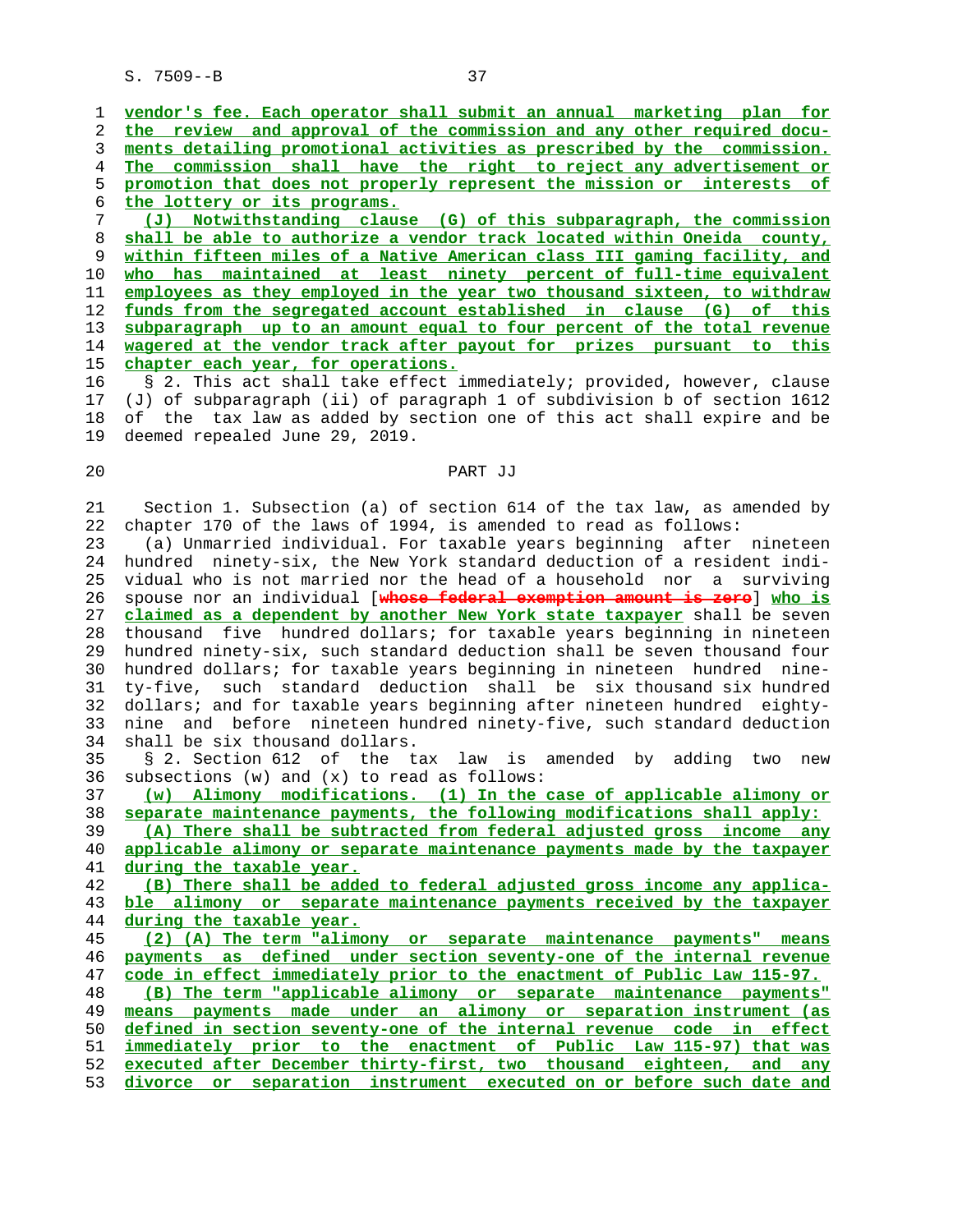vendor's fee. Each operator shall submit an annual marketing plan for the review and approval of the commission and any other required documents detailing promotional activities as prescribed by the commission. The commission shall have the right to reject any advertisement or promotion that does not properly represent the mission or interests of the lottery or its programs.

(J) Notwithstanding clause (G) of this subparagraph, the commission shall be able to authorize a vendor track located within Oneida county, within fifteen miles of a Native American class III gaming facility, and who has maintained at least ninety percent of full-time equivalent employees as they employed in the year two thousand sixteen, to withdraw funds from the segregated account established in clause (G) of this subparagraph up to an amount equal to four percent of the total revenue wagered at the vendor track after payout for prizes pursuant to this chapter each year, for operations.

§ 2. This act shall take effect immediately; provided, however, clause (J) of subparagraph (ii) of paragraph 1 of subdivision b of section 1612 of the tax law as added by section one of this act shall expire and be deemed repealed June 29, 2019.

PART JJ

Section 1. Subsection (a) of section 614 of the tax law, as amended by chapter 170 of the laws of 1994, is amended to read as follows:

(a) Unmarried individual. For taxable years beginning after nineteen hundred ninety-six, the New York standard deduction of a resident individual who is not married nor the head of a household nor a surviving spouse nor an individual [whose federal exemption amount is zero] who is claimed as a dependent by another New York state taxpayer shall be seven thousand five hundred dollars; for taxable years beginning in nineteen hundred ninety-six, such standard deduction shall be seven thousand four hundred dollars; for taxable years beginning in nineteen hundred ninety-five, such standard deduction shall be six thousand six hundred dollars; and for taxable years beginning after nineteen hundred eighty-nine and before nineteen hundred ninety-five, such standard deduction shall be six thousand dollars.

§ 2. Section 612 of the tax law is amended by adding two new subsections (w) and (x) to read as follows:

(w) Alimony modifications. (1) In the case of applicable alimony or separate maintenance payments, the following modifications shall apply:

(A) There shall be subtracted from federal adjusted gross income any applicable alimony or separate maintenance payments made by the taxpayer during the taxable year.

(B) There shall be added to federal adjusted gross income any applicable alimony or separate maintenance payments received by the taxpayer during the taxable year.

(2) (A) The term "alimony or separate maintenance payments" means payments as defined under section seventy-one of the internal revenue code in effect immediately prior to the enactment of Public Law 115-97.

(B) The term "applicable alimony or separate maintenance payments" means payments made under an alimony or separation instrument (as defined in section seventy-one of the internal revenue code in effect immediately prior to the enactment of Public Law 115-97) that was executed after December thirty-first, two thousand eighteen, and any divorce or separation instrument executed on or before such date and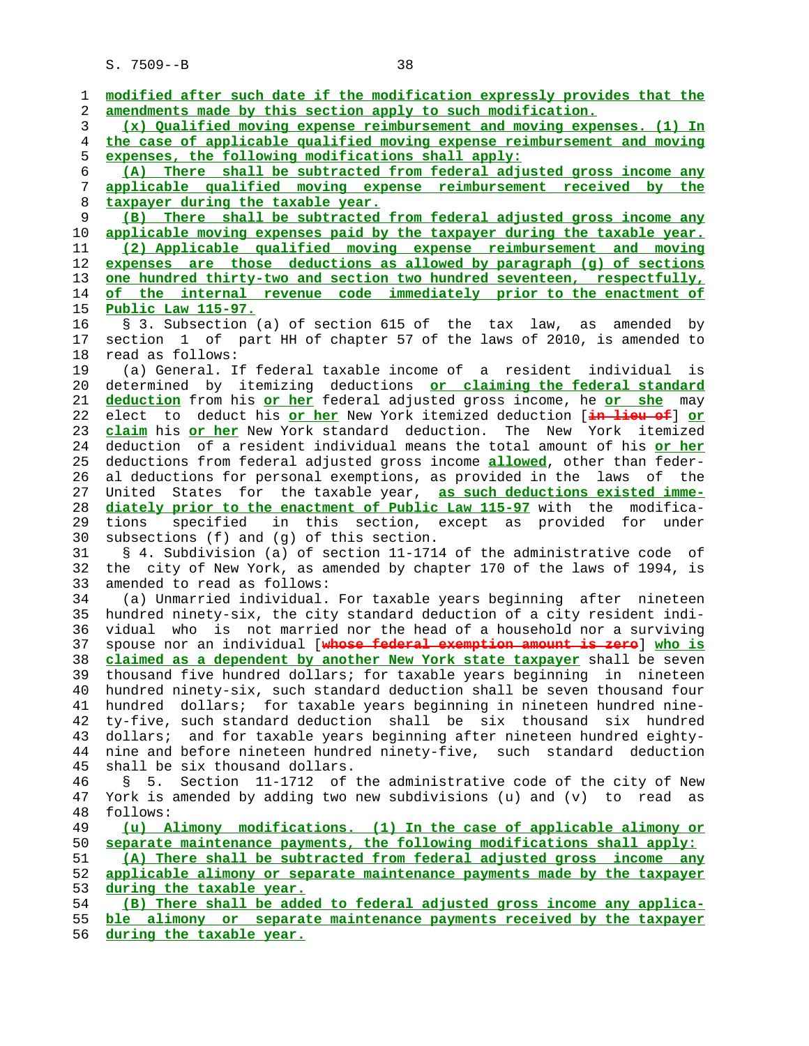modified after such date if the modification expressly provides that the amendments made by this section apply to such modification.

(x) Qualified moving expense reimbursement and moving expenses. (1) In the case of applicable qualified moving expense reimbursement and moving expenses, the following modifications shall apply:

(A) There shall be subtracted from federal adjusted gross income any applicable qualified moving expense reimbursement received by the taxpayer during the taxable year.

(B) There shall be subtracted from federal adjusted gross income any applicable moving expenses paid by the taxpayer during the taxable year.

(2) Applicable qualified moving expense reimbursement and moving expenses are those deductions as allowed by paragraph (g) of sections one hundred thirty-two and section two hundred seventeen, respectfully, of the internal revenue code immediately prior to the enactment of Public Law 115-97.

§ 3. Subsection (a) of section 615 of the tax law, as amended by section 1 of part HH of chapter 57 of the laws of 2010, is amended to read as follows:

(a) General. If federal taxable income of a resident individual is determined by itemizing deductions or claiming the federal standard deduction from his or her federal adjusted gross income, he or she may elect to deduct his or her New York itemized deduction [in lieu of] or claim his or her New York standard deduction. The New York itemized deduction of a resident individual means the total amount of his or her deductions from federal adjusted gross income allowed, other than federal deductions for personal exemptions, as provided in the laws of the United States for the taxable year, as such deductions existed immediately prior to the enactment of Public Law 115-97 with the modifications specified in this section, except as provided for under subsections (f) and (g) of this section.

§ 4. Subdivision (a) of section 11-1714 of the administrative code of the city of New York, as amended by chapter 170 of the laws of 1994, is amended to read as follows:

(a) Unmarried individual. For taxable years beginning after nineteen hundred ninety-six, the city standard deduction of a city resident individual who is not married nor the head of a household nor a surviving spouse nor an individual [whose federal exemption amount is zero] who is claimed as a dependent by another New York state taxpayer shall be seven thousand five hundred dollars; for taxable years beginning in nineteen hundred ninety-six, such standard deduction shall be seven thousand four hundred dollars; for taxable years beginning in nineteen hundred ninety-five, such standard deduction shall be six thousand six hundred dollars; and for taxable years beginning after nineteen hundred eighty-nine and before nineteen hundred ninety-five, such standard deduction shall be six thousand dollars.

§ 5. Section 11-1712 of the administrative code of the city of New York is amended by adding two new subdivisions (u) and (v) to read as follows:

(u) Alimony modifications. (1) In the case of applicable alimony or separate maintenance payments, the following modifications shall apply:

(A) There shall be subtracted from federal adjusted gross income any applicable alimony or separate maintenance payments made by the taxpayer during the taxable year.

(B) There shall be added to federal adjusted gross income any applicable alimony or separate maintenance payments received by the taxpayer during the taxable year.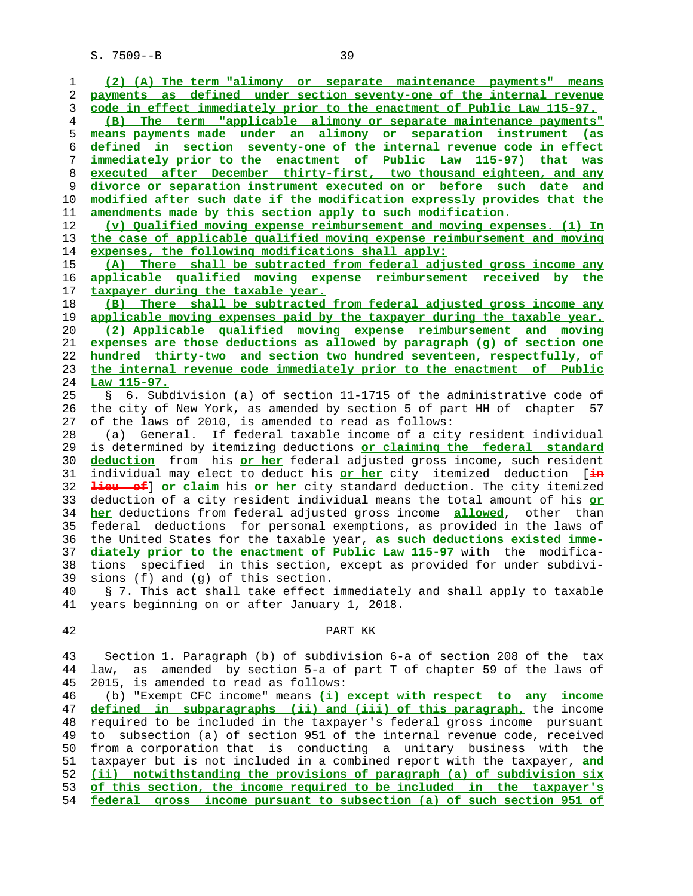(2) (A) The term "alimony or separate maintenance payments" means payments as defined under section seventy-one of the internal revenue code in effect immediately prior to the enactment of Public Law 115-97.

(B) The term "applicable alimony or separate maintenance payments" means payments made under an alimony or separation instrument (as defined in section seventy-one of the internal revenue code in effect immediately prior to the enactment of Public Law 115-97) that was executed after December thirty-first, two thousand eighteen, and any divorce or separation instrument executed on or before such date and modified after such date if the modification expressly provides that the amendments made by this section apply to such modification.

(v) Qualified moving expense reimbursement and moving expenses. (1) In the case of applicable qualified moving expense reimbursement and moving expenses, the following modifications shall apply:

(A) There shall be subtracted from federal adjusted gross income any applicable qualified moving expense reimbursement received by the taxpayer during the taxable year.

(B) There shall be subtracted from federal adjusted gross income any applicable moving expenses paid by the taxpayer during the taxable year.

(2) Applicable qualified moving expense reimbursement and moving expenses are those deductions as allowed by paragraph (g) of section one hundred thirty-two and section two hundred seventeen, respectfully, of the internal revenue code immediately prior to the enactment of Public Law 115-97.

§ 6. Subdivision (a) of section 11-1715 of the administrative code of the city of New York, as amended by section 5 of part HH of chapter 57 of the laws of 2010, is amended to read as follows:

(a) General. If federal taxable income of a city resident individual is determined by itemizing deductions or claiming the federal standard deduction from his or her federal adjusted gross income, such resident individual may elect to deduct his or her city itemized deduction [in lieu of] or claim his or her city standard deduction. The city itemized deduction of a city resident individual means the total amount of his or her deductions from federal adjusted gross income allowed, other than federal deductions for personal exemptions, as provided in the laws of the United States for the taxable year, as such deductions existed immediately prior to the enactment of Public Law 115-97 with the modifications specified in this section, except as provided for under subdivisions (f) and (g) of this section.

§ 7. This act shall take effect immediately and shall apply to taxable years beginning on or after January 1, 2018.

## PART KK

Section 1. Paragraph (b) of subdivision 6-a of section 208 of the tax law, as amended by section 5-a of part T of chapter 59 of the laws of 2015, is amended to read as follows:

(b) "Exempt CFC income" means (i) except with respect to any income defined in subparagraphs (ii) and (iii) of this paragraph, the income required to be included in the taxpayer's federal gross income pursuant to subsection (a) of section 951 of the internal revenue code, received from a corporation that is conducting a unitary business with the taxpayer but is not included in a combined report with the taxpayer, and (ii) notwithstanding the provisions of paragraph (a) of subdivision six of this section, the income required to be included in the taxpayer's federal gross income pursuant to subsection (a) of such section 951 of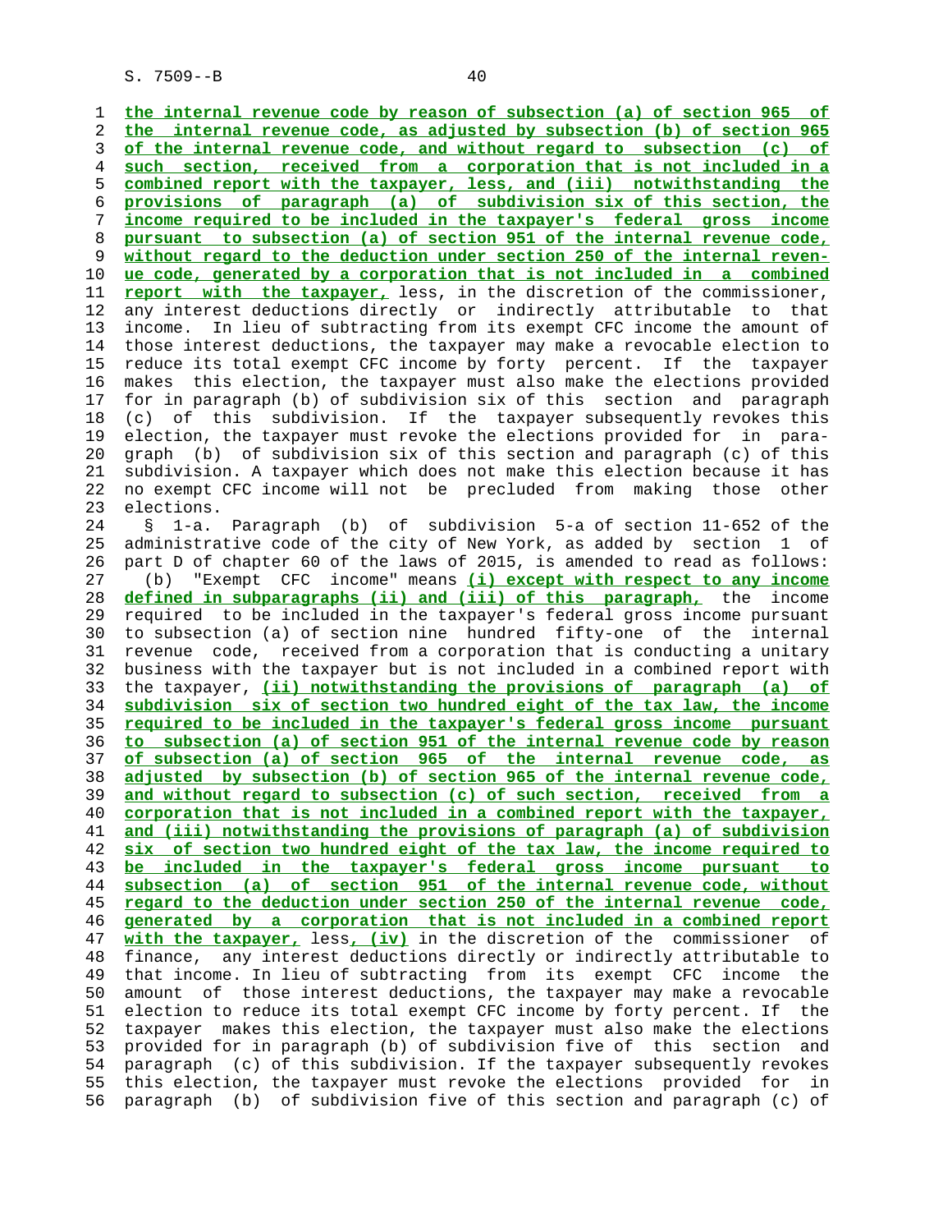the internal revenue code by reason of subsection (a) of section 965 of the internal revenue code, as adjusted by subsection (b) of section 965 of the internal revenue code, and without regard to subsection (c) of such section, received from a corporation that is not included in a combined report with the taxpayer, less, and (iii) notwithstanding the provisions of paragraph (a) of subdivision six of this section, the income required to be included in the taxpayer's federal gross income pursuant to subsection (a) of section 951 of the internal revenue code, without regard to the deduction under section 250 of the internal revenue code, generated by a corporation that is not included in a combined report with the taxpayer, less, in the discretion of the commissioner, any interest deductions directly or indirectly attributable to that income. In lieu of subtracting from its exempt CFC income the amount of those interest deductions, the taxpayer may make a revocable election to reduce its total exempt CFC income by forty percent. If the taxpayer makes this election, the taxpayer must also make the elections provided for in paragraph (b) of subdivision six of this section and paragraph (c) of this subdivision. If the taxpayer subsequently revokes this election, the taxpayer must revoke the elections provided for in paragraph (b) of subdivision six of this section and paragraph (c) of this subdivision. A taxpayer which does not make this election because it has no exempt CFC income will not be precluded from making those other elections.

§ 1-a. Paragraph (b) of subdivision 5-a of section 11-652 of the administrative code of the city of New York, as added by section 1 of part D of chapter 60 of the laws of 2015, is amended to read as follows:

(b) "Exempt CFC income" means (i) except with respect to any income defined in subparagraphs (ii) and (iii) of this paragraph, the income required to be included in the taxpayer's federal gross income pursuant to subsection (a) of section nine hundred fifty-one of the internal revenue code, received from a corporation that is conducting a unitary business with the taxpayer but is not included in a combined report with the taxpayer, (ii) notwithstanding the provisions of paragraph (a) of subdivision six of section two hundred eight of the tax law, the income required to be included in the taxpayer's federal gross income pursuant to subsection (a) of section 951 of the internal revenue code by reason of subsection (a) of section 965 of the internal revenue code, as adjusted by subsection (b) of section 965 of the internal revenue code, and without regard to subsection (c) of such section, received from a corporation that is not included in a combined report with the taxpayer, and (iii) notwithstanding the provisions of paragraph (a) of subdivision six of section two hundred eight of the tax law, the income required to be included in the taxpayer's federal gross income pursuant to subsection (a) of section 951 of the internal revenue code, without regard to the deduction under section 250 of the internal revenue code, generated by a corporation that is not included in a combined report with the taxpayer, less, (iv) in the discretion of the commissioner of finance, any interest deductions directly or indirectly attributable to that income. In lieu of subtracting from its exempt CFC income the amount of those interest deductions, the taxpayer may make a revocable election to reduce its total exempt CFC income by forty percent. If the taxpayer makes this election, the taxpayer must also make the elections provided for in paragraph (b) of subdivision five of this section and paragraph (c) of this subdivision. If the taxpayer subsequently revokes this election, the taxpayer must revoke the elections provided for in paragraph (b) of subdivision five of this section and paragraph (c) of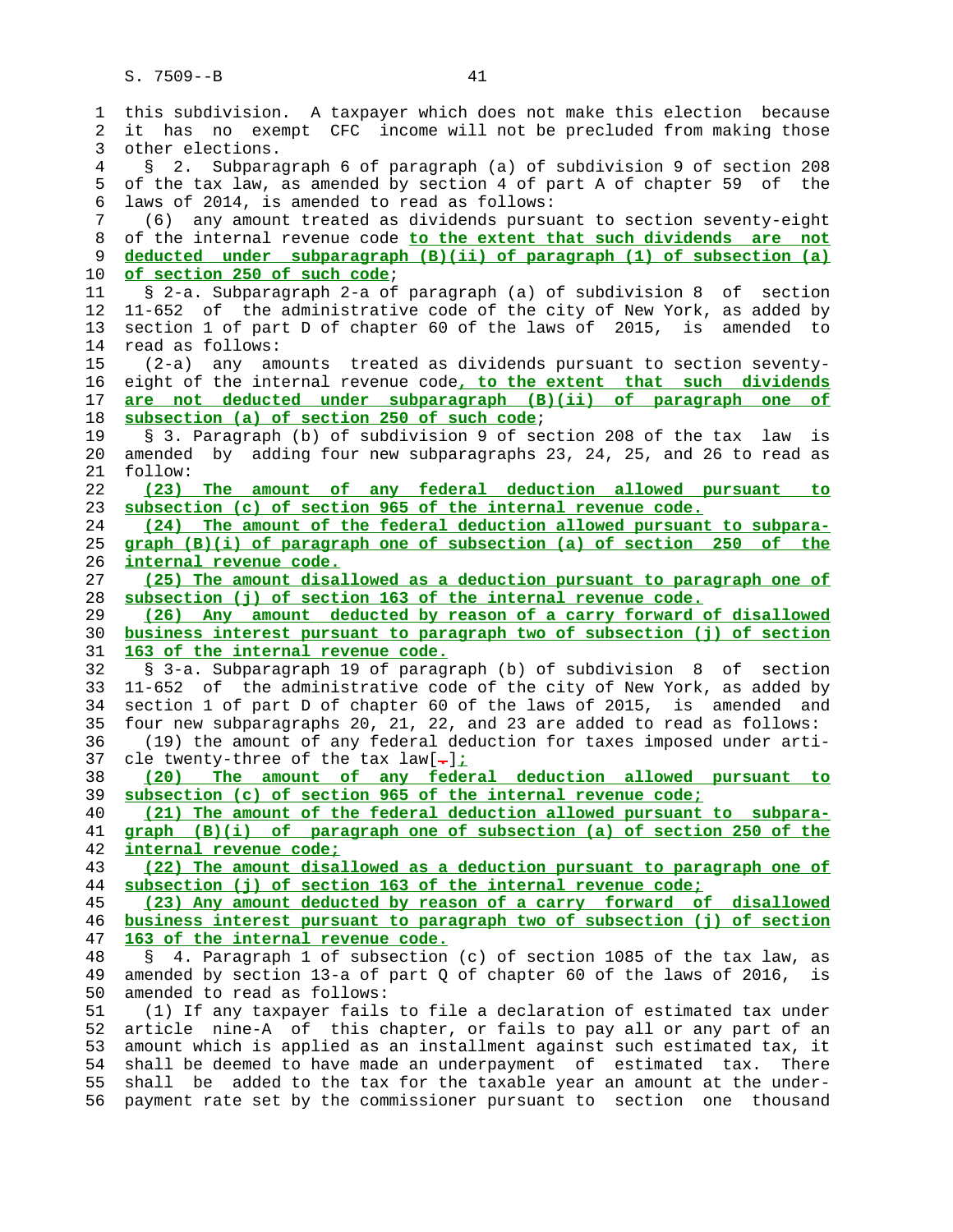this subdivision. A taxpayer which does not make this election because it has no exempt CFC income will not be precluded from making those other elections.

§ 2. Subparagraph 6 of paragraph (a) of subdivision 9 of section 208 of the tax law, as amended by section 4 of part A of chapter 59 of the laws of 2014, is amended to read as follows:

(6) any amount treated as dividends pursuant to section seventy-eight of the internal revenue code **to the extent that such dividends are not deducted under subparagraph (B)(ii) of paragraph (1) of subsection (a) of section 250 of such code**;

§ 2-a. Subparagraph 2-a of paragraph (a) of subdivision 8 of section 11-652 of the administrative code of the city of New York, as added by section 1 of part D of chapter 60 of the laws of 2015, is amended to read as follows:

(2-a) any amounts treated as dividends pursuant to section seventy-eight of the internal revenue code**, to the extent that such dividends are not deducted under subparagraph (B)(ii) of paragraph one of subsection (a) of section 250 of such code**;

§ 3. Paragraph (b) of subdivision 9 of section 208 of the tax law is amended by adding four new subparagraphs 23, 24, 25, and 26 to read as follow:

**(23) The amount of any federal deduction allowed pursuant to subsection (c) of section 965 of the internal revenue code.**

**(24) The amount of the federal deduction allowed pursuant to subparagraph (B)(i) of paragraph one of subsection (a) of section 250 of the internal revenue code.**

**(25) The amount disallowed as a deduction pursuant to paragraph one of subsection (j) of section 163 of the internal revenue code.**

**(26) Any amount deducted by reason of a carry forward of disallowed business interest pursuant to paragraph two of subsection (j) of section 163 of the internal revenue code.**

§ 3-a. Subparagraph 19 of paragraph (b) of subdivision 8 of section 11-652 of the administrative code of the city of New York, as added by section 1 of part D of chapter 60 of the laws of 2015, is amended and four new subparagraphs 20, 21, 22, and 23 are added to read as follows:

(19) the amount of any federal deduction for taxes imposed under article twenty-three of the tax law[.]**;**

**(20) The amount of any federal deduction allowed pursuant to subsection (c) of section 965 of the internal revenue code;**

**(21) The amount of the federal deduction allowed pursuant to subparagraph (B)(i) of paragraph one of subsection (a) of section 250 of the internal revenue code;**

**(22) The amount disallowed as a deduction pursuant to paragraph one of subsection (j) of section 163 of the internal revenue code;**

**(23) Any amount deducted by reason of a carry forward of disallowed business interest pursuant to paragraph two of subsection (j) of section 163 of the internal revenue code.**

§ 4. Paragraph 1 of subsection (c) of section 1085 of the tax law, as amended by section 13-a of part Q of chapter 60 of the laws of 2016, is amended to read as follows:

(1) If any taxpayer fails to file a declaration of estimated tax under article nine-A of this chapter, or fails to pay all or any part of an amount which is applied as an installment against such estimated tax, it shall be deemed to have made an underpayment of estimated tax. There shall be added to the tax for the taxable year an amount at the underpayment rate set by the commissioner pursuant to section one thousand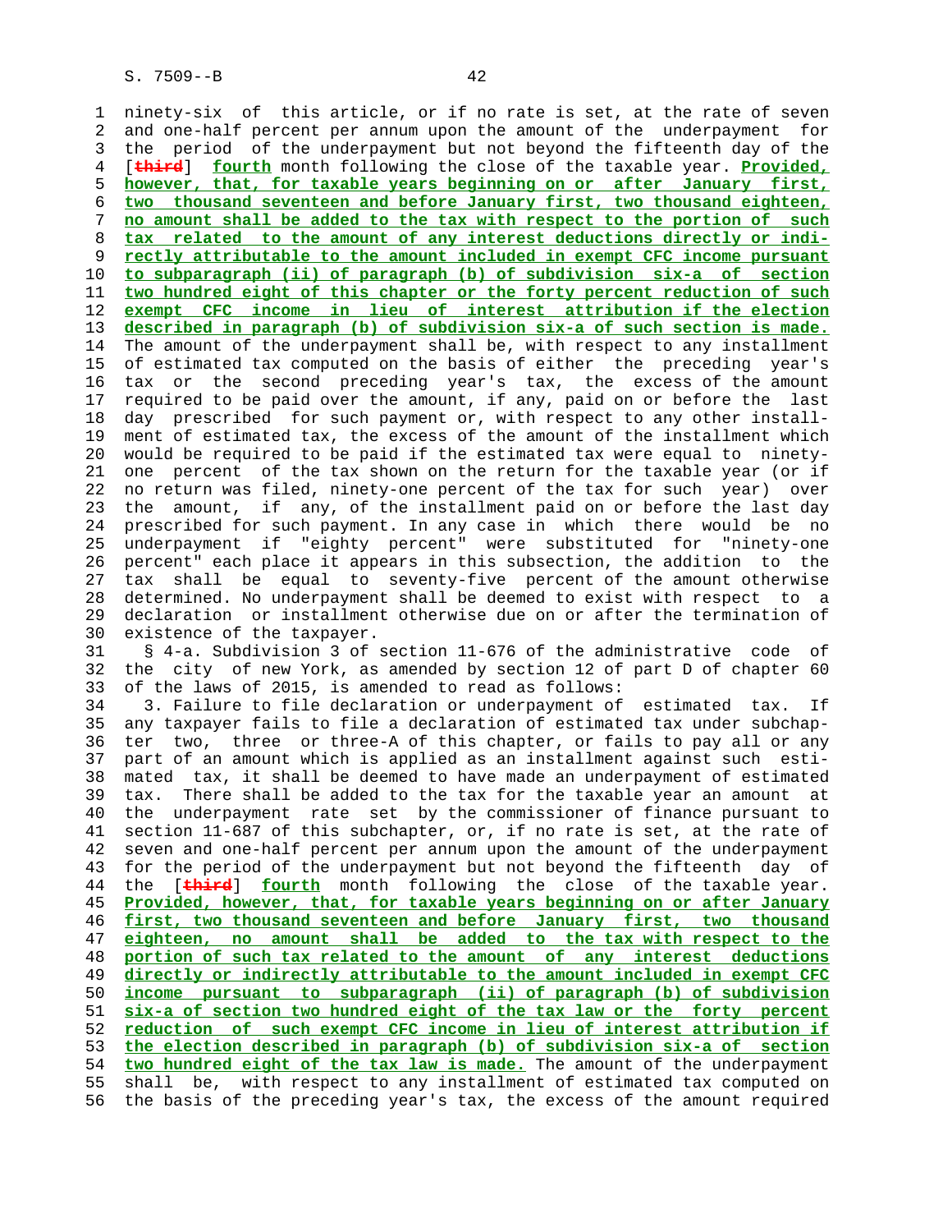ninety-six of this article, or if no rate is set, at the rate of seven and one-half percent per annum upon the amount of the underpayment for the period of the underpayment but not beyond the fifteenth day of the [~~third~~] **fourth** month following the close of the taxable year. **Provided, however, that, for taxable years beginning on or after January first, two thousand seventeen and before January first, two thousand eighteen, no amount shall be added to the tax with respect to the portion of such tax related to the amount of any interest deductions directly or indirectly attributable to the amount included in exempt CFC income pursuant to subparagraph (ii) of paragraph (b) of subdivision six-a of section two hundred eight of this chapter or the forty percent reduction of such exempt CFC income in lieu of interest attribution if the election described in paragraph (b) of subdivision six-a of such section is made.** The amount of the underpayment shall be, with respect to any installment of estimated tax computed on the basis of either the preceding year's tax or the second preceding year's tax, the excess of the amount required to be paid over the amount, if any, paid on or before the last day prescribed for such payment or, with respect to any other installment of estimated tax, the excess of the amount of the installment which would be required to be paid if the estimated tax were equal to ninety-one percent of the tax shown on the return for the taxable year (or if no return was filed, ninety-one percent of the tax for such year) over the amount, if any, of the installment paid on or before the last day prescribed for such payment. In any case in which there would be no underpayment if "eighty percent" were substituted for "ninety-one percent" each place it appears in this subsection, the addition to the tax shall be equal to seventy-five percent of the amount otherwise determined. No underpayment shall be deemed to exist with respect to a declaration or installment otherwise due on or after the termination of existence of the taxpayer.

§ 4-a. Subdivision 3 of section 11-676 of the administrative code of the city of new York, as amended by section 12 of part D of chapter 60 of the laws of 2015, is amended to read as follows:

3. Failure to file declaration or underpayment of estimated tax. If any taxpayer fails to file a declaration of estimated tax under subchapter two, three or three-A of this chapter, or fails to pay all or any part of an amount which is applied as an installment against such estimated tax, it shall be deemed to have made an underpayment of estimated tax. There shall be added to the tax for the taxable year an amount at the underpayment rate set by the commissioner of finance pursuant to section 11-687 of this subchapter, or, if no rate is set, at the rate of seven and one-half percent per annum upon the amount of the underpayment for the period of the underpayment but not beyond the fifteenth day of the [~~third~~] **fourth** month following the close of the taxable year. **Provided, however, that, for taxable years beginning on or after January first, two thousand seventeen and before January first, two thousand eighteen, no amount shall be added to the tax with respect to the portion of such tax related to the amount of any interest deductions directly or indirectly attributable to the amount included in exempt CFC income pursuant to subparagraph (ii) of paragraph (b) of subdivision six-a of section two hundred eight of the tax law or the forty percent reduction of such exempt CFC income in lieu of interest attribution if the election described in paragraph (b) of subdivision six-a of section two hundred eight of the tax law is made.** The amount of the underpayment shall be, with respect to any installment of estimated tax computed on the basis of the preceding year's tax, the excess of the amount required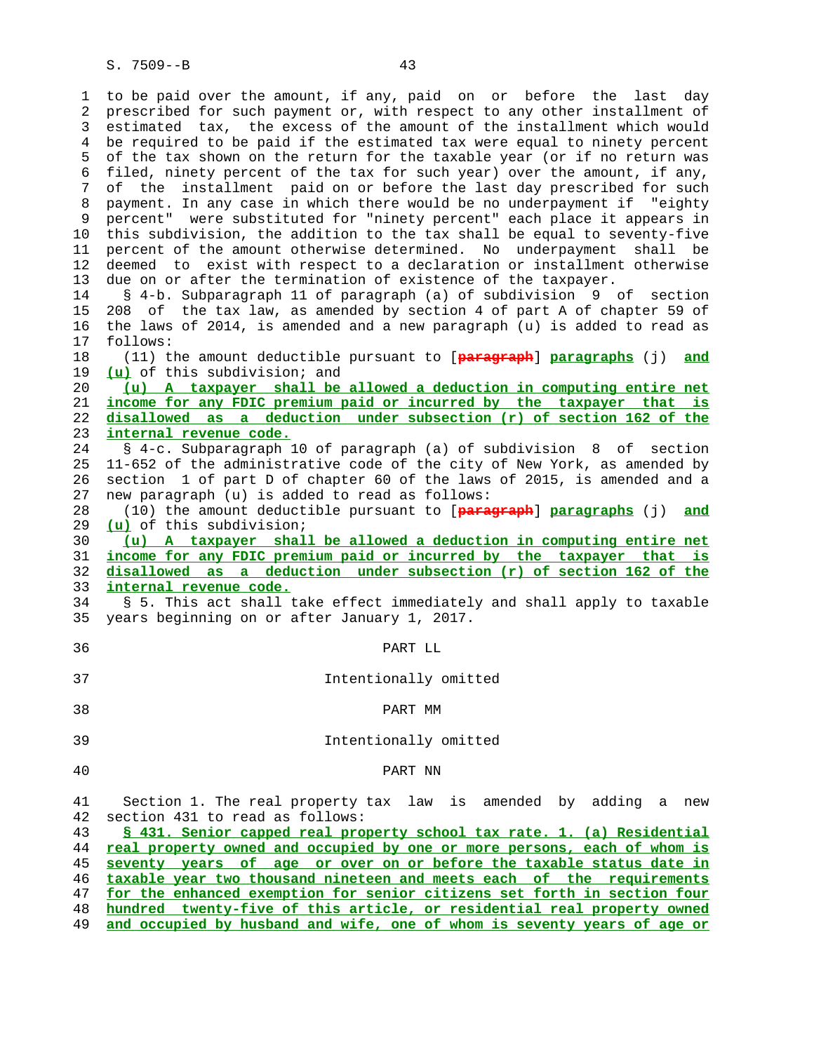to be paid over the amount, if any, paid on or before the last day prescribed for such payment or, with respect to any other installment of estimated tax, the excess of the amount of the installment which would be required to be paid if the estimated tax were equal to ninety percent of the tax shown on the return for the taxable year (or if no return was filed, ninety percent of the tax for such year) over the amount, if any, of the installment paid on or before the last day prescribed for such payment. In any case in which there would be no underpayment if "eighty percent" were substituted for "ninety percent" each place it appears in this subdivision, the addition to the tax shall be equal to seventy-five percent of the amount otherwise determined. No underpayment shall be deemed to exist with respect to a declaration or installment otherwise due on or after the termination of existence of the taxpayer.

§ 4-b. Subparagraph 11 of paragraph (a) of subdivision 9 of section 208 of the tax law, as amended by section 4 of part A of chapter 59 of the laws of 2014, is amended and a new paragraph (u) is added to read as follows:

(11) the amount deductible pursuant to [paragraph] paragraphs (j) and (u) of this subdivision; and

(u) A taxpayer shall be allowed a deduction in computing entire net income for any FDIC premium paid or incurred by the taxpayer that is disallowed as a deduction under subsection (r) of section 162 of the internal revenue code.

§ 4-c. Subparagraph 10 of paragraph (a) of subdivision 8 of section 11-652 of the administrative code of the city of New York, as amended by section 1 of part D of chapter 60 of the laws of 2015, is amended and a new paragraph (u) is added to read as follows:

(10) the amount deductible pursuant to [paragraph] paragraphs (j) and (u) of this subdivision;

(u) A taxpayer shall be allowed a deduction in computing entire net income for any FDIC premium paid or incurred by the taxpayer that is disallowed as a deduction under subsection (r) of section 162 of the internal revenue code.

§ 5. This act shall take effect immediately and shall apply to taxable years beginning on or after January 1, 2017.

PART LL

Intentionally omitted

PART MM

Intentionally omitted

PART NN

Section 1. The real property tax law is amended by adding a new section 431 to read as follows:

§ 431. Senior capped real property school tax rate. 1. (a) Residential real property owned and occupied by one or more persons, each of whom is seventy years of age or over on or before the taxable status date in taxable year two thousand nineteen and meets each of the requirements for the enhanced exemption for senior citizens set forth in section four hundred twenty-five of this article, or residential real property owned and occupied by husband and wife, one of whom is seventy years of age or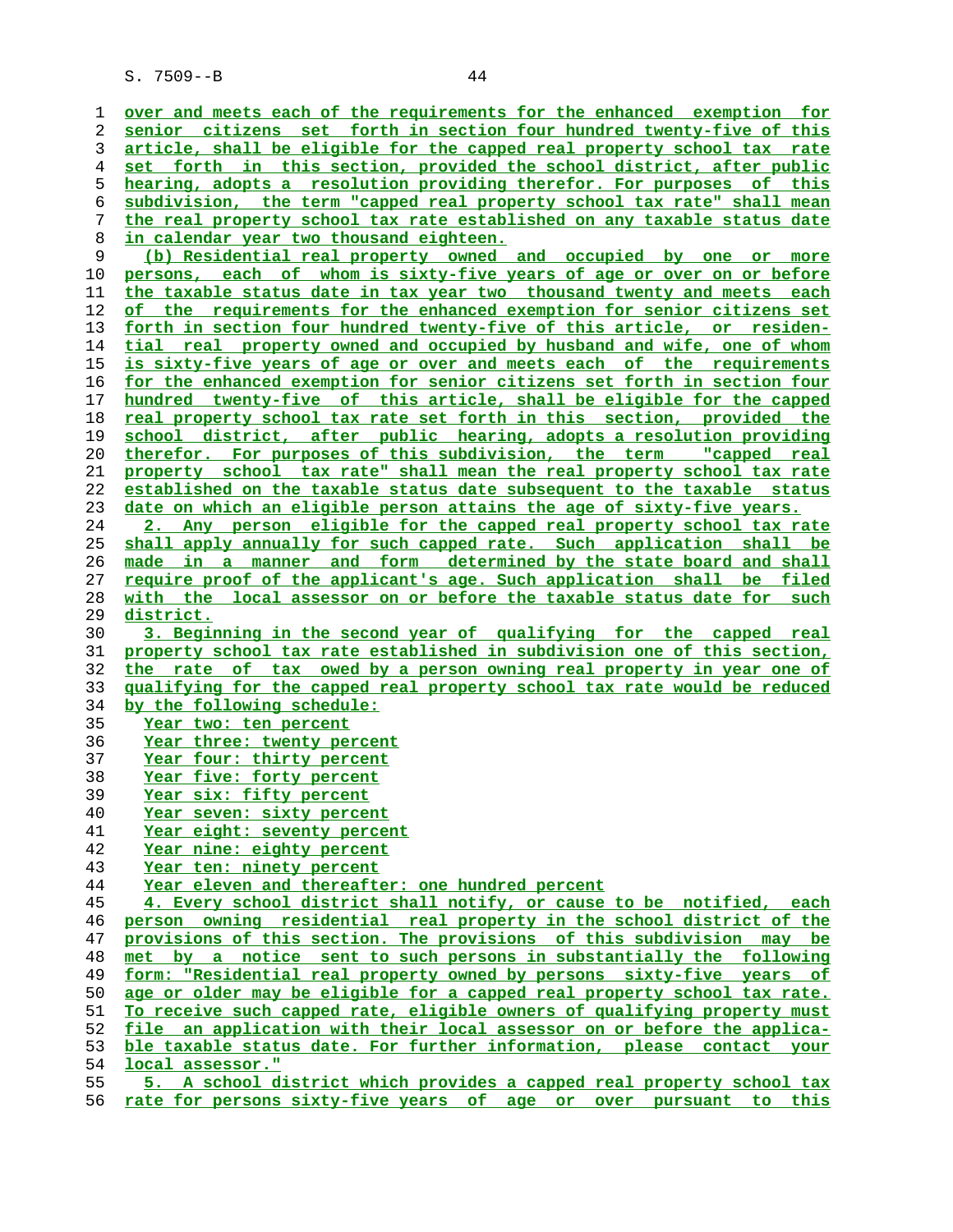over and meets each of the requirements for the enhanced exemption for senior citizens set forth in section four hundred twenty-five of this article, shall be eligible for the capped real property school tax rate set forth in this section, provided the school district, after public hearing, adopts a resolution providing therefor. For purposes of this subdivision, the term "capped real property school tax rate" shall mean the real property school tax rate established on any taxable status date in calendar year two thousand eighteen.

(b) Residential real property owned and occupied by one or more persons, each of whom is sixty-five years of age or over on or before the taxable status date in tax year two thousand twenty and meets each of the requirements for the enhanced exemption for senior citizens set forth in section four hundred twenty-five of this article, or residential real property owned and occupied by husband and wife, one of whom is sixty-five years of age or over and meets each of the requirements for the enhanced exemption for senior citizens set forth in section four hundred twenty-five of this article, shall be eligible for the capped real property school tax rate set forth in this section, provided the school district, after public hearing, adopts a resolution providing therefor. For purposes of this subdivision, the term "capped real property school tax rate" shall mean the real property school tax rate established on the taxable status date subsequent to the taxable status date on which an eligible person attains the age of sixty-five years.

2. Any person eligible for the capped real property school tax rate shall apply annually for such capped rate. Such application shall be made in a manner and form determined by the state board and shall require proof of the applicant's age. Such application shall be filed with the local assessor on or before the taxable status date for such district.

3. Beginning in the second year of qualifying for the capped real property school tax rate established in subdivision one of this section, the rate of tax owed by a person owning real property in year one of qualifying for the capped real property school tax rate would be reduced by the following schedule:

Year two: ten percent
Year three: twenty percent
Year four: thirty percent
Year five: forty percent
Year six: fifty percent
Year seven: sixty percent
Year eight: seventy percent
Year nine: eighty percent
Year ten: ninety percent
Year eleven and thereafter: one hundred percent

4. Every school district shall notify, or cause to be notified, each person owning residential real property in the school district of the provisions of this section. The provisions of this subdivision may be met by a notice sent to such persons in substantially the following form: "Residential real property owned by persons sixty-five years of age or older may be eligible for a capped real property school tax rate. To receive such capped rate, eligible owners of qualifying property must file an application with their local assessor on or before the applicable taxable status date. For further information, please contact your local assessor."

5. A school district which provides a capped real property school tax rate for persons sixty-five years of age or over pursuant to this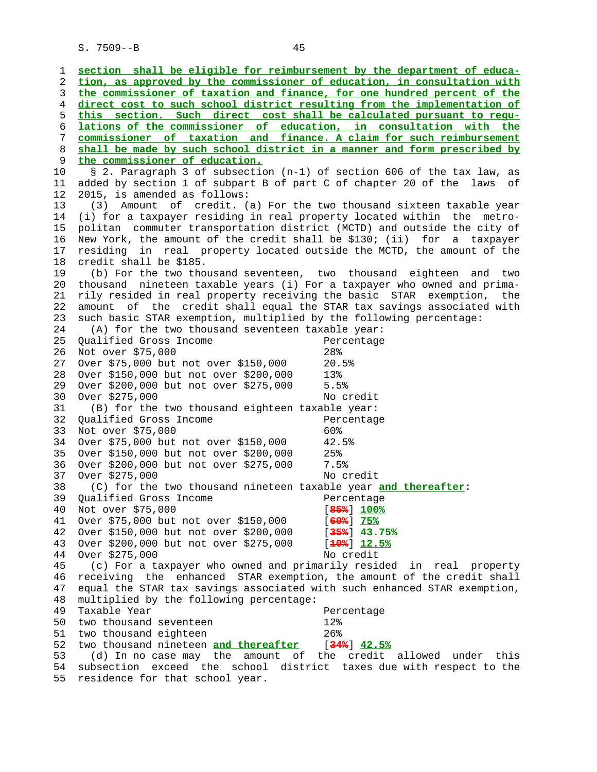**section shall be eligible for reimbursement by the department of education, as approved by the commissioner of education, in consultation with the commissioner of taxation and finance, for one hundred percent of the direct cost to such school district resulting from the implementation of this section. Such direct cost shall be calculated pursuant to regulations of the commissioner of education, in consultation with the commissioner of taxation and finance. A claim for such reimbursement shall be made by such school district in a manner and form prescribed by the commissioner of education.**

§ 2. Paragraph 3 of subsection (n-1) of section 606 of the tax law, as added by section 1 of subpart B of part C of chapter 20 of the laws of 2015, is amended as follows:

(3) Amount of credit. (a) For the two thousand sixteen taxable year (i) for a taxpayer residing in real property located within the metropolitan commuter transportation district (MCTD) and outside the city of New York, the amount of the credit shall be $130; (ii) for a taxpayer residing in real property located outside the MCTD, the amount of the credit shall be $185.

(b) For the two thousand seventeen, two thousand eighteen and two thousand nineteen taxable years (i) For a taxpayer who owned and primarily resided in real property receiving the basic STAR exemption, the amount of the credit shall equal the STAR tax savings associated with such basic STAR exemption, multiplied by the following percentage:

(A) for the two thousand seventeen taxable year:

| Qualified Gross Income | Percentage |
|---|---|
| Not over $75,000 | 28% |
| Over $75,000 but not over $150,000 | 20.5% |
| Over $150,000 but not over $200,000 | 13% |
| Over $200,000 but not over $275,000 | 5.5% |
| Over $275,000 | No credit |

(B) for the two thousand eighteen taxable year:

| Qualified Gross Income | Percentage |
|---|---|
| Not over $75,000 | 60% |
| Over $75,000 but not over $150,000 | 42.5% |
| Over $150,000 but not over $200,000 | 25% |
| Over $200,000 but not over $275,000 | 7.5% |
| Over $275,000 | No credit |

(C) for the two thousand nineteen taxable year **and thereafter**:

| Qualified Gross Income | Percentage |
|---|---|
| Not over $75,000 | [~~85%~~] **100%** |
| Over $75,000 but not over $150,000 | [~~60%~~] **75%** |
| Over $150,000 but not over $200,000 | [~~35%~~] **43.75%** |
| Over $200,000 but not over $275,000 | [~~10%~~] **12.5%** |
| Over $275,000 | No credit |

(c) For a taxpayer who owned and primarily resided in real property receiving the enhanced STAR exemption, the amount of the credit shall equal the STAR tax savings associated with such enhanced STAR exemption, multiplied by the following percentage:

| Taxable Year | Percentage |
|---|---|
| two thousand seventeen | 12% |
| two thousand eighteen | 26% |
| two thousand nineteen **and thereafter** | [~~34%~~] **42.5%** |

(d) In no case may the amount of the credit allowed under this subsection exceed the school district taxes due with respect to the residence for that school year.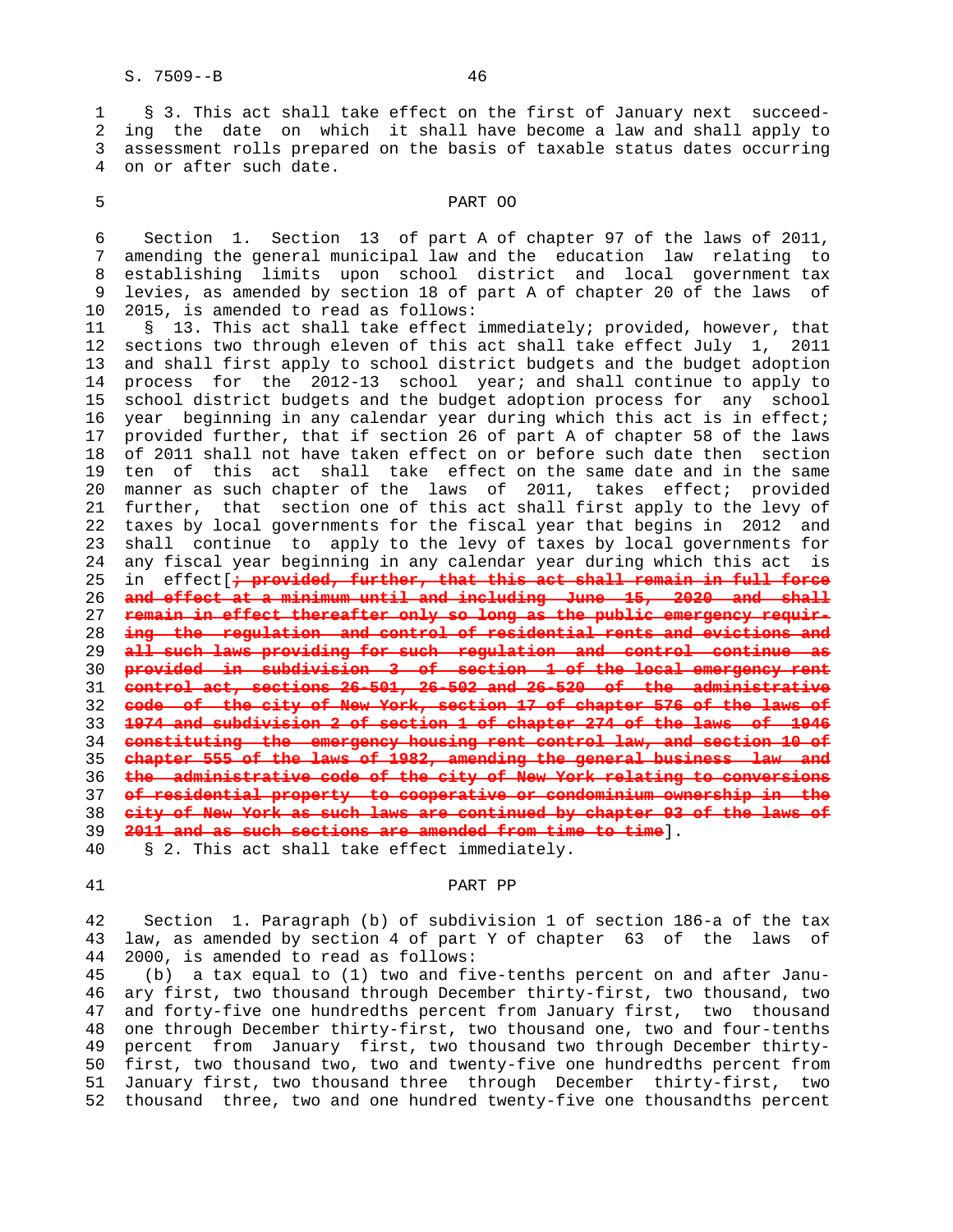§ 3. This act shall take effect on the first of January next succeeding the date on which it shall have become a law and shall apply to assessment rolls prepared on the basis of taxable status dates occurring on or after such date.

PART OO

Section 1. Section 13 of part A of chapter 97 of the laws of 2011, amending the general municipal law and the education law relating to establishing limits upon school district and local government tax levies, as amended by section 18 of part A of chapter 20 of the laws of 2015, is amended to read as follows:

§ 13. This act shall take effect immediately; provided, however, that sections two through eleven of this act shall take effect July 1, 2011 and shall first apply to school district budgets and the budget adoption process for the 2012-13 school year; and shall continue to apply to school district budgets and the budget adoption process for any school year beginning in any calendar year during which this act is in effect; provided further, that if section 26 of part A of chapter 58 of the laws of 2011 shall not have taken effect on or before such date then section ten of this act shall take effect on the same date and in the same manner as such chapter of the laws of 2011, takes effect; provided further, that section one of this act shall first apply to the levy of taxes by local governments for the fiscal year that begins in 2012 and shall continue to apply to the levy of taxes by local governments for any fiscal year beginning in any calendar year during which this act is in effect[~~; provided, further, that this act shall remain in full force and effect at a minimum until and including June 15, 2020 and shall remain in effect thereafter only so long as the public emergency requiring the regulation and control of residential rents and evictions and all such laws providing for such regulation and control continue as provided in subdivision 3 of section 1 of the local emergency rent control act, sections 26-501, 26-502 and 26-520 of the administrative code of the city of New York, section 17 of chapter 576 of the laws of 1974 and subdivision 2 of section 1 of chapter 274 of the laws of 1946 constituting the emergency housing rent control law, and section 10 of chapter 555 of the laws of 1982, amending the general business law and the administrative code of the city of New York relating to conversions of residential property to cooperative or condominium ownership in the city of New York as such laws are continued by chapter 93 of the laws of 2011 and as such sections are amended from time to time~~].

§ 2. This act shall take effect immediately.

PART PP

Section 1. Paragraph (b) of subdivision 1 of section 186-a of the tax law, as amended by section 4 of part Y of chapter 63 of the laws of 2000, is amended to read as follows:

(b) a tax equal to (1) two and five-tenths percent on and after January first, two thousand through December thirty-first, two thousand, two and forty-five one hundredths percent from January first, two thousand one through December thirty-first, two thousand one, two and four-tenths percent from January first, two thousand two through December thirty-first, two thousand two, two and twenty-five one hundredths percent from January first, two thousand three through December thirty-first, two thousand three, two and one hundred twenty-five one thousandths percent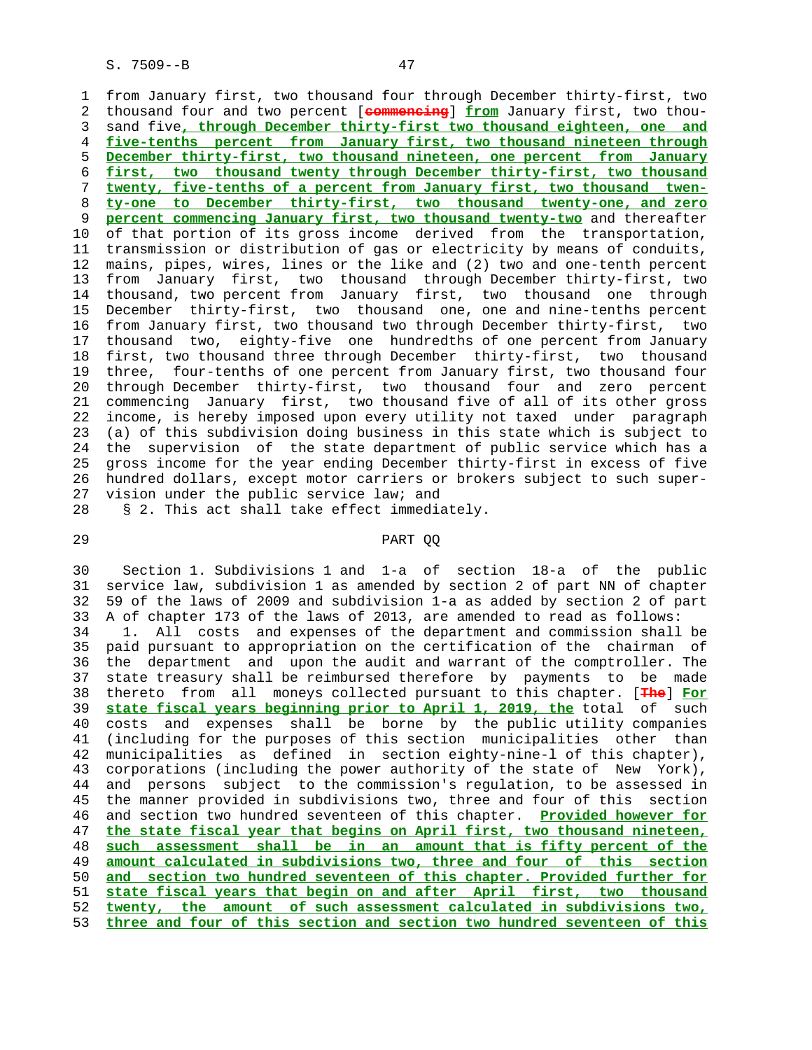from January first, two thousand four through December thirty-first, two thousand four and two percent [~~commencing~~] **from** January first, two thousand five**, through December thirty-first two thousand eighteen, one and five-tenths percent from January first, two thousand nineteen through December thirty-first, two thousand nineteen, one percent from January first, two thousand twenty through December thirty-first, two thousand twenty, five-tenths of a percent from January first, two thousand twenty-one to December thirty-first, two thousand twenty-one, and zero percent commencing January first, two thousand twenty-two** and thereafter of that portion of its gross income derived from the transportation, transmission or distribution of gas or electricity by means of conduits, mains, pipes, wires, lines or the like and (2) two and one-tenth percent from January first, two thousand through December thirty-first, two thousand, two percent from January first, two thousand one through December thirty-first, two thousand one, one and nine-tenths percent from January first, two thousand two through December thirty-first, two thousand two, eighty-five one hundredths of one percent from January first, two thousand three through December thirty-first, two thousand three, four-tenths of one percent from January first, two thousand four through December thirty-first, two thousand four and zero percent commencing January first, two thousand five of all of its other gross income, is hereby imposed upon every utility not taxed under paragraph (a) of this subdivision doing business in this state which is subject to the supervision of the state department of public service which has a gross income for the year ending December thirty-first in excess of five hundred dollars, except motor carriers or brokers subject to such supervision under the public service law; and

§ 2. This act shall take effect immediately.

PART QQ

Section 1. Subdivisions 1 and 1-a of section 18-a of the public service law, subdivision 1 as amended by section 2 of part NN of chapter 59 of the laws of 2009 and subdivision 1-a as added by section 2 of part A of chapter 173 of the laws of 2013, are amended to read as follows:

1. All costs and expenses of the department and commission shall be paid pursuant to appropriation on the certification of the chairman of the department and upon the audit and warrant of the comptroller. The state treasury shall be reimbursed therefore by payments to be made thereto from all moneys collected pursuant to this chapter. [~~The~~] **For state fiscal years beginning prior to April 1, 2019, the** total of such costs and expenses shall be borne by the public utility companies (including for the purposes of this section municipalities other than municipalities as defined in section eighty-nine-l of this chapter), corporations (including the power authority of the state of New York), and persons subject to the commission's regulation, to be assessed in the manner provided in subdivisions two, three and four of this section and section two hundred seventeen of this chapter. **Provided however for the state fiscal year that begins on April first, two thousand nineteen, such assessment shall be in an amount that is fifty percent of the amount calculated in subdivisions two, three and four of this section and section two hundred seventeen of this chapter. Provided further for state fiscal years that begin on and after April first, two thousand twenty, the amount of such assessment calculated in subdivisions two, three and four of this section and section two hundred seventeen of this**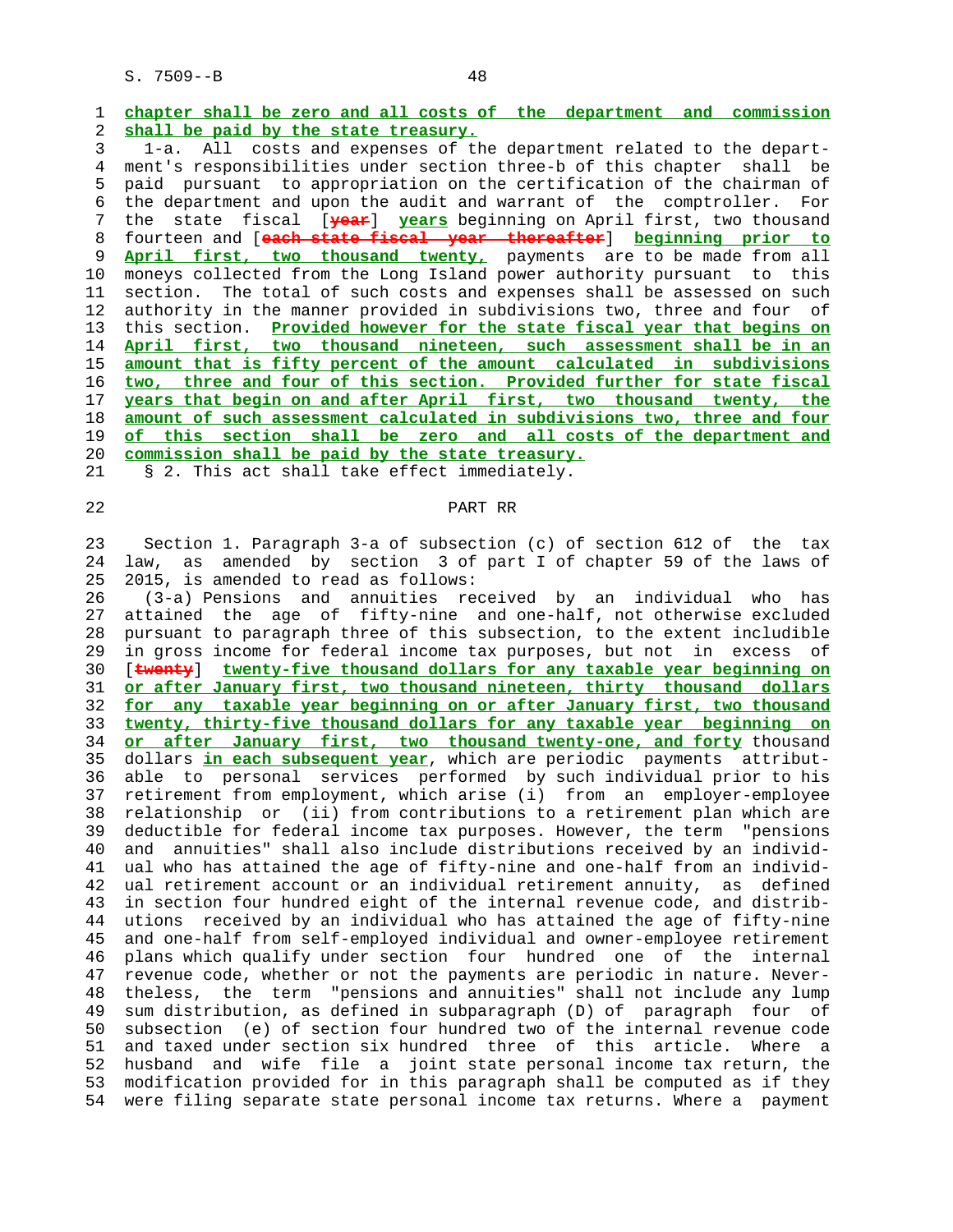chapter shall be zero and all costs of the department and commission shall be paid by the state treasury.

1-a. All costs and expenses of the department related to the department's responsibilities under section three-b of this chapter shall be paid pursuant to appropriation on the certification of the chairman of the department and upon the audit and warrant of the comptroller. For the state fiscal [~~year~~] years beginning on April first, two thousand fourteen and [~~each state fiscal year thereafter~~] beginning prior to April first, two thousand twenty, payments are to be made from all moneys collected from the Long Island power authority pursuant to this section. The total of such costs and expenses shall be assessed on such authority in the manner provided in subdivisions two, three and four of this section. Provided however for the state fiscal year that begins on April first, two thousand nineteen, such assessment shall be in an amount that is fifty percent of the amount calculated in subdivisions two, three and four of this section. Provided further for state fiscal years that begin on and after April first, two thousand twenty, the amount of such assessment calculated in subdivisions two, three and four of this section shall be zero and all costs of the department and commission shall be paid by the state treasury.

§ 2. This act shall take effect immediately.

PART RR

Section 1. Paragraph 3-a of subsection (c) of section 612 of the tax law, as amended by section 3 of part I of chapter 59 of the laws of 2015, is amended to read as follows:

(3-a) Pensions and annuities received by an individual who has attained the age of fifty-nine and one-half, not otherwise excluded pursuant to paragraph three of this subsection, to the extent includible in gross income for federal income tax purposes, but not in excess of [~~twenty~~] twenty-five thousand dollars for any taxable year beginning on or after January first, two thousand nineteen, thirty thousand dollars for any taxable year beginning on or after January first, two thousand twenty, thirty-five thousand dollars for any taxable year beginning on or after January first, two thousand twenty-one, and forty thousand dollars in each subsequent year, which are periodic payments attributable to personal services performed by such individual prior to his retirement from employment, which arise (i) from an employer-employee relationship or (ii) from contributions to a retirement plan which are deductible for federal income tax purposes. However, the term "pensions and annuities" shall also include distributions received by an individual who has attained the age of fifty-nine and one-half from an individual retirement account or an individual retirement annuity, as defined in section four hundred eight of the internal revenue code, and distributions received by an individual who has attained the age of fifty-nine and one-half from self-employed individual and owner-employee retirement plans which qualify under section four hundred one of the internal revenue code, whether or not the payments are periodic in nature. Nevertheless, the term "pensions and annuities" shall not include any lump sum distribution, as defined in subparagraph (D) of paragraph four of subsection (e) of section four hundred two of the internal revenue code and taxed under section six hundred three of this article. Where a husband and wife file a joint state personal income tax return, the modification provided for in this paragraph shall be computed as if they were filing separate state personal income tax returns. Where a payment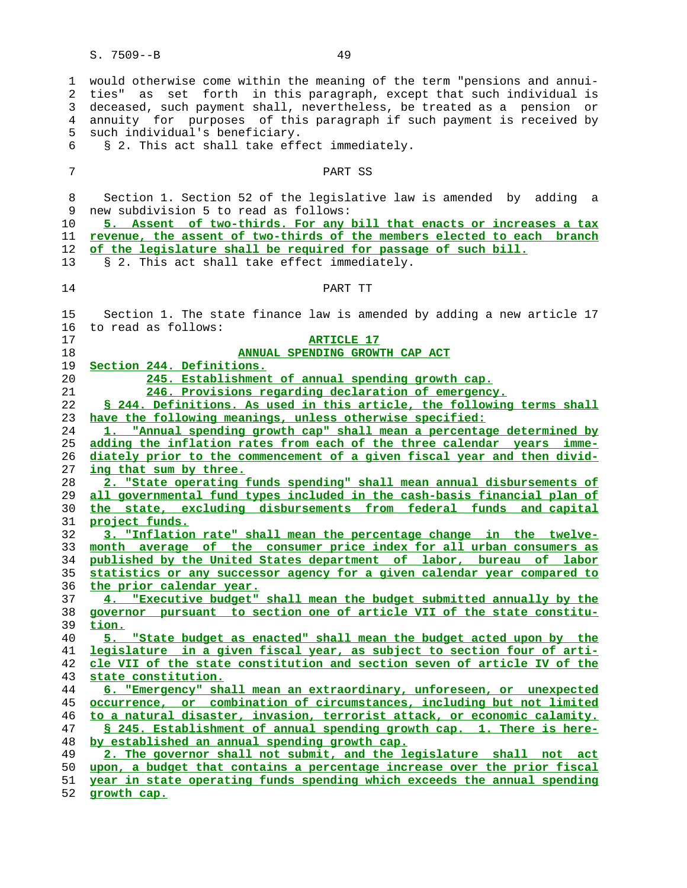would otherwise come within the meaning of the term "pensions and annuities" as set forth in this paragraph, except that such individual is deceased, such payment shall, nevertheless, be treated as a pension or annuity for purposes of this paragraph if such payment is received by such individual's beneficiary.

§ 2. This act shall take effect immediately.

PART SS

Section 1. Section 52 of the legislative law is amended by adding a new subdivision 5 to read as follows:

5. Assent of two-thirds. For any bill that enacts or increases a tax revenue, the assent of two-thirds of the members elected to each branch of the legislature shall be required for passage of such bill.

§ 2. This act shall take effect immediately.

PART TT

Section 1. The state finance law is amended by adding a new article 17 to read as follows:

ARTICLE 17

ANNUAL SPENDING GROWTH CAP ACT

Section 244. Definitions.

245. Establishment of annual spending growth cap.

246. Provisions regarding declaration of emergency.

§ 244. Definitions. As used in this article, the following terms shall have the following meanings, unless otherwise specified:

1. "Annual spending growth cap" shall mean a percentage determined by adding the inflation rates from each of the three calendar years immediately prior to the commencement of a given fiscal year and then dividing that sum by three.

2. "State operating funds spending" shall mean annual disbursements of all governmental fund types included in the cash-basis financial plan of the state, excluding disbursements from federal funds and capital project funds.

3. "Inflation rate" shall mean the percentage change in the twelve-month average of the consumer price index for all urban consumers as published by the United States department of labor, bureau of labor statistics or any successor agency for a given calendar year compared to the prior calendar year.

4. "Executive budget" shall mean the budget submitted annually by the governor pursuant to section one of article VII of the state constitution.

5. "State budget as enacted" shall mean the budget acted upon by the legislature in a given fiscal year, as subject to section four of article VII of the state constitution and section seven of article IV of the state constitution.

6. "Emergency" shall mean an extraordinary, unforeseen, or unexpected occurrence, or combination of circumstances, including but not limited to a natural disaster, invasion, terrorist attack, or economic calamity.

§ 245. Establishment of annual spending growth cap. 1. There is hereby established an annual spending growth cap.

2. The governor shall not submit, and the legislature shall not act upon, a budget that contains a percentage increase over the prior fiscal year in state operating funds spending which exceeds the annual spending growth cap.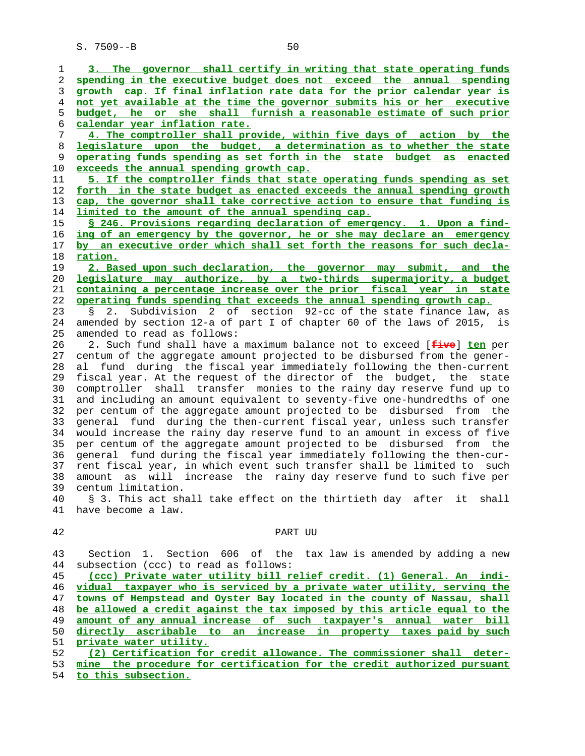3. The governor shall certify in writing that state operating funds spending in the executive budget does not exceed the annual spending growth cap. If final inflation rate data for the prior calendar year is not yet available at the time the governor submits his or her executive budget, he or she shall furnish a reasonable estimate of such prior calendar year inflation rate.

4. The comptroller shall provide, within five days of action by the legislature upon the budget, a determination as to whether the state operating funds spending as set forth in the state budget as enacted exceeds the annual spending growth cap.

5. If the comptroller finds that state operating funds spending as set forth in the state budget as enacted exceeds the annual spending growth cap, the governor shall take corrective action to ensure that funding is limited to the amount of the annual spending cap.

§ 246. Provisions regarding declaration of emergency. 1. Upon a finding of an emergency by the governor, he or she may declare an emergency by an executive order which shall set forth the reasons for such declaration.

2. Based upon such declaration, the governor may submit, and the legislature may authorize, by a two-thirds supermajority, a budget containing a percentage increase over the prior fiscal year in state operating funds spending that exceeds the annual spending growth cap.

§ 2. Subdivision 2 of section 92-cc of the state finance law, as amended by section 12-a of part I of chapter 60 of the laws of 2015, is amended to read as follows:

2. Such fund shall have a maximum balance not to exceed [~~five~~] ten per centum of the aggregate amount projected to be disbursed from the general fund during the fiscal year immediately following the then-current fiscal year. At the request of the director of the budget, the state comptroller shall transfer monies to the rainy day reserve fund up to and including an amount equivalent to seventy-five one-hundredths of one per centum of the aggregate amount projected to be disbursed from the general fund during the then-current fiscal year, unless such transfer would increase the rainy day reserve fund to an amount in excess of five per centum of the aggregate amount projected to be disbursed from the general fund during the fiscal year immediately following the then-current fiscal year, in which event such transfer shall be limited to such amount as will increase the rainy day reserve fund to such five per centum limitation.

§ 3. This act shall take effect on the thirtieth day after it shall have become a law.

## PART UU

Section 1. Section 606 of the tax law is amended by adding a new subsection (ccc) to read as follows:

(ccc) Private water utility bill relief credit. (1) General. An individual taxpayer who is serviced by a private water utility, serving the towns of Hempstead and Oyster Bay located in the county of Nassau, shall be allowed a credit against the tax imposed by this article equal to the amount of any annual increase of such taxpayer's annual water bill directly ascribable to an increase in property taxes paid by such private water utility.

(2) Certification for credit allowance. The commissioner shall determine the procedure for certification for the credit authorized pursuant to this subsection.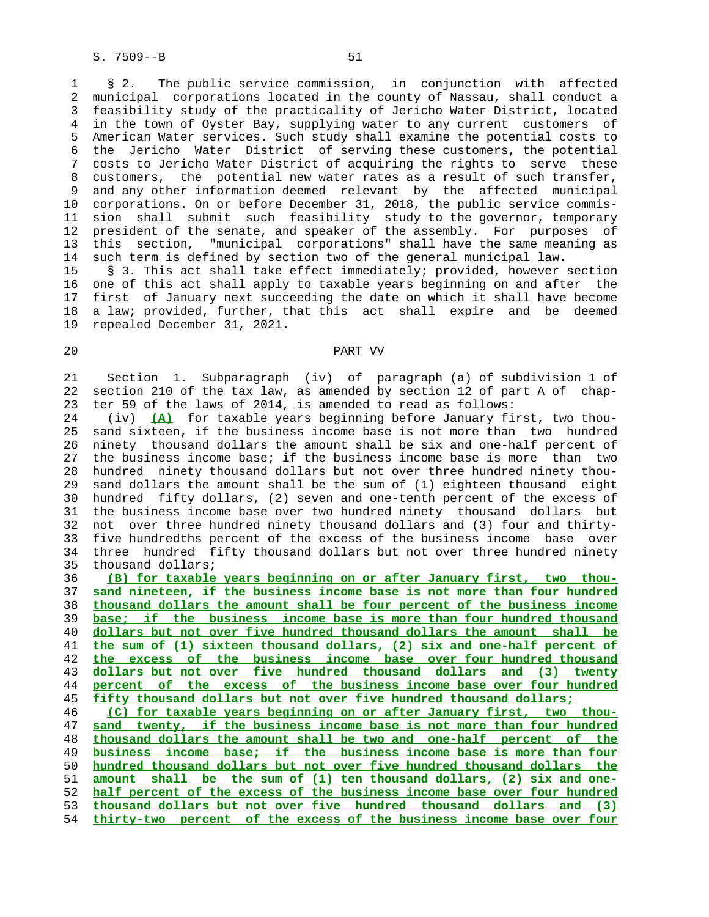§ 2. The public service commission, in conjunction with affected municipal corporations located in the county of Nassau, shall conduct a feasibility study of the practicality of Jericho Water District, located in the town of Oyster Bay, supplying water to any current customers of American Water services. Such study shall examine the potential costs to the Jericho Water District of serving these customers, the potential costs to Jericho Water District of acquiring the rights to serve these customers, the potential new water rates as a result of such transfer, and any other information deemed relevant by the affected municipal corporations. On or before December 31, 2018, the public service commission shall submit such feasibility study to the governor, temporary president of the senate, and speaker of the assembly. For purposes of this section, "municipal corporations" shall have the same meaning as such term is defined by section two of the general municipal law.

§ 3. This act shall take effect immediately; provided, however section one of this act shall apply to taxable years beginning on and after the first of January next succeeding the date on which it shall have become a law; provided, further, that this act shall expire and be deemed repealed December 31, 2021.

PART VV

Section 1. Subparagraph (iv) of paragraph (a) of subdivision 1 of section 210 of the tax law, as amended by section 12 of part A of chapter 59 of the laws of 2014, is amended to read as follows:

(iv) **(A)** for taxable years beginning before January first, two thousand sixteen, if the business income base is not more than two hundred ninety thousand dollars the amount shall be six and one-half percent of the business income base; if the business income base is more than two hundred ninety thousand dollars but not over three hundred ninety thousand dollars the amount shall be the sum of (1) eighteen thousand eight hundred fifty dollars, (2) seven and one-tenth percent of the excess of the business income base over two hundred ninety thousand dollars but not over three hundred ninety thousand dollars and (3) four and thirty-five hundredths percent of the excess of the business income base over three hundred fifty thousand dollars but not over three hundred ninety thousand dollars;

**(B) for taxable years beginning on or after January first, two thousand nineteen, if the business income base is not more than four hundred thousand dollars the amount shall be four percent of the business income base; if the business income base is more than four hundred thousand dollars but not over five hundred thousand dollars the amount shall be the sum of (1) sixteen thousand dollars, (2) six and one-half percent of the excess of the business income base over four hundred thousand dollars but not over five hundred thousand dollars and (3) twenty percent of the excess of the business income base over four hundred fifty thousand dollars but not over five hundred thousand dollars;**

**(C) for taxable years beginning on or after January first, two thousand twenty, if the business income base is not more than four hundred thousand dollars the amount shall be two and one-half percent of the business income base; if the business income base is more than four hundred thousand dollars but not over five hundred thousand dollars the amount shall be the sum of (1) ten thousand dollars, (2) six and one-half percent of the excess of the business income base over four hundred thousand dollars but not over five hundred thousand dollars and (3) thirty-two percent of the excess of the business income base over four**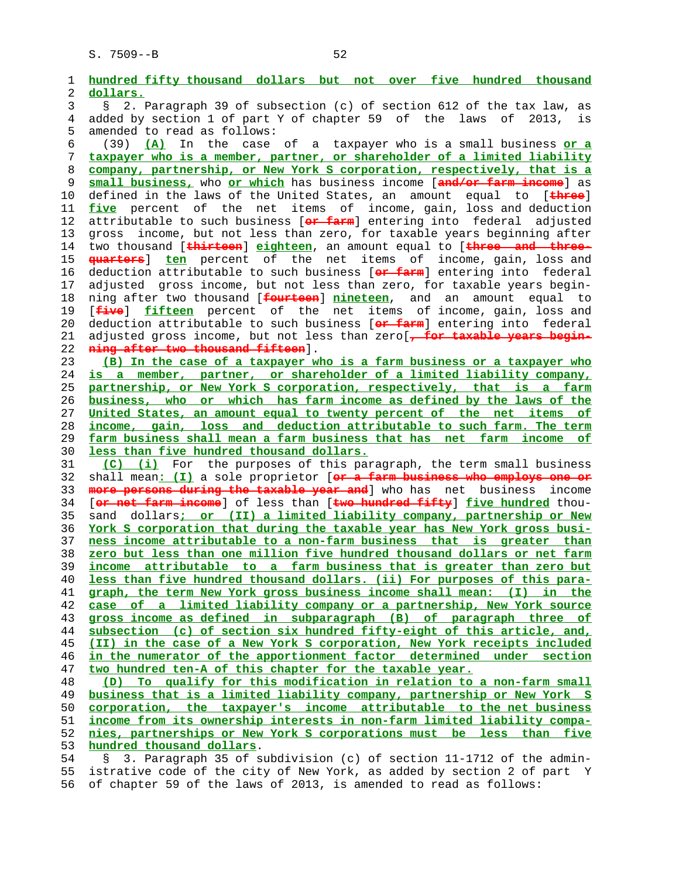hundred fifty thousand dollars but not over five hundred thousand dollars.

§ 2. Paragraph 39 of subsection (c) of section 612 of the tax law, as added by section 1 of part Y of chapter 59 of the laws of 2013, is amended to read as follows:

(39) (A) In the case of a taxpayer who is a small business or a taxpayer who is a member, partner, or shareholder of a limited liability company, partnership, or New York S corporation, respectively, that is a small business, who or which has business income [and/or farm income] as defined in the laws of the United States, an amount equal to [three] five percent of the net items of income, gain, loss and deduction attributable to such business [or farm] entering into federal adjusted gross income, but not less than zero, for taxable years beginning after two thousand [thirteen] eighteen, an amount equal to [three and three-quarters] ten percent of the net items of income, gain, loss and deduction attributable to such business [or farm] entering into federal adjusted gross income, but not less than zero, for taxable years beginning after two thousand [fourteen] nineteen, and an amount equal to [five] fifteen percent of the net items of income, gain, loss and deduction attributable to such business [or farm] entering into federal adjusted gross income, but not less than zero[, for taxable years beginning after two thousand fifteen].

(B) In the case of a taxpayer who is a farm business or a taxpayer who is a member, partner, or shareholder of a limited liability company, partnership, or New York S corporation, respectively, that is a farm business, who or which has farm income as defined by the laws of the United States, an amount equal to twenty percent of the net items of income, gain, loss and deduction attributable to such farm. The term farm business shall mean a farm business that has net farm income of less than five hundred thousand dollars.

(C) (i) For the purposes of this paragraph, the term small business shall mean: (I) a sole proprietor [or a farm business who employs one or more persons during the taxable year and] who has net business income [or net farm income] of less than [two hundred fifty] five hundred thousand dollars; or (II) a limited liability company, partnership or New York S corporation that during the taxable year has New York gross business income attributable to a non-farm business that is greater than zero but less than one million five hundred thousand dollars or net farm income attributable to a farm business that is greater than zero but less than five hundred thousand dollars. (ii) For purposes of this paragraph, the term New York gross business income shall mean: (I) in the case of a limited liability company or a partnership, New York source gross income as defined in subparagraph (B) of paragraph three of subsection (c) of section six hundred fifty-eight of this article, and, (II) in the case of a New York S corporation, New York receipts included in the numerator of the apportionment factor determined under section two hundred ten-A of this chapter for the taxable year.

(D) To qualify for this modification in relation to a non-farm small business that is a limited liability company, partnership or New York S corporation, the taxpayer's income attributable to the net business income from its ownership interests in non-farm limited liability companies, partnerships or New York S corporations must be less than five hundred thousand dollars.

§ 3. Paragraph 35 of subdivision (c) of section 11-1712 of the administrative code of the city of New York, as added by section 2 of part Y of chapter 59 of the laws of 2013, is amended to read as follows: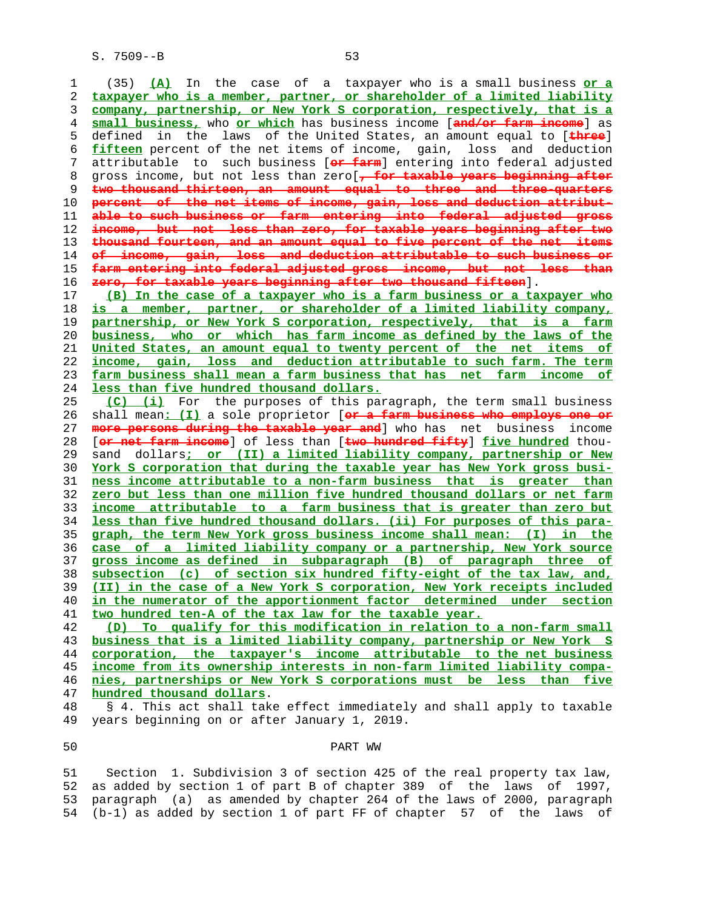(35) (A) In the case of a taxpayer who is a small business or a taxpayer who is a member, partner, or shareholder of a limited liability company, partnership, or New York S corporation, respectively, that is a small business, who or which has business income [and/or farm income] as defined in the laws of the United States, an amount equal to [three] fifteen percent of the net items of income, gain, loss and deduction attributable to such business [or farm] entering into federal adjusted gross income, but not less than zero[, for taxable years beginning after two thousand thirteen, an amount equal to three and three-quarters percent of the net items of income, gain, loss and deduction attributable to such business or farm entering into federal adjusted gross income, but not less than zero, for taxable years beginning after two thousand fourteen, and an amount equal to five percent of the net items of income, gain, loss and deduction attributable to such business or farm entering into federal adjusted gross income, but not less than zero, for taxable years beginning after two thousand fifteen].

(B) In the case of a taxpayer who is a farm business or a taxpayer who is a member, partner, or shareholder of a limited liability company, partnership, or New York S corporation, respectively, that is a farm business, who or which has farm income as defined by the laws of the United States, an amount equal to twenty percent of the net items of income, gain, loss and deduction attributable to such farm. The term farm business shall mean a farm business that has net farm income of less than five hundred thousand dollars.

(C) (i) For the purposes of this paragraph, the term small business shall mean: (I) a sole proprietor [or a farm business who employs one or more persons during the taxable year and] who has net business income [or net farm income] of less than [two hundred fifty] five hundred thousand dollars; or (II) a limited liability company, partnership or New York S corporation that during the taxable year has New York gross business income attributable to a non-farm business that is greater than zero but less than one million five hundred thousand dollars or net farm income attributable to a farm business that is greater than zero but less than five hundred thousand dollars. (ii) For purposes of this paragraph, the term New York gross business income shall mean: (I) in the case of a limited liability company or a partnership, New York source gross income as defined in subparagraph (B) of paragraph three of subsection (c) of section six hundred fifty-eight of the tax law, and, (II) in the case of a New York S corporation, New York receipts included in the numerator of the apportionment factor determined under section two hundred ten-A of the tax law for the taxable year.

(D) To qualify for this modification in relation to a non-farm small business that is a limited liability company, partnership or New York S corporation, the taxpayer's income attributable to the net business income from its ownership interests in non-farm limited liability companies, partnerships or New York S corporations must be less than five hundred thousand dollars.

§ 4. This act shall take effect immediately and shall apply to taxable years beginning on or after January 1, 2019.

PART WW

Section 1. Subdivision 3 of section 425 of the real property tax law, as added by section 1 of part B of chapter 389 of the laws of 1997, paragraph (a) as amended by chapter 264 of the laws of 2000, paragraph (b-1) as added by section 1 of part FF of chapter 57 of the laws of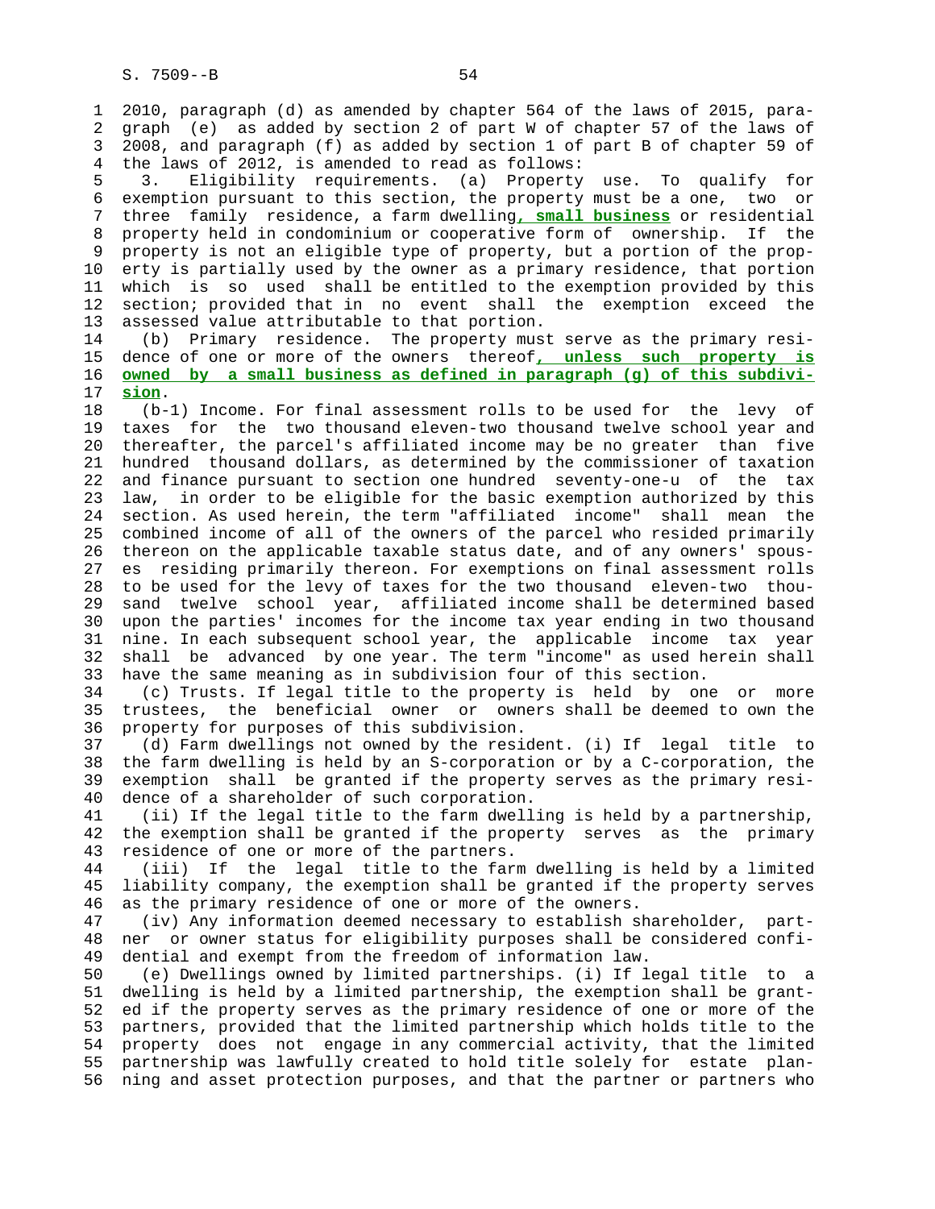2010, paragraph (d) as amended by chapter 564 of the laws of 2015, paragraph (e) as added by section 2 of part W of chapter 57 of the laws of 2008, and paragraph (f) as added by section 1 of part B of chapter 59 of the laws of 2012, is amended to read as follows:

3. Eligibility requirements. (a) Property use. To qualify for exemption pursuant to this section, the property must be a one, two or three family residence, a farm dwelling**, small business** or residential property held in condominium or cooperative form of ownership. If the property is not an eligible type of property, but a portion of the property is partially used by the owner as a primary residence, that portion which is so used shall be entitled to the exemption provided by this section; provided that in no event shall the exemption exceed the assessed value attributable to that portion.

(b) Primary residence. The property must serve as the primary residence of one or more of the owners thereof**, unless such property is owned by a small business as defined in paragraph (g) of this subdivision**.

(b-1) Income. For final assessment rolls to be used for the levy of taxes for the two thousand eleven-two thousand twelve school year and thereafter, the parcel's affiliated income may be no greater than five hundred thousand dollars, as determined by the commissioner of taxation and finance pursuant to section one hundred seventy-one-u of the tax law, in order to be eligible for the basic exemption authorized by this section. As used herein, the term "affiliated income" shall mean the combined income of all of the owners of the parcel who resided primarily thereon on the applicable taxable status date, and of any owners' spouses residing primarily thereon. For exemptions on final assessment rolls to be used for the levy of taxes for the two thousand eleven-two thousand twelve school year, affiliated income shall be determined based upon the parties' incomes for the income tax year ending in two thousand nine. In each subsequent school year, the applicable income tax year shall be advanced by one year. The term "income" as used herein shall have the same meaning as in subdivision four of this section.

(c) Trusts. If legal title to the property is held by one or more trustees, the beneficial owner or owners shall be deemed to own the property for purposes of this subdivision.

(d) Farm dwellings not owned by the resident. (i) If legal title to the farm dwelling is held by an S-corporation or by a C-corporation, the exemption shall be granted if the property serves as the primary residence of a shareholder of such corporation.

(ii) If the legal title to the farm dwelling is held by a partnership, the exemption shall be granted if the property serves as the primary residence of one or more of the partners.

(iii) If the legal title to the farm dwelling is held by a limited liability company, the exemption shall be granted if the property serves as the primary residence of one or more of the owners.

(iv) Any information deemed necessary to establish shareholder, partner or owner status for eligibility purposes shall be considered confidential and exempt from the freedom of information law.

(e) Dwellings owned by limited partnerships. (i) If legal title to a dwelling is held by a limited partnership, the exemption shall be granted if the property serves as the primary residence of one or more of the partners, provided that the limited partnership which holds title to the property does not engage in any commercial activity, that the limited partnership was lawfully created to hold title solely for estate planning and asset protection purposes, and that the partner or partners who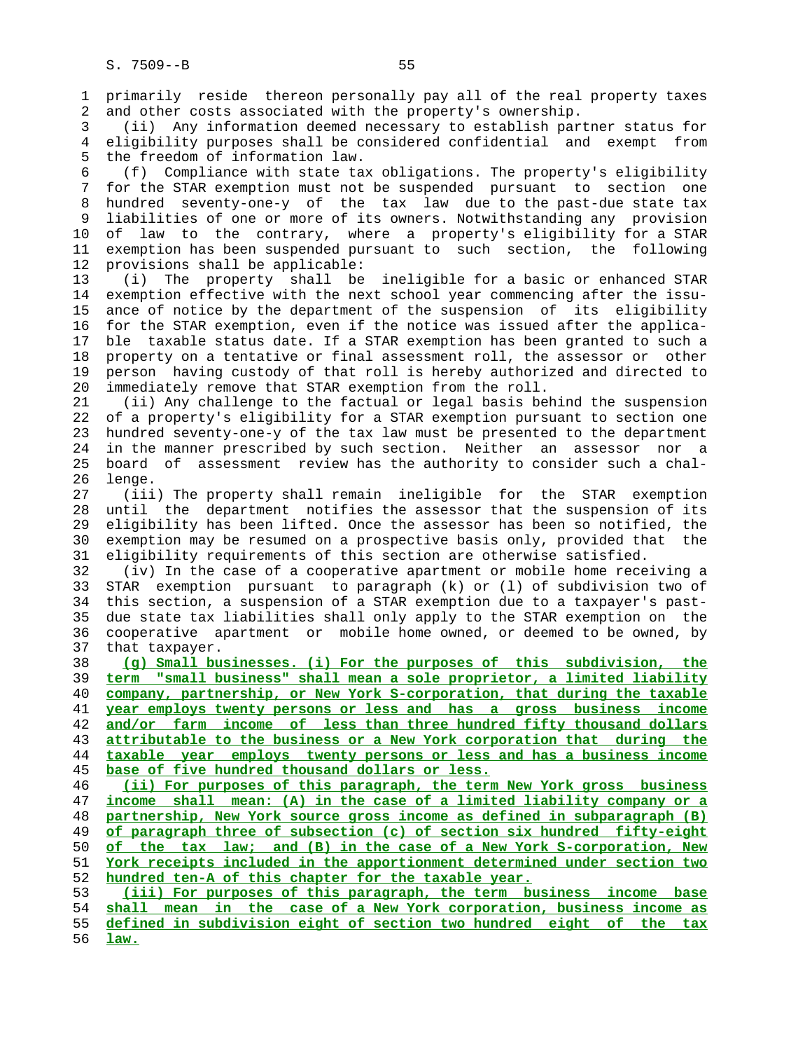primarily reside thereon personally pay all of the real property taxes and other costs associated with the property's ownership.

(ii) Any information deemed necessary to establish partner status for eligibility purposes shall be considered confidential and exempt from the freedom of information law.

(f) Compliance with state tax obligations. The property's eligibility for the STAR exemption must not be suspended pursuant to section one hundred seventy-one-y of the tax law due to the past-due state tax liabilities of one or more of its owners. Notwithstanding any provision of law to the contrary, where a property's eligibility for a STAR exemption has been suspended pursuant to such section, the following provisions shall be applicable:

(i) The property shall be ineligible for a basic or enhanced STAR exemption effective with the next school year commencing after the issuance of notice by the department of the suspension of its eligibility for the STAR exemption, even if the notice was issued after the applicable taxable status date. If a STAR exemption has been granted to such a property on a tentative or final assessment roll, the assessor or other person having custody of that roll is hereby authorized and directed to immediately remove that STAR exemption from the roll.

(ii) Any challenge to the factual or legal basis behind the suspension of a property's eligibility for a STAR exemption pursuant to section one hundred seventy-one-y of the tax law must be presented to the department in the manner prescribed by such section. Neither an assessor nor a board of assessment review has the authority to consider such a challenge.

(iii) The property shall remain ineligible for the STAR exemption until the department notifies the assessor that the suspension of its eligibility has been lifted. Once the assessor has been so notified, the exemption may be resumed on a prospective basis only, provided that the eligibility requirements of this section are otherwise satisfied.

(iv) In the case of a cooperative apartment or mobile home receiving a STAR exemption pursuant to paragraph (k) or (l) of subdivision two of this section, a suspension of a STAR exemption due to a taxpayer's past-due state tax liabilities shall only apply to the STAR exemption on the cooperative apartment or mobile home owned, or deemed to be owned, by that taxpayer.

**(g) Small businesses. (i) For the purposes of this subdivision, the term "small business" shall mean a sole proprietor, a limited liability company, partnership, or New York S-corporation, that during the taxable year employs twenty persons or less and has a gross business income and/or farm income of less than three hundred fifty thousand dollars attributable to the business or a New York corporation that during the taxable year employs twenty persons or less and has a business income base of five hundred thousand dollars or less.**

**(ii) For purposes of this paragraph, the term New York gross business income shall mean: (A) in the case of a limited liability company or a partnership, New York source gross income as defined in subparagraph (B) of paragraph three of subsection (c) of section six hundred fifty-eight of the tax law; and (B) in the case of a New York S-corporation, New York receipts included in the apportionment determined under section two hundred ten-A of this chapter for the taxable year.**

**(iii) For purposes of this paragraph, the term business income base shall mean in the case of a New York corporation, business income as defined in subdivision eight of section two hundred eight of the tax law.**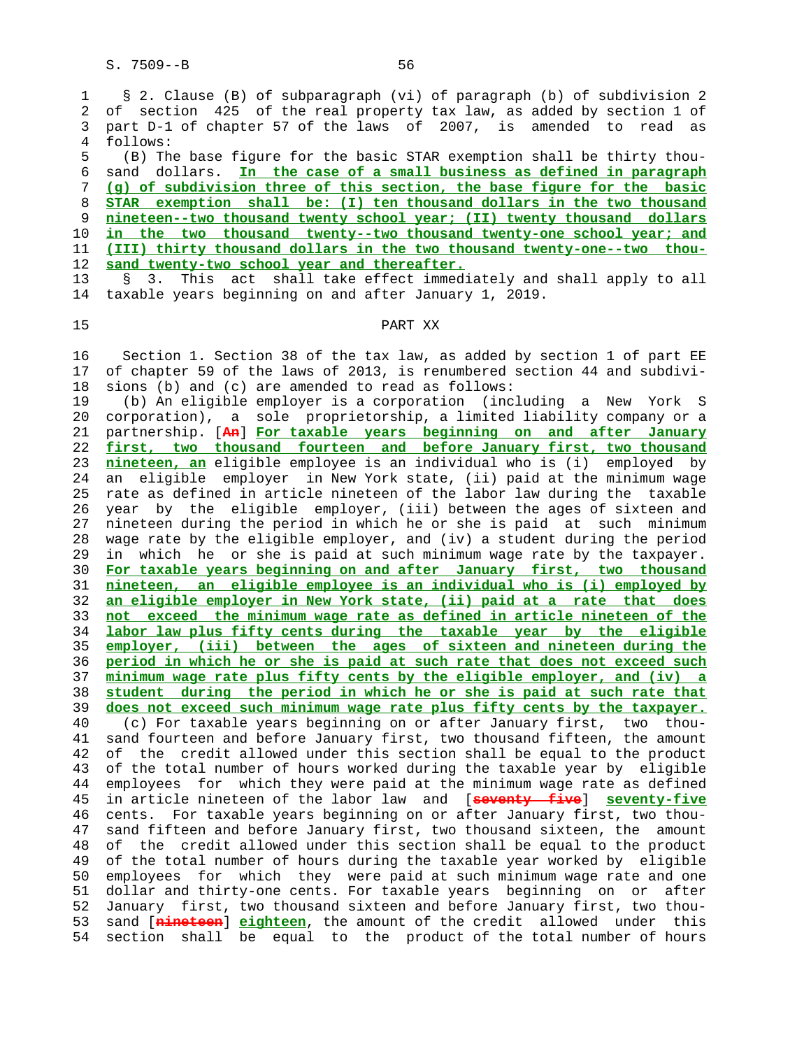§ 2. Clause (B) of subparagraph (vi) of paragraph (b) of subdivision 2 of section 425 of the real property tax law, as added by section 1 of part D-1 of chapter 57 of the laws of 2007, is amended to read as follows:

(B) The base figure for the basic STAR exemption shall be thirty thousand dollars. **In the case of a small business as defined in paragraph (g) of subdivision three of this section, the base figure for the basic STAR exemption shall be: (I) ten thousand dollars in the two thousand nineteen--two thousand twenty school year; (II) twenty thousand dollars in the two thousand twenty--two thousand twenty-one school year; and (III) thirty thousand dollars in the two thousand twenty-one--two thousand twenty-two school year and thereafter.**

§ 3. This act shall take effect immediately and shall apply to all taxable years beginning on and after January 1, 2019.

PART XX

Section 1. Section 38 of the tax law, as added by section 1 of part EE of chapter 59 of the laws of 2013, is renumbered section 44 and subdivisions (b) and (c) are amended to read as follows:

(b) An eligible employer is a corporation (including a New York S corporation), a sole proprietorship, a limited liability company or a partnership. [~~An~~] **For taxable years beginning on and after January first, two thousand fourteen and before January first, two thousand nineteen, an** eligible employee is an individual who is (i) employed by an eligible employer in New York state, (ii) paid at the minimum wage rate as defined in article nineteen of the labor law during the taxable year by the eligible employer, (iii) between the ages of sixteen and nineteen during the period in which he or she is paid at such minimum wage rate by the eligible employer, and (iv) a student during the period in which he or she is paid at such minimum wage rate by the taxpayer. **For taxable years beginning on and after January first, two thousand nineteen, an eligible employee is an individual who is (i) employed by an eligible employer in New York state, (ii) paid at a rate that does not exceed the minimum wage rate as defined in article nineteen of the labor law plus fifty cents during the taxable year by the eligible employer, (iii) between the ages of sixteen and nineteen during the period in which he or she is paid at such rate that does not exceed such minimum wage rate plus fifty cents by the eligible employer, and (iv) a student during the period in which he or she is paid at such rate that does not exceed such minimum wage rate plus fifty cents by the taxpayer.**

(c) For taxable years beginning on or after January first, two thousand fourteen and before January first, two thousand fifteen, the amount of the credit allowed under this section shall be equal to the product of the total number of hours worked during the taxable year by eligible employees for which they were paid at the minimum wage rate as defined in article nineteen of the labor law and [~~seventy five~~] **seventy-five** cents. For taxable years beginning on or after January first, two thousand fifteen and before January first, two thousand sixteen, the amount of the credit allowed under this section shall be equal to the product of the total number of hours during the taxable year worked by eligible employees for which they were paid at such minimum wage rate and one dollar and thirty-one cents. For taxable years beginning on or after January first, two thousand sixteen and before January first, two thousand [~~nineteen~~] **eighteen**, the amount of the credit allowed under this section shall be equal to the product of the total number of hours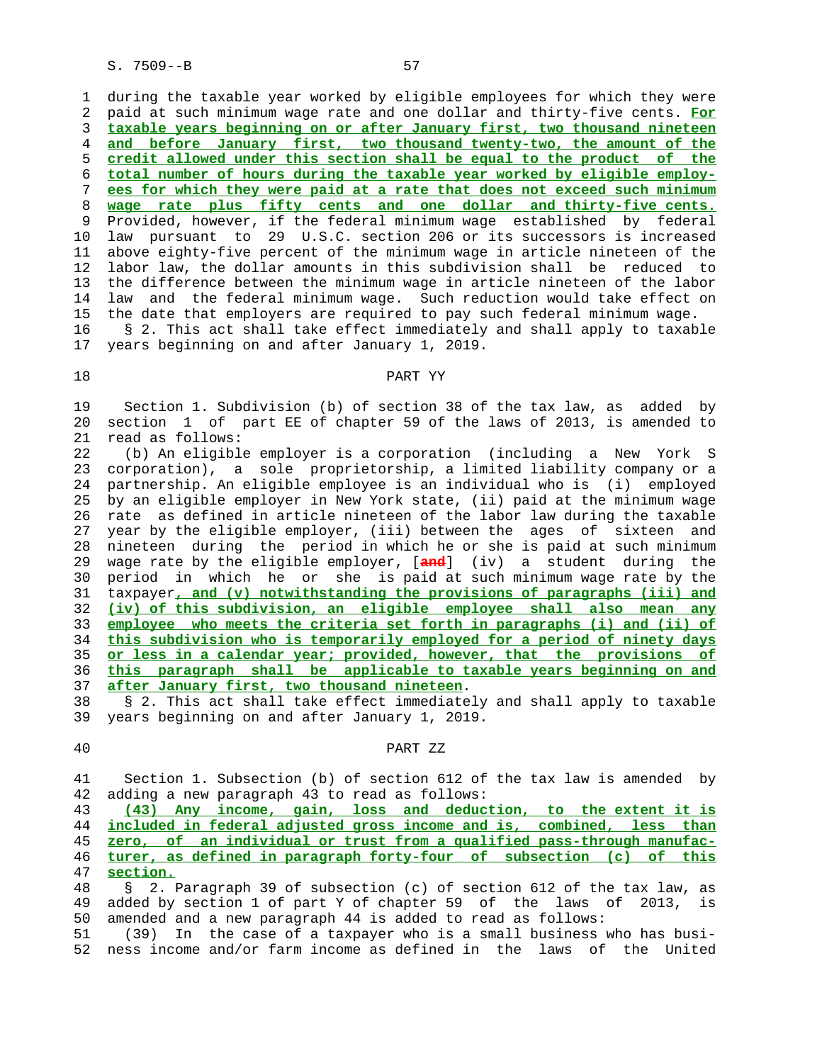during the taxable year worked by eligible employees for which they were paid at such minimum wage rate and one dollar and thirty-five cents. **For taxable years beginning on or after January first, two thousand nineteen and before January first, two thousand twenty-two, the amount of the credit allowed under this section shall be equal to the product of the total number of hours during the taxable year worked by eligible employees for which they were paid at a rate that does not exceed such minimum wage rate plus fifty cents and one dollar and thirty-five cents.** Provided, however, if the federal minimum wage established by federal law pursuant to 29 U.S.C. section 206 or its successors is increased above eighty-five percent of the minimum wage in article nineteen of the labor law, the dollar amounts in this subdivision shall be reduced to the difference between the minimum wage in article nineteen of the labor law and the federal minimum wage. Such reduction would take effect on the date that employers are required to pay such federal minimum wage.

§ 2. This act shall take effect immediately and shall apply to taxable years beginning on and after January 1, 2019.

## PART YY

Section 1. Subdivision (b) of section 38 of the tax law, as added by section 1 of part EE of chapter 59 of the laws of 2013, is amended to read as follows:

(b) An eligible employer is a corporation (including a New York S corporation), a sole proprietorship, a limited liability company or a partnership. An eligible employee is an individual who is (i) employed by an eligible employer in New York state, (ii) paid at the minimum wage rate as defined in article nineteen of the labor law during the taxable year by the eligible employer, (iii) between the ages of sixteen and nineteen during the period in which he or she is paid at such minimum wage rate by the eligible employer, [and] (iv) a student during the period in which he or she is paid at such minimum wage rate by the taxpayer**, and (v) notwithstanding the provisions of paragraphs (iii) and (iv) of this subdivision, an eligible employee shall also mean any employee who meets the criteria set forth in paragraphs (i) and (ii) of this subdivision who is temporarily employed for a period of ninety days or less in a calendar year; provided, however, that the provisions of this paragraph shall be applicable to taxable years beginning on and after January first, two thousand nineteen**.

§ 2. This act shall take effect immediately and shall apply to taxable years beginning on and after January 1, 2019.

## PART ZZ

Section 1. Subsection (b) of section 612 of the tax law is amended by adding a new paragraph 43 to read as follows:

**(43) Any income, gain, loss and deduction, to the extent it is included in federal adjusted gross income and is, combined, less than zero, of an individual or trust from a qualified pass-through manufacturer, as defined in paragraph forty-four of subsection (c) of this section.**

§ 2. Paragraph 39 of subsection (c) of section 612 of the tax law, as added by section 1 of part Y of chapter 59 of the laws of 2013, is amended and a new paragraph 44 is added to read as follows:

(39) In the case of a taxpayer who is a small business who has business income and/or farm income as defined in the laws of the United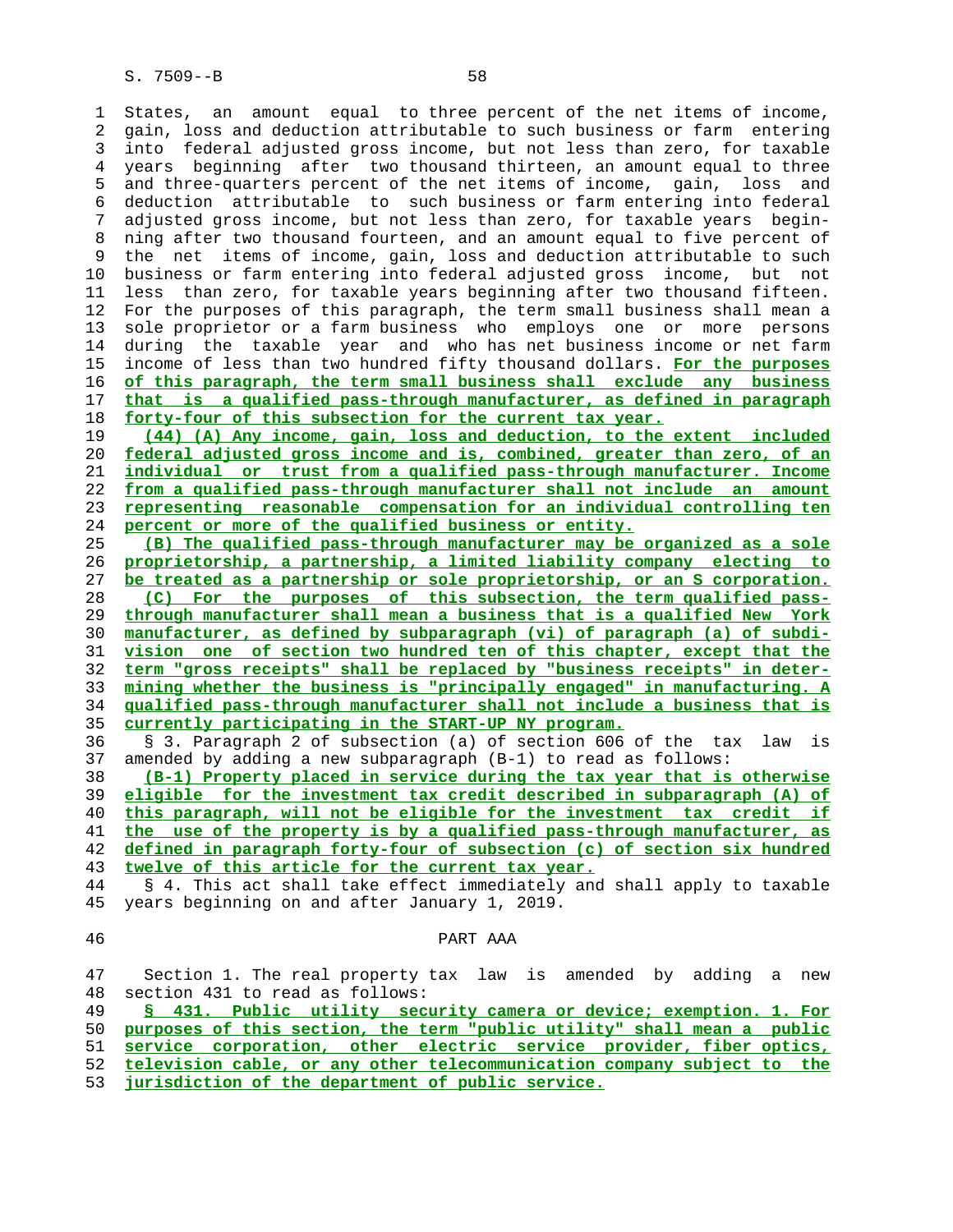States, an amount equal to three percent of the net items of income, gain, loss and deduction attributable to such business or farm entering into federal adjusted gross income, but not less than zero, for taxable years beginning after two thousand thirteen, an amount equal to three and three-quarters percent of the net items of income, gain, loss and deduction attributable to such business or farm entering into federal adjusted gross income, but not less than zero, for taxable years beginning after two thousand fourteen, and an amount equal to five percent of the net items of income, gain, loss and deduction attributable to such business or farm entering into federal adjusted gross income, but not less than zero, for taxable years beginning after two thousand fifteen. For the purposes of this paragraph, the term small business shall mean a sole proprietor or a farm business who employs one or more persons during the taxable year and who has net business income or net farm income of less than two hundred fifty thousand dollars. For the purposes of this paragraph, the term small business shall exclude any business that is a qualified pass-through manufacturer, as defined in paragraph forty-four of this subsection for the current tax year.

(44) (A) Any income, gain, loss and deduction, to the extent included federal adjusted gross income and is, combined, greater than zero, of an individual or trust from a qualified pass-through manufacturer. Income from a qualified pass-through manufacturer shall not include an amount representing reasonable compensation for an individual controlling ten percent or more of the qualified business or entity.

(B) The qualified pass-through manufacturer may be organized as a sole proprietorship, a partnership, a limited liability company electing to be treated as a partnership or sole proprietorship, or an S corporation.

(C) For the purposes of this subsection, the term qualified pass-through manufacturer shall mean a business that is a qualified New York manufacturer, as defined by subparagraph (vi) of paragraph (a) of subdivision one of section two hundred ten of this chapter, except that the term "gross receipts" shall be replaced by "business receipts" in determining whether the business is "principally engaged" in manufacturing. A qualified pass-through manufacturer shall not include a business that is currently participating in the START-UP NY program.

§ 3. Paragraph 2 of subsection (a) of section 606 of the tax law is amended by adding a new subparagraph (B-1) to read as follows:

(B-1) Property placed in service during the tax year that is otherwise eligible for the investment tax credit described in subparagraph (A) of this paragraph, will not be eligible for the investment tax credit if the use of the property is by a qualified pass-through manufacturer, as defined in paragraph forty-four of subsection (c) of section six hundred twelve of this article for the current tax year.

§ 4. This act shall take effect immediately and shall apply to taxable years beginning on and after January 1, 2019.

PART AAA

Section 1. The real property tax law is amended by adding a new section 431 to read as follows:

§ 431. Public utility security camera or device; exemption. 1. For purposes of this section, the term "public utility" shall mean a public service corporation, other electric service provider, fiber optics, television cable, or any other telecommunication company subject to the jurisdiction of the department of public service.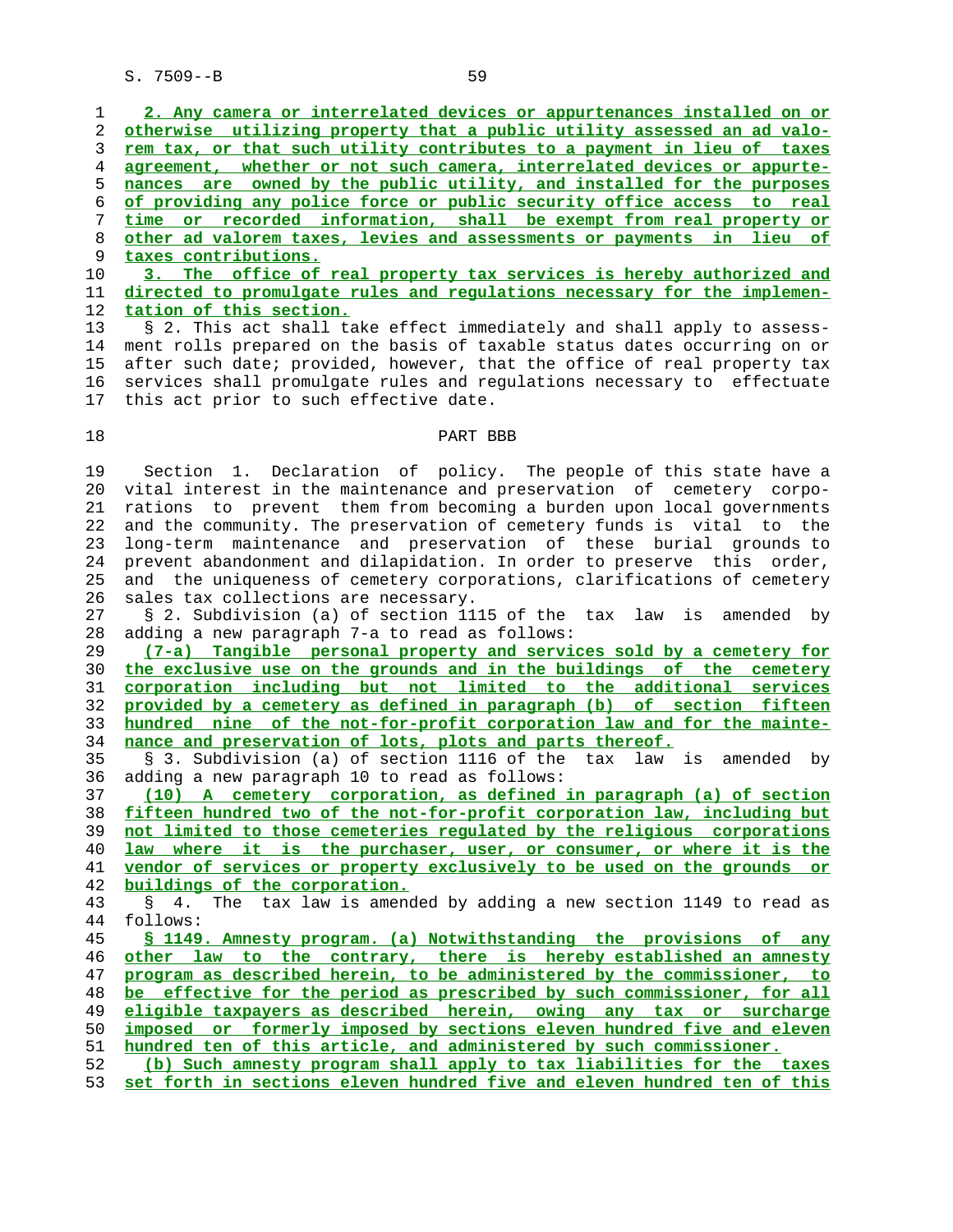2. Any camera or interrelated devices or appurtenances installed on or otherwise utilizing property that a public utility assessed an ad valorem tax, or that such utility contributes to a payment in lieu of taxes agreement, whether or not such camera, interrelated devices or appurtenances are owned by the public utility, and installed for the purposes of providing any police force or public security office access to real time or recorded information, shall be exempt from real property or other ad valorem taxes, levies and assessments or payments in lieu of taxes contributions.

3. The office of real property tax services is hereby authorized and directed to promulgate rules and regulations necessary for the implementation of this section.

§ 2. This act shall take effect immediately and shall apply to assessment rolls prepared on the basis of taxable status dates occurring on or after such date; provided, however, that the office of real property tax services shall promulgate rules and regulations necessary to effectuate this act prior to such effective date.

PART BBB

Section 1. Declaration of policy. The people of this state have a vital interest in the maintenance and preservation of cemetery corporations to prevent them from becoming a burden upon local governments and the community. The preservation of cemetery funds is vital to the long-term maintenance and preservation of these burial grounds to prevent abandonment and dilapidation. In order to preserve this order, and the uniqueness of cemetery corporations, clarifications of cemetery sales tax collections are necessary.

§ 2. Subdivision (a) of section 1115 of the tax law is amended by adding a new paragraph 7-a to read as follows:

(7-a) Tangible personal property and services sold by a cemetery for the exclusive use on the grounds and in the buildings of the cemetery corporation including but not limited to the additional services provided by a cemetery as defined in paragraph (b) of section fifteen hundred nine of the not-for-profit corporation law and for the maintenance and preservation of lots, plots and parts thereof.

§ 3. Subdivision (a) of section 1116 of the tax law is amended by adding a new paragraph 10 to read as follows:

(10) A cemetery corporation, as defined in paragraph (a) of section fifteen hundred two of the not-for-profit corporation law, including but not limited to those cemeteries regulated by the religious corporations law where it is the purchaser, user, or consumer, or where it is the vendor of services or property exclusively to be used on the grounds or buildings of the corporation.

§ 4. The tax law is amended by adding a new section 1149 to read as follows:

§ 1149. Amnesty program. (a) Notwithstanding the provisions of any other law to the contrary, there is hereby established an amnesty program as described herein, to be administered by the commissioner, to be effective for the period as prescribed by such commissioner, for all eligible taxpayers as described herein, owing any tax or surcharge imposed or formerly imposed by sections eleven hundred five and eleven hundred ten of this article, and administered by such commissioner.

(b) Such amnesty program shall apply to tax liabilities for the taxes set forth in sections eleven hundred five and eleven hundred ten of this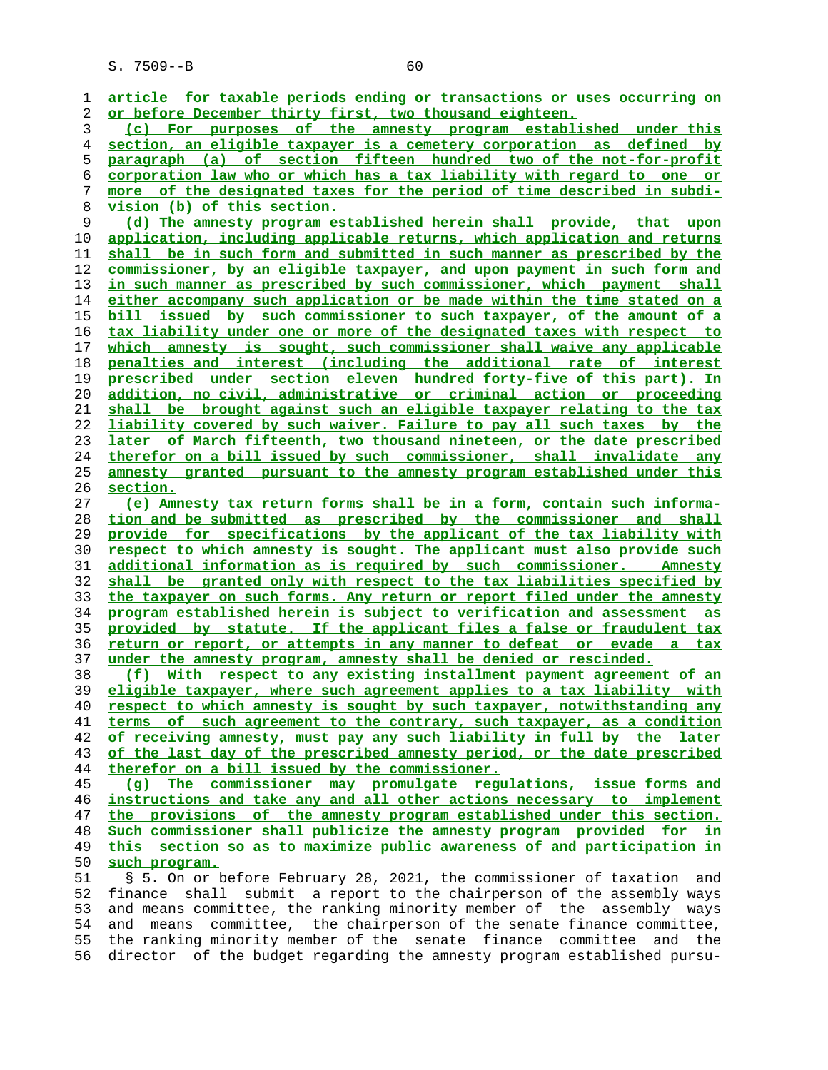article for taxable periods ending or transactions or uses occurring on or before December thirty first, two thousand eighteen.

(c) For purposes of the amnesty program established under this section, an eligible taxpayer is a cemetery corporation as defined by paragraph (a) of section fifteen hundred two of the not-for-profit corporation law who or which has a tax liability with regard to one or more of the designated taxes for the period of time described in subdivision (b) of this section.

(d) The amnesty program established herein shall provide, that upon application, including applicable returns, which application and returns shall be in such form and submitted in such manner as prescribed by the commissioner, by an eligible taxpayer, and upon payment in such form and in such manner as prescribed by such commissioner, which payment shall either accompany such application or be made within the time stated on a bill issued by such commissioner to such taxpayer, of the amount of a tax liability under one or more of the designated taxes with respect to which amnesty is sought, such commissioner shall waive any applicable penalties and interest (including the additional rate of interest prescribed under section eleven hundred forty-five of this part). In addition, no civil, administrative or criminal action or proceeding shall be brought against such an eligible taxpayer relating to the tax liability covered by such waiver. Failure to pay all such taxes by the later of March fifteenth, two thousand nineteen, or the date prescribed therefor on a bill issued by such commissioner, shall invalidate any amnesty granted pursuant to the amnesty program established under this section.

(e) Amnesty tax return forms shall be in a form, contain such information and be submitted as prescribed by the commissioner and shall provide for specifications by the applicant of the tax liability with respect to which amnesty is sought. The applicant must also provide such additional information as is required by such commissioner. Amnesty shall be granted only with respect to the tax liabilities specified by the taxpayer on such forms. Any return or report filed under the amnesty program established herein is subject to verification and assessment as provided by statute. If the applicant files a false or fraudulent tax return or report, or attempts in any manner to defeat or evade a tax under the amnesty program, amnesty shall be denied or rescinded.

(f) With respect to any existing installment payment agreement of an eligible taxpayer, where such agreement applies to a tax liability with respect to which amnesty is sought by such taxpayer, notwithstanding any terms of such agreement to the contrary, such taxpayer, as a condition of receiving amnesty, must pay any such liability in full by the later of the last day of the prescribed amnesty period, or the date prescribed therefor on a bill issued by the commissioner.

(g) The commissioner may promulgate regulations, issue forms and instructions and take any and all other actions necessary to implement the provisions of the amnesty program established under this section. Such commissioner shall publicize the amnesty program provided for in this section so as to maximize public awareness of and participation in such program.

§ 5. On or before February 28, 2021, the commissioner of taxation and finance shall submit a report to the chairperson of the assembly ways and means committee, the ranking minority member of the assembly ways and means committee, the chairperson of the senate finance committee, the ranking minority member of the senate finance committee and the director of the budget regarding the amnesty program established pursu-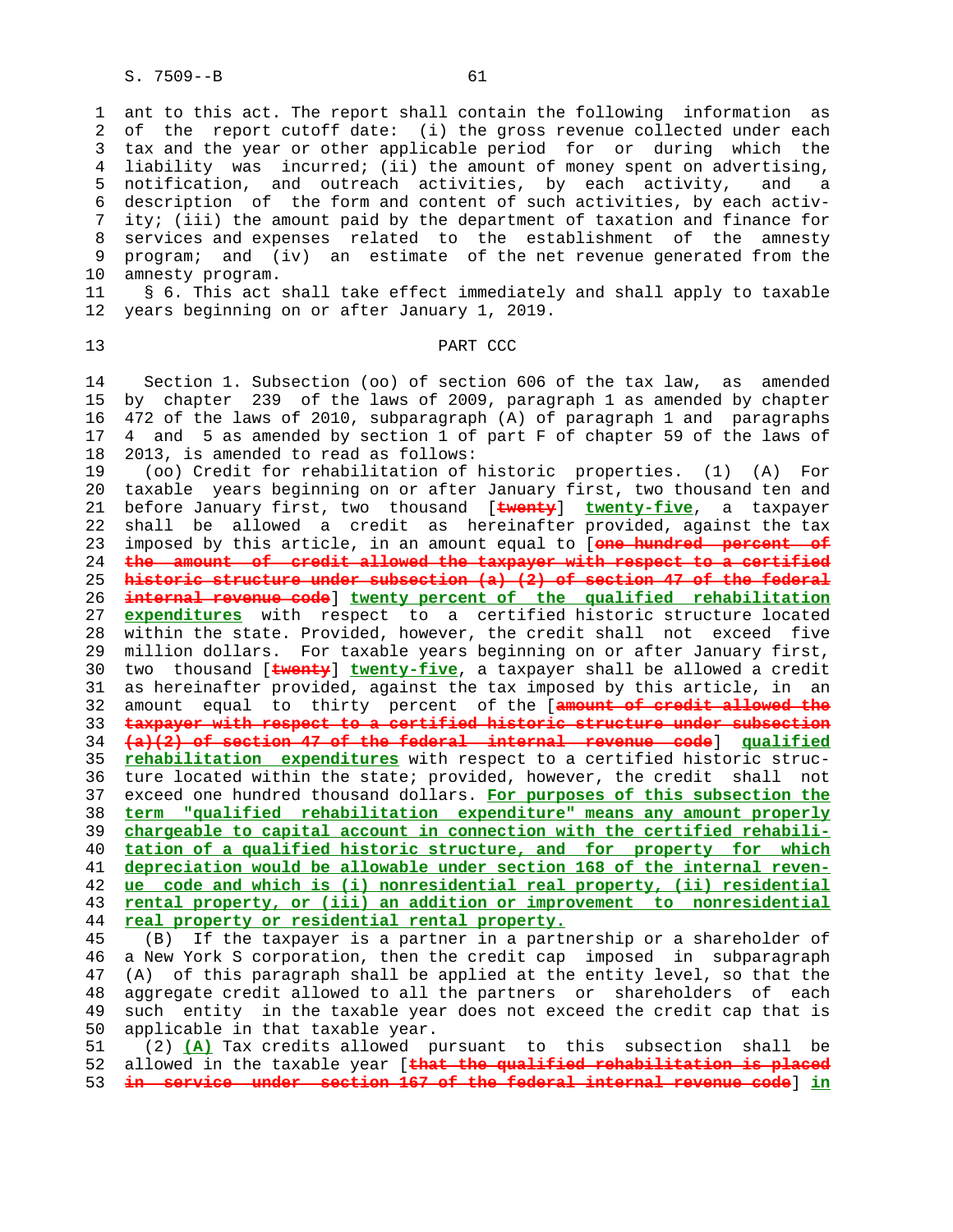ant to this act. The report shall contain the following information as of the report cutoff date: (i) the gross revenue collected under each tax and the year or other applicable period for or during which the liability was incurred; (ii) the amount of money spent on advertising, notification, and outreach activities, by each activity, and a description of the form and content of such activities, by each activity; (iii) the amount paid by the department of taxation and finance for services and expenses related to the establishment of the amnesty program; and (iv) an estimate of the net revenue generated from the amnesty program.

§ 6. This act shall take effect immediately and shall apply to taxable years beginning on or after January 1, 2019.

PART CCC

Section 1. Subsection (oo) of section 606 of the tax law, as amended by chapter 239 of the laws of 2009, paragraph 1 as amended by chapter 472 of the laws of 2010, subparagraph (A) of paragraph 1 and paragraphs 4 and 5 as amended by section 1 of part F of chapter 59 of the laws of 2013, is amended to read as follows:

(oo) Credit for rehabilitation of historic properties. (1) (A) For taxable years beginning on or after January first, two thousand ten and before January first, two thousand [~~twenty~~] **twenty-five**, a taxpayer shall be allowed a credit as hereinafter provided, against the tax imposed by this article, in an amount equal to [~~one hundred percent of the amount of credit allowed the taxpayer with respect to a certified historic structure under subsection (a) (2) of section 47 of the federal internal revenue code~~] **twenty percent of the qualified rehabilitation expenditures** with respect to a certified historic structure located within the state. Provided, however, the credit shall not exceed five million dollars. For taxable years beginning on or after January first, two thousand [~~twenty~~] **twenty-five**, a taxpayer shall be allowed a credit as hereinafter provided, against the tax imposed by this article, in an amount equal to thirty percent of the [~~amount of credit allowed the taxpayer with respect to a certified historic structure under subsection (a)(2) of section 47 of the federal internal revenue code~~] **qualified rehabilitation expenditures** with respect to a certified historic structure located within the state; provided, however, the credit shall not exceed one hundred thousand dollars. **For purposes of this subsection the term "qualified rehabilitation expenditure" means any amount properly chargeable to capital account in connection with the certified rehabilitation of a qualified historic structure, and for property for which depreciation would be allowable under section 168 of the internal revenue code and which is (i) nonresidential real property, (ii) residential rental property, or (iii) an addition or improvement to nonresidential real property or residential rental property.**

(B) If the taxpayer is a partner in a partnership or a shareholder of a New York S corporation, then the credit cap imposed in subparagraph (A) of this paragraph shall be applied at the entity level, so that the aggregate credit allowed to all the partners or shareholders of each such entity in the taxable year does not exceed the credit cap that is applicable in that taxable year.

(2) **(A)** Tax credits allowed pursuant to this subsection shall be allowed in the taxable year [~~that the qualified rehabilitation is placed in service under section 167 of the federal internal revenue code~~] **in**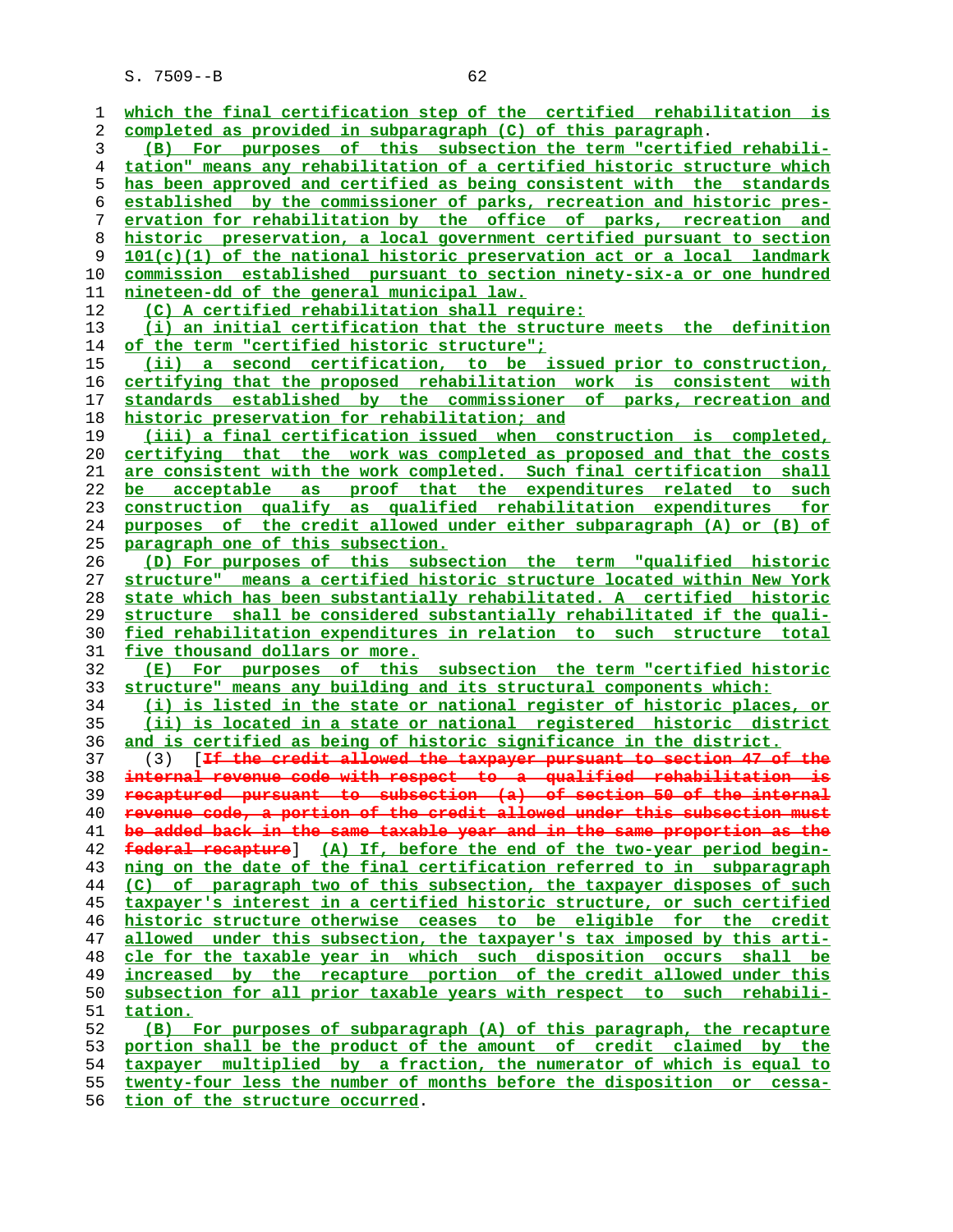which the final certification step of the certified rehabilitation is completed as provided in subparagraph (C) of this paragraph.

(B) For purposes of this subsection the term "certified rehabilitation" means any rehabilitation of a certified historic structure which has been approved and certified as being consistent with the standards established by the commissioner of parks, recreation and historic preservation for rehabilitation by the office of parks, recreation and historic preservation, a local government certified pursuant to section 101(c)(1) of the national historic preservation act or a local landmark commission established pursuant to section ninety-six-a or one hundred nineteen-dd of the general municipal law.

(C) A certified rehabilitation shall require:

(i) an initial certification that the structure meets the definition of the term "certified historic structure";

(ii) a second certification, to be issued prior to construction, certifying that the proposed rehabilitation work is consistent with standards established by the commissioner of parks, recreation and historic preservation for rehabilitation; and

(iii) a final certification issued when construction is completed, certifying that the work was completed as proposed and that the costs are consistent with the work completed. Such final certification shall be acceptable as proof that the expenditures related to such construction qualify as qualified rehabilitation expenditures for purposes of the credit allowed under either subparagraph (A) or (B) of paragraph one of this subsection.

(D) For purposes of this subsection the term "qualified historic structure" means a certified historic structure located within New York state which has been substantially rehabilitated. A certified historic structure shall be considered substantially rehabilitated if the qualified rehabilitation expenditures in relation to such structure total five thousand dollars or more.

(E) For purposes of this subsection the term "certified historic structure" means any building and its structural components which:

(i) is listed in the state or national register of historic places, or

(ii) is located in a state or national registered historic district and is certified as being of historic significance in the district.

(3) [~~If the credit allowed the taxpayer pursuant to section 47 of the internal revenue code with respect to a qualified rehabilitation is recaptured pursuant to subsection (a) of section 50 of the internal revenue code, a portion of the credit allowed under this subsection must be added back in the same taxable year and in the same proportion as the federal recapture~~] (A) If, before the end of the two-year period beginning on the date of the final certification referred to in subparagraph (C) of paragraph two of this subsection, the taxpayer disposes of such taxpayer's interest in a certified historic structure, or such certified historic structure otherwise ceases to be eligible for the credit allowed under this subsection, the taxpayer's tax imposed by this article for the taxable year in which such disposition occurs shall be increased by the recapture portion of the credit allowed under this subsection for all prior taxable years with respect to such rehabilitation.

(B) For purposes of subparagraph (A) of this paragraph, the recapture portion shall be the product of the amount of credit claimed by the taxpayer multiplied by a fraction, the numerator of which is equal to twenty-four less the number of months before the disposition or cessation of the structure occurred.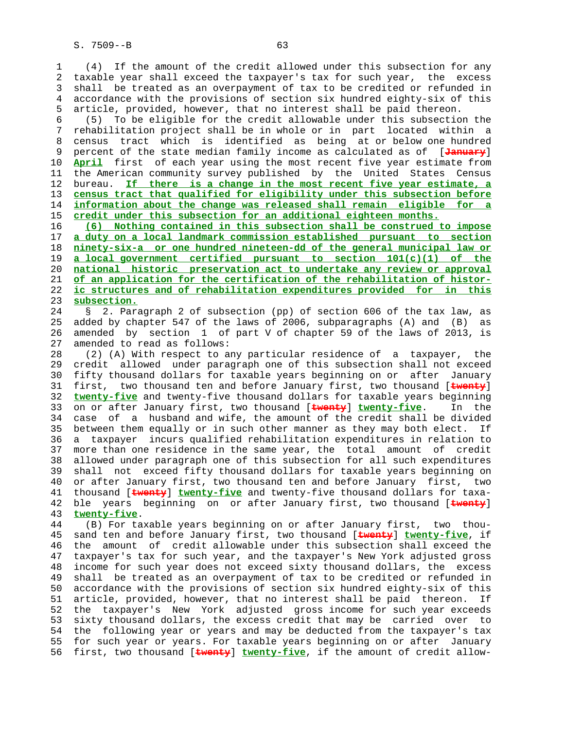(4) If the amount of the credit allowed under this subsection for any taxable year shall exceed the taxpayer's tax for such year, the excess shall be treated as an overpayment of tax to be credited or refunded in accordance with the provisions of section six hundred eighty-six of this article, provided, however, that no interest shall be paid thereon.

(5) To be eligible for the credit allowable under this subsection the rehabilitation project shall be in whole or in part located within a census tract which is identified as being at or below one hundred percent of the state median family income as calculated as of [~~January~~] **April** first of each year using the most recent five year estimate from the American community survey published by the United States Census bureau. **If there is a change in the most recent five year estimate, a census tract that qualified for eligibility under this subsection before information about the change was released shall remain eligible for a credit under this subsection for an additional eighteen months.**

**(6) Nothing contained in this subsection shall be construed to impose a duty on a local landmark commission established pursuant to section ninety-six-a or one hundred nineteen-dd of the general municipal law or a local government certified pursuant to section 101(c)(1) of the national historic preservation act to undertake any review or approval of an application for the certification of the rehabilitation of historic structures and of rehabilitation expenditures provided for in this subsection.**

§ 2. Paragraph 2 of subsection (pp) of section 606 of the tax law, as added by chapter 547 of the laws of 2006, subparagraphs (A) and (B) as amended by section 1 of part V of chapter 59 of the laws of 2013, is amended to read as follows:

(2) (A) With respect to any particular residence of a taxpayer, the credit allowed under paragraph one of this subsection shall not exceed fifty thousand dollars for taxable years beginning on or after January first, two thousand ten and before January first, two thousand [~~twenty~~] **twenty-five** and twenty-five thousand dollars for taxable years beginning on or after January first, two thousand [~~twenty~~] **twenty-five**. In the case of a husband and wife, the amount of the credit shall be divided between them equally or in such other manner as they may both elect. If a taxpayer incurs qualified rehabilitation expenditures in relation to more than one residence in the same year, the total amount of credit allowed under paragraph one of this subsection for all such expenditures shall not exceed fifty thousand dollars for taxable years beginning on or after January first, two thousand ten and before January first, two thousand [~~twenty~~] **twenty-five** and twenty-five thousand dollars for taxable years beginning on or after January first, two thousand [~~twenty~~] **twenty-five**.

(B) For taxable years beginning on or after January first, two thousand ten and before January first, two thousand [~~twenty~~] **twenty-five**, if the amount of credit allowable under this subsection shall exceed the taxpayer's tax for such year, and the taxpayer's New York adjusted gross income for such year does not exceed sixty thousand dollars, the excess shall be treated as an overpayment of tax to be credited or refunded in accordance with the provisions of section six hundred eighty-six of this article, provided, however, that no interest shall be paid thereon. If the taxpayer's New York adjusted gross income for such year exceeds sixty thousand dollars, the excess credit that may be carried over to the following year or years and may be deducted from the taxpayer's tax for such year or years. For taxable years beginning on or after January first, two thousand [~~twenty~~] **twenty-five**, if the amount of credit allow-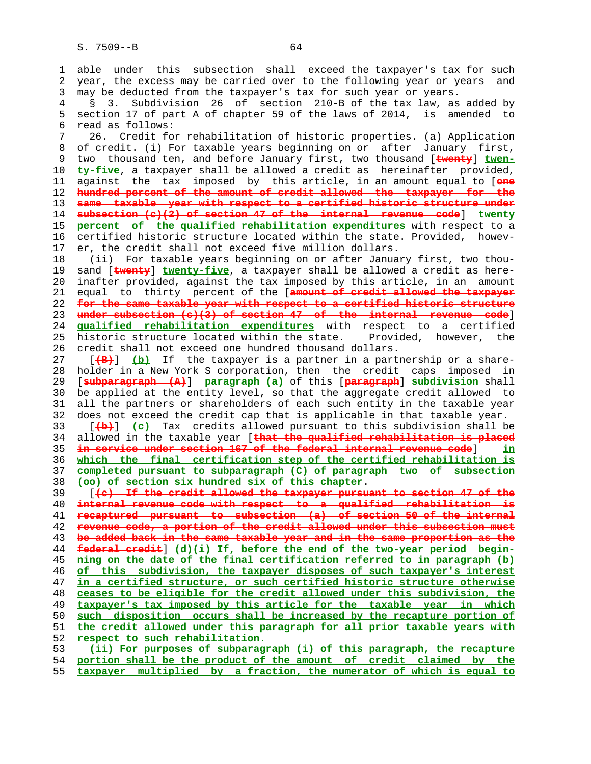able under this subsection shall exceed the taxpayer's tax for such year, the excess may be carried over to the following year or years and may be deducted from the taxpayer's tax for such year or years.

§ 3. Subdivision 26 of section 210-B of the tax law, as added by section 17 of part A of chapter 59 of the laws of 2014, is amended to read as follows:

26. Credit for rehabilitation of historic properties. (a) Application of credit. (i) For taxable years beginning on or after January first, two thousand ten, and before January first, two thousand [~~twenty~~] **twenty-five**, a taxpayer shall be allowed a credit as hereinafter provided, against the tax imposed by this article, in an amount equal to [~~one hundred percent of the amount of credit allowed the taxpayer for the same taxable year with respect to a certified historic structure under subsection (c)(2) of section 47 of the internal revenue code~~] **twenty percent of the qualified rehabilitation expenditures** with respect to a certified historic structure located within the state. Provided, however, the credit shall not exceed five million dollars.

(ii) For taxable years beginning on or after January first, two thousand [~~twenty~~] **twenty-five**, a taxpayer shall be allowed a credit as hereinafter provided, against the tax imposed by this article, in an amount equal to thirty percent of the [~~amount of credit allowed the taxpayer for the same taxable year with respect to a certified historic structure under subsection (c)(3) of section 47 of the internal revenue code~~] **qualified rehabilitation expenditures** with respect to a certified historic structure located within the state. Provided, however, the credit shall not exceed one hundred thousand dollars.

[~~(B)~~] **(b)** If the taxpayer is a partner in a partnership or a shareholder in a New York S corporation, then the credit caps imposed in [~~subparagraph (A)~~] **paragraph (a)** of this [~~paragraph~~] **subdivision** shall be applied at the entity level, so that the aggregate credit allowed to all the partners or shareholders of each such entity in the taxable year does not exceed the credit cap that is applicable in that taxable year.

[~~(b)~~] **(c)** Tax credits allowed pursuant to this subdivision shall be allowed in the taxable year [~~that the qualified rehabilitation is placed in service under section 167 of the federal internal revenue code~~] **in which the final certification step of the certified rehabilitation is completed pursuant to subparagraph (C) of paragraph two of subsection (oo) of section six hundred six of this chapter**.

[~~(c) If the credit allowed the taxpayer pursuant to section 47 of the internal revenue code with respect to a qualified rehabilitation is recaptured pursuant to subsection (a) of section 50 of the internal revenue code, a portion of the credit allowed under this subsection must be added back in the same taxable year and in the same proportion as the federal credit~~] **(d)(i) If, before the end of the two-year period beginning on the date of the final certification referred to in paragraph (b) of this subdivision, the taxpayer disposes of such taxpayer's interest in a certified structure, or such certified historic structure otherwise ceases to be eligible for the credit allowed under this subdivision, the taxpayer's tax imposed by this article for the taxable year in which such disposition occurs shall be increased by the recapture portion of the credit allowed under this paragraph for all prior taxable years with respect to such rehabilitation.**

**(ii) For purposes of subparagraph (i) of this paragraph, the recapture portion shall be the product of the amount of credit claimed by the taxpayer multiplied by a fraction, the numerator of which is equal to**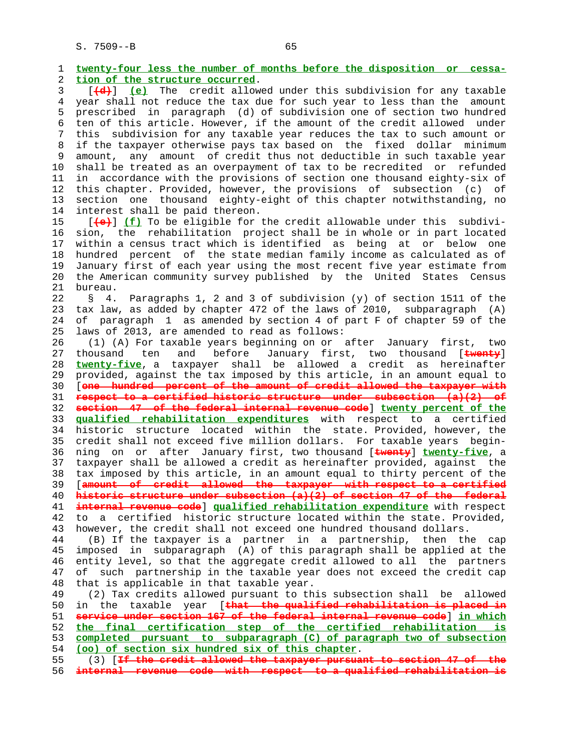twenty-four less the number of months before the disposition or cessation of the structure occurred.

[(d)] (e) The credit allowed under this subdivision for any taxable year shall not reduce the tax due for such year to less than the amount prescribed in paragraph (d) of subdivision one of section two hundred ten of this article. However, if the amount of the credit allowed under this subdivision for any taxable year reduces the tax to such amount or if the taxpayer otherwise pays tax based on the fixed dollar minimum amount, any amount of credit thus not deductible in such taxable year shall be treated as an overpayment of tax to be recredited or refunded in accordance with the provisions of section one thousand eighty-six of this chapter. Provided, however, the provisions of subsection (c) of section one thousand eighty-eight of this chapter notwithstanding, no interest shall be paid thereon.

[(e)] (f) To be eligible for the credit allowable under this subdivision, the rehabilitation project shall be in whole or in part located within a census tract which is identified as being at or below one hundred percent of the state median family income as calculated as of January first of each year using the most recent five year estimate from the American community survey published by the United States Census bureau.

§ 4. Paragraphs 1, 2 and 3 of subdivision (y) of section 1511 of the tax law, as added by chapter 472 of the laws of 2010, subparagraph (A) of paragraph 1 as amended by section 4 of part F of chapter 59 of the laws of 2013, are amended to read as follows:

(1) (A) For taxable years beginning on or after January first, two thousand ten and before January first, two thousand [twenty] twenty-five, a taxpayer shall be allowed a credit as hereinafter provided, against the tax imposed by this article, in an amount equal to [one hundred percent of the amount of credit allowed the taxpayer with respect to a certified historic structure under subsection (a)(2) of section 47 of the federal internal revenue code] twenty percent of the qualified rehabilitation expenditures with respect to a certified historic structure located within the state. Provided, however, the credit shall not exceed five million dollars. For taxable years beginning on or after January first, two thousand [twenty] twenty-five, a taxpayer shall be allowed a credit as hereinafter provided, against the tax imposed by this article, in an amount equal to thirty percent of the [amount of credit allowed the taxpayer with respect to a certified historic structure under subsection (a)(2) of section 47 of the federal internal revenue code] qualified rehabilitation expenditure with respect to a certified historic structure located within the state. Provided, however, the credit shall not exceed one hundred thousand dollars.

(B) If the taxpayer is a partner in a partnership, then the cap imposed in subparagraph (A) of this paragraph shall be applied at the entity level, so that the aggregate credit allowed to all the partners of such partnership in the taxable year does not exceed the credit cap that is applicable in that taxable year.

(2) Tax credits allowed pursuant to this subsection shall be allowed in the taxable year [that the qualified rehabilitation is placed in service under section 167 of the federal internal revenue code] in which the final certification step of the certified rehabilitation is completed pursuant to subparagraph (C) of paragraph two of subsection (oo) of section six hundred six of this chapter.

(3) [If the credit allowed the taxpayer pursuant to section 47 of the internal revenue code with respect to a qualified rehabilitation is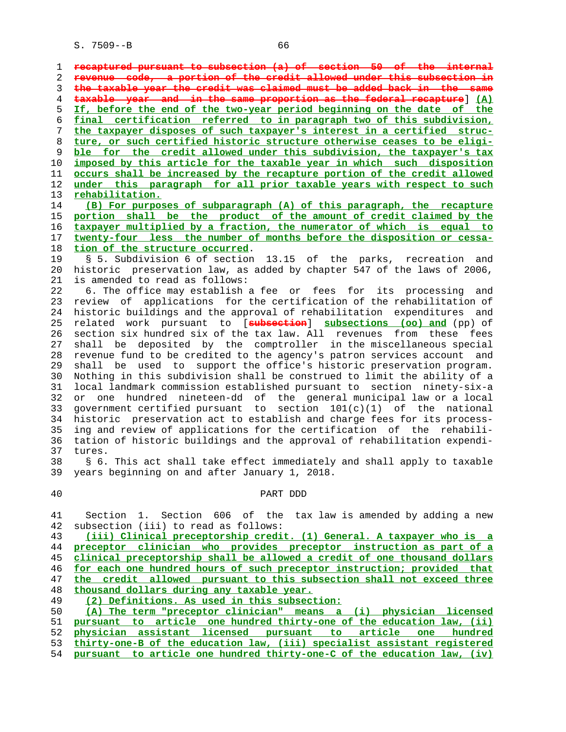~~recaptured pursuant to subsection (a) of section 50 of the internal revenue code, a portion of the credit allowed under this subsection in the taxable year the credit was claimed must be added back in the same taxable year and in the same proportion as the federal recapture~~] (A) If, before the end of the two-year period beginning on the date of the final certification referred to in paragraph two of this subdivision, the taxpayer disposes of such taxpayer's interest in a certified structure, or such certified historic structure otherwise ceases to be eligible for the credit allowed under this subdivision, the taxpayer's tax imposed by this article for the taxable year in which such disposition occurs shall be increased by the recapture portion of the credit allowed under this paragraph for all prior taxable years with respect to such rehabilitation.

(B) For purposes of subparagraph (A) of this paragraph, the recapture portion shall be the product of the amount of credit claimed by the taxpayer multiplied by a fraction, the numerator of which is equal to twenty-four less the number of months before the disposition or cessation of the structure occurred.

§ 5. Subdivision 6 of section 13.15 of the parks, recreation and historic preservation law, as added by chapter 547 of the laws of 2006, is amended to read as follows:

6. The office may establish a fee or fees for its processing and review of applications for the certification of the rehabilitation of historic buildings and the approval of rehabilitation expenditures and related work pursuant to [~~subsection~~] subsections (oo) and (pp) of section six hundred six of the tax law. All revenues from these fees shall be deposited by the comptroller in the miscellaneous special revenue fund to be credited to the agency's patron services account and shall be used to support the office's historic preservation program. Nothing in this subdivision shall be construed to limit the ability of a local landmark commission established pursuant to section ninety-six-a or one hundred nineteen-dd of the general municipal law or a local government certified pursuant to section 101(c)(1) of the national historic preservation act to establish and charge fees for its processing and review of applications for the certification of the rehabilitation of historic buildings and the approval of rehabilitation expenditures.

§ 6. This act shall take effect immediately and shall apply to taxable years beginning on and after January 1, 2018.

PART DDD

Section 1. Section 606 of the tax law is amended by adding a new subsection (iii) to read as follows:

(iii) Clinical preceptorship credit. (1) General. A taxpayer who is a preceptor clinician who provides preceptor instruction as part of a clinical preceptorship shall be allowed a credit of one thousand dollars for each one hundred hours of such preceptor instruction; provided that the credit allowed pursuant to this subsection shall not exceed three thousand dollars during any taxable year.

(2) Definitions. As used in this subsection:

(A) The term "preceptor clinician" means a (i) physician licensed pursuant to article one hundred thirty-one of the education law, (ii) physician assistant licensed pursuant to article one hundred thirty-one-B of the education law, (iii) specialist assistant registered pursuant to article one hundred thirty-one-C of the education law, (iv)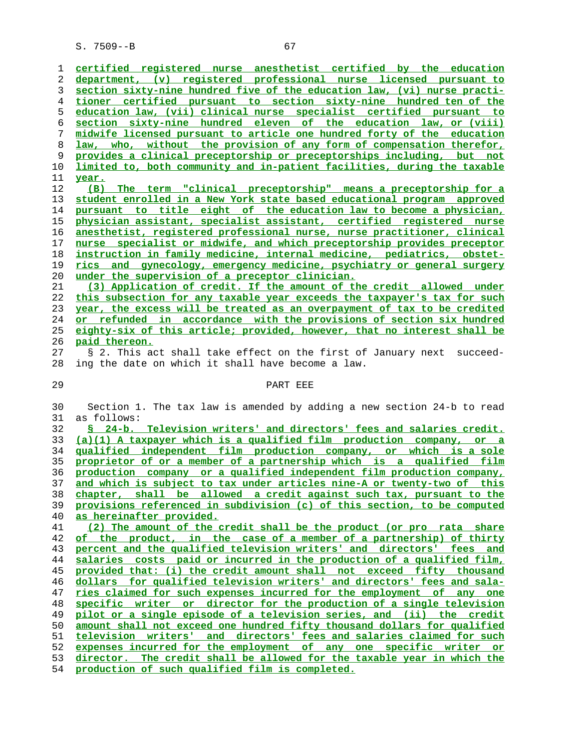certified registered nurse anesthetist certified by the education department, (v) registered professional nurse licensed pursuant to section sixty-nine hundred five of the education law, (vi) nurse practitioner certified pursuant to section sixty-nine hundred ten of the education law, (vii) clinical nurse specialist certified pursuant to section sixty-nine hundred eleven of the education law, or (viii) midwife licensed pursuant to article one hundred forty of the education law, who, without the provision of any form of compensation therefor, provides a clinical preceptorship or preceptorships including, but not limited to, both community and in-patient facilities, during the taxable year.

(B) The term "clinical preceptorship" means a preceptorship for a student enrolled in a New York state based educational program approved pursuant to title eight of the education law to become a physician, physician assistant, specialist assistant, certified registered nurse anesthetist, registered professional nurse, nurse practitioner, clinical nurse specialist or midwife, and which preceptorship provides preceptor instruction in family medicine, internal medicine, pediatrics, obstetrics and gynecology, emergency medicine, psychiatry or general surgery under the supervision of a preceptor clinician.

(3) Application of credit. If the amount of the credit allowed under this subsection for any taxable year exceeds the taxpayer's tax for such year, the excess will be treated as an overpayment of tax to be credited or refunded in accordance with the provisions of section six hundred eighty-six of this article; provided, however, that no interest shall be paid thereon.

§ 2. This act shall take effect on the first of January next succeeding the date on which it shall have become a law.

PART EEE

Section 1. The tax law is amended by adding a new section 24-b to read as follows:

§ 24-b. Television writers' and directors' fees and salaries credit. (a)(1) A taxpayer which is a qualified film production company, or a qualified independent film production company, or which is a sole proprietor of or a member of a partnership which is a qualified film production company or a qualified independent film production company, and which is subject to tax under articles nine-A or twenty-two of this chapter, shall be allowed a credit against such tax, pursuant to the provisions referenced in subdivision (c) of this section, to be computed as hereinafter provided.

(2) The amount of the credit shall be the product (or pro rata share of the product, in the case of a member of a partnership) of thirty percent and the qualified television writers' and directors' fees and salaries costs paid or incurred in the production of a qualified film, provided that: (i) the credit amount shall not exceed fifty thousand dollars for qualified television writers' and directors' fees and salaries claimed for such expenses incurred for the employment of any one specific writer or director for the production of a single television pilot or a single episode of a television series, and (ii) the credit amount shall not exceed one hundred fifty thousand dollars for qualified television writers' and directors' fees and salaries claimed for such expenses incurred for the employment of any one specific writer or director. The credit shall be allowed for the taxable year in which the production of such qualified film is completed.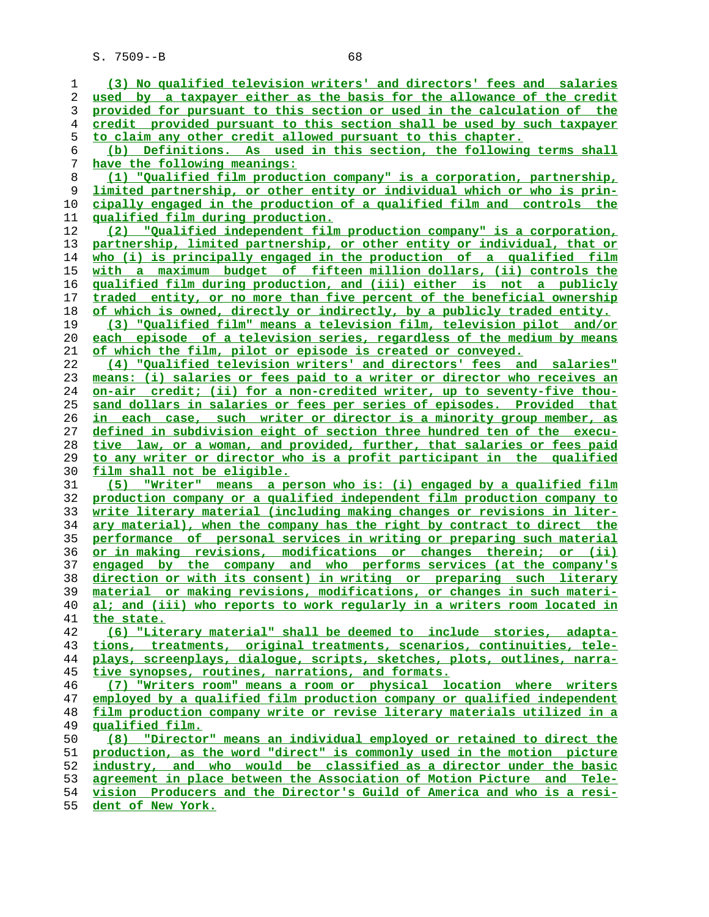(3) No qualified television writers' and directors' fees and salaries used by a taxpayer either as the basis for the allowance of the credit provided for pursuant to this section or used in the calculation of the credit provided pursuant to this section shall be used by such taxpayer to claim any other credit allowed pursuant to this chapter.

(b) Definitions. As used in this section, the following terms shall have the following meanings:

(1) "Qualified film production company" is a corporation, partnership, limited partnership, or other entity or individual which or who is principally engaged in the production of a qualified film and controls the qualified film during production.

(2) "Qualified independent film production company" is a corporation, partnership, limited partnership, or other entity or individual, that or who (i) is principally engaged in the production of a qualified film with a maximum budget of fifteen million dollars, (ii) controls the qualified film during production, and (iii) either is not a publicly traded entity, or no more than five percent of the beneficial ownership of which is owned, directly or indirectly, by a publicly traded entity.

(3) "Qualified film" means a television film, television pilot and/or each episode of a television series, regardless of the medium by means of which the film, pilot or episode is created or conveyed.

(4) "Qualified television writers' and directors' fees and salaries" means: (i) salaries or fees paid to a writer or director who receives an on-air credit; (ii) for a non-credited writer, up to seventy-five thousand dollars in salaries or fees per series of episodes. Provided that in each case, such writer or director is a minority group member, as defined in subdivision eight of section three hundred ten of the executive law, or a woman, and provided, further, that salaries or fees paid to any writer or director who is a profit participant in the qualified film shall not be eligible.

(5) "Writer" means a person who is: (i) engaged by a qualified film production company or a qualified independent film production company to write literary material (including making changes or revisions in literary material), when the company has the right by contract to direct the performance of personal services in writing or preparing such material or in making revisions, modifications or changes therein; or (ii) engaged by the company and who performs services (at the company's direction or with its consent) in writing or preparing such literary material or making revisions, modifications, or changes in such material; and (iii) who reports to work regularly in a writers room located in the state.

(6) "Literary material" shall be deemed to include stories, adaptations, treatments, original treatments, scenarios, continuities, teleplays, screenplays, dialogue, scripts, sketches, plots, outlines, narrative synopses, routines, narrations, and formats.

(7) "Writers room" means a room or physical location where writers employed by a qualified film production company or qualified independent film production company write or revise literary materials utilized in a qualified film.

(8) "Director" means an individual employed or retained to direct the production, as the word "direct" is commonly used in the motion picture industry, and who would be classified as a director under the basic agreement in place between the Association of Motion Picture and Television Producers and the Director's Guild of America and who is a resident of New York.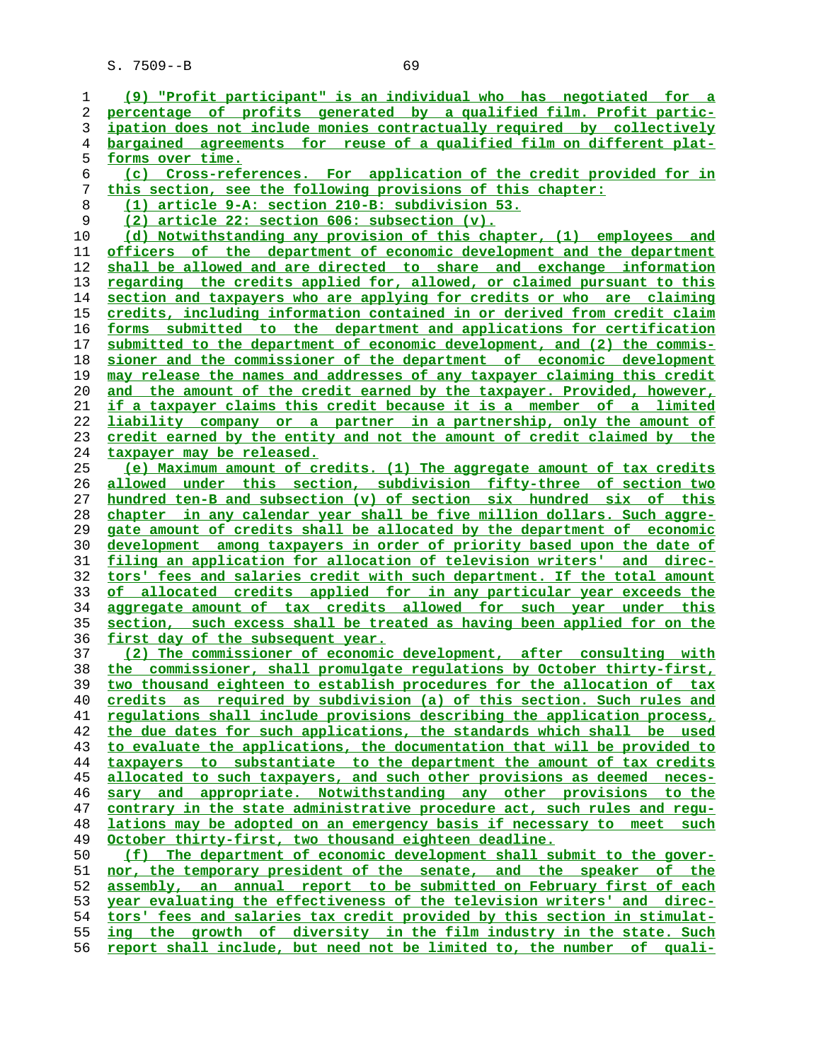(9) "Profit participant" is an individual who has negotiated for a percentage of profits generated by a qualified film. Profit participation does not include monies contractually required by collectively bargained agreements for reuse of a qualified film on different platforms over time.

(c) Cross-references. For application of the credit provided for in this section, see the following provisions of this chapter:

(1) article 9-A: section 210-B: subdivision 53.

(2) article 22: section 606: subsection (v).

(d) Notwithstanding any provision of this chapter, (1) employees and officers of the department of economic development and the department shall be allowed and are directed to share and exchange information regarding the credits applied for, allowed, or claimed pursuant to this section and taxpayers who are applying for credits or who are claiming credits, including information contained in or derived from credit claim forms submitted to the department and applications for certification submitted to the department of economic development, and (2) the commissioner and the commissioner of the department of economic development may release the names and addresses of any taxpayer claiming this credit and the amount of the credit earned by the taxpayer. Provided, however, if a taxpayer claims this credit because it is a member of a limited liability company or a partner in a partnership, only the amount of credit earned by the entity and not the amount of credit claimed by the taxpayer may be released.

(e) Maximum amount of credits. (1) The aggregate amount of tax credits allowed under this section, subdivision fifty-three of section two hundred ten-B and subsection (v) of section six hundred six of this chapter in any calendar year shall be five million dollars. Such aggregate amount of credits shall be allocated by the department of economic development among taxpayers in order of priority based upon the date of filing an application for allocation of television writers' and directors' fees and salaries credit with such department. If the total amount of allocated credits applied for in any particular year exceeds the aggregate amount of tax credits allowed for such year under this section, such excess shall be treated as having been applied for on the first day of the subsequent year.

(2) The commissioner of economic development, after consulting with the commissioner, shall promulgate regulations by October thirty-first, two thousand eighteen to establish procedures for the allocation of tax credits as required by subdivision (a) of this section. Such rules and regulations shall include provisions describing the application process, the due dates for such applications, the standards which shall be used to evaluate the applications, the documentation that will be provided to taxpayers to substantiate to the department the amount of tax credits allocated to such taxpayers, and such other provisions as deemed necessary and appropriate. Notwithstanding any other provisions to the contrary in the state administrative procedure act, such rules and regulations may be adopted on an emergency basis if necessary to meet such October thirty-first, two thousand eighteen deadline.

(f) The department of economic development shall submit to the governor, the temporary president of the senate, and the speaker of the assembly, an annual report to be submitted on February first of each year evaluating the effectiveness of the television writers' and directors' fees and salaries tax credit provided by this section in stimulating the growth of diversity in the film industry in the state. Such report shall include, but need not be limited to, the number of quali-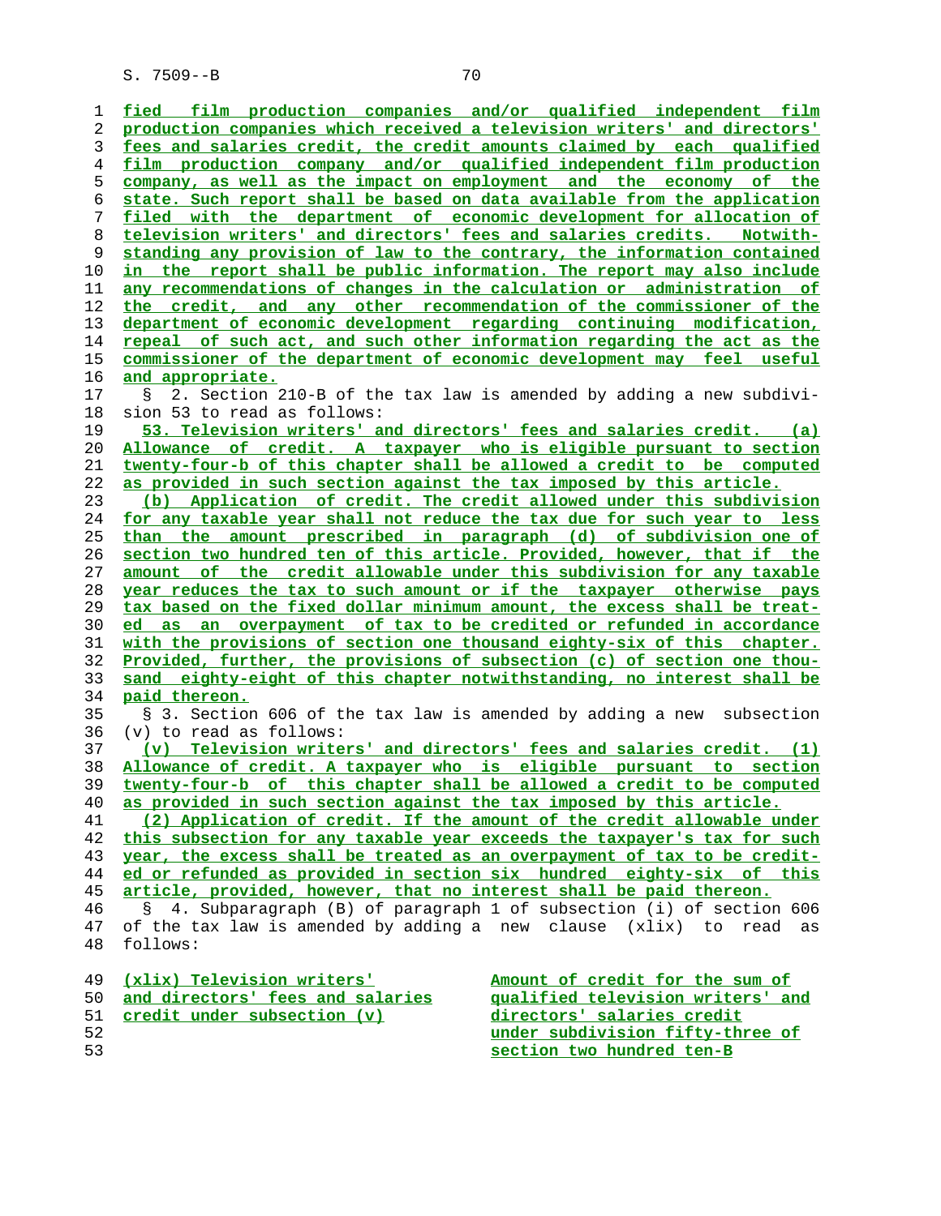fied film production companies and/or qualified independent film production companies which received a television writers' and directors' fees and salaries credit, the credit amounts claimed by each qualified film production company and/or qualified independent film production company, as well as the impact on employment and the economy of the state. Such report shall be based on data available from the application filed with the department of economic development for allocation of television writers' and directors' fees and salaries credits. Notwithstanding any provision of law to the contrary, the information contained in the report shall be public information. The report may also include any recommendations of changes in the calculation or administration of the credit, and any other recommendation of the commissioner of the department of economic development regarding continuing modification, repeal of such act, and such other information regarding the act as the commissioner of the department of economic development may feel useful and appropriate.

§ 2. Section 210-B of the tax law is amended by adding a new subdivision 53 to read as follows:

53. Television writers' and directors' fees and salaries credit. (a) Allowance of credit. A taxpayer who is eligible pursuant to section twenty-four-b of this chapter shall be allowed a credit to be computed as provided in such section against the tax imposed by this article.

(b) Application of credit. The credit allowed under this subdivision for any taxable year shall not reduce the tax due for such year to less than the amount prescribed in paragraph (d) of subdivision one of section two hundred ten of this article. Provided, however, that if the amount of the credit allowable under this subdivision for any taxable year reduces the tax to such amount or if the taxpayer otherwise pays tax based on the fixed dollar minimum amount, the excess shall be treated as an overpayment of tax to be credited or refunded in accordance with the provisions of section one thousand eighty-six of this chapter. Provided, further, the provisions of subsection (c) of section one thousand eighty-eight of this chapter notwithstanding, no interest shall be paid thereon.

§ 3. Section 606 of the tax law is amended by adding a new subsection (v) to read as follows:

(v) Television writers' and directors' fees and salaries credit. (1) Allowance of credit. A taxpayer who is eligible pursuant to section twenty-four-b of this chapter shall be allowed a credit to be computed as provided in such section against the tax imposed by this article.

(2) Application of credit. If the amount of the credit allowable under this subsection for any taxable year exceeds the taxpayer's tax for such year, the excess shall be treated as an overpayment of tax to be credited or refunded as provided in section six hundred eighty-six of this article, provided, however, that no interest shall be paid thereon.

§ 4. Subparagraph (B) of paragraph 1 of subsection (i) of section 606 of the tax law is amended by adding a new clause (xlix) to read as follows:

| | |
|---|---|
| (xlix) Television writers' and directors' fees and salaries credit under subsection (v) | Amount of credit for the sum of qualified television writers' and directors' salaries credit under subdivision fifty-three of section two hundred ten-B |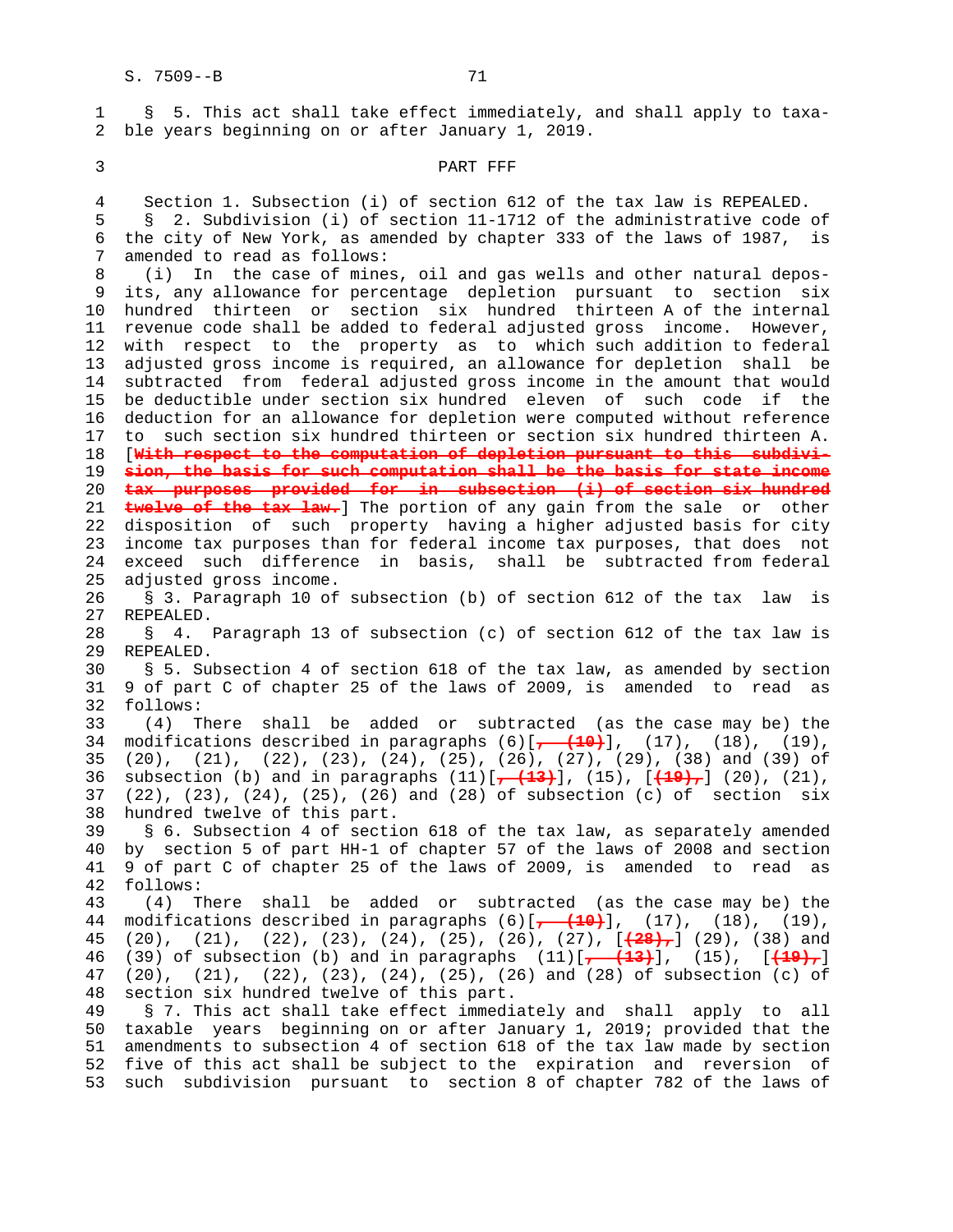§ 5. This act shall take effect immediately, and shall apply to taxable years beginning on or after January 1, 2019.

PART FFF

Section 1. Subsection (i) of section 612 of the tax law is REPEALED.

§ 2. Subdivision (i) of section 11-1712 of the administrative code of the city of New York, as amended by chapter 333 of the laws of 1987, is amended to read as follows:

(i) In the case of mines, oil and gas wells and other natural deposits, any allowance for percentage depletion pursuant to section six hundred thirteen or section six hundred thirteen A of the internal revenue code shall be added to federal adjusted gross income. However, with respect to the property as to which such addition to federal adjusted gross income is required, an allowance for depletion shall be subtracted from federal adjusted gross income in the amount that would be deductible under section six hundred eleven of such code if the deduction for an allowance for depletion were computed without reference to such section six hundred thirteen or section six hundred thirteen A. [~~With respect to the computation of depletion pursuant to this subdivision, the basis for such computation shall be the basis for state income tax purposes provided for in subsection (i) of section six hundred twelve of the tax law.~~] The portion of any gain from the sale or other disposition of such property having a higher adjusted basis for city income tax purposes than for federal income tax purposes, that does not exceed such difference in basis, shall be subtracted from federal adjusted gross income.

§ 3. Paragraph 10 of subsection (b) of section 612 of the tax law is REPEALED.

§ 4. Paragraph 13 of subsection (c) of section 612 of the tax law is REPEALED.

§ 5. Subsection 4 of section 618 of the tax law, as amended by section 9 of part C of chapter 25 of the laws of 2009, is amended to read as follows:

(4) There shall be added or subtracted (as the case may be) the modifications described in paragraphs (6)[~~, (10)~~], (17), (18), (19), (20), (21), (22), (23), (24), (25), (26), (27), (29), (38) and (39) of subsection (b) and in paragraphs (11)[~~, (13)~~], (15), [~~(19),~~] (20), (21), (22), (23), (24), (25), (26) and (28) of subsection (c) of section six hundred twelve of this part.

§ 6. Subsection 4 of section 618 of the tax law, as separately amended by section 5 of part HH-1 of chapter 57 of the laws of 2008 and section 9 of part C of chapter 25 of the laws of 2009, is amended to read as follows:

(4) There shall be added or subtracted (as the case may be) the modifications described in paragraphs (6)[~~, (10)~~], (17), (18), (19), (20), (21), (22), (23), (24), (25), (26), (27), [~~(28),~~] (29), (38) and (39) of subsection (b) and in paragraphs (11)[~~, (13)~~], (15), [~~(19),~~] (20), (21), (22), (23), (24), (25), (26) and (28) of subsection (c) of section six hundred twelve of this part.

§ 7. This act shall take effect immediately and shall apply to all taxable years beginning on or after January 1, 2019; provided that the amendments to subsection 4 of section 618 of the tax law made by section five of this act shall be subject to the expiration and reversion of such subdivision pursuant to section 8 of chapter 782 of the laws of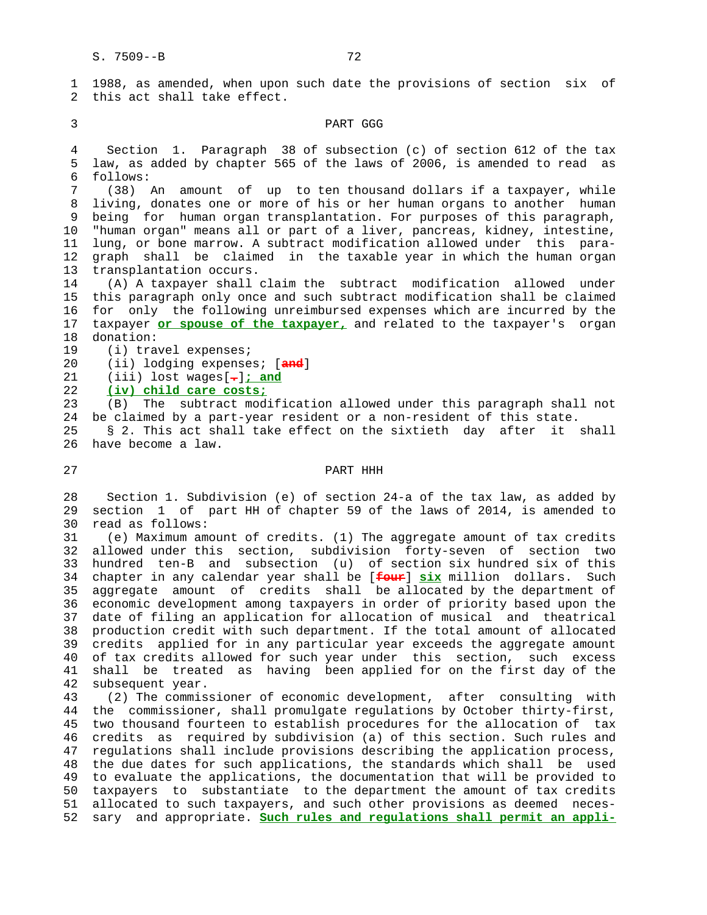1988, as amended, when upon such date the provisions of section six of this act shall take effect.

## PART GGG

Section 1. Paragraph 38 of subsection (c) of section 612 of the tax law, as added by chapter 565 of the laws of 2006, is amended to read as follows:

(38) An amount of up to ten thousand dollars if a taxpayer, while living, donates one or more of his or her human organs to another human being for human organ transplantation. For purposes of this paragraph, "human organ" means all or part of a liver, pancreas, kidney, intestine, lung, or bone marrow. A subtract modification allowed under this paragraph shall be claimed in the taxable year in which the human organ transplantation occurs.

(A) A taxpayer shall claim the subtract modification allowed under this paragraph only once and such subtract modification shall be claimed for only the following unreimbursed expenses which are incurred by the taxpayer **or spouse of the taxpayer,** and related to the taxpayer's organ donation:

(i) travel expenses;

(ii) lodging expenses; [~~and~~]

(iii) lost wages[~~.~~]**; and**

**(iv) child care costs;**

(B) The subtract modification allowed under this paragraph shall not be claimed by a part-year resident or a non-resident of this state.

§ 2. This act shall take effect on the sixtieth day after it shall have become a law.

## PART HHH

Section 1. Subdivision (e) of section 24-a of the tax law, as added by section 1 of part HH of chapter 59 of the laws of 2014, is amended to read as follows:

(e) Maximum amount of credits. (1) The aggregate amount of tax credits allowed under this section, subdivision forty-seven of section two hundred ten-B and subsection (u) of section six hundred six of this chapter in any calendar year shall be [~~four~~] **six** million dollars. Such aggregate amount of credits shall be allocated by the department of economic development among taxpayers in order of priority based upon the date of filing an application for allocation of musical and theatrical production credit with such department. If the total amount of allocated credits applied for in any particular year exceeds the aggregate amount of tax credits allowed for such year under this section, such excess shall be treated as having been applied for on the first day of the subsequent year.

(2) The commissioner of economic development, after consulting with the commissioner, shall promulgate regulations by October thirty-first, two thousand fourteen to establish procedures for the allocation of tax credits as required by subdivision (a) of this section. Such rules and regulations shall include provisions describing the application process, the due dates for such applications, the standards which shall be used to evaluate the applications, the documentation that will be provided to taxpayers to substantiate to the department the amount of tax credits allocated to such taxpayers, and such other provisions as deemed necessary and appropriate. **Such rules and regulations shall permit an appli-**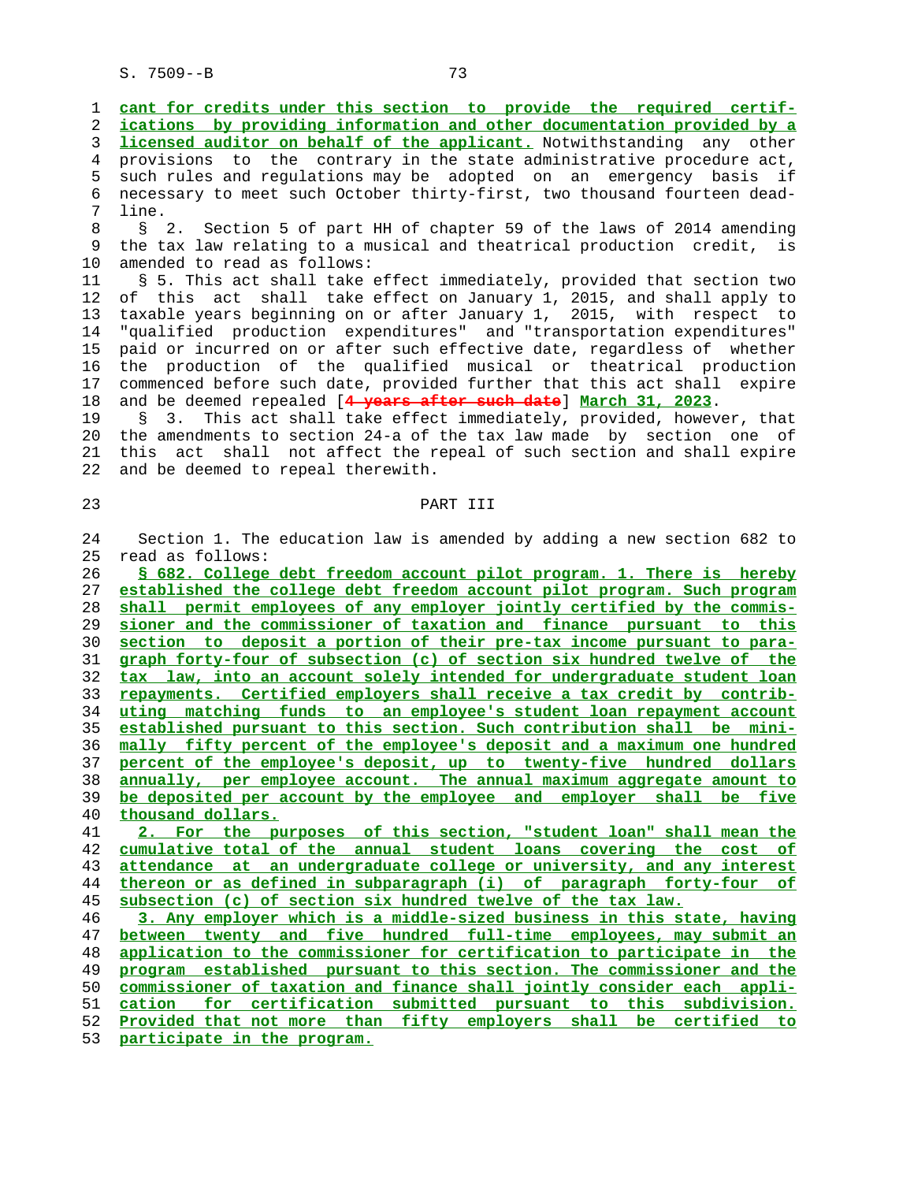cant for credits under this section to provide the required certifications by providing information and other documentation provided by a licensed auditor on behalf of the applicant. Notwithstanding any other provisions to the contrary in the state administrative procedure act, such rules and regulations may be adopted on an emergency basis if necessary to meet such October thirty-first, two thousand fourteen deadline.

§ 2. Section 5 of part HH of chapter 59 of the laws of 2014 amending the tax law relating to a musical and theatrical production credit, is amended to read as follows:

§ 5. This act shall take effect immediately, provided that section two of this act shall take effect on January 1, 2015, and shall apply to taxable years beginning on or after January 1, 2015, with respect to "qualified production expenditures" and "transportation expenditures" paid or incurred on or after such effective date, regardless of whether the production of the qualified musical or theatrical production commenced before such date, provided further that this act shall expire and be deemed repealed [~~4 years after such date~~] March 31, 2023.

§ 3. This act shall take effect immediately, provided, however, that the amendments to section 24-a of the tax law made by section one of this act shall not affect the repeal of such section and shall expire and be deemed to repeal therewith.

PART III

Section 1. The education law is amended by adding a new section 682 to read as follows:

§ 682. College debt freedom account pilot program. 1. There is hereby established the college debt freedom account pilot program. Such program shall permit employees of any employer jointly certified by the commissioner and the commissioner of taxation and finance pursuant to this section to deposit a portion of their pre-tax income pursuant to paragraph forty-four of subsection (c) of section six hundred twelve of the tax law, into an account solely intended for undergraduate student loan repayments. Certified employers shall receive a tax credit by contributing matching funds to an employee's student loan repayment account established pursuant to this section. Such contribution shall be minimally fifty percent of the employee's deposit and a maximum one hundred percent of the employee's deposit, up to twenty-five hundred dollars annually, per employee account. The annual maximum aggregate amount to be deposited per account by the employee and employer shall be five thousand dollars.

2. For the purposes of this section, "student loan" shall mean the cumulative total of the annual student loans covering the cost of attendance at an undergraduate college or university, and any interest thereon or as defined in subparagraph (i) of paragraph forty-four of subsection (c) of section six hundred twelve of the tax law.

3. Any employer which is a middle-sized business in this state, having between twenty and five hundred full-time employees, may submit an application to the commissioner for certification to participate in the program established pursuant to this section. The commissioner and the commissioner of taxation and finance shall jointly consider each application for certification submitted pursuant to this subdivision. Provided that not more than fifty employers shall be certified to participate in the program.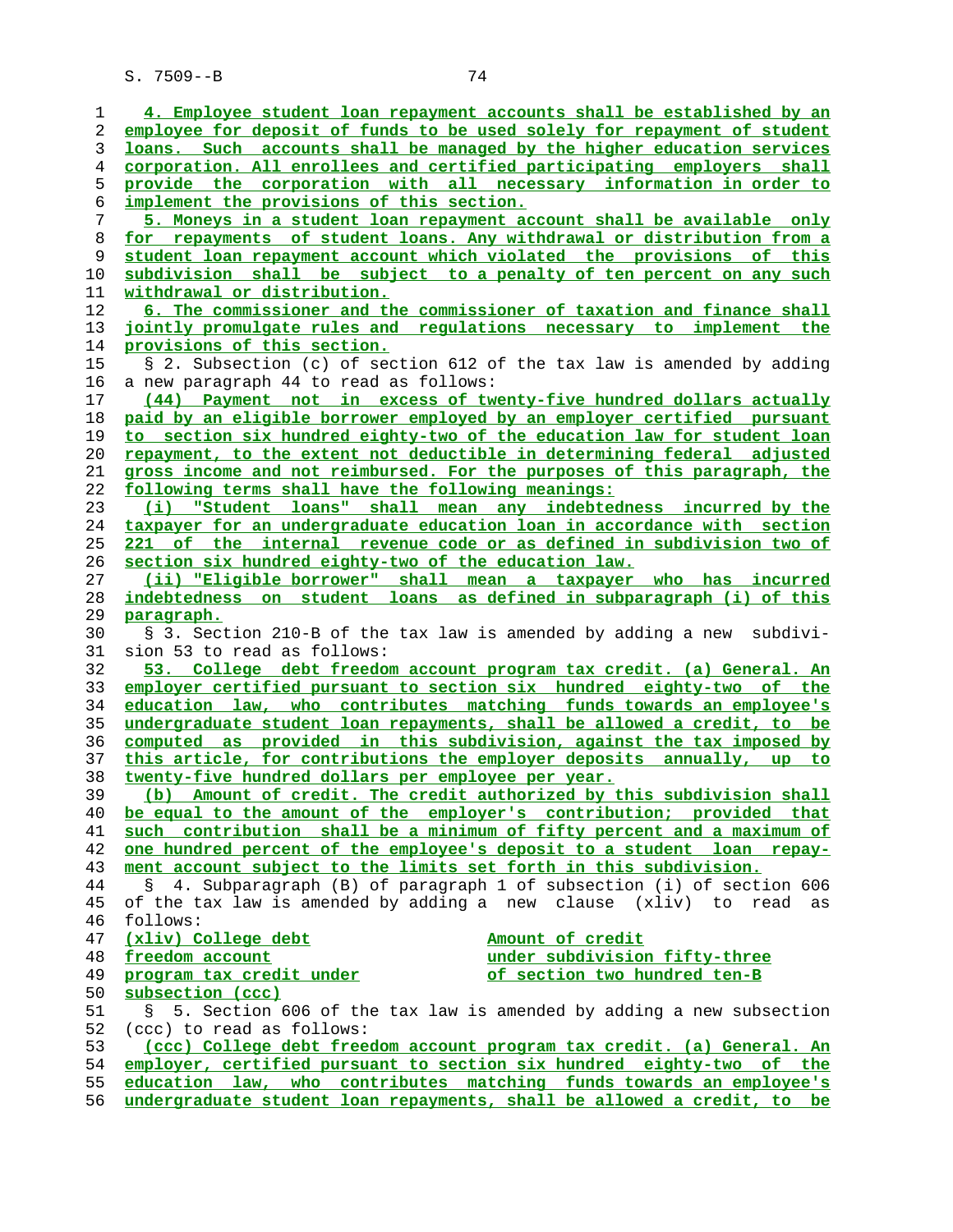4. Employee student loan repayment accounts shall be established by an employee for deposit of funds to be used solely for repayment of student loans. Such accounts shall be managed by the higher education services corporation. All enrollees and certified participating employers shall provide the corporation with all necessary information in order to implement the provisions of this section.

5. Moneys in a student loan repayment account shall be available only for repayments of student loans. Any withdrawal or distribution from a student loan repayment account which violated the provisions of this subdivision shall be subject to a penalty of ten percent on any such withdrawal or distribution.

6. The commissioner and the commissioner of taxation and finance shall jointly promulgate rules and regulations necessary to implement the provisions of this section.

§ 2. Subsection (c) of section 612 of the tax law is amended by adding a new paragraph 44 to read as follows:

(44) Payment not in excess of twenty-five hundred dollars actually paid by an eligible borrower employed by an employer certified pursuant to section six hundred eighty-two of the education law for student loan repayment, to the extent not deductible in determining federal adjusted gross income and not reimbursed. For the purposes of this paragraph, the following terms shall have the following meanings:

(i) "Student loans" shall mean any indebtedness incurred by the taxpayer for an undergraduate education loan in accordance with section 221 of the internal revenue code or as defined in subdivision two of section six hundred eighty-two of the education law.

(ii) "Eligible borrower" shall mean a taxpayer who has incurred indebtedness on student loans as defined in subparagraph (i) of this paragraph.

§ 3. Section 210-B of the tax law is amended by adding a new subdivision 53 to read as follows:

53. College debt freedom account program tax credit. (a) General. An employer certified pursuant to section six hundred eighty-two of the education law, who contributes matching funds towards an employee's undergraduate student loan repayments, shall be allowed a credit, to be computed as provided in this subdivision, against the tax imposed by this article, for contributions the employer deposits annually, up to twenty-five hundred dollars per employee per year.

(b) Amount of credit. The credit authorized by this subdivision shall be equal to the amount of the employer's contribution; provided that such contribution shall be a minimum of fifty percent and a maximum of one hundred percent of the employee's deposit to a student loan repayment account subject to the limits set forth in this subdivision.

§ 4. Subparagraph (B) of paragraph 1 of subsection (i) of section 606 of the tax law is amended by adding a new clause (xliv) to read as follows:

| | |
|---|---|
| (xliv) College debt freedom account program tax credit under subsection (ccc) | Amount of credit under subdivision fifty-three of section two hundred ten-B |

§ 5. Section 606 of the tax law is amended by adding a new subsection (ccc) to read as follows:

(ccc) College debt freedom account program tax credit. (a) General. An employer, certified pursuant to section six hundred eighty-two of the education law, who contributes matching funds towards an employee's undergraduate student loan repayments, shall be allowed a credit, to be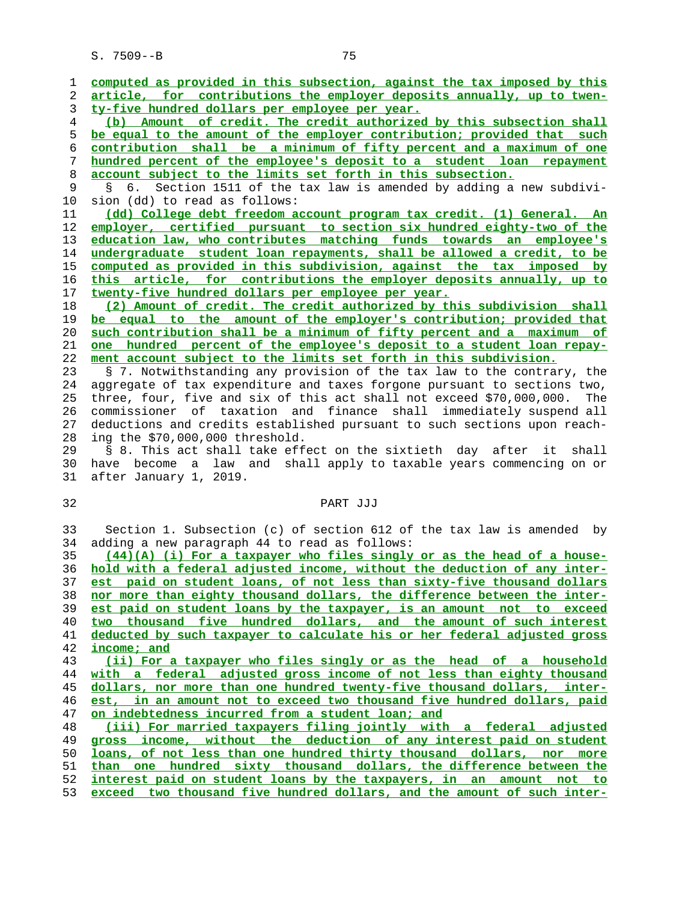computed as provided in this subsection, against the tax imposed by this article, for contributions the employer deposits annually, up to twenty-five hundred dollars per employee per year.

(b) Amount of credit. The credit authorized by this subsection shall be equal to the amount of the employer contribution; provided that such contribution shall be a minimum of fifty percent and a maximum of one hundred percent of the employee's deposit to a student loan repayment account subject to the limits set forth in this subsection.

§ 6. Section 1511 of the tax law is amended by adding a new subdivision (dd) to read as follows:

(dd) College debt freedom account program tax credit. (1) General. An employer, certified pursuant to section six hundred eighty-two of the education law, who contributes matching funds towards an employee's undergraduate student loan repayments, shall be allowed a credit, to be computed as provided in this subdivision, against the tax imposed by this article, for contributions the employer deposits annually, up to twenty-five hundred dollars per employee per year.

(2) Amount of credit. The credit authorized by this subdivision shall be equal to the amount of the employer's contribution; provided that such contribution shall be a minimum of fifty percent and a maximum of one hundred percent of the employee's deposit to a student loan repayment account subject to the limits set forth in this subdivision.

§ 7. Notwithstanding any provision of the tax law to the contrary, the aggregate of tax expenditure and taxes forgone pursuant to sections two, three, four, five and six of this act shall not exceed $70,000,000. The commissioner of taxation and finance shall immediately suspend all deductions and credits established pursuant to such sections upon reaching the $70,000,000 threshold.

§ 8. This act shall take effect on the sixtieth day after it shall have become a law and shall apply to taxable years commencing on or after January 1, 2019.

PART JJJ

Section 1. Subsection (c) of section 612 of the tax law is amended by adding a new paragraph 44 to read as follows:

(44)(A) (i) For a taxpayer who files singly or as the head of a household with a federal adjusted income, without the deduction of any interest paid on student loans, of not less than sixty-five thousand dollars nor more than eighty thousand dollars, the difference between the interest paid on student loans by the taxpayer, is an amount not to exceed two thousand five hundred dollars, and the amount of such interest deducted by such taxpayer to calculate his or her federal adjusted gross income; and

(ii) For a taxpayer who files singly or as the head of a household with a federal adjusted gross income of not less than eighty thousand dollars, nor more than one hundred twenty-five thousand dollars, interest, in an amount not to exceed two thousand five hundred dollars, paid on indebtedness incurred from a student loan; and

(iii) For married taxpayers filing jointly with a federal adjusted gross income, without the deduction of any interest paid on student loans, of not less than one hundred thirty thousand dollars, nor more than one hundred sixty thousand dollars, the difference between the interest paid on student loans by the taxpayers, in an amount not to exceed two thousand five hundred dollars, and the amount of such inter-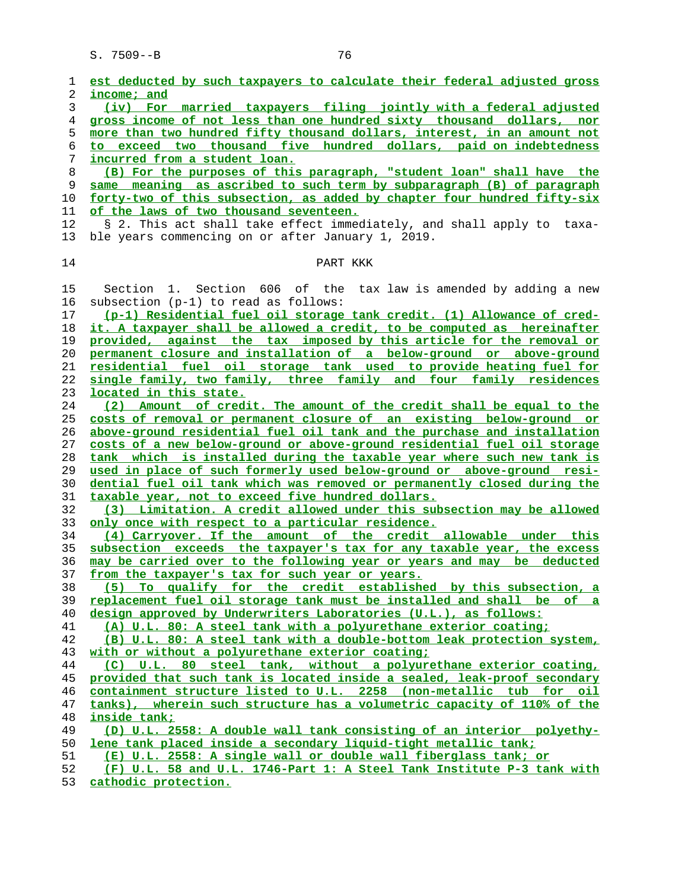est deducted by such taxpayers to calculate their federal adjusted gross income; and

(iv) For married taxpayers filing jointly with a federal adjusted gross income of not less than one hundred sixty thousand dollars, nor more than two hundred fifty thousand dollars, interest, in an amount not to exceed two thousand five hundred dollars, paid on indebtedness incurred from a student loan.

(B) For the purposes of this paragraph, "student loan" shall have the same meaning as ascribed to such term by subparagraph (B) of paragraph forty-two of this subsection, as added by chapter four hundred fifty-six of the laws of two thousand seventeen.

§ 2. This act shall take effect immediately, and shall apply to taxable years commencing on or after January 1, 2019.

## PART KKK

Section 1. Section 606 of the tax law is amended by adding a new subsection (p-1) to read as follows:

(p-1) Residential fuel oil storage tank credit. (1) Allowance of credit. A taxpayer shall be allowed a credit, to be computed as hereinafter provided, against the tax imposed by this article for the removal or permanent closure and installation of a below-ground or above-ground residential fuel oil storage tank used to provide heating fuel for single family, two family, three family and four family residences located in this state.

(2) Amount of credit. The amount of the credit shall be equal to the costs of removal or permanent closure of an existing below-ground or above-ground residential fuel oil tank and the purchase and installation costs of a new below-ground or above-ground residential fuel oil storage tank which is installed during the taxable year where such new tank is used in place of such formerly used below-ground or above-ground residential fuel oil tank which was removed or permanently closed during the taxable year, not to exceed five hundred dollars.

(3) Limitation. A credit allowed under this subsection may be allowed only once with respect to a particular residence.

(4) Carryover. If the amount of the credit allowable under this subsection exceeds the taxpayer's tax for any taxable year, the excess may be carried over to the following year or years and may be deducted from the taxpayer's tax for such year or years.

(5) To qualify for the credit established by this subsection, a replacement fuel oil storage tank must be installed and shall be of a design approved by Underwriters Laboratories (U.L.), as follows:

(A) U.L. 80: A steel tank with a polyurethane exterior coating;

(B) U.L. 80: A steel tank with a double-bottom leak protection system, with or without a polyurethane exterior coating;

(C) U.L. 80 steel tank, without a polyurethane exterior coating, provided that such tank is located inside a sealed, leak-proof secondary containment structure listed to U.L. 2258 (non-metallic tub for oil tanks), wherein such structure has a volumetric capacity of 110% of the inside tank;

(D) U.L. 2558: A double wall tank consisting of an interior polyethylene tank placed inside a secondary liquid-tight metallic tank;

(E) U.L. 2558: A single wall or double wall fiberglass tank; or

(F) U.L. 58 and U.L. 1746-Part 1: A Steel Tank Institute P-3 tank with cathodic protection.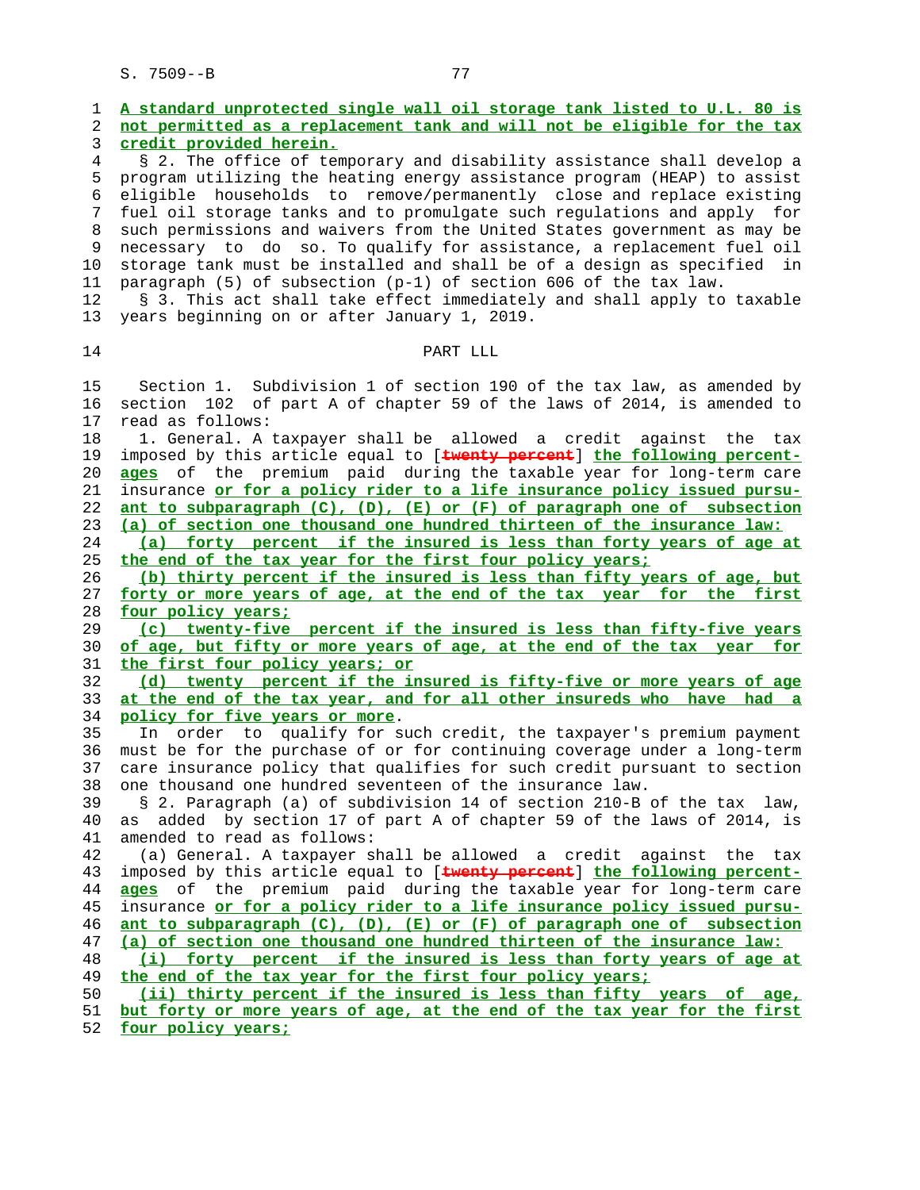A standard unprotected single wall oil storage tank listed to U.L. 80 is not permitted as a replacement tank and will not be eligible for the tax credit provided herein.

§ 2. The office of temporary and disability assistance shall develop a program utilizing the heating energy assistance program (HEAP) to assist eligible households to remove/permanently close and replace existing fuel oil storage tanks and to promulgate such regulations and apply for such permissions and waivers from the United States government as may be necessary to do so. To qualify for assistance, a replacement fuel oil storage tank must be installed and shall be of a design as specified in paragraph (5) of subsection (p-1) of section 606 of the tax law.

§ 3. This act shall take effect immediately and shall apply to taxable years beginning on or after January 1, 2019.

## PART LLL

Section 1. Subdivision 1 of section 190 of the tax law, as amended by section 102 of part A of chapter 59 of the laws of 2014, is amended to read as follows:

1. General. A taxpayer shall be allowed a credit against the tax imposed by this article equal to [~~twenty percent~~] the following percentages of the premium paid during the taxable year for long-term care insurance or for a policy rider to a life insurance policy issued pursuant to subparagraph (C), (D), (E) or (F) of paragraph one of subsection (a) of section one thousand one hundred thirteen of the insurance law:

(a) forty percent if the insured is less than forty years of age at the end of the tax year for the first four policy years;

(b) thirty percent if the insured is less than fifty years of age, but forty or more years of age, at the end of the tax year for the first four policy years;

(c) twenty-five percent if the insured is less than fifty-five years of age, but fifty or more years of age, at the end of the tax year for the first four policy years; or

(d) twenty percent if the insured is fifty-five or more years of age at the end of the tax year, and for all other insureds who have had a policy for five years or more.

In order to qualify for such credit, the taxpayer's premium payment must be for the purchase of or for continuing coverage under a long-term care insurance policy that qualifies for such credit pursuant to section one thousand one hundred seventeen of the insurance law.

§ 2. Paragraph (a) of subdivision 14 of section 210-B of the tax law, as added by section 17 of part A of chapter 59 of the laws of 2014, is amended to read as follows:

(a) General. A taxpayer shall be allowed a credit against the tax imposed by this article equal to [~~twenty percent~~] the following percentages of the premium paid during the taxable year for long-term care insurance or for a policy rider to a life insurance policy issued pursuant to subparagraph (C), (D), (E) or (F) of paragraph one of subsection (a) of section one thousand one hundred thirteen of the insurance law:

(i) forty percent if the insured is less than forty years of age at the end of the tax year for the first four policy years;

(ii) thirty percent if the insured is less than fifty years of age, but forty or more years of age, at the end of the tax year for the first four policy years;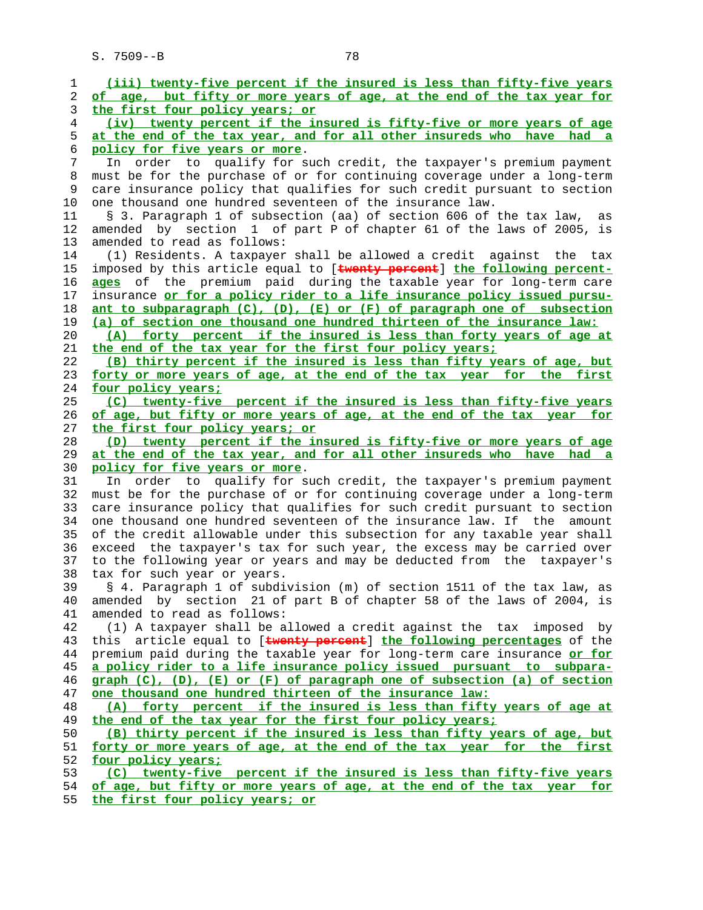(iii) twenty-five percent if the insured is less than fifty-five years of age, but fifty or more years of age, at the end of the tax year for the first four policy years; or

(iv) twenty percent if the insured is fifty-five or more years of age at the end of the tax year, and for all other insureds who have had a policy for five years or more.

In order to qualify for such credit, the taxpayer's premium payment must be for the purchase of or for continuing coverage under a long-term care insurance policy that qualifies for such credit pursuant to section one thousand one hundred seventeen of the insurance law.

§ 3. Paragraph 1 of subsection (aa) of section 606 of the tax law, as amended by section 1 of part P of chapter 61 of the laws of 2005, is amended to read as follows:

(1) Residents. A taxpayer shall be allowed a credit against the tax imposed by this article equal to [~~twenty percent~~] the following percentages of the premium paid during the taxable year for long-term care insurance or for a policy rider to a life insurance policy issued pursuant to subparagraph (C), (D), (E) or (F) of paragraph one of subsection (a) of section one thousand one hundred thirteen of the insurance law:

(A) forty percent if the insured is less than forty years of age at the end of the tax year for the first four policy years;

(B) thirty percent if the insured is less than fifty years of age, but forty or more years of age, at the end of the tax year for the first four policy years;

(C) twenty-five percent if the insured is less than fifty-five years of age, but fifty or more years of age, at the end of the tax year for the first four policy years; or

(D) twenty percent if the insured is fifty-five or more years of age at the end of the tax year, and for all other insureds who have had a policy for five years or more.

In order to qualify for such credit, the taxpayer's premium payment must be for the purchase of or for continuing coverage under a long-term care insurance policy that qualifies for such credit pursuant to section one thousand one hundred seventeen of the insurance law. If the amount of the credit allowable under this subsection for any taxable year shall exceed the taxpayer's tax for such year, the excess may be carried over to the following year or years and may be deducted from the taxpayer's tax for such year or years.

§ 4. Paragraph 1 of subdivision (m) of section 1511 of the tax law, as amended by section 21 of part B of chapter 58 of the laws of 2004, is amended to read as follows:

(1) A taxpayer shall be allowed a credit against the tax imposed by this article equal to [~~twenty percent~~] the following percentages of the premium paid during the taxable year for long-term care insurance or for a policy rider to a life insurance policy issued pursuant to subparagraph (C), (D), (E) or (F) of paragraph one of subsection (a) of section one thousand one hundred thirteen of the insurance law:

(A) forty percent if the insured is less than fifty years of age at the end of the tax year for the first four policy years;

(B) thirty percent if the insured is less than fifty years of age, but forty or more years of age, at the end of the tax year for the first four policy years;

(C) twenty-five percent if the insured is less than fifty-five years of age, but fifty or more years of age, at the end of the tax year for the first four policy years; or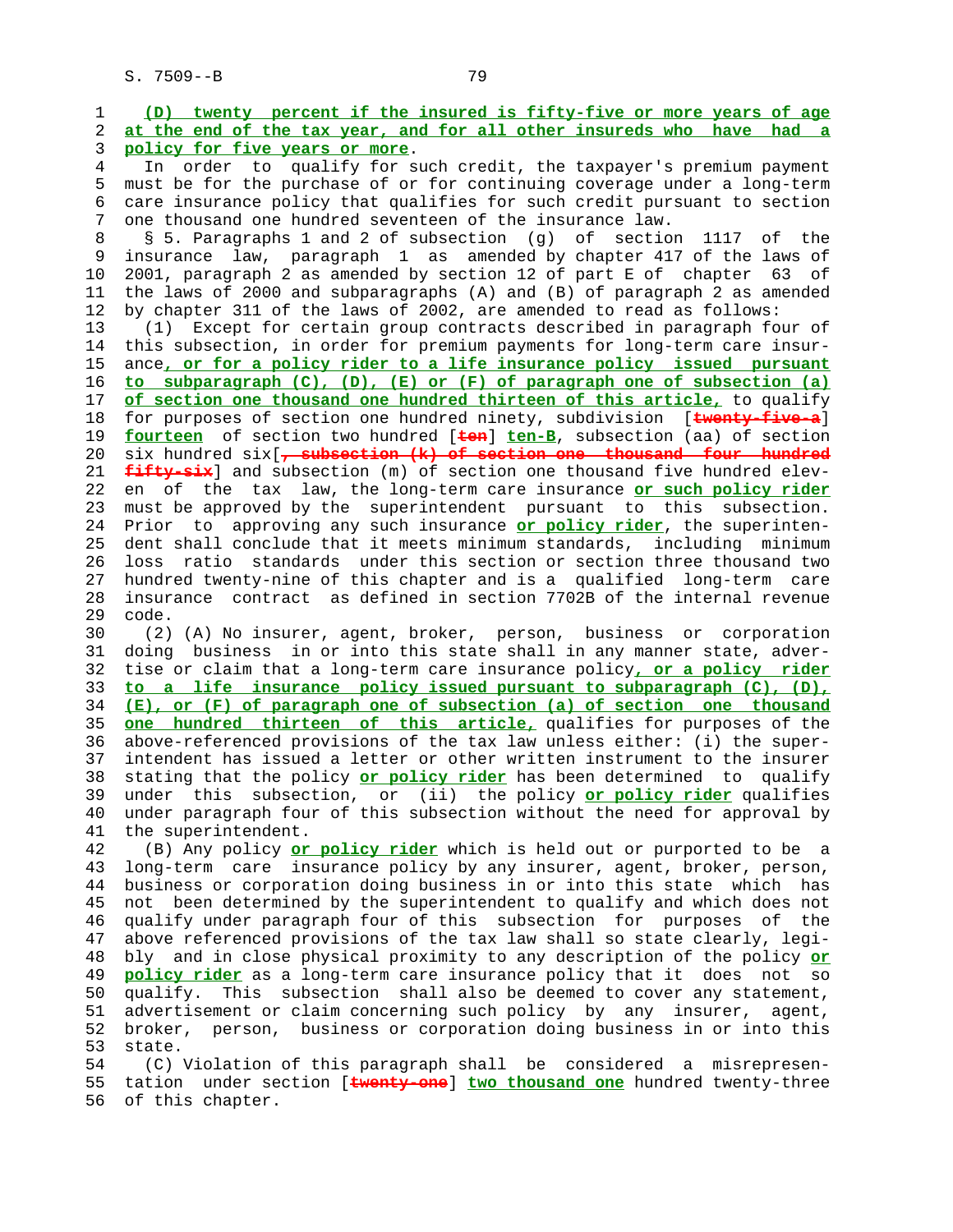(D) twenty percent if the insured is fifty-five or more years of age at the end of the tax year, and for all other insureds who have had a policy for five years or more.

In order to qualify for such credit, the taxpayer's premium payment must be for the purchase of or for continuing coverage under a long-term care insurance policy that qualifies for such credit pursuant to section one thousand one hundred seventeen of the insurance law.

§ 5. Paragraphs 1 and 2 of subsection (g) of section 1117 of the insurance law, paragraph 1 as amended by chapter 417 of the laws of 2001, paragraph 2 as amended by section 12 of part E of chapter 63 of the laws of 2000 and subparagraphs (A) and (B) of paragraph 2 as amended by chapter 311 of the laws of 2002, are amended to read as follows:

(1) Except for certain group contracts described in paragraph four of this subsection, in order for premium payments for long-term care insurance, or for a policy rider to a life insurance policy issued pursuant to subparagraph (C), (D), (E) or (F) of paragraph one of subsection (a) of section one thousand one hundred thirteen of this article, to qualify for purposes of section one hundred ninety, subdivision [twenty-five-a] fourteen of section two hundred [ten] ten-B, subsection (aa) of section six hundred six[, subsection (k) of section one thousand four hundred fifty-six] and subsection (m) of section one thousand five hundred eleven of the tax law, the long-term care insurance or such policy rider must be approved by the superintendent pursuant to this subsection. Prior to approving any such insurance or policy rider, the superintendent shall conclude that it meets minimum standards, including minimum loss ratio standards under this section or section three thousand two hundred twenty-nine of this chapter and is a qualified long-term care insurance contract as defined in section 7702B of the internal revenue code.

(2) (A) No insurer, agent, broker, person, business or corporation doing business in or into this state shall in any manner state, advertise or claim that a long-term care insurance policy, or a policy rider to a life insurance policy issued pursuant to subparagraph (C), (D), (E), or (F) of paragraph one of subsection (a) of section one thousand one hundred thirteen of this article, qualifies for purposes of the above-referenced provisions of the tax law unless either: (i) the superintendent has issued a letter or other written instrument to the insurer stating that the policy or policy rider has been determined to qualify under this subsection, or (ii) the policy or policy rider qualifies under paragraph four of this subsection without the need for approval by the superintendent.

(B) Any policy or policy rider which is held out or purported to be a long-term care insurance policy by any insurer, agent, broker, person, business or corporation doing business in or into this state which has not been determined by the superintendent to qualify and which does not qualify under paragraph four of this subsection for purposes of the above referenced provisions of the tax law shall so state clearly, legibly and in close physical proximity to any description of the policy or policy rider as a long-term care insurance policy that it does not so qualify. This subsection shall also be deemed to cover any statement, advertisement or claim concerning such policy by any insurer, agent, broker, person, business or corporation doing business in or into this state.

(C) Violation of this paragraph shall be considered a misrepresentation under section [twenty-one] two thousand one hundred twenty-three of this chapter.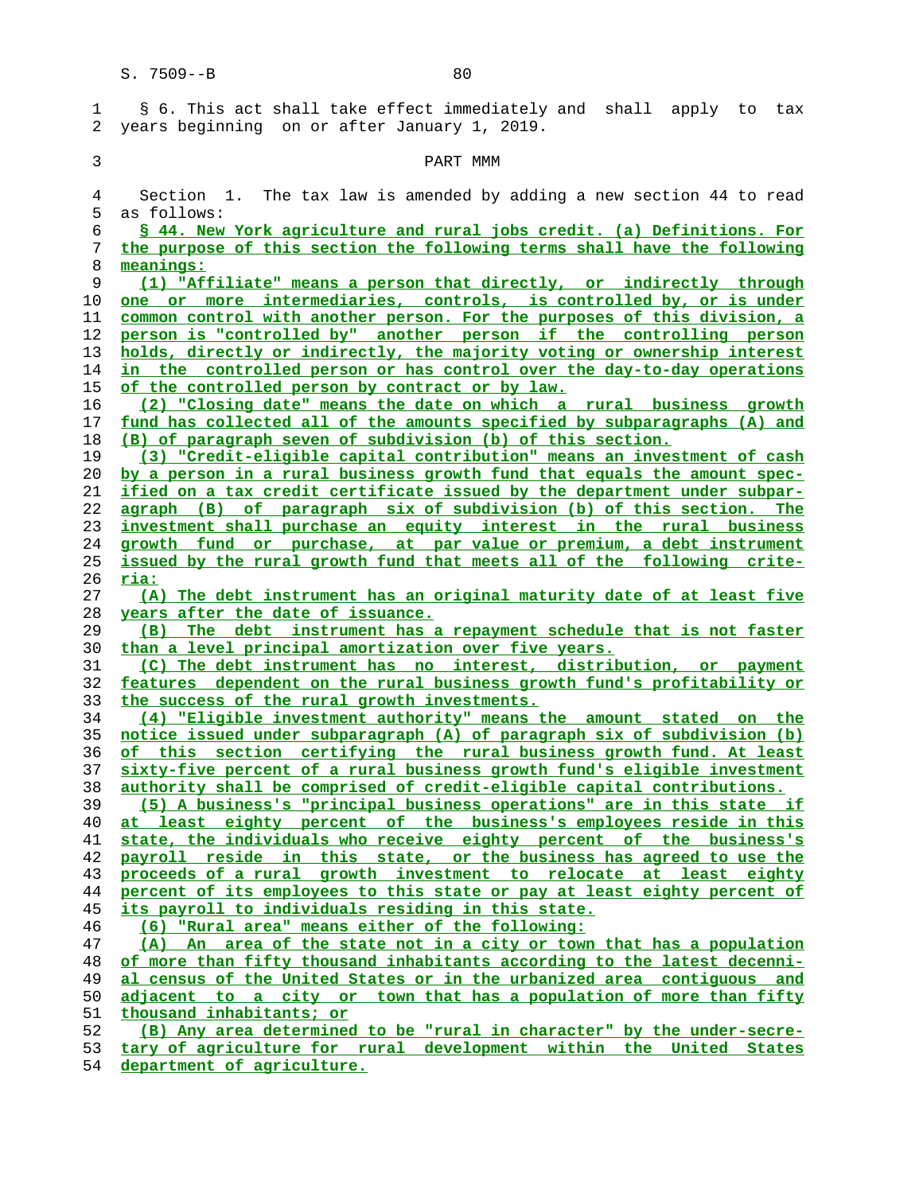§ 6. This act shall take effect immediately and shall apply to tax years beginning on or after January 1, 2019.

PART MMM

Section 1. The tax law is amended by adding a new section 44 to read as follows:

**§ 44. New York agriculture and rural jobs credit. (a) Definitions. For the purpose of this section the following terms shall have the following meanings:**

(1) "Affiliate" means a person that directly, or indirectly through one or more intermediaries, controls, is controlled by, or is under common control with another person. For the purposes of this division, a person is "controlled by" another person if the controlling person holds, directly or indirectly, the majority voting or ownership interest in the controlled person or has control over the day-to-day operations of the controlled person by contract or by law.

(2) "Closing date" means the date on which a rural business growth fund has collected all of the amounts specified by subparagraphs (A) and (B) of paragraph seven of subdivision (b) of this section.

(3) "Credit-eligible capital contribution" means an investment of cash by a person in a rural business growth fund that equals the amount specified on a tax credit certificate issued by the department under subparagraph (B) of paragraph six of subdivision (b) of this section. The investment shall purchase an equity interest in the rural business growth fund or purchase, at par value or premium, a debt instrument issued by the rural growth fund that meets all of the following criteria:

(A) The debt instrument has an original maturity date of at least five years after the date of issuance.

(B) The debt instrument has a repayment schedule that is not faster than a level principal amortization over five years.

(C) The debt instrument has no interest, distribution, or payment features dependent on the rural business growth fund's profitability or the success of the rural growth investments.

(4) "Eligible investment authority" means the amount stated on the notice issued under subparagraph (A) of paragraph six of subdivision (b) of this section certifying the rural business growth fund. At least sixty-five percent of a rural business growth fund's eligible investment authority shall be comprised of credit-eligible capital contributions.

(5) A business's "principal business operations" are in this state if at least eighty percent of the business's employees reside in this state, the individuals who receive eighty percent of the business's payroll reside in this state, or the business has agreed to use the proceeds of a rural growth investment to relocate at least eighty percent of its employees to this state or pay at least eighty percent of its payroll to individuals residing in this state.

(6) "Rural area" means either of the following:

(A) An area of the state not in a city or town that has a population of more than fifty thousand inhabitants according to the latest decennial census of the United States or in the urbanized area contiguous and adjacent to a city or town that has a population of more than fifty thousand inhabitants; or

(B) Any area determined to be "rural in character" by the under-secretary of agriculture for rural development within the United States department of agriculture.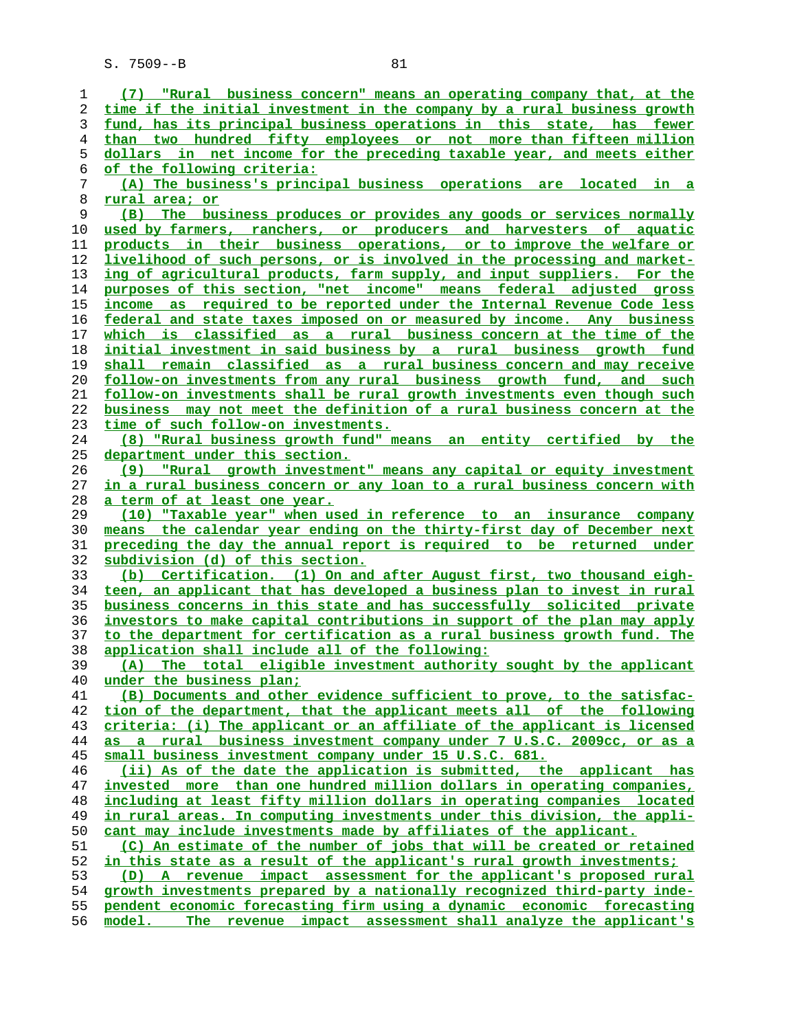(7) "Rural business concern" means an operating company that, at the time if the initial investment in the company by a rural business growth fund, has its principal business operations in this state, has fewer than two hundred fifty employees or not more than fifteen million dollars in net income for the preceding taxable year, and meets either of the following criteria:

(A) The business's principal business operations are located in a rural area; or

(B) The business produces or provides any goods or services normally used by farmers, ranchers, or producers and harvesters of aquatic products in their business operations, or to improve the welfare or livelihood of such persons, or is involved in the processing and marketing of agricultural products, farm supply, and input suppliers. For the purposes of this section, "net income" means federal adjusted gross income as required to be reported under the Internal Revenue Code less federal and state taxes imposed on or measured by income. Any business which is classified as a rural business concern at the time of the initial investment in said business by a rural business growth fund shall remain classified as a rural business concern and may receive follow-on investments from any rural business growth fund, and such follow-on investments shall be rural growth investments even though such business may not meet the definition of a rural business concern at the time of such follow-on investments.

(8) "Rural business growth fund" means an entity certified by the department under this section.

(9) "Rural growth investment" means any capital or equity investment in a rural business concern or any loan to a rural business concern with a term of at least one year.

(10) "Taxable year" when used in reference to an insurance company means the calendar year ending on the thirty-first day of December next preceding the day the annual report is required to be returned under subdivision (d) of this section.

(b) Certification. (1) On and after August first, two thousand eighteen, an applicant that has developed a business plan to invest in rural business concerns in this state and has successfully solicited private investors to make capital contributions in support of the plan may apply to the department for certification as a rural business growth fund. The application shall include all of the following:

(A) The total eligible investment authority sought by the applicant under the business plan;

(B) Documents and other evidence sufficient to prove, to the satisfaction of the department, that the applicant meets all of the following criteria: (i) The applicant or an affiliate of the applicant is licensed as a rural business investment company under 7 U.S.C. 2009cc, or as a small business investment company under 15 U.S.C. 681.

(ii) As of the date the application is submitted, the applicant has invested more than one hundred million dollars in operating companies, including at least fifty million dollars in operating companies located in rural areas. In computing investments under this division, the applicant may include investments made by affiliates of the applicant.

(C) An estimate of the number of jobs that will be created or retained in this state as a result of the applicant's rural growth investments;

(D) A revenue impact assessment for the applicant's proposed rural growth investments prepared by a nationally recognized third-party independent economic forecasting firm using a dynamic economic forecasting model. The revenue impact assessment shall analyze the applicant's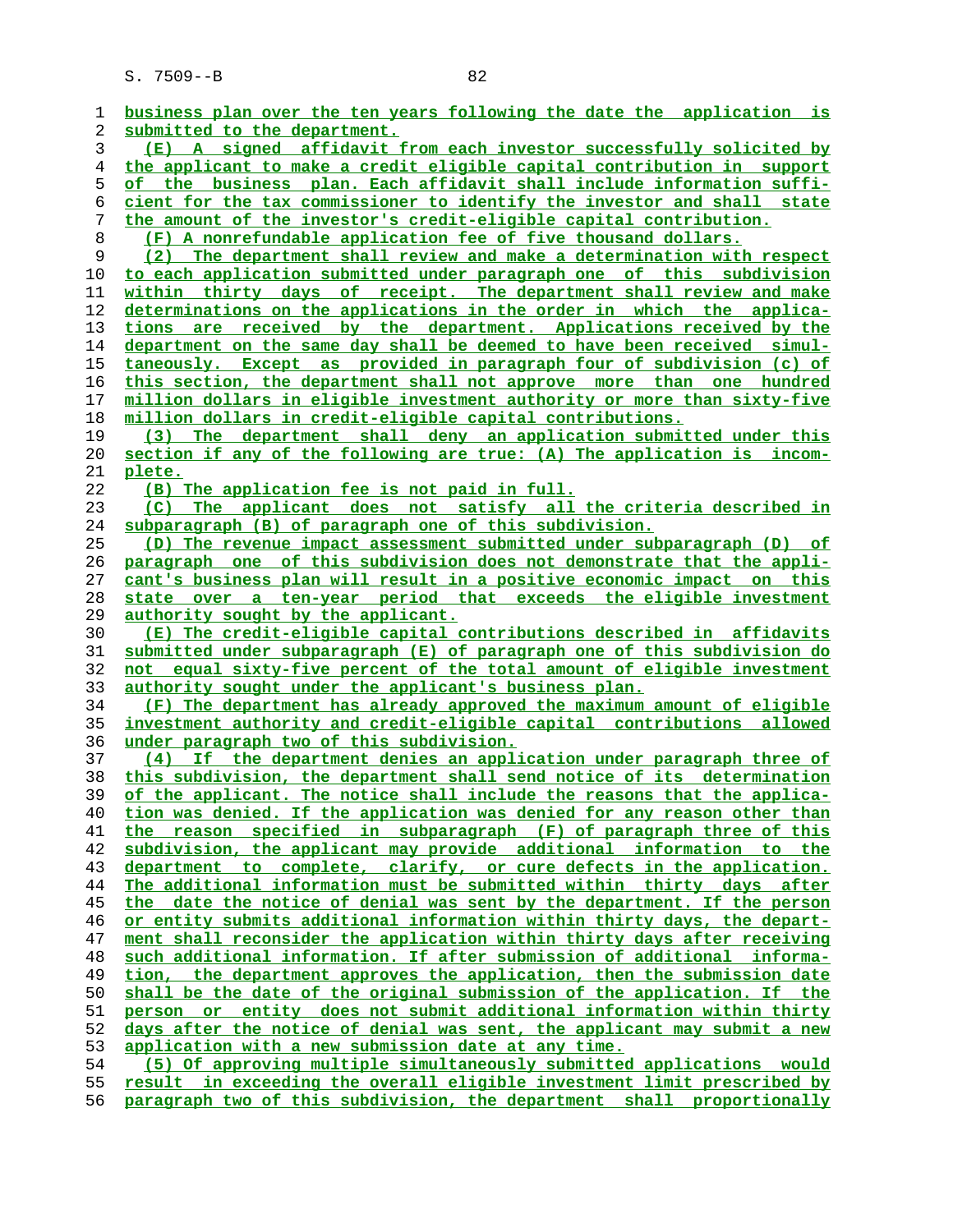business plan over the ten years following the date the application is submitted to the department.

(E) A signed affidavit from each investor successfully solicited by the applicant to make a credit eligible capital contribution in support of the business plan. Each affidavit shall include information sufficient for the tax commissioner to identify the investor and shall state the amount of the investor's credit-eligible capital contribution.

(F) A nonrefundable application fee of five thousand dollars.

(2) The department shall review and make a determination with respect to each application submitted under paragraph one of this subdivision within thirty days of receipt. The department shall review and make determinations on the applications in the order in which the applications are received by the department. Applications received by the department on the same day shall be deemed to have been received simultaneously. Except as provided in paragraph four of subdivision (c) of this section, the department shall not approve more than one hundred million dollars in eligible investment authority or more than sixty-five million dollars in credit-eligible capital contributions.

(3) The department shall deny an application submitted under this section if any of the following are true: (A) The application is incomplete.

(B) The application fee is not paid in full.

(C) The applicant does not satisfy all the criteria described in subparagraph (B) of paragraph one of this subdivision.

(D) The revenue impact assessment submitted under subparagraph (D) of paragraph one of this subdivision does not demonstrate that the applicant's business plan will result in a positive economic impact on this state over a ten-year period that exceeds the eligible investment authority sought by the applicant.

(E) The credit-eligible capital contributions described in affidavits submitted under subparagraph (E) of paragraph one of this subdivision do not equal sixty-five percent of the total amount of eligible investment authority sought under the applicant's business plan.

(F) The department has already approved the maximum amount of eligible investment authority and credit-eligible capital contributions allowed under paragraph two of this subdivision.

(4) If the department denies an application under paragraph three of this subdivision, the department shall send notice of its determination of the applicant. The notice shall include the reasons that the application was denied. If the application was denied for any reason other than the reason specified in subparagraph (F) of paragraph three of this subdivision, the applicant may provide additional information to the department to complete, clarify, or cure defects in the application. The additional information must be submitted within thirty days after the date the notice of denial was sent by the department. If the person or entity submits additional information within thirty days, the department shall reconsider the application within thirty days after receiving such additional information. If after submission of additional information, the department approves the application, then the submission date shall be the date of the original submission of the application. If the person or entity does not submit additional information within thirty days after the notice of denial was sent, the applicant may submit a new application with a new submission date at any time.

(5) Of approving multiple simultaneously submitted applications would result in exceeding the overall eligible investment limit prescribed by paragraph two of this subdivision, the department shall proportionally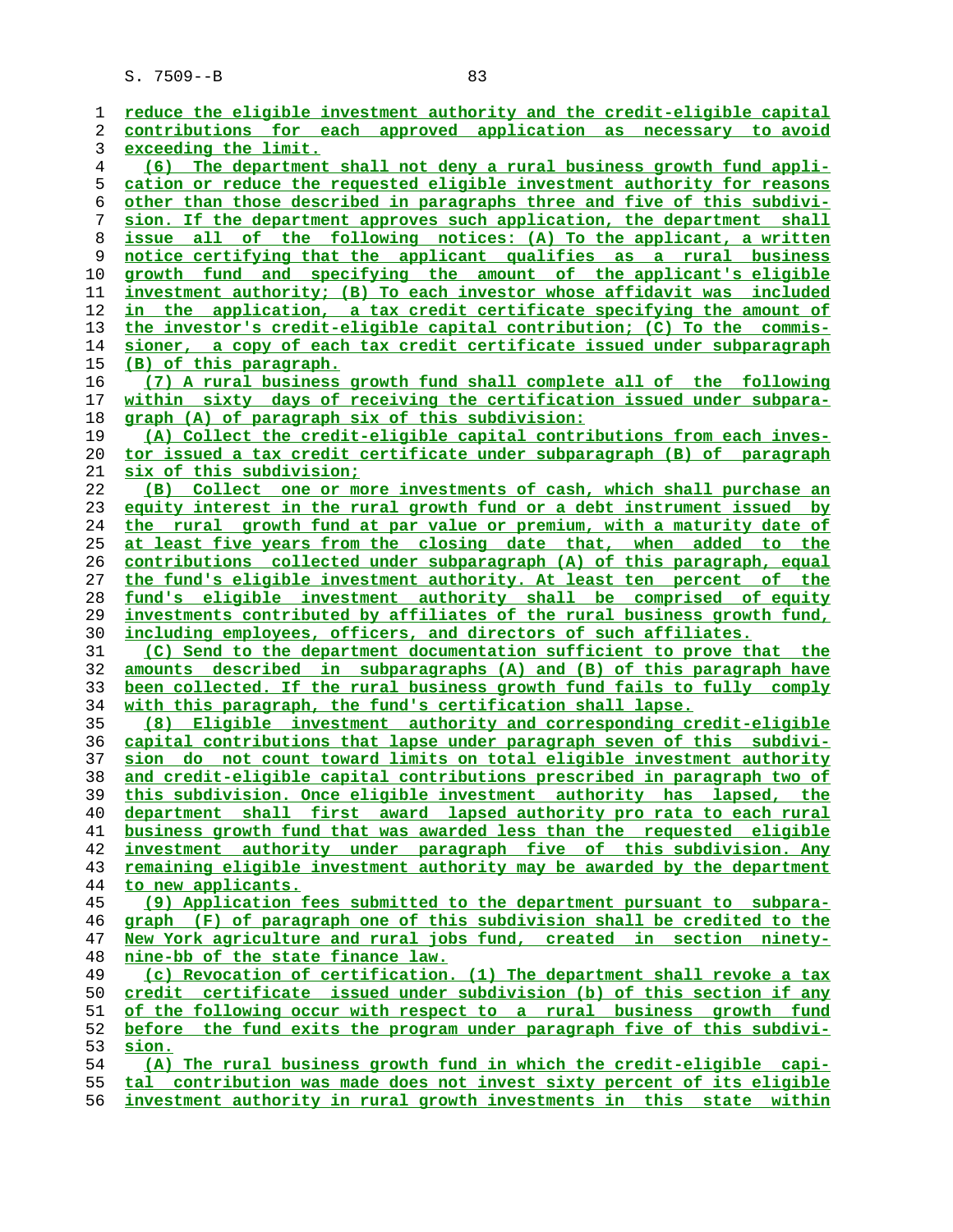reduce the eligible investment authority and the credit-eligible capital contributions for each approved application as necessary to avoid exceeding the limit.

(6) The department shall not deny a rural business growth fund application or reduce the requested eligible investment authority for reasons other than those described in paragraphs three and five of this subdivision. If the department approves such application, the department shall issue all of the following notices: (A) To the applicant, a written notice certifying that the applicant qualifies as a rural business growth fund and specifying the amount of the applicant's eligible investment authority; (B) To each investor whose affidavit was included in the application, a tax credit certificate specifying the amount of the investor's credit-eligible capital contribution; (C) To the commissioner, a copy of each tax credit certificate issued under subparagraph (B) of this paragraph.

(7) A rural business growth fund shall complete all of the following within sixty days of receiving the certification issued under subparagraph (A) of paragraph six of this subdivision:

(A) Collect the credit-eligible capital contributions from each investor issued a tax credit certificate under subparagraph (B) of paragraph six of this subdivision;

(B) Collect one or more investments of cash, which shall purchase an equity interest in the rural growth fund or a debt instrument issued by the rural growth fund at par value or premium, with a maturity date of at least five years from the closing date that, when added to the contributions collected under subparagraph (A) of this paragraph, equal the fund's eligible investment authority. At least ten percent of the fund's eligible investment authority shall be comprised of equity investments contributed by affiliates of the rural business growth fund, including employees, officers, and directors of such affiliates.

(C) Send to the department documentation sufficient to prove that the amounts described in subparagraphs (A) and (B) of this paragraph have been collected. If the rural business growth fund fails to fully comply with this paragraph, the fund's certification shall lapse.

(8) Eligible investment authority and corresponding credit-eligible capital contributions that lapse under paragraph seven of this subdivision do not count toward limits on total eligible investment authority and credit-eligible capital contributions prescribed in paragraph two of this subdivision. Once eligible investment authority has lapsed, the department shall first award lapsed authority pro rata to each rural business growth fund that was awarded less than the requested eligible investment authority under paragraph five of this subdivision. Any remaining eligible investment authority may be awarded by the department to new applicants.

(9) Application fees submitted to the department pursuant to subparagraph (F) of paragraph one of this subdivision shall be credited to the New York agriculture and rural jobs fund, created in section ninety-nine-bb of the state finance law.

(c) Revocation of certification. (1) The department shall revoke a tax credit certificate issued under subdivision (b) of this section if any of the following occur with respect to a rural business growth fund before the fund exits the program under paragraph five of this subdivision.

(A) The rural business growth fund in which the credit-eligible capital contribution was made does not invest sixty percent of its eligible investment authority in rural growth investments in this state within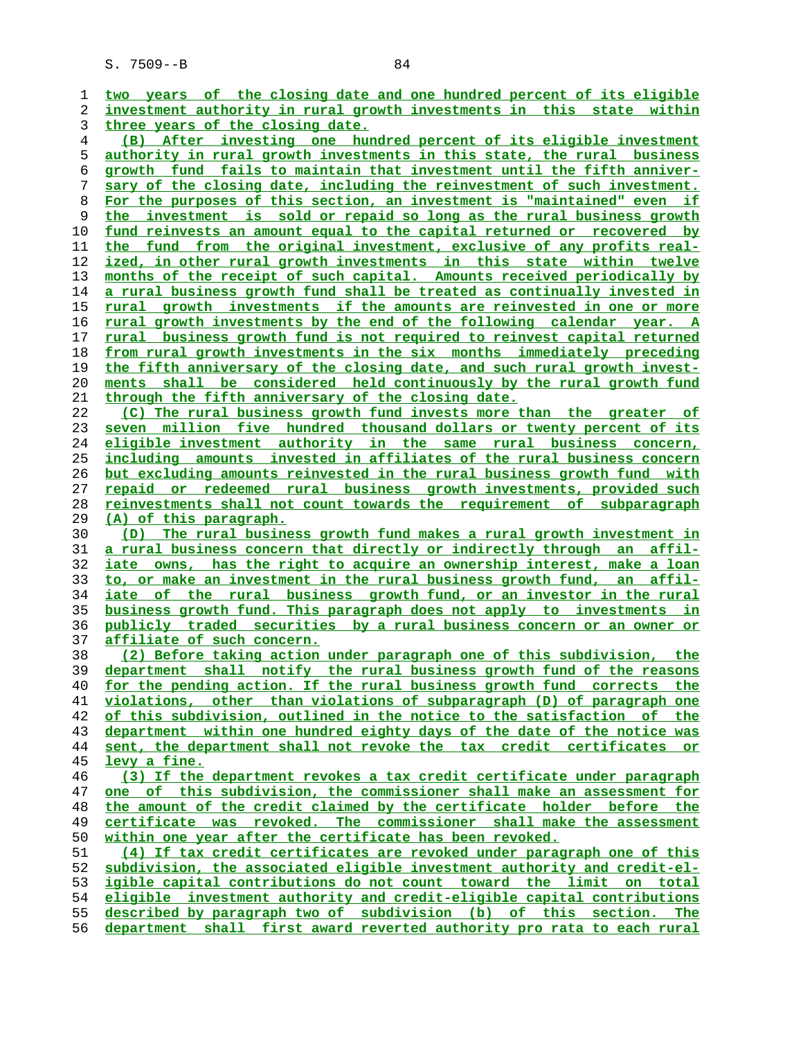two years of the closing date and one hundred percent of its eligible investment authority in rural growth investments in this state within three years of the closing date.

(B) After investing one hundred percent of its eligible investment authority in rural growth investments in this state, the rural business growth fund fails to maintain that investment until the fifth anniversary of the closing date, including the reinvestment of such investment. For the purposes of this section, an investment is "maintained" even if the investment is sold or repaid so long as the rural business growth fund reinvests an amount equal to the capital returned or recovered by the fund from the original investment, exclusive of any profits realized, in other rural growth investments in this state within twelve months of the receipt of such capital. Amounts received periodically by a rural business growth fund shall be treated as continually invested in rural growth investments if the amounts are reinvested in one or more rural growth investments by the end of the following calendar year. A rural business growth fund is not required to reinvest capital returned from rural growth investments in the six months immediately preceding the fifth anniversary of the closing date, and such rural growth investments shall be considered held continuously by the rural growth fund through the fifth anniversary of the closing date.

(C) The rural business growth fund invests more than the greater of seven million five hundred thousand dollars or twenty percent of its eligible investment authority in the same rural business concern, including amounts invested in affiliates of the rural business concern but excluding amounts reinvested in the rural business growth fund with repaid or redeemed rural business growth investments, provided such reinvestments shall not count towards the requirement of subparagraph (A) of this paragraph.

(D) The rural business growth fund makes a rural growth investment in a rural business concern that directly or indirectly through an affiliate owns, has the right to acquire an ownership interest, make a loan to, or make an investment in the rural business growth fund, an affiliate of the rural business growth fund, or an investor in the rural business growth fund. This paragraph does not apply to investments in publicly traded securities by a rural business concern or an owner or affiliate of such concern.

(2) Before taking action under paragraph one of this subdivision, the department shall notify the rural business growth fund of the reasons for the pending action. If the rural business growth fund corrects the violations, other than violations of subparagraph (D) of paragraph one of this subdivision, outlined in the notice to the satisfaction of the department within one hundred eighty days of the date of the notice was sent, the department shall not revoke the tax credit certificates or levy a fine.

(3) If the department revokes a tax credit certificate under paragraph one of this subdivision, the commissioner shall make an assessment for the amount of the credit claimed by the certificate holder before the certificate was revoked. The commissioner shall make the assessment within one year after the certificate has been revoked.

(4) If tax credit certificates are revoked under paragraph one of this subdivision, the associated eligible investment authority and credit-eligible capital contributions do not count toward the limit on total eligible investment authority and credit-eligible capital contributions described by paragraph two of subdivision (b) of this section. The department shall first award reverted authority pro rata to each rural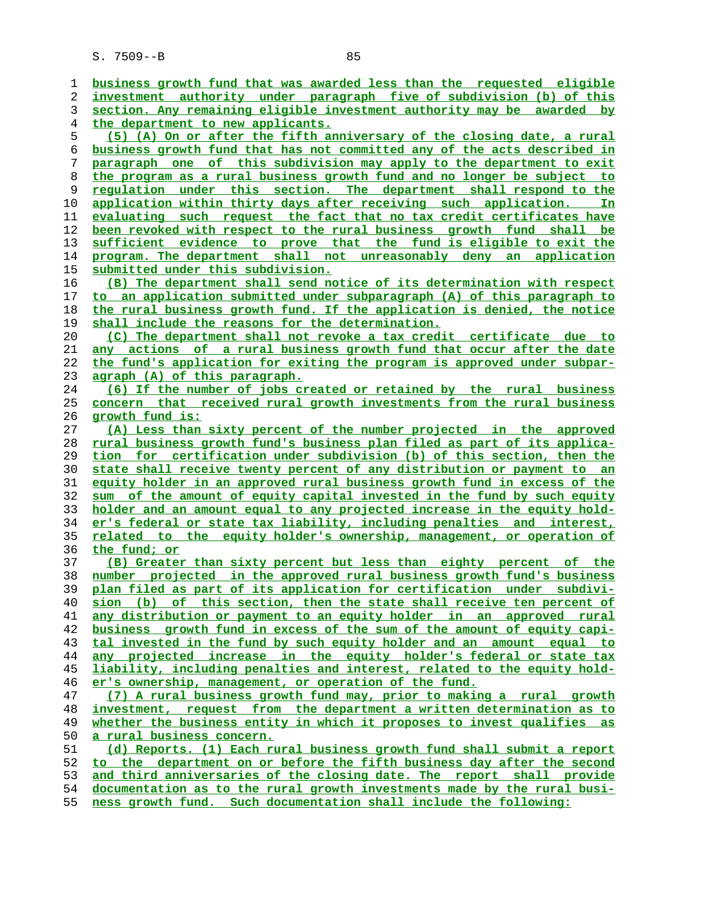business growth fund that was awarded less than the requested eligible investment authority under paragraph five of subdivision (b) of this section. Any remaining eligible investment authority may be awarded by the department to new applicants.

(5) (A) On or after the fifth anniversary of the closing date, a rural business growth fund that has not committed any of the acts described in paragraph one of this subdivision may apply to the department to exit the program as a rural business growth fund and no longer be subject to regulation under this section. The department shall respond to the application within thirty days after receiving such application. In evaluating such request the fact that no tax credit certificates have been revoked with respect to the rural business growth fund shall be sufficient evidence to prove that the fund is eligible to exit the program. The department shall not unreasonably deny an application submitted under this subdivision.

(B) The department shall send notice of its determination with respect to an application submitted under subparagraph (A) of this paragraph to the rural business growth fund. If the application is denied, the notice shall include the reasons for the determination.

(C) The department shall not revoke a tax credit certificate due to any actions of a rural business growth fund that occur after the date the fund's application for exiting the program is approved under subparagraph (A) of this paragraph.

(6) If the number of jobs created or retained by the rural business concern that received rural growth investments from the rural business growth fund is:

(A) Less than sixty percent of the number projected in the approved rural business growth fund's business plan filed as part of its application for certification under subdivision (b) of this section, then the state shall receive twenty percent of any distribution or payment to an equity holder in an approved rural business growth fund in excess of the sum of the amount of equity capital invested in the fund by such equity holder and an amount equal to any projected increase in the equity holder's federal or state tax liability, including penalties and interest, related to the equity holder's ownership, management, or operation of the fund; or

(B) Greater than sixty percent but less than eighty percent of the number projected in the approved rural business growth fund's business plan filed as part of its application for certification under subdivision (b) of this section, then the state shall receive ten percent of any distribution or payment to an equity holder in an approved rural business growth fund in excess of the sum of the amount of equity capital invested in the fund by such equity holder and an amount equal to any projected increase in the equity holder's federal or state tax liability, including penalties and interest, related to the equity holder's ownership, management, or operation of the fund.

(7) A rural business growth fund may, prior to making a rural growth investment, request from the department a written determination as to whether the business entity in which it proposes to invest qualifies as a rural business concern.

(d) Reports. (1) Each rural business growth fund shall submit a report to the department on or before the fifth business day after the second and third anniversaries of the closing date. The report shall provide documentation as to the rural growth investments made by the rural business growth fund. Such documentation shall include the following: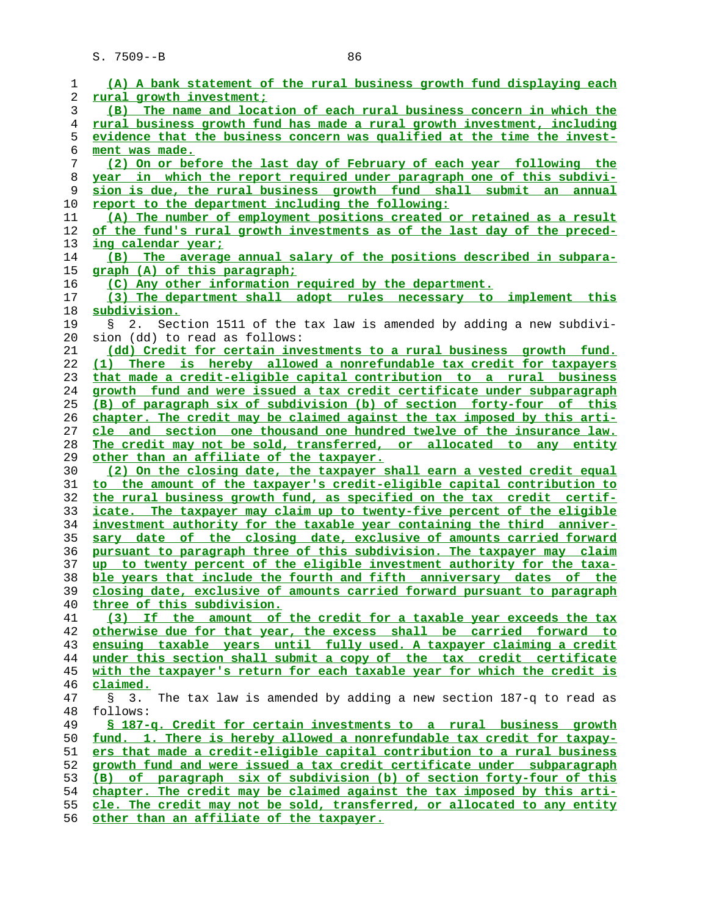(A) A bank statement of the rural business growth fund displaying each rural growth investment;

(B) The name and location of each rural business concern in which the rural business growth fund has made a rural growth investment, including evidence that the business concern was qualified at the time the investment was made.

(2) On or before the last day of February of each year following the year in which the report required under paragraph one of this subdivision is due, the rural business growth fund shall submit an annual report to the department including the following:

(A) The number of employment positions created or retained as a result of the fund's rural growth investments as of the last day of the preceding calendar year;

(B) The average annual salary of the positions described in subparagraph (A) of this paragraph;

(C) Any other information required by the department.

(3) The department shall adopt rules necessary to implement this subdivision.

§ 2. Section 1511 of the tax law is amended by adding a new subdivision (dd) to read as follows:

(dd) Credit for certain investments to a rural business growth fund. (1) There is hereby allowed a nonrefundable tax credit for taxpayers that made a credit-eligible capital contribution to a rural business growth fund and were issued a tax credit certificate under subparagraph (B) of paragraph six of subdivision (b) of section forty-four of this chapter. The credit may be claimed against the tax imposed by this article and section one thousand one hundred twelve of the insurance law. The credit may not be sold, transferred, or allocated to any entity other than an affiliate of the taxpayer.

(2) On the closing date, the taxpayer shall earn a vested credit equal to the amount of the taxpayer's credit-eligible capital contribution to the rural business growth fund, as specified on the tax credit certificate. The taxpayer may claim up to twenty-five percent of the eligible investment authority for the taxable year containing the third anniversary date of the closing date, exclusive of amounts carried forward pursuant to paragraph three of this subdivision. The taxpayer may claim up to twenty percent of the eligible investment authority for the taxable years that include the fourth and fifth anniversary dates of the closing date, exclusive of amounts carried forward pursuant to paragraph three of this subdivision.

(3) If the amount of the credit for a taxable year exceeds the tax otherwise due for that year, the excess shall be carried forward to ensuing taxable years until fully used. A taxpayer claiming a credit under this section shall submit a copy of the tax credit certificate with the taxpayer's return for each taxable year for which the credit is claimed.

§ 3. The tax law is amended by adding a new section 187-q to read as follows:

§ 187-q. Credit for certain investments to a rural business growth fund. 1. There is hereby allowed a nonrefundable tax credit for taxpayers that made a credit-eligible capital contribution to a rural business growth fund and were issued a tax credit certificate under subparagraph (B) of paragraph six of subdivision (b) of section forty-four of this chapter. The credit may be claimed against the tax imposed by this article. The credit may not be sold, transferred, or allocated to any entity other than an affiliate of the taxpayer.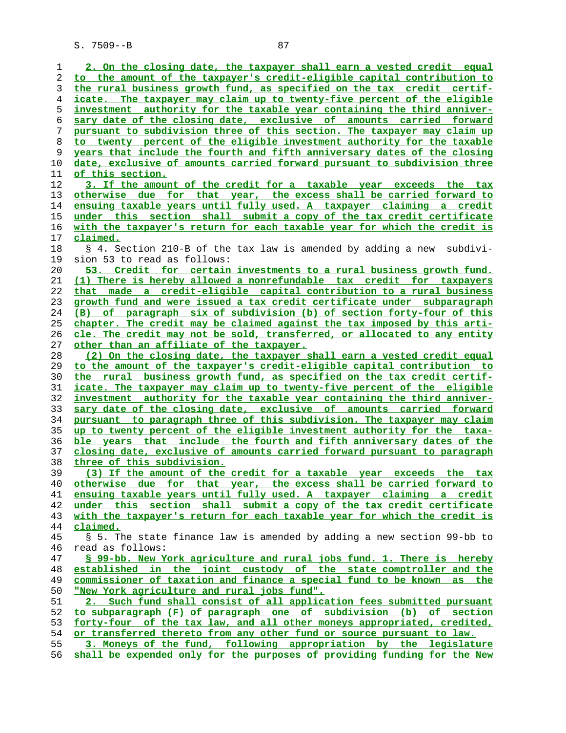2. On the closing date, the taxpayer shall earn a vested credit equal to the amount of the taxpayer's credit-eligible capital contribution to the rural business growth fund, as specified on the tax credit certificate. The taxpayer may claim up to twenty-five percent of the eligible investment authority for the taxable year containing the third anniversary date of the closing date, exclusive of amounts carried forward pursuant to subdivision three of this section. The taxpayer may claim up to twenty percent of the eligible investment authority for the taxable years that include the fourth and fifth anniversary dates of the closing date, exclusive of amounts carried forward pursuant to subdivision three of this section.

3. If the amount of the credit for a taxable year exceeds the tax otherwise due for that year, the excess shall be carried forward to ensuing taxable years until fully used. A taxpayer claiming a credit under this section shall submit a copy of the tax credit certificate with the taxpayer's return for each taxable year for which the credit is claimed.

§ 4. Section 210-B of the tax law is amended by adding a new subdivision 53 to read as follows:

53. Credit for certain investments to a rural business growth fund. (1) There is hereby allowed a nonrefundable tax credit for taxpayers that made a credit-eligible capital contribution to a rural business growth fund and were issued a tax credit certificate under subparagraph (B) of paragraph six of subdivision (b) of section forty-four of this chapter. The credit may be claimed against the tax imposed by this article. The credit may not be sold, transferred, or allocated to any entity other than an affiliate of the taxpayer.

(2) On the closing date, the taxpayer shall earn a vested credit equal to the amount of the taxpayer's credit-eligible capital contribution to the rural business growth fund, as specified on the tax credit certificate. The taxpayer may claim up to twenty-five percent of the eligible investment authority for the taxable year containing the third anniversary date of the closing date, exclusive of amounts carried forward pursuant to paragraph three of this subdivision. The taxpayer may claim up to twenty percent of the eligible investment authority for the taxable years that include the fourth and fifth anniversary dates of the closing date, exclusive of amounts carried forward pursuant to paragraph three of this subdivision.

(3) If the amount of the credit for a taxable year exceeds the tax otherwise due for that year, the excess shall be carried forward to ensuing taxable years until fully used. A taxpayer claiming a credit under this section shall submit a copy of the tax credit certificate with the taxpayer's return for each taxable year for which the credit is claimed.

§ 5. The state finance law is amended by adding a new section 99-bb to read as follows:

§ 99-bb. New York agriculture and rural jobs fund. 1. There is hereby established in the joint custody of the state comptroller and the commissioner of taxation and finance a special fund to be known as the "New York agriculture and rural jobs fund".

2. Such fund shall consist of all application fees submitted pursuant to subparagraph (F) of paragraph one of subdivision (b) of section forty-four of the tax law, and all other moneys appropriated, credited, or transferred thereto from any other fund or source pursuant to law.

3. Moneys of the fund, following appropriation by the legislature shall be expended only for the purposes of providing funding for the New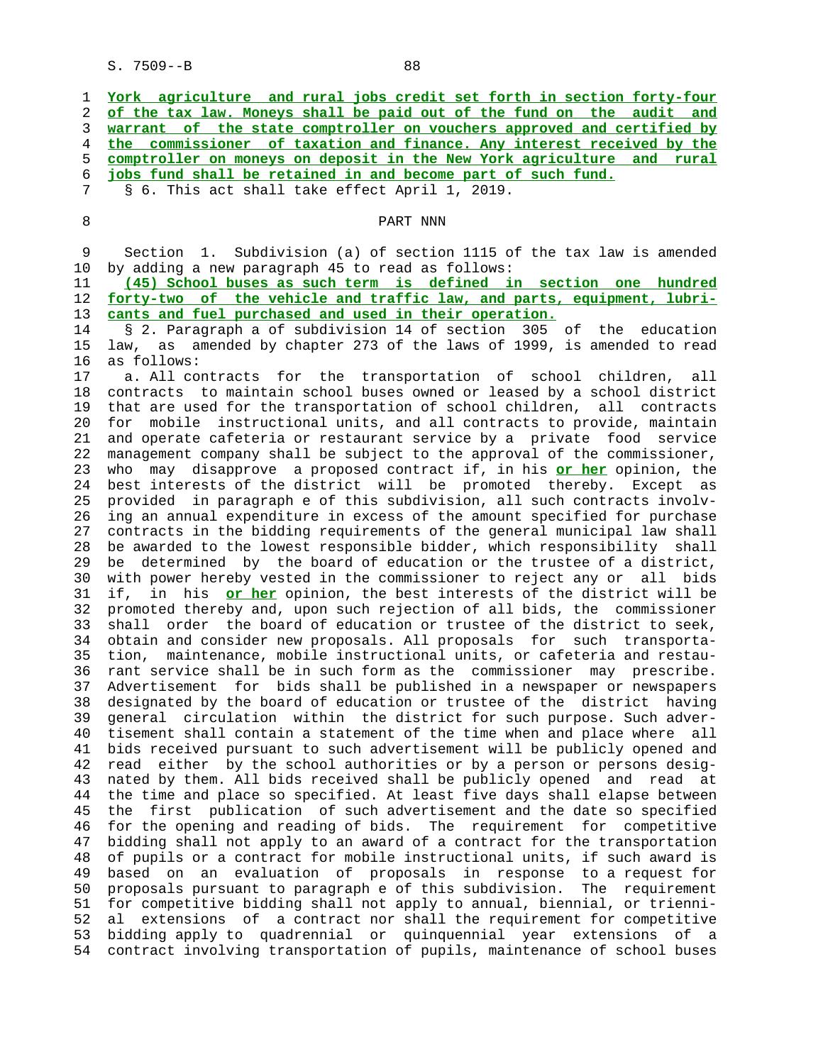York agriculture and rural jobs credit set forth in section forty-four of the tax law. Moneys shall be paid out of the fund on the audit and warrant of the state comptroller on vouchers approved and certified by the commissioner of taxation and finance. Any interest received by the comptroller on moneys on deposit in the New York agriculture and rural jobs fund shall be retained in and become part of such fund.

§ 6. This act shall take effect April 1, 2019.

PART NNN

Section 1. Subdivision (a) of section 1115 of the tax law is amended by adding a new paragraph 45 to read as follows:

(45) School buses as such term is defined in section one hundred forty-two of the vehicle and traffic law, and parts, equipment, lubricants and fuel purchased and used in their operation.

§ 2. Paragraph a of subdivision 14 of section 305 of the education law, as amended by chapter 273 of the laws of 1999, is amended to read as follows:

a. All contracts for the transportation of school children, all contracts to maintain school buses owned or leased by a school district that are used for the transportation of school children, all contracts for mobile instructional units, and all contracts to provide, maintain and operate cafeteria or restaurant service by a private food service management company shall be subject to the approval of the commissioner, who may disapprove a proposed contract if, in his **or her** opinion, the best interests of the district will be promoted thereby. Except as provided in paragraph e of this subdivision, all such contracts involving an annual expenditure in excess of the amount specified for purchase contracts in the bidding requirements of the general municipal law shall be awarded to the lowest responsible bidder, which responsibility shall be determined by the board of education or the trustee of a district, with power hereby vested in the commissioner to reject any or all bids if, in his **or her** opinion, the best interests of the district will be promoted thereby and, upon such rejection of all bids, the commissioner shall order the board of education or trustee of the district to seek, obtain and consider new proposals. All proposals for such transportation, maintenance, mobile instructional units, or cafeteria and restaurant service shall be in such form as the commissioner may prescribe. Advertisement for bids shall be published in a newspaper or newspapers designated by the board of education or trustee of the district having general circulation within the district for such purpose. Such advertisement shall contain a statement of the time when and place where all bids received pursuant to such advertisement will be publicly opened and read either by the school authorities or by a person or persons designated by them. All bids received shall be publicly opened and read at the time and place so specified. At least five days shall elapse between the first publication of such advertisement and the date so specified for the opening and reading of bids. The requirement for competitive bidding shall not apply to an award of a contract for the transportation of pupils or a contract for mobile instructional units, if such award is based on an evaluation of proposals in response to a request for proposals pursuant to paragraph e of this subdivision. The requirement for competitive bidding shall not apply to annual, biennial, or triennial extensions of a contract nor shall the requirement for competitive bidding apply to quadrennial or quinquennial year extensions of a contract involving transportation of pupils, maintenance of school buses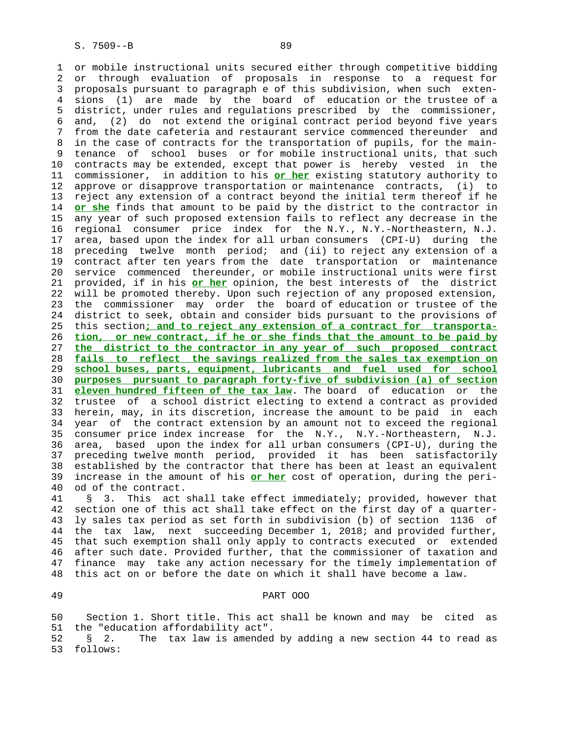or mobile instructional units secured either through competitive bidding or through evaluation of proposals in response to a request for proposals pursuant to paragraph e of this subdivision, when such extensions (1) are made by the board of education or the trustee of a district, under rules and regulations prescribed by the commissioner, and, (2) do not extend the original contract period beyond five years from the date cafeteria and restaurant service commenced thereunder and in the case of contracts for the transportation of pupils, for the maintenance of school buses or for mobile instructional units, that such contracts may be extended, except that power is hereby vested in the commissioner, in addition to his **or her** existing statutory authority to approve or disapprove transportation or maintenance contracts, (i) to reject any extension of a contract beyond the initial term thereof if he **or she** finds that amount to be paid by the district to the contractor in any year of such proposed extension fails to reflect any decrease in the regional consumer price index for the N.Y., N.Y.-Northeastern, N.J. area, based upon the index for all urban consumers (CPI-U) during the preceding twelve month period; and (ii) to reject any extension of a contract after ten years from the date transportation or maintenance service commenced thereunder, or mobile instructional units were first provided, if in his **or her** opinion, the best interests of the district will be promoted thereby. Upon such rejection of any proposed extension, the commissioner may order the board of education or trustee of the district to seek, obtain and consider bids pursuant to the provisions of this section**; and to reject any extension of a contract for transportation, or new contract, if he or she finds that the amount to be paid by the district to the contractor in any year of such proposed contract fails to reflect the savings realized from the sales tax exemption on school buses, parts, equipment, lubricants and fuel used for school purposes pursuant to paragraph forty-five of subdivision (a) of section eleven hundred fifteen of the tax law**. The board of education or the trustee of a school district electing to extend a contract as provided herein, may, in its discretion, increase the amount to be paid in each year of the contract extension by an amount not to exceed the regional consumer price index increase for the N.Y., N.Y.-Northeastern, N.J. area, based upon the index for all urban consumers (CPI-U), during the preceding twelve month period, provided it has been satisfactorily established by the contractor that there has been at least an equivalent increase in the amount of his **or her** cost of operation, during the period of the contract.

§ 3. This act shall take effect immediately; provided, however that section one of this act shall take effect on the first day of a quarterly sales tax period as set forth in subdivision (b) of section 1136 of the tax law, next succeeding December 1, 2018; and provided further, that such exemption shall only apply to contracts executed or extended after such date. Provided further, that the commissioner of taxation and finance may take any action necessary for the timely implementation of this act on or before the date on which it shall have become a law.

PART OOO

Section 1. Short title. This act shall be known and may be cited as the "education affordability act".

§ 2. The tax law is amended by adding a new section 44 to read as follows: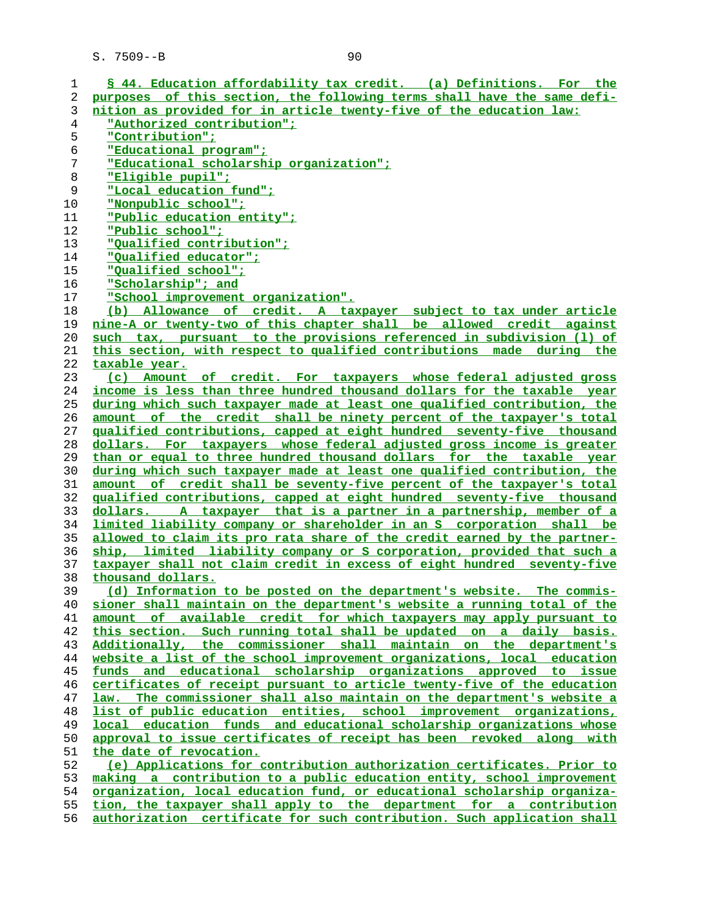§ 44. Education affordability tax credit. (a) Definitions. For the purposes of this section, the following terms shall have the same definition as provided for in article twenty-five of the education law:

"Authorized contribution";

"Contribution";

"Educational program";

"Educational scholarship organization";

"Eligible pupil";

"Local education fund";

"Nonpublic school";

"Public education entity";

"Public school";

"Qualified contribution";

"Qualified educator";

"Qualified school";

"Scholarship"; and

"School improvement organization".

(b) Allowance of credit. A taxpayer subject to tax under article nine-A or twenty-two of this chapter shall be allowed credit against such tax, pursuant to the provisions referenced in subdivision (l) of this section, with respect to qualified contributions made during the taxable year.

(c) Amount of credit. For taxpayers whose federal adjusted gross income is less than three hundred thousand dollars for the taxable year during which such taxpayer made at least one qualified contribution, the amount of the credit shall be ninety percent of the taxpayer's total qualified contributions, capped at eight hundred seventy-five thousand dollars. For taxpayers whose federal adjusted gross income is greater than or equal to three hundred thousand dollars for the taxable year during which such taxpayer made at least one qualified contribution, the amount of credit shall be seventy-five percent of the taxpayer's total qualified contributions, capped at eight hundred seventy-five thousand dollars. A taxpayer that is a partner in a partnership, member of a limited liability company or shareholder in an S corporation shall be allowed to claim its pro rata share of the credit earned by the partnership, limited liability company or S corporation, provided that such a taxpayer shall not claim credit in excess of eight hundred seventy-five thousand dollars.

(d) Information to be posted on the department's website. The commissioner shall maintain on the department's website a running total of the amount of available credit for which taxpayers may apply pursuant to this section. Such running total shall be updated on a daily basis. Additionally, the commissioner shall maintain on the department's website a list of the school improvement organizations, local education funds and educational scholarship organizations approved to issue certificates of receipt pursuant to article twenty-five of the education law. The commissioner shall also maintain on the department's website a list of public education entities, school improvement organizations, local education funds and educational scholarship organizations whose approval to issue certificates of receipt has been revoked along with the date of revocation.

(e) Applications for contribution authorization certificates. Prior to making a contribution to a public education entity, school improvement organization, local education fund, or educational scholarship organization, the taxpayer shall apply to the department for a contribution authorization certificate for such contribution. Such application shall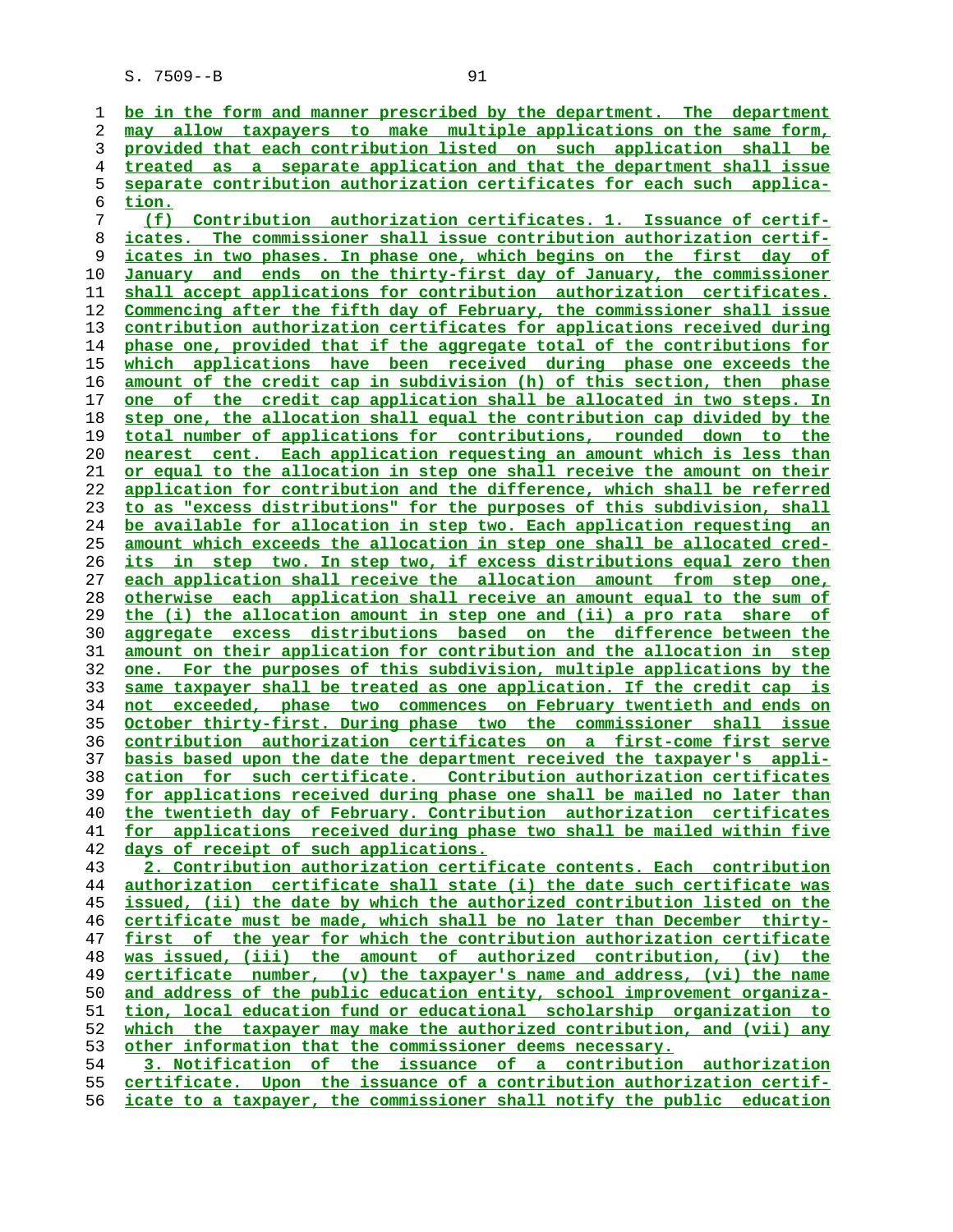be in the form and manner prescribed by the department. The department may allow taxpayers to make multiple applications on the same form, provided that each contribution listed on such application shall be treated as a separate application and that the department shall issue separate contribution authorization certificates for each such application.

(f) Contribution authorization certificates. 1. Issuance of certificates. The commissioner shall issue contribution authorization certificates in two phases. In phase one, which begins on the first day of January and ends on the thirty-first day of January, the commissioner shall accept applications for contribution authorization certificates. Commencing after the fifth day of February, the commissioner shall issue contribution authorization certificates for applications received during phase one, provided that if the aggregate total of the contributions for which applications have been received during phase one exceeds the amount of the credit cap in subdivision (h) of this section, then phase one of the credit cap application shall be allocated in two steps. In step one, the allocation shall equal the contribution cap divided by the total number of applications for contributions, rounded down to the nearest cent. Each application requesting an amount which is less than or equal to the allocation in step one shall receive the amount on their application for contribution and the difference, which shall be referred to as "excess distributions" for the purposes of this subdivision, shall be available for allocation in step two. Each application requesting an amount which exceeds the allocation in step one shall be allocated credits in step two. In step two, if excess distributions equal zero then each application shall receive the allocation amount from step one, otherwise each application shall receive an amount equal to the sum of the (i) the allocation amount in step one and (ii) a pro rata share of aggregate excess distributions based on the difference between the amount on their application for contribution and the allocation in step one. For the purposes of this subdivision, multiple applications by the same taxpayer shall be treated as one application. If the credit cap is not exceeded, phase two commences on February twentieth and ends on October thirty-first. During phase two the commissioner shall issue contribution authorization certificates on a first-come first serve basis based upon the date the department received the taxpayer's application for such certificate. Contribution authorization certificates for applications received during phase one shall be mailed no later than the twentieth day of February. Contribution authorization certificates for applications received during phase two shall be mailed within five days of receipt of such applications.

2. Contribution authorization certificate contents. Each contribution authorization certificate shall state (i) the date such certificate was issued, (ii) the date by which the authorized contribution listed on the certificate must be made, which shall be no later than December thirty-first of the year for which the contribution authorization certificate was issued, (iii) the amount of authorized contribution, (iv) the certificate number, (v) the taxpayer's name and address, (vi) the name and address of the public education entity, school improvement organization, local education fund or educational scholarship organization to which the taxpayer may make the authorized contribution, and (vii) any other information that the commissioner deems necessary.

3. Notification of the issuance of a contribution authorization certificate. Upon the issuance of a contribution authorization certificate to a taxpayer, the commissioner shall notify the public education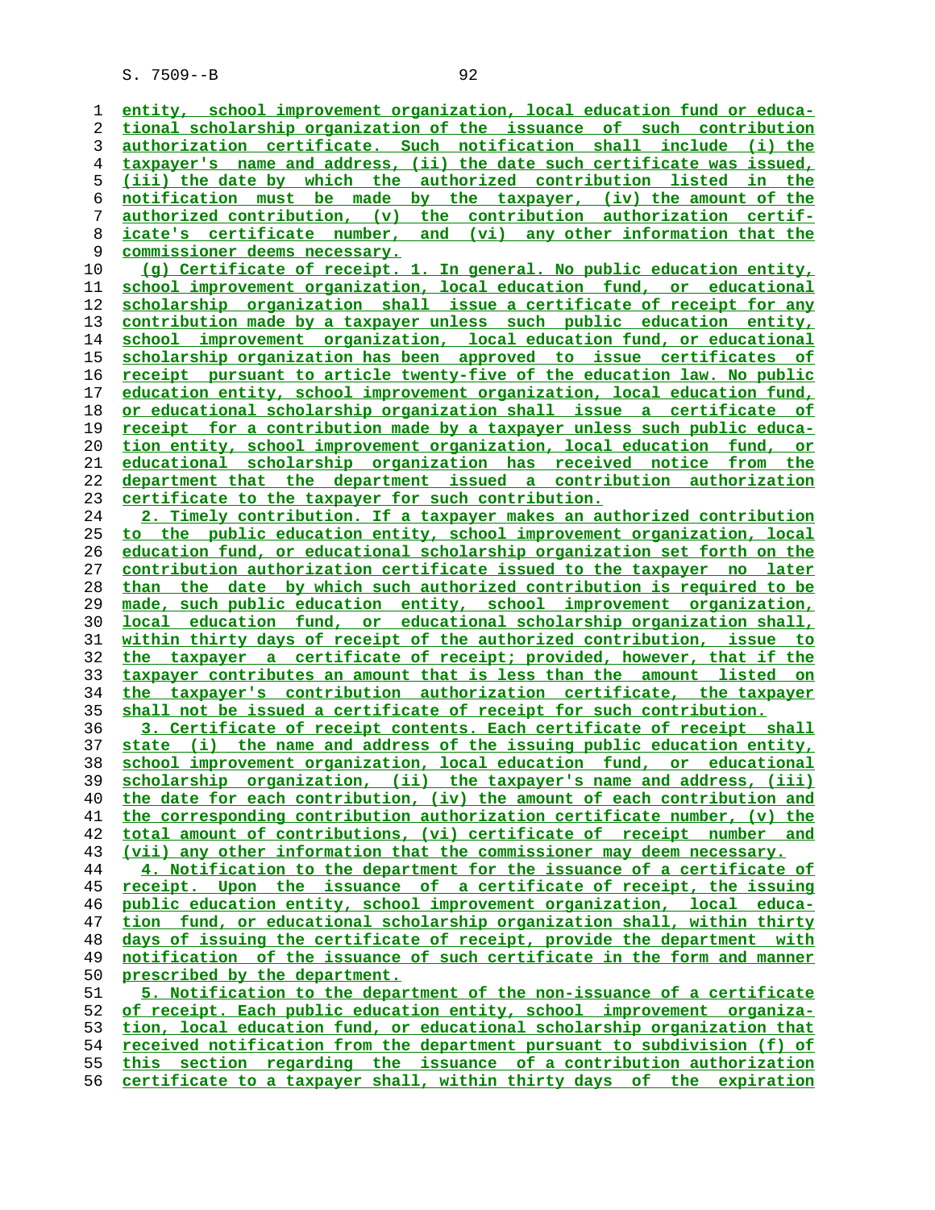entity, school improvement organization, local education fund or educational scholarship organization of the issuance of such contribution authorization certificate. Such notification shall include (i) the taxpayer's name and address, (ii) the date such certificate was issued, (iii) the date by which the authorized contribution listed in the notification must be made by the taxpayer, (iv) the amount of the authorized contribution, (v) the contribution authorization certificate's certificate number, and (vi) any other information that the commissioner deems necessary.

(g) Certificate of receipt. 1. In general. No public education entity, school improvement organization, local education fund, or educational scholarship organization shall issue a certificate of receipt for any contribution made by a taxpayer unless such public education entity, school improvement organization, local education fund, or educational scholarship organization has been approved to issue certificates of receipt pursuant to article twenty-five of the education law. No public education entity, school improvement organization, local education fund, or educational scholarship organization shall issue a certificate of receipt for a contribution made by a taxpayer unless such public education entity, school improvement organization, local education fund, or educational scholarship organization has received notice from the department that the department issued a contribution authorization certificate to the taxpayer for such contribution.

2. Timely contribution. If a taxpayer makes an authorized contribution to the public education entity, school improvement organization, local education fund, or educational scholarship organization set forth on the contribution authorization certificate issued to the taxpayer no later than the date by which such authorized contribution is required to be made, such public education entity, school improvement organization, local education fund, or educational scholarship organization shall, within thirty days of receipt of the authorized contribution, issue to the taxpayer a certificate of receipt; provided, however, that if the taxpayer contributes an amount that is less than the amount listed on the taxpayer's contribution authorization certificate, the taxpayer shall not be issued a certificate of receipt for such contribution.

3. Certificate of receipt contents. Each certificate of receipt shall state (i) the name and address of the issuing public education entity, school improvement organization, local education fund, or educational scholarship organization, (ii) the taxpayer's name and address, (iii) the date for each contribution, (iv) the amount of each contribution and the corresponding contribution authorization certificate number, (v) the total amount of contributions, (vi) certificate of receipt number and (vii) any other information that the commissioner may deem necessary.

4. Notification to the department for the issuance of a certificate of receipt. Upon the issuance of a certificate of receipt, the issuing public education entity, school improvement organization, local education fund, or educational scholarship organization shall, within thirty days of issuing the certificate of receipt, provide the department with notification of the issuance of such certificate in the form and manner prescribed by the department.

5. Notification to the department of the non-issuance of a certificate of receipt. Each public education entity, school improvement organization, local education fund, or educational scholarship organization that received notification from the department pursuant to subdivision (f) of this section regarding the issuance of a contribution authorization certificate to a taxpayer shall, within thirty days of the expiration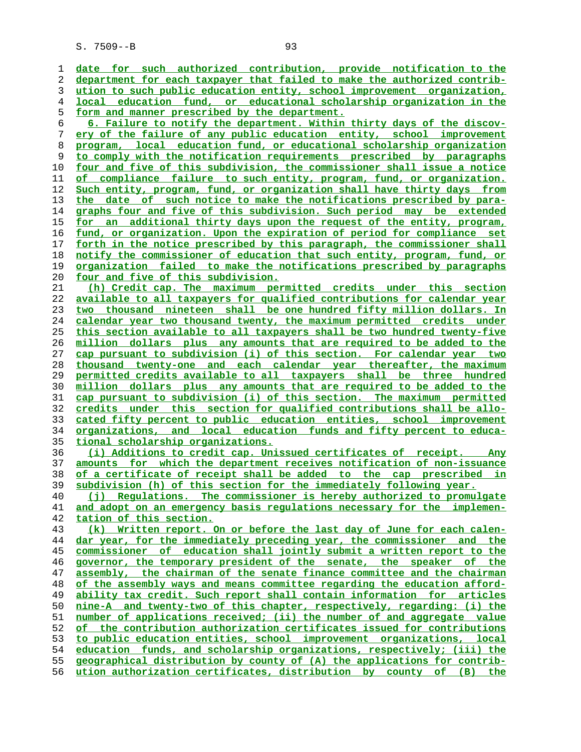date for such authorized contribution, provide notification to the department for each taxpayer that failed to make the authorized contribution to such public education entity, school improvement organization, local education fund, or educational scholarship organization in the form and manner prescribed by the department.

6. Failure to notify the department. Within thirty days of the discovery of the failure of any public education entity, school improvement program, local education fund, or educational scholarship organization to comply with the notification requirements prescribed by paragraphs four and five of this subdivision, the commissioner shall issue a notice of compliance failure to such entity, program, fund, or organization. Such entity, program, fund, or organization shall have thirty days from the date of such notice to make the notifications prescribed by paragraphs four and five of this subdivision. Such period may be extended for an additional thirty days upon the request of the entity, program, fund, or organization. Upon the expiration of period for compliance set forth in the notice prescribed by this paragraph, the commissioner shall notify the commissioner of education that such entity, program, fund, or organization failed to make the notifications prescribed by paragraphs four and five of this subdivision.

(h) Credit cap. The maximum permitted credits under this section available to all taxpayers for qualified contributions for calendar year two thousand nineteen shall be one hundred fifty million dollars. In calendar year two thousand twenty, the maximum permitted credits under this section available to all taxpayers shall be two hundred twenty-five million dollars plus any amounts that are required to be added to the cap pursuant to subdivision (i) of this section. For calendar year two thousand twenty-one and each calendar year thereafter, the maximum permitted credits available to all taxpayers shall be three hundred million dollars plus any amounts that are required to be added to the cap pursuant to subdivision (i) of this section. The maximum permitted credits under this section for qualified contributions shall be allocated fifty percent to public education entities, school improvement organizations, and local education funds and fifty percent to educational scholarship organizations.

(i) Additions to credit cap. Unissued certificates of receipt. Any amounts for which the department receives notification of non-issuance of a certificate of receipt shall be added to the cap prescribed in subdivision (h) of this section for the immediately following year.

(j) Regulations. The commissioner is hereby authorized to promulgate and adopt on an emergency basis regulations necessary for the implementation of this section.

(k) Written report. On or before the last day of June for each calendar year, for the immediately preceding year, the commissioner and the commissioner of education shall jointly submit a written report to the governor, the temporary president of the senate, the speaker of the assembly, the chairman of the senate finance committee and the chairman of the assembly ways and means committee regarding the education affordability tax credit. Such report shall contain information for articles nine-A and twenty-two of this chapter, respectively, regarding: (i) the number of applications received; (ii) the number of and aggregate value of the contribution authorization certificates issued for contributions to public education entities, school improvement organizations, local education funds, and scholarship organizations, respectively; (iii) the geographical distribution by county of (A) the applications for contribution authorization certificates, distribution by county of (B) the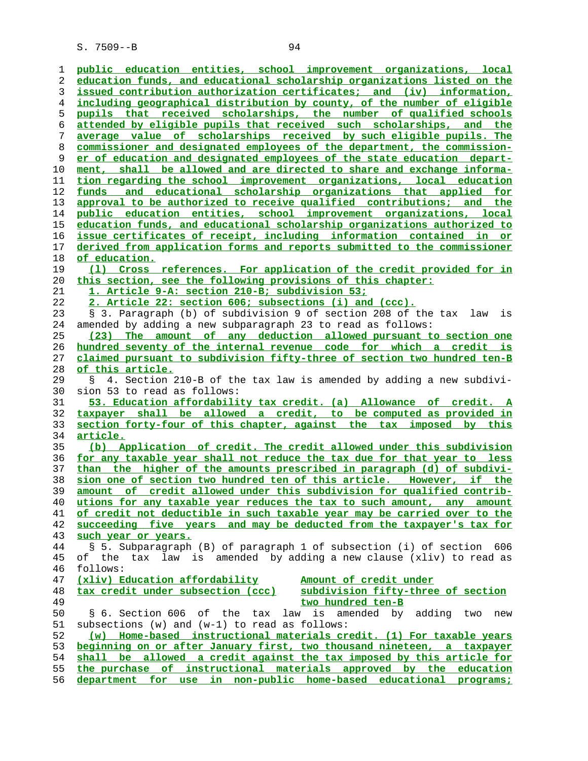public education entities, school improvement organizations, local education funds, and educational scholarship organizations listed on the issued contribution authorization certificates; and (iv) information, including geographical distribution by county, of the number of eligible pupils that received scholarships, the number of qualified schools attended by eligible pupils that received such scholarships, and the average value of scholarships received by such eligible pupils. The commissioner and designated employees of the department, the commissioner of education and designated employees of the state education department, shall be allowed and are directed to share and exchange information regarding the school improvement organizations, local education funds and educational scholarship organizations that applied for approval to be authorized to receive qualified contributions; and the public education entities, school improvement organizations, local education funds, and educational scholarship organizations authorized to issue certificates of receipt, including information contained in or derived from application forms and reports submitted to the commissioner of education.

(l) Cross references. For application of the credit provided for in this section, see the following provisions of this chapter:

1. Article 9-A: section 210-B; subdivision 53;

2. Article 22: section 606; subsections (i) and (ccc).

§ 3. Paragraph (b) of subdivision 9 of section 208 of the tax law is amended by adding a new subparagraph 23 to read as follows:

(23) The amount of any deduction allowed pursuant to section one hundred seventy of the internal revenue code for which a credit is claimed pursuant to subdivision fifty-three of section two hundred ten-B of this article.

§ 4. Section 210-B of the tax law is amended by adding a new subdivision 53 to read as follows:

53. Education affordability tax credit. (a) Allowance of credit. A taxpayer shall be allowed a credit, to be computed as provided in section forty-four of this chapter, against the tax imposed by this article.

(b) Application of credit. The credit allowed under this subdivision for any taxable year shall not reduce the tax due for that year to less than the higher of the amounts prescribed in paragraph (d) of subdivision one of section two hundred ten of this article. However, if the amount of credit allowed under this subdivision for qualified contributions for any taxable year reduces the tax to such amount, any amount of credit not deductible in such taxable year may be carried over to the succeeding five years and may be deducted from the taxpayer's tax for such year or years.

§ 5. Subparagraph (B) of paragraph 1 of subsection (i) of section 606 of the tax law is amended by adding a new clause (xliv) to read as follows:

| | |
|---|---|
| (xliv) Education affordability tax credit under subsection (ccc) | Amount of credit under subdivision fifty-three of section two hundred ten-B |

§ 6. Section 606 of the tax law is amended by adding two new subsections (w) and (w-1) to read as follows:

(w) Home-based instructional materials credit. (1) For taxable years beginning on or after January first, two thousand nineteen, a taxpayer shall be allowed a credit against the tax imposed by this article for the purchase of instructional materials approved by the education department for use in non-public home-based educational programs;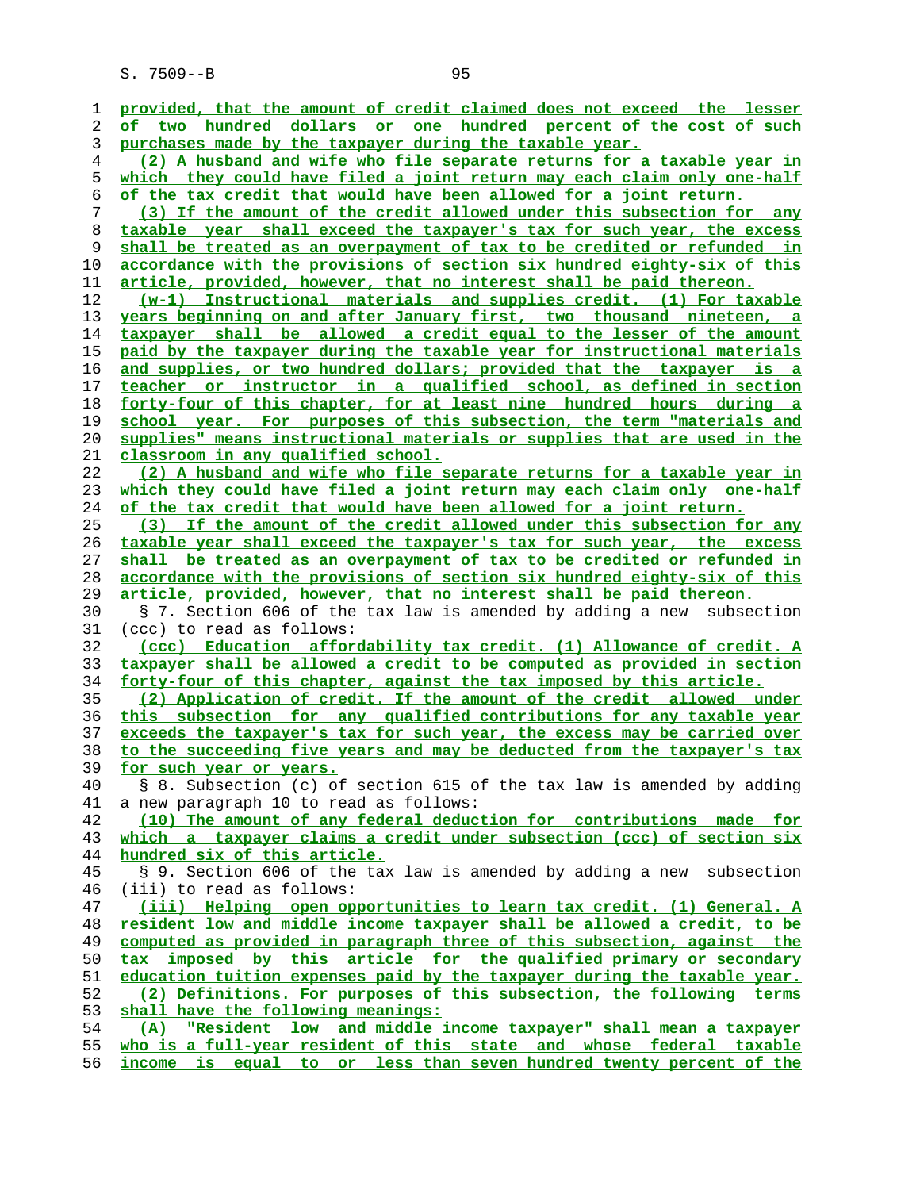provided, that the amount of credit claimed does not exceed the lesser of two hundred dollars or one hundred percent of the cost of such purchases made by the taxpayer during the taxable year.

(2) A husband and wife who file separate returns for a taxable year in which they could have filed a joint return may each claim only one-half of the tax credit that would have been allowed for a joint return.

(3) If the amount of the credit allowed under this subsection for any taxable year shall exceed the taxpayer's tax for such year, the excess shall be treated as an overpayment of tax to be credited or refunded in accordance with the provisions of section six hundred eighty-six of this article, provided, however, that no interest shall be paid thereon.

(w-1) Instructional materials and supplies credit. (1) For taxable years beginning on and after January first, two thousand nineteen, a taxpayer shall be allowed a credit equal to the lesser of the amount paid by the taxpayer during the taxable year for instructional materials and supplies, or two hundred dollars; provided that the taxpayer is a teacher or instructor in a qualified school, as defined in section forty-four of this chapter, for at least nine hundred hours during a school year. For purposes of this subsection, the term "materials and supplies" means instructional materials or supplies that are used in the classroom in any qualified school.

(2) A husband and wife who file separate returns for a taxable year in which they could have filed a joint return may each claim only one-half of the tax credit that would have been allowed for a joint return.

(3) If the amount of the credit allowed under this subsection for any taxable year shall exceed the taxpayer's tax for such year, the excess shall be treated as an overpayment of tax to be credited or refunded in accordance with the provisions of section six hundred eighty-six of this article, provided, however, that no interest shall be paid thereon.

§ 7. Section 606 of the tax law is amended by adding a new subsection (ccc) to read as follows:

(ccc) Education affordability tax credit. (1) Allowance of credit. A taxpayer shall be allowed a credit to be computed as provided in section forty-four of this chapter, against the tax imposed by this article.

(2) Application of credit. If the amount of the credit allowed under this subsection for any qualified contributions for any taxable year exceeds the taxpayer's tax for such year, the excess may be carried over to the succeeding five years and may be deducted from the taxpayer's tax for such year or years.

§ 8. Subsection (c) of section 615 of the tax law is amended by adding a new paragraph 10 to read as follows:

(10) The amount of any federal deduction for contributions made for which a taxpayer claims a credit under subsection (ccc) of section six hundred six of this article.

§ 9. Section 606 of the tax law is amended by adding a new subsection (iii) to read as follows:

(iii) Helping open opportunities to learn tax credit. (1) General. A resident low and middle income taxpayer shall be allowed a credit, to be computed as provided in paragraph three of this subsection, against the tax imposed by this article for the qualified primary or secondary education tuition expenses paid by the taxpayer during the taxable year.

(2) Definitions. For purposes of this subsection, the following terms shall have the following meanings:

(A) "Resident low and middle income taxpayer" shall mean a taxpayer who is a full-year resident of this state and whose federal taxable income is equal to or less than seven hundred twenty percent of the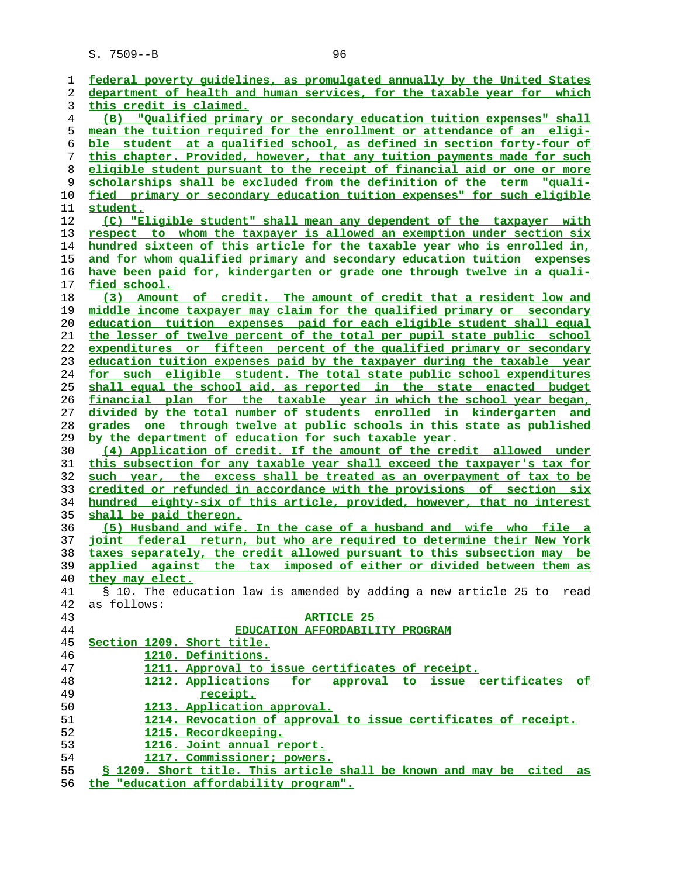federal poverty guidelines, as promulgated annually by the United States department of health and human services, for the taxable year for which this credit is claimed.

(B) "Qualified primary or secondary education tuition expenses" shall mean the tuition required for the enrollment or attendance of an eligible student at a qualified school, as defined in section forty-four of this chapter. Provided, however, that any tuition payments made for such eligible student pursuant to the receipt of financial aid or one or more scholarships shall be excluded from the definition of the term "qualified primary or secondary education tuition expenses" for such eligible student.

(C) "Eligible student" shall mean any dependent of the taxpayer with respect to whom the taxpayer is allowed an exemption under section six hundred sixteen of this article for the taxable year who is enrolled in, and for whom qualified primary and secondary education tuition expenses have been paid for, kindergarten or grade one through twelve in a qualified school.

(3) Amount of credit. The amount of credit that a resident low and middle income taxpayer may claim for the qualified primary or secondary education tuition expenses paid for each eligible student shall equal the lesser of twelve percent of the total per pupil state public school expenditures or fifteen percent of the qualified primary or secondary education tuition expenses paid by the taxpayer during the taxable year for such eligible student. The total state public school expenditures shall equal the school aid, as reported in the state enacted budget financial plan for the taxable year in which the school year began, divided by the total number of students enrolled in kindergarten and grades one through twelve at public schools in this state as published by the department of education for such taxable year.

(4) Application of credit. If the amount of the credit allowed under this subsection for any taxable year shall exceed the taxpayer's tax for such year, the excess shall be treated as an overpayment of tax to be credited or refunded in accordance with the provisions of section six hundred eighty-six of this article, provided, however, that no interest shall be paid thereon.

(5) Husband and wife. In the case of a husband and wife who file a joint federal return, but who are required to determine their New York taxes separately, the credit allowed pursuant to this subsection may be applied against the tax imposed of either or divided between them as they may elect.

§ 10. The education law is amended by adding a new article 25 to read as follows:

ARTICLE 25

EDUCATION AFFORDABILITY PROGRAM

Section 1209. Short title.
1210. Definitions.
1211. Approval to issue certificates of receipt.
1212. Applications for approval to issue certificates of receipt.
1213. Application approval.
1214. Revocation of approval to issue certificates of receipt.
1215. Recordkeeping.
1216. Joint annual report.
1217. Commissioner; powers.

§ 1209. Short title. This article shall be known and may be cited as the "education affordability program".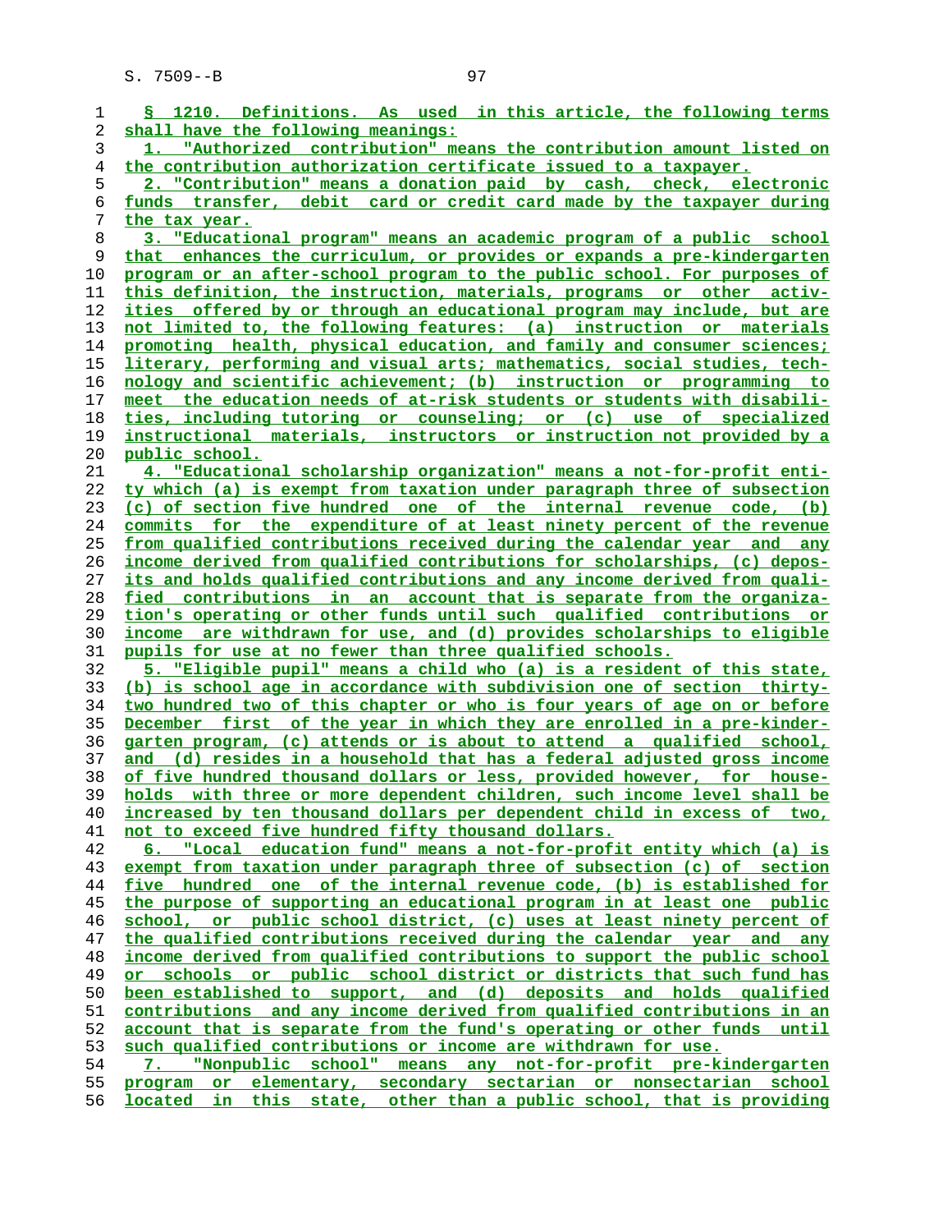§ 1210. Definitions. As used in this article, the following terms shall have the following meanings:

1. "Authorized contribution" means the contribution amount listed on the contribution authorization certificate issued to a taxpayer.

2. "Contribution" means a donation paid by cash, check, electronic funds transfer, debit card or credit card made by the taxpayer during the tax year.

3. "Educational program" means an academic program of a public school that enhances the curriculum, or provides or expands a pre-kindergarten program or an after-school program to the public school. For purposes of this definition, the instruction, materials, programs or other activities offered by or through an educational program may include, but are not limited to, the following features: (a) instruction or materials promoting health, physical education, and family and consumer sciences; literary, performing and visual arts; mathematics, social studies, technology and scientific achievement; (b) instruction or programming to meet the education needs of at-risk students or students with disabilities, including tutoring or counseling; or (c) use of specialized instructional materials, instructors or instruction not provided by a public school.

4. "Educational scholarship organization" means a not-for-profit entity which (a) is exempt from taxation under paragraph three of subsection (c) of section five hundred one of the internal revenue code, (b) commits for the expenditure of at least ninety percent of the revenue from qualified contributions received during the calendar year and any income derived from qualified contributions for scholarships, (c) deposits and holds qualified contributions and any income derived from qualified contributions in an account that is separate from the organization's operating or other funds until such qualified contributions or income are withdrawn for use, and (d) provides scholarships to eligible pupils for use at no fewer than three qualified schools.

5. "Eligible pupil" means a child who (a) is a resident of this state, (b) is school age in accordance with subdivision one of section thirty-two hundred two of this chapter or who is four years of age on or before December first of the year in which they are enrolled in a pre-kindergarten program, (c) attends or is about to attend a qualified school, and (d) resides in a household that has a federal adjusted gross income of five hundred thousand dollars or less, provided however, for households with three or more dependent children, such income level shall be increased by ten thousand dollars per dependent child in excess of two, not to exceed five hundred fifty thousand dollars.

6. "Local education fund" means a not-for-profit entity which (a) is exempt from taxation under paragraph three of subsection (c) of section five hundred one of the internal revenue code, (b) is established for the purpose of supporting an educational program in at least one public school, or public school district, (c) uses at least ninety percent of the qualified contributions received during the calendar year and any income derived from qualified contributions to support the public school or schools or public school district or districts that such fund has been established to support, and (d) deposits and holds qualified contributions and any income derived from qualified contributions in an account that is separate from the fund's operating or other funds until such qualified contributions or income are withdrawn for use.

7. "Nonpublic school" means any not-for-profit pre-kindergarten program or elementary, secondary sectarian or nonsectarian school located in this state, other than a public school, that is providing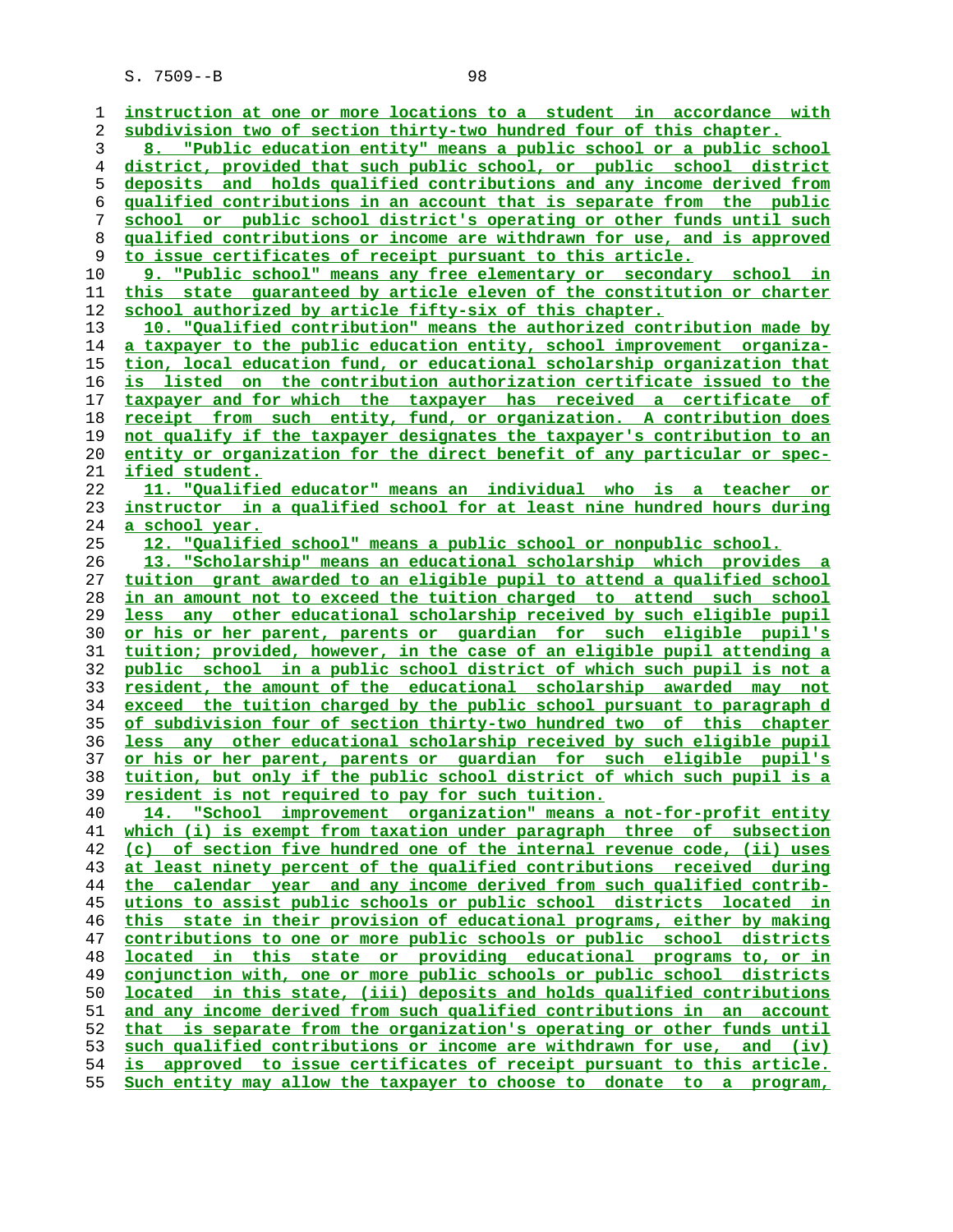instruction at one or more locations to a student in accordance with subdivision two of section thirty-two hundred four of this chapter.

8. "Public education entity" means a public school or a public school district, provided that such public school, or public school district deposits and holds qualified contributions and any income derived from qualified contributions in an account that is separate from the public school or public school district's operating or other funds until such qualified contributions or income are withdrawn for use, and is approved to issue certificates of receipt pursuant to this article.

9. "Public school" means any free elementary or secondary school in this state guaranteed by article eleven of the constitution or charter school authorized by article fifty-six of this chapter.

10. "Qualified contribution" means the authorized contribution made by a taxpayer to the public education entity, school improvement organization, local education fund, or educational scholarship organization that is listed on the contribution authorization certificate issued to the taxpayer and for which the taxpayer has received a certificate of receipt from such entity, fund, or organization. A contribution does not qualify if the taxpayer designates the taxpayer's contribution to an entity or organization for the direct benefit of any particular or specified student.

11. "Qualified educator" means an individual who is a teacher or instructor in a qualified school for at least nine hundred hours during a school year.

12. "Qualified school" means a public school or nonpublic school.

13. "Scholarship" means an educational scholarship which provides a tuition grant awarded to an eligible pupil to attend a qualified school in an amount not to exceed the tuition charged to attend such school less any other educational scholarship received by such eligible pupil or his or her parent, parents or guardian for such eligible pupil's tuition; provided, however, in the case of an eligible pupil attending a public school in a public school district of which such pupil is not a resident, the amount of the educational scholarship awarded may not exceed the tuition charged by the public school pursuant to paragraph d of subdivision four of section thirty-two hundred two of this chapter less any other educational scholarship received by such eligible pupil or his or her parent, parents or guardian for such eligible pupil's tuition, but only if the public school district of which such pupil is a resident is not required to pay for such tuition.

14. "School improvement organization" means a not-for-profit entity which (i) is exempt from taxation under paragraph three of subsection (c) of section five hundred one of the internal revenue code, (ii) uses at least ninety percent of the qualified contributions received during the calendar year and any income derived from such qualified contributions to assist public schools or public school districts located in this state in their provision of educational programs, either by making contributions to one or more public schools or public school districts located in this state or providing educational programs to, or in conjunction with, one or more public schools or public school districts located in this state, (iii) deposits and holds qualified contributions and any income derived from such qualified contributions in an account that is separate from the organization's operating or other funds until such qualified contributions or income are withdrawn for use, and (iv) is approved to issue certificates of receipt pursuant to this article. Such entity may allow the taxpayer to choose to donate to a program,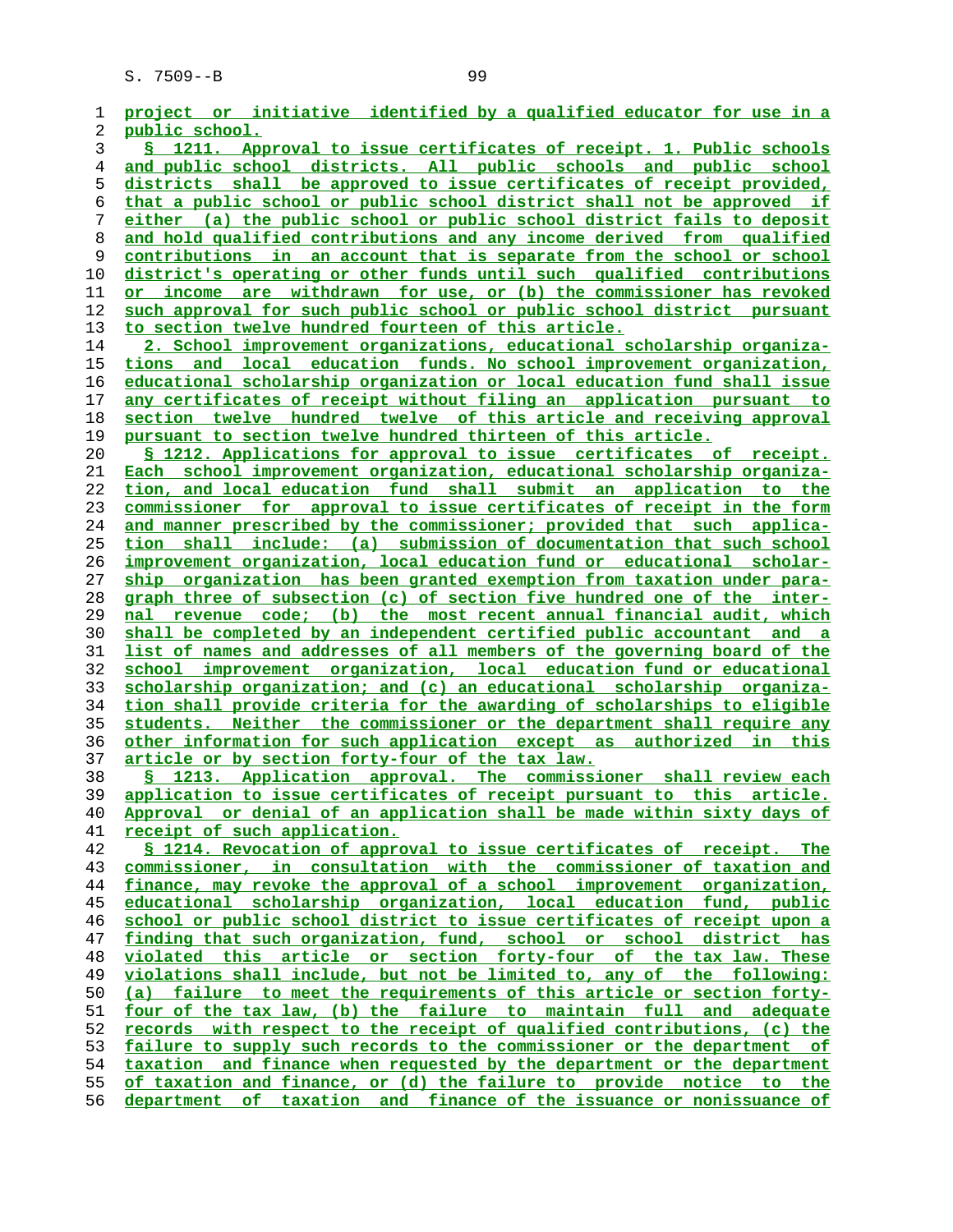project or initiative identified by a qualified educator for use in a public school.

§ 1211. Approval to issue certificates of receipt. 1. Public schools and public school districts. All public schools and public school districts shall be approved to issue certificates of receipt provided, that a public school or public school district shall not be approved if either (a) the public school or public school district fails to deposit and hold qualified contributions and any income derived from qualified contributions in an account that is separate from the school or school district's operating or other funds until such qualified contributions or income are withdrawn for use, or (b) the commissioner has revoked such approval for such public school or public school district pursuant to section twelve hundred fourteen of this article.

2. School improvement organizations, educational scholarship organizations and local education funds. No school improvement organization, educational scholarship organization or local education fund shall issue any certificates of receipt without filing an application pursuant to section twelve hundred twelve of this article and receiving approval pursuant to section twelve hundred thirteen of this article.

§ 1212. Applications for approval to issue certificates of receipt. Each school improvement organization, educational scholarship organization, and local education fund shall submit an application to the commissioner for approval to issue certificates of receipt in the form and manner prescribed by the commissioner; provided that such application shall include: (a) submission of documentation that such school improvement organization, local education fund or educational scholarship organization has been granted exemption from taxation under paragraph three of subsection (c) of section five hundred one of the internal revenue code; (b) the most recent annual financial audit, which shall be completed by an independent certified public accountant and a list of names and addresses of all members of the governing board of the school improvement organization, local education fund or educational scholarship organization; and (c) an educational scholarship organization shall provide criteria for the awarding of scholarships to eligible students. Neither the commissioner or the department shall require any other information for such application except as authorized in this article or by section forty-four of the tax law.

§ 1213. Application approval. The commissioner shall review each application to issue certificates of receipt pursuant to this article. Approval or denial of an application shall be made within sixty days of receipt of such application.

§ 1214. Revocation of approval to issue certificates of receipt. The commissioner, in consultation with the commissioner of taxation and finance, may revoke the approval of a school improvement organization, educational scholarship organization, local education fund, public school or public school district to issue certificates of receipt upon a finding that such organization, fund, school or school district has violated this article or section forty-four of the tax law. These violations shall include, but not be limited to, any of the following: (a) failure to meet the requirements of this article or section forty-four of the tax law, (b) the failure to maintain full and adequate records with respect to the receipt of qualified contributions, (c) the failure to supply such records to the commissioner or the department of taxation and finance when requested by the department or the department of taxation and finance, or (d) the failure to provide notice to the department of taxation and finance of the issuance or nonissuance of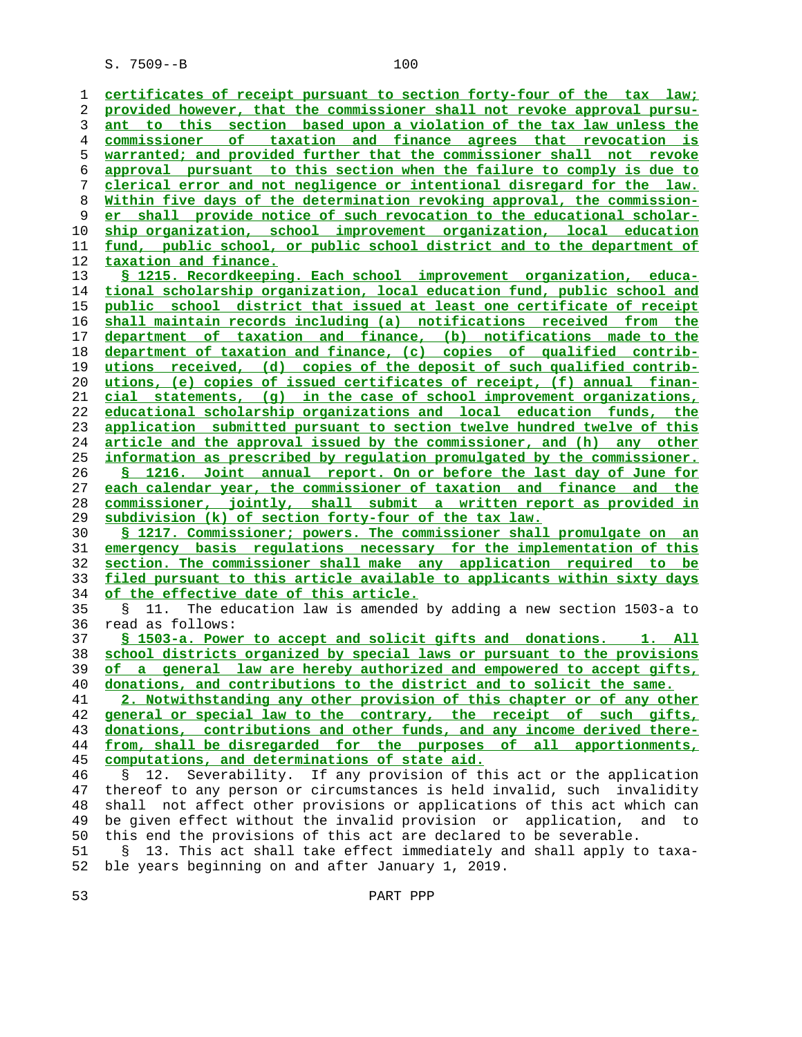certificates of receipt pursuant to section forty-four of the tax law; provided however, that the commissioner shall not revoke approval pursuant to this section based upon a violation of the tax law unless the commissioner of taxation and finance agrees that revocation is warranted; and provided further that the commissioner shall not revoke approval pursuant to this section when the failure to comply is due to clerical error and not negligence or intentional disregard for the law. Within five days of the determination revoking approval, the commissioner shall provide notice of such revocation to the educational scholarship organization, school improvement organization, local education fund, public school, or public school district and to the department of taxation and finance.

§ 1215. Recordkeeping. Each school improvement organization, educational scholarship organization, local education fund, public school and public school district that issued at least one certificate of receipt shall maintain records including (a) notifications received from the department of taxation and finance, (b) notifications made to the department of taxation and finance, (c) copies of qualified contributions received, (d) copies of the deposit of such qualified contributions, (e) copies of issued certificates of receipt, (f) annual financial statements, (g) in the case of school improvement organizations, educational scholarship organizations and local education funds, the application submitted pursuant to section twelve hundred twelve of this article and the approval issued by the commissioner, and (h) any other information as prescribed by regulation promulgated by the commissioner.

§ 1216. Joint annual report. On or before the last day of June for each calendar year, the commissioner of taxation and finance and the commissioner, jointly, shall submit a written report as provided in subdivision (k) of section forty-four of the tax law.

§ 1217. Commissioner; powers. The commissioner shall promulgate on an emergency basis regulations necessary for the implementation of this section. The commissioner shall make any application required to be filed pursuant to this article available to applicants within sixty days of the effective date of this article.

§ 11. The education law is amended by adding a new section 1503-a to read as follows:

§ 1503-a. Power to accept and solicit gifts and donations. 1. All school districts organized by special laws or pursuant to the provisions of a general law are hereby authorized and empowered to accept gifts, donations, and contributions to the district and to solicit the same.

2. Notwithstanding any other provision of this chapter or of any other general or special law to the contrary, the receipt of such gifts, donations, contributions and other funds, and any income derived therefrom, shall be disregarded for the purposes of all apportionments, computations, and determinations of state aid.

§ 12. Severability. If any provision of this act or the application thereof to any person or circumstances is held invalid, such invalidity shall not affect other provisions or applications of this act which can be given effect without the invalid provision or application, and to this end the provisions of this act are declared to be severable.

§ 13. This act shall take effect immediately and shall apply to taxable years beginning on and after January 1, 2019.

PART PPP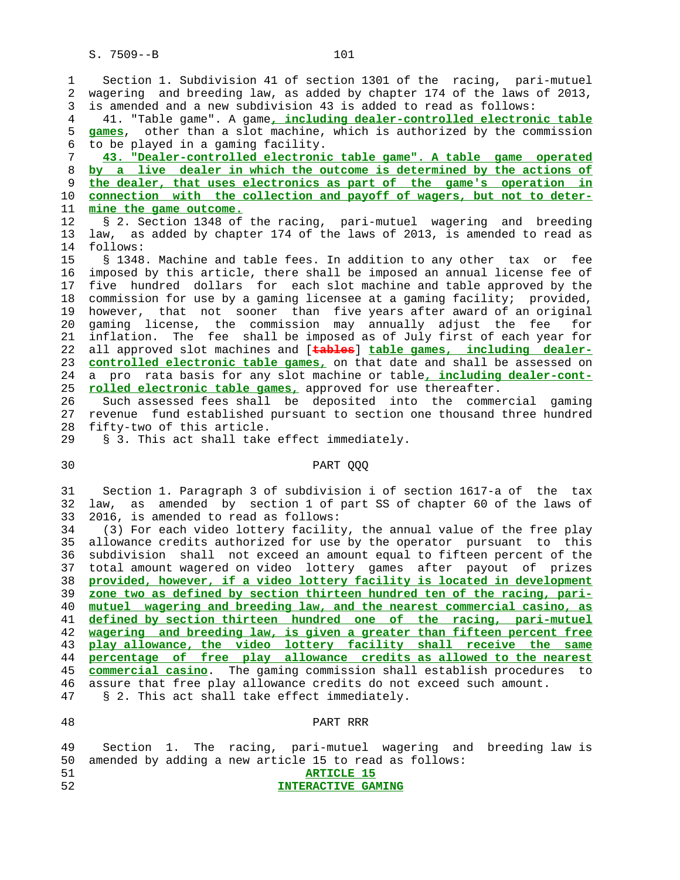Section 1. Subdivision 41 of section 1301 of the racing, pari-mutuel wagering and breeding law, as added by chapter 174 of the laws of 2013, is amended and a new subdivision 43 is added to read as follows:

41. "Table game". A game**, including dealer-controlled electronic table games**, other than a slot machine, which is authorized by the commission to be played in a gaming facility.

**43. "Dealer-controlled electronic table game". A table game operated by a live dealer in which the outcome is determined by the actions of the dealer, that uses electronics as part of the game's operation in connection with the collection and payoff of wagers, but not to determine the game outcome.**

§ 2. Section 1348 of the racing, pari-mutuel wagering and breeding law, as added by chapter 174 of the laws of 2013, is amended to read as follows:

§ 1348. Machine and table fees. In addition to any other tax or fee imposed by this article, there shall be imposed an annual license fee of five hundred dollars for each slot machine and table approved by the commission for use by a gaming licensee at a gaming facility; provided, however, that not sooner than five years after award of an original gaming license, the commission may annually adjust the fee for inflation. The fee shall be imposed as of July first of each year for all approved slot machines and [~~tables~~] **table games, including dealer-controlled electronic table games,** on that date and shall be assessed on a pro rata basis for any slot machine or table**, including dealer-controlled electronic table games,** approved for use thereafter.

Such assessed fees shall be deposited into the commercial gaming revenue fund established pursuant to section one thousand three hundred fifty-two of this article.

§ 3. This act shall take effect immediately.

## PART QQQ

Section 1. Paragraph 3 of subdivision i of section 1617-a of the tax law, as amended by section 1 of part SS of chapter 60 of the laws of 2016, is amended to read as follows:

(3) For each video lottery facility, the annual value of the free play allowance credits authorized for use by the operator pursuant to this subdivision shall not exceed an amount equal to fifteen percent of the total amount wagered on video lottery games after payout of prizes **provided, however, if a video lottery facility is located in development zone two as defined by section thirteen hundred ten of the racing, pari-mutuel wagering and breeding law, and the nearest commercial casino, as defined by section thirteen hundred one of the racing, pari-mutuel wagering and breeding law, is given a greater than fifteen percent free play allowance, the video lottery facility shall receive the same percentage of free play allowance credits as allowed to the nearest commercial casino**. The gaming commission shall establish procedures to assure that free play allowance credits do not exceed such amount.

§ 2. This act shall take effect immediately.

## PART RRR

Section 1. The racing, pari-mutuel wagering and breeding law is amended by adding a new article 15 to read as follows:

**ARTICLE 15**

**INTERACTIVE GAMING**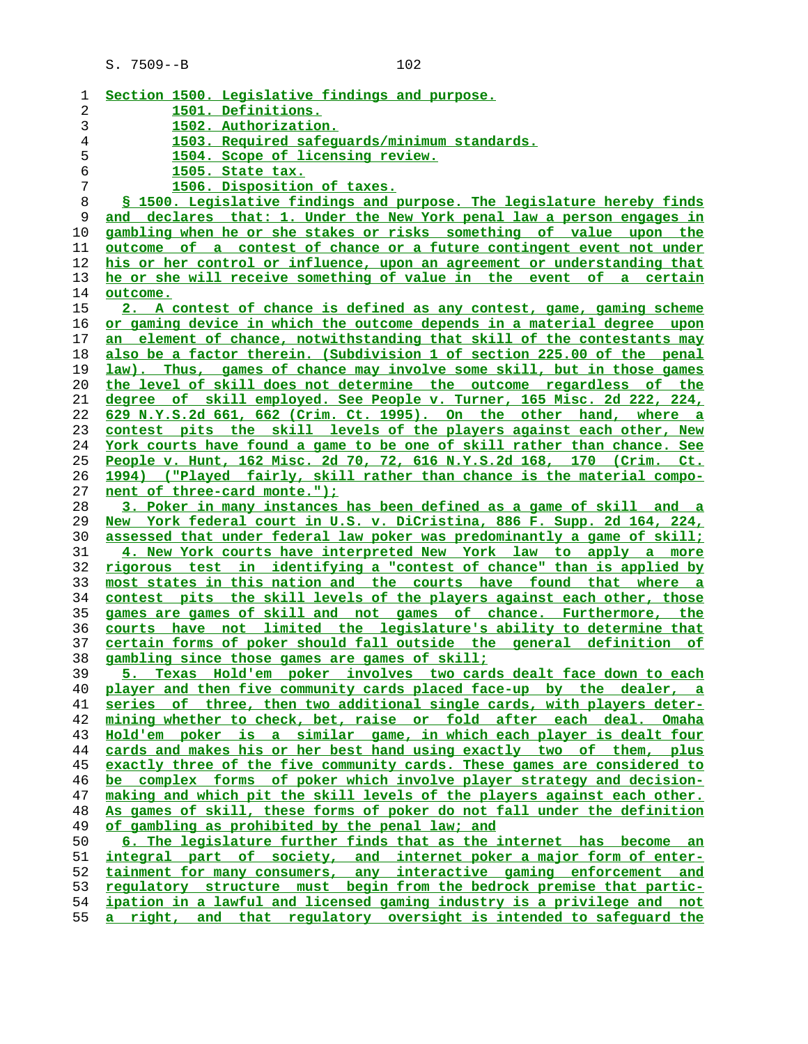Section 1500. Legislative findings and purpose.
        1501. Definitions.
        1502. Authorization.
        1503. Required safeguards/minimum standards.
        1504. Scope of licensing review.
        1505. State tax.
        1506. Disposition of taxes.

§ 1500. Legislative findings and purpose. The legislature hereby finds and declares that: 1. Under the New York penal law a person engages in gambling when he or she stakes or risks something of value upon the outcome of a contest of chance or a future contingent event not under his or her control or influence, upon an agreement or understanding that he or she will receive something of value in the event of a certain outcome.

2. A contest of chance is defined as any contest, game, gaming scheme or gaming device in which the outcome depends in a material degree upon an element of chance, notwithstanding that skill of the contestants may also be a factor therein. (Subdivision 1 of section 225.00 of the penal law). Thus, games of chance may involve some skill, but in those games the level of skill does not determine the outcome regardless of the degree of skill employed. See People v. Turner, 165 Misc. 2d 222, 224, 629 N.Y.S.2d 661, 662 (Crim. Ct. 1995). On the other hand, where a contest pits the skill levels of the players against each other, New York courts have found a game to be one of skill rather than chance. See People v. Hunt, 162 Misc. 2d 70, 72, 616 N.Y.S.2d 168, 170 (Crim. Ct. 1994) ("Played fairly, skill rather than chance is the material component of three-card monte.");

3. Poker in many instances has been defined as a game of skill and a New York federal court in U.S. v. DiCristina, 886 F. Supp. 2d 164, 224, assessed that under federal law poker was predominantly a game of skill;

4. New York courts have interpreted New York law to apply a more rigorous test in identifying a "contest of chance" than is applied by most states in this nation and the courts have found that where a contest pits the skill levels of the players against each other, those games are games of skill and not games of chance. Furthermore, the courts have not limited the legislature's ability to determine that certain forms of poker should fall outside the general definition of gambling since those games are games of skill;

5. Texas Hold'em poker involves two cards dealt face down to each player and then five community cards placed face-up by the dealer, a series of three, then two additional single cards, with players determining whether to check, bet, raise or fold after each deal. Omaha Hold'em poker is a similar game, in which each player is dealt four cards and makes his or her best hand using exactly two of them, plus exactly three of the five community cards. These games are considered to be complex forms of poker which involve player strategy and decision-making and which pit the skill levels of the players against each other. As games of skill, these forms of poker do not fall under the definition of gambling as prohibited by the penal law; and

6. The legislature further finds that as the internet has become an integral part of society, and internet poker a major form of entertainment for many consumers, any interactive gaming enforcement and regulatory structure must begin from the bedrock premise that participation in a lawful and licensed gaming industry is a privilege and not a right, and that regulatory oversight is intended to safeguard the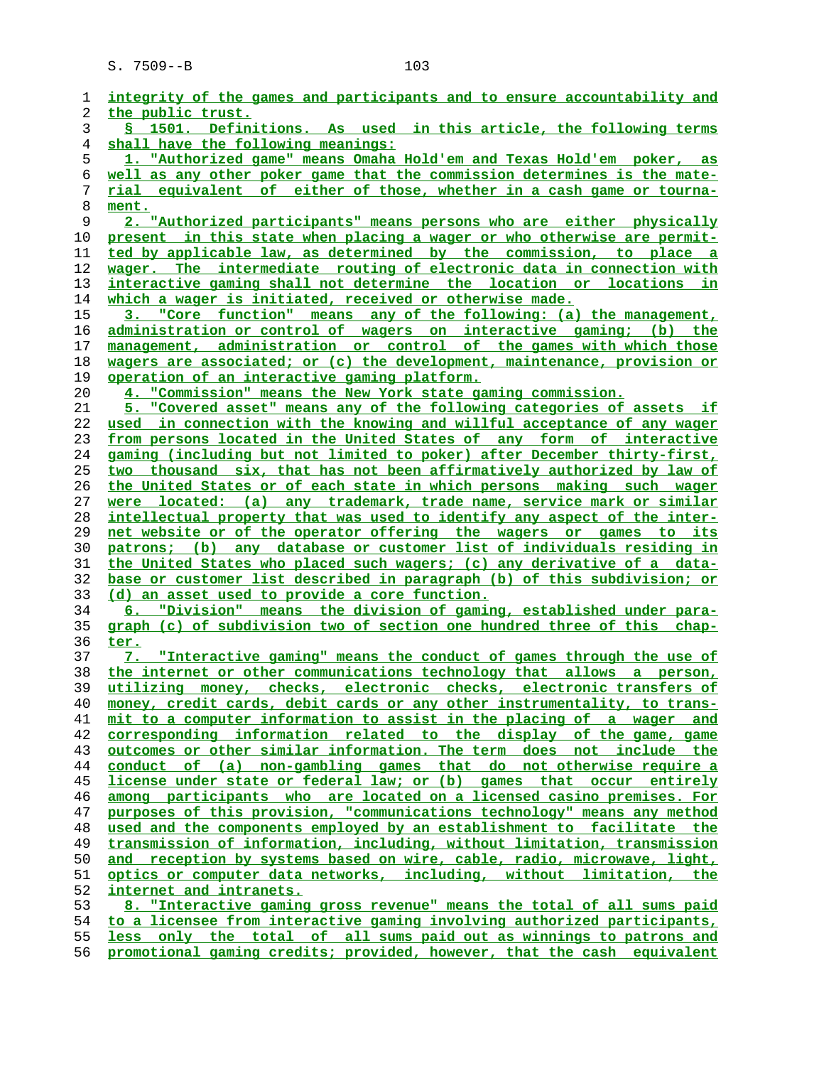integrity of the games and participants and to ensure accountability and the public trust.

§ 1501. Definitions. As used in this article, the following terms shall have the following meanings:

1. "Authorized game" means Omaha Hold'em and Texas Hold'em poker, as well as any other poker game that the commission determines is the material equivalent of either of those, whether in a cash game or tournament.

2. "Authorized participants" means persons who are either physically present in this state when placing a wager or who otherwise are permitted by applicable law, as determined by the commission, to place a wager. The intermediate routing of electronic data in connection with interactive gaming shall not determine the location or locations in which a wager is initiated, received or otherwise made.

3. "Core function" means any of the following: (a) the management, administration or control of wagers on interactive gaming; (b) the management, administration or control of the games with which those wagers are associated; or (c) the development, maintenance, provision or operation of an interactive gaming platform.

4. "Commission" means the New York state gaming commission.

5. "Covered asset" means any of the following categories of assets if used in connection with the knowing and willful acceptance of any wager from persons located in the United States of any form of interactive gaming (including but not limited to poker) after December thirty-first, two thousand six, that has not been affirmatively authorized by law of the United States or of each state in which persons making such wager were located: (a) any trademark, trade name, service mark or similar intellectual property that was used to identify any aspect of the internet website or of the operator offering the wagers or games to its patrons; (b) any database or customer list of individuals residing in the United States who placed such wagers; (c) any derivative of a database or customer list described in paragraph (b) of this subdivision; or (d) an asset used to provide a core function.

6. "Division" means the division of gaming, established under paragraph (c) of subdivision two of section one hundred three of this chapter.

7. "Interactive gaming" means the conduct of games through the use of the internet or other communications technology that allows a person, utilizing money, checks, electronic checks, electronic transfers of money, credit cards, debit cards or any other instrumentality, to transmit to a computer information to assist in the placing of a wager and corresponding information related to the display of the game, game outcomes or other similar information. The term does not include the conduct of (a) non-gambling games that do not otherwise require a license under state or federal law; or (b) games that occur entirely among participants who are located on a licensed casino premises. For purposes of this provision, "communications technology" means any method used and the components employed by an establishment to facilitate the transmission of information, including, without limitation, transmission and reception by systems based on wire, cable, radio, microwave, light, optics or computer data networks, including, without limitation, the internet and intranets.

8. "Interactive gaming gross revenue" means the total of all sums paid to a licensee from interactive gaming involving authorized participants, less only the total of all sums paid out as winnings to patrons and promotional gaming credits; provided, however, that the cash equivalent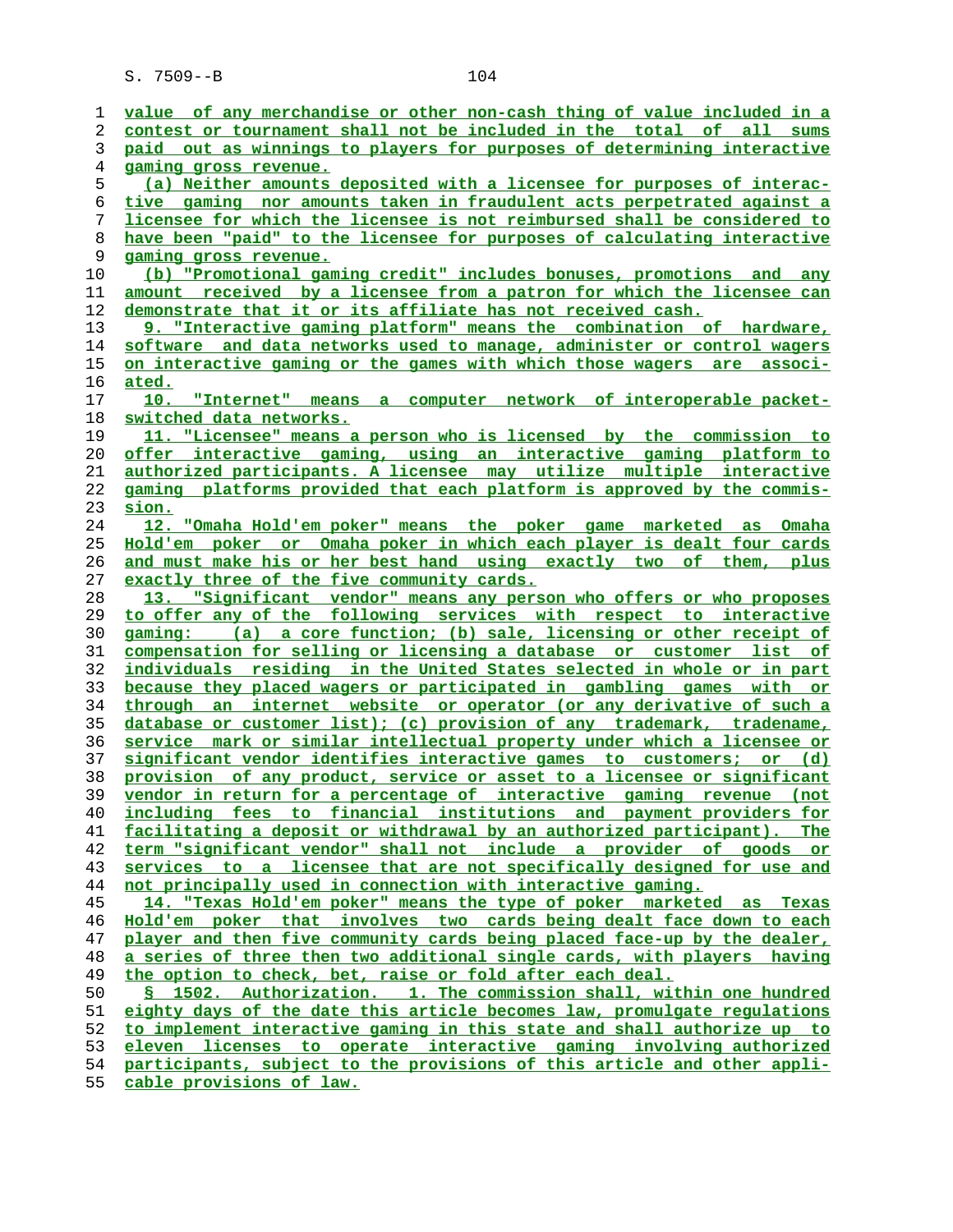value of any merchandise or other non-cash thing of value included in a contest or tournament shall not be included in the total of all sums paid out as winnings to players for purposes of determining interactive gaming gross revenue.

(a) Neither amounts deposited with a licensee for purposes of interactive gaming nor amounts taken in fraudulent acts perpetrated against a licensee for which the licensee is not reimbursed shall be considered to have been "paid" to the licensee for purposes of calculating interactive gaming gross revenue.

(b) "Promotional gaming credit" includes bonuses, promotions and any amount received by a licensee from a patron for which the licensee can demonstrate that it or its affiliate has not received cash.

9. "Interactive gaming platform" means the combination of hardware, software and data networks used to manage, administer or control wagers on interactive gaming or the games with which those wagers are associated.

10. "Internet" means a computer network of interoperable packet-switched data networks.

11. "Licensee" means a person who is licensed by the commission to offer interactive gaming, using an interactive gaming platform to authorized participants. A licensee may utilize multiple interactive gaming platforms provided that each platform is approved by the commission.

12. "Omaha Hold'em poker" means the poker game marketed as Omaha Hold'em poker or Omaha poker in which each player is dealt four cards and must make his or her best hand using exactly two of them, plus exactly three of the five community cards.

13. "Significant vendor" means any person who offers or who proposes to offer any of the following services with respect to interactive gaming: (a) a core function; (b) sale, licensing or other receipt of compensation for selling or licensing a database or customer list of individuals residing in the United States selected in whole or in part because they placed wagers or participated in gambling games with or through an internet website or operator (or any derivative of such a database or customer list); (c) provision of any trademark, tradename, service mark or similar intellectual property under which a licensee or significant vendor identifies interactive games to customers; or (d) provision of any product, service or asset to a licensee or significant vendor in return for a percentage of interactive gaming revenue (not including fees to financial institutions and payment providers for facilitating a deposit or withdrawal by an authorized participant). The term "significant vendor" shall not include a provider of goods or services to a licensee that are not specifically designed for use and not principally used in connection with interactive gaming.

14. "Texas Hold'em poker" means the type of poker marketed as Texas Hold'em poker that involves two cards being dealt face down to each player and then five community cards being placed face-up by the dealer, a series of three then two additional single cards, with players having the option to check, bet, raise or fold after each deal.

§ 1502. Authorization. 1. The commission shall, within one hundred eighty days of the date this article becomes law, promulgate regulations to implement interactive gaming in this state and shall authorize up to eleven licenses to operate interactive gaming involving authorized participants, subject to the provisions of this article and other applicable provisions of law.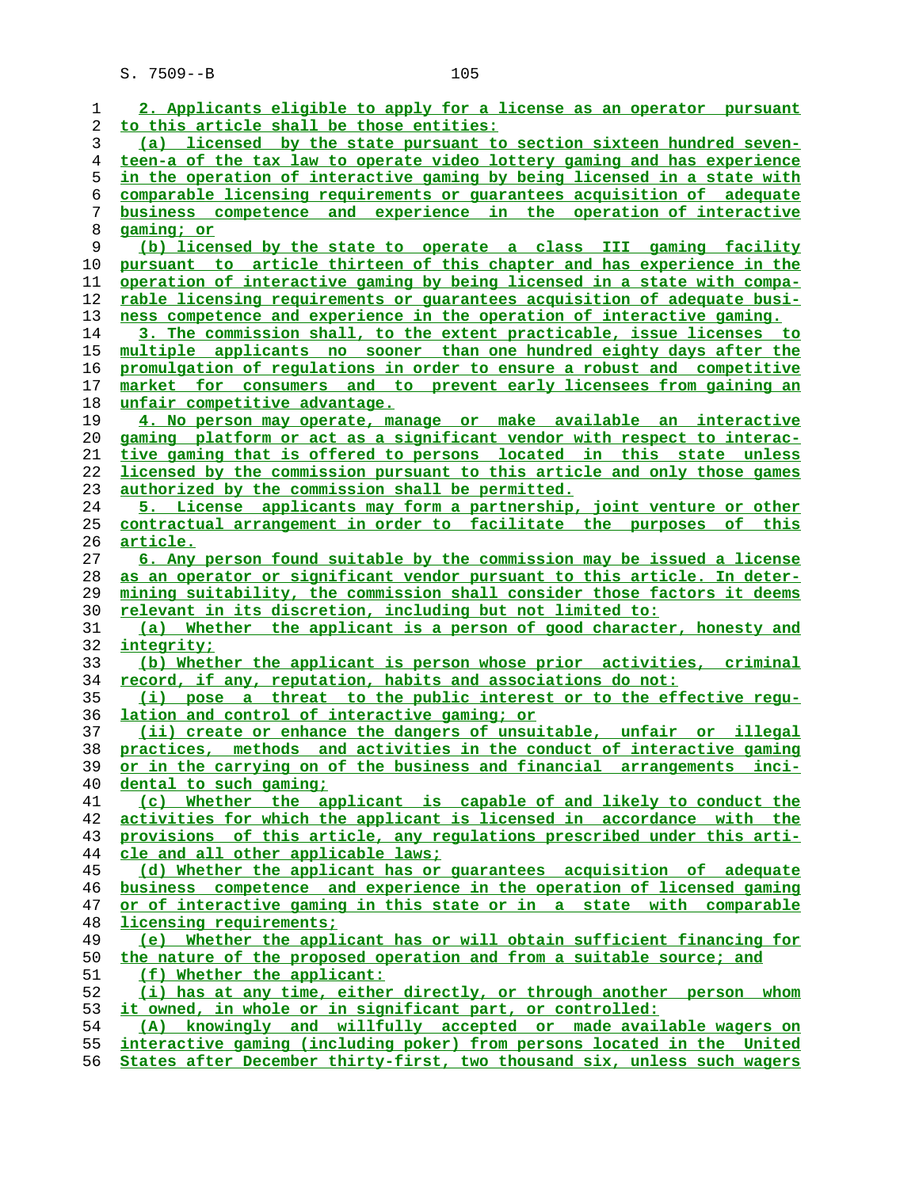2. Applicants eligible to apply for a license as an operator pursuant to this article shall be those entities:

(a) licensed by the state pursuant to section sixteen hundred seventeen-a of the tax law to operate video lottery gaming and has experience in the operation of interactive gaming by being licensed in a state with comparable licensing requirements or guarantees acquisition of adequate business competence and experience in the operation of interactive gaming; or

(b) licensed by the state to operate a class III gaming facility pursuant to article thirteen of this chapter and has experience in the operation of interactive gaming by being licensed in a state with comparable licensing requirements or guarantees acquisition of adequate business competence and experience in the operation of interactive gaming.

3. The commission shall, to the extent practicable, issue licenses to multiple applicants no sooner than one hundred eighty days after the promulgation of regulations in order to ensure a robust and competitive market for consumers and to prevent early licensees from gaining an unfair competitive advantage.

4. No person may operate, manage or make available an interactive gaming platform or act as a significant vendor with respect to interactive gaming that is offered to persons located in this state unless licensed by the commission pursuant to this article and only those games authorized by the commission shall be permitted.

5. License applicants may form a partnership, joint venture or other contractual arrangement in order to facilitate the purposes of this article.

6. Any person found suitable by the commission may be issued a license as an operator or significant vendor pursuant to this article. In determining suitability, the commission shall consider those factors it deems relevant in its discretion, including but not limited to:

(a) Whether the applicant is a person of good character, honesty and integrity;

(b) Whether the applicant is person whose prior activities, criminal record, if any, reputation, habits and associations do not:

(i) pose a threat to the public interest or to the effective regulation and control of interactive gaming; or

(ii) create or enhance the dangers of unsuitable, unfair or illegal practices, methods and activities in the conduct of interactive gaming or in the carrying on of the business and financial arrangements incidental to such gaming;

(c) Whether the applicant is capable of and likely to conduct the activities for which the applicant is licensed in accordance with the provisions of this article, any regulations prescribed under this article and all other applicable laws;

(d) Whether the applicant has or guarantees acquisition of adequate business competence and experience in the operation of licensed gaming or of interactive gaming in this state or in a state with comparable licensing requirements;

(e) Whether the applicant has or will obtain sufficient financing for the nature of the proposed operation and from a suitable source; and

(f) Whether the applicant:

(i) has at any time, either directly, or through another person whom it owned, in whole or in significant part, or controlled:

(A) knowingly and willfully accepted or made available wagers on interactive gaming (including poker) from persons located in the United States after December thirty-first, two thousand six, unless such wagers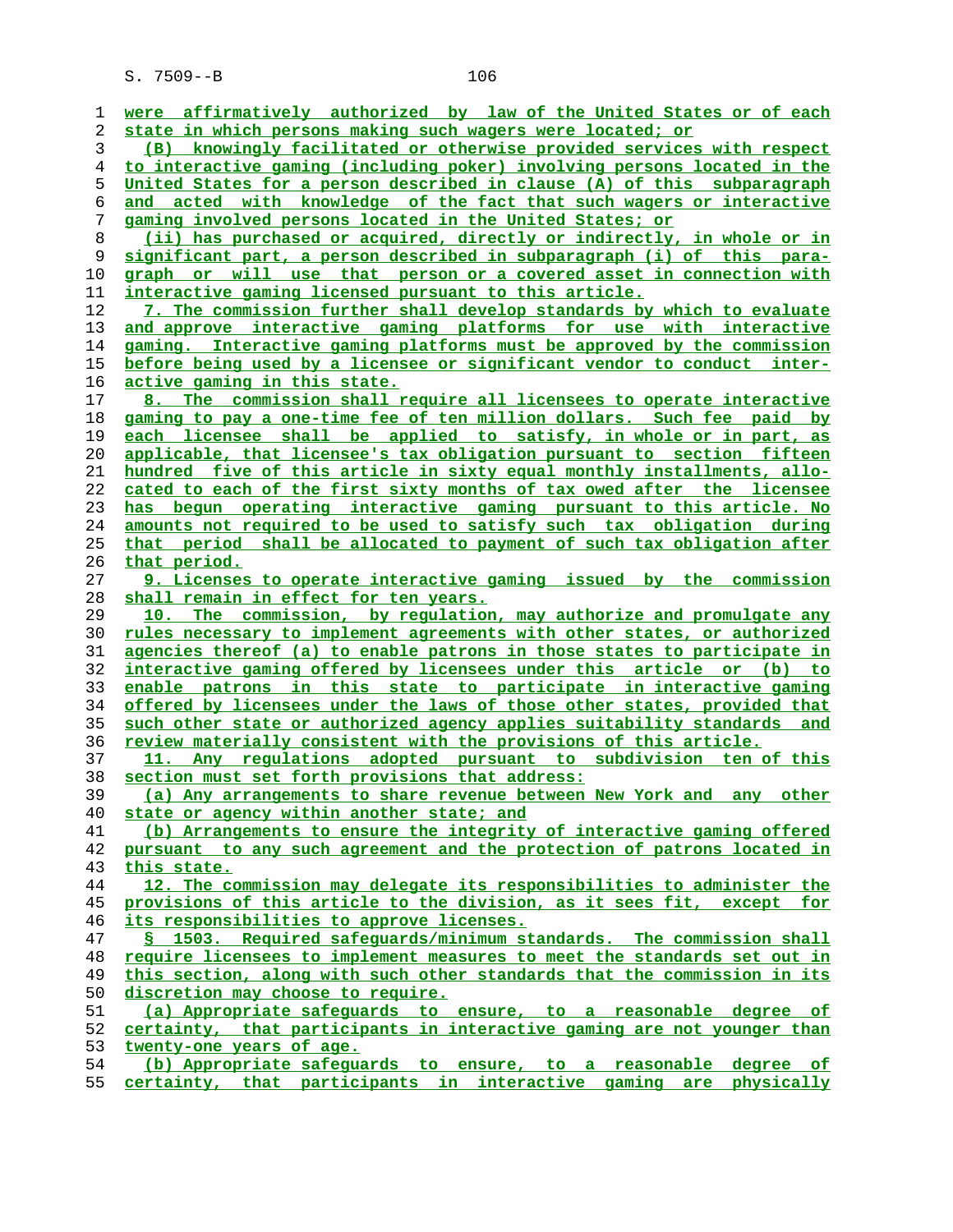were affirmatively authorized by law of the United States or of each state in which persons making such wagers were located; or

(B) knowingly facilitated or otherwise provided services with respect to interactive gaming (including poker) involving persons located in the United States for a person described in clause (A) of this subparagraph and acted with knowledge of the fact that such wagers or interactive gaming involved persons located in the United States; or

(ii) has purchased or acquired, directly or indirectly, in whole or in significant part, a person described in subparagraph (i) of this paragraph or will use that person or a covered asset in connection with interactive gaming licensed pursuant to this article.

7. The commission further shall develop standards by which to evaluate and approve interactive gaming platforms for use with interactive gaming. Interactive gaming platforms must be approved by the commission before being used by a licensee or significant vendor to conduct interactive gaming in this state.

8. The commission shall require all licensees to operate interactive gaming to pay a one-time fee of ten million dollars. Such fee paid by each licensee shall be applied to satisfy, in whole or in part, as applicable, that licensee's tax obligation pursuant to section fifteen hundred five of this article in sixty equal monthly installments, allocated to each of the first sixty months of tax owed after the licensee has begun operating interactive gaming pursuant to this article. No amounts not required to be used to satisfy such tax obligation during that period shall be allocated to payment of such tax obligation after that period.

9. Licenses to operate interactive gaming issued by the commission shall remain in effect for ten years.

10. The commission, by regulation, may authorize and promulgate any rules necessary to implement agreements with other states, or authorized agencies thereof (a) to enable patrons in those states to participate in interactive gaming offered by licensees under this article or (b) to enable patrons in this state to participate in interactive gaming offered by licensees under the laws of those other states, provided that such other state or authorized agency applies suitability standards and review materially consistent with the provisions of this article.

11. Any regulations adopted pursuant to subdivision ten of this section must set forth provisions that address:

(a) Any arrangements to share revenue between New York and any other state or agency within another state; and

(b) Arrangements to ensure the integrity of interactive gaming offered pursuant to any such agreement and the protection of patrons located in this state.

12. The commission may delegate its responsibilities to administer the provisions of this article to the division, as it sees fit, except for its responsibilities to approve licenses.

§ 1503. Required safeguards/minimum standards. The commission shall require licensees to implement measures to meet the standards set out in this section, along with such other standards that the commission in its discretion may choose to require.

(a) Appropriate safeguards to ensure, to a reasonable degree of certainty, that participants in interactive gaming are not younger than twenty-one years of age.

(b) Appropriate safeguards to ensure, to a reasonable degree of certainty, that participants in interactive gaming are physically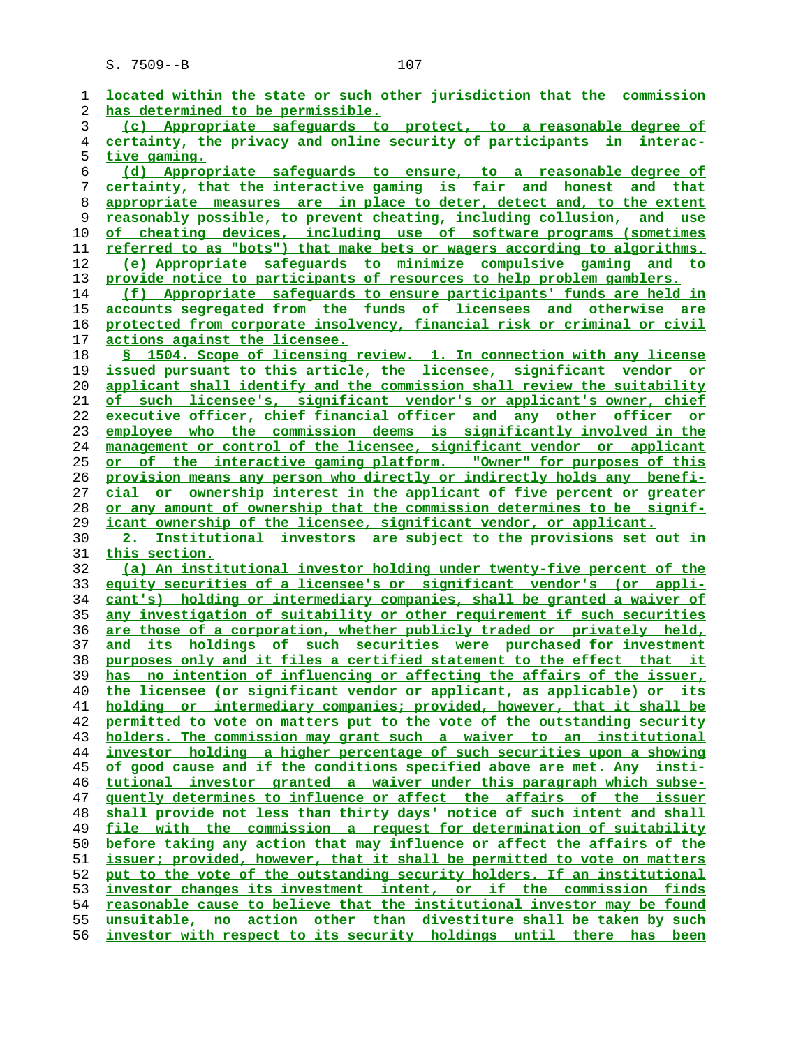located within the state or such other jurisdiction that the commission has determined to be permissible.

(c) Appropriate safeguards to protect, to a reasonable degree of certainty, the privacy and online security of participants in interactive gaming.

(d) Appropriate safeguards to ensure, to a reasonable degree of certainty, that the interactive gaming is fair and honest and that appropriate measures are in place to deter, detect and, to the extent reasonably possible, to prevent cheating, including collusion, and use of cheating devices, including use of software programs (sometimes referred to as "bots") that make bets or wagers according to algorithms.

(e) Appropriate safeguards to minimize compulsive gaming and to provide notice to participants of resources to help problem gamblers.

(f) Appropriate safeguards to ensure participants' funds are held in accounts segregated from the funds of licensees and otherwise are protected from corporate insolvency, financial risk or criminal or civil actions against the licensee.

§ 1504. Scope of licensing review. 1. In connection with any license issued pursuant to this article, the licensee, significant vendor or applicant shall identify and the commission shall review the suitability of such licensee's, significant vendor's or applicant's owner, chief executive officer, chief financial officer and any other officer or employee who the commission deems is significantly involved in the management or control of the licensee, significant vendor or applicant or of the interactive gaming platform. "Owner" for purposes of this provision means any person who directly or indirectly holds any beneficial or ownership interest in the applicant of five percent or greater or any amount of ownership that the commission determines to be significant ownership of the licensee, significant vendor, or applicant.

2. Institutional investors are subject to the provisions set out in this section.

(a) An institutional investor holding under twenty-five percent of the equity securities of a licensee's or significant vendor's (or applicant's) holding or intermediary companies, shall be granted a waiver of any investigation of suitability or other requirement if such securities are those of a corporation, whether publicly traded or privately held, and its holdings of such securities were purchased for investment purposes only and it files a certified statement to the effect that it has no intention of influencing or affecting the affairs of the issuer, the licensee (or significant vendor or applicant, as applicable) or its holding or intermediary companies; provided, however, that it shall be permitted to vote on matters put to the vote of the outstanding security holders. The commission may grant such a waiver to an institutional investor holding a higher percentage of such securities upon a showing of good cause and if the conditions specified above are met. Any institutional investor granted a waiver under this paragraph which subsequently determines to influence or affect the affairs of the issuer shall provide not less than thirty days' notice of such intent and shall file with the commission a request for determination of suitability before taking any action that may influence or affect the affairs of the issuer; provided, however, that it shall be permitted to vote on matters put to the vote of the outstanding security holders. If an institutional investor changes its investment intent, or if the commission finds reasonable cause to believe that the institutional investor may be found unsuitable, no action other than divestiture shall be taken by such investor with respect to its security holdings until there has been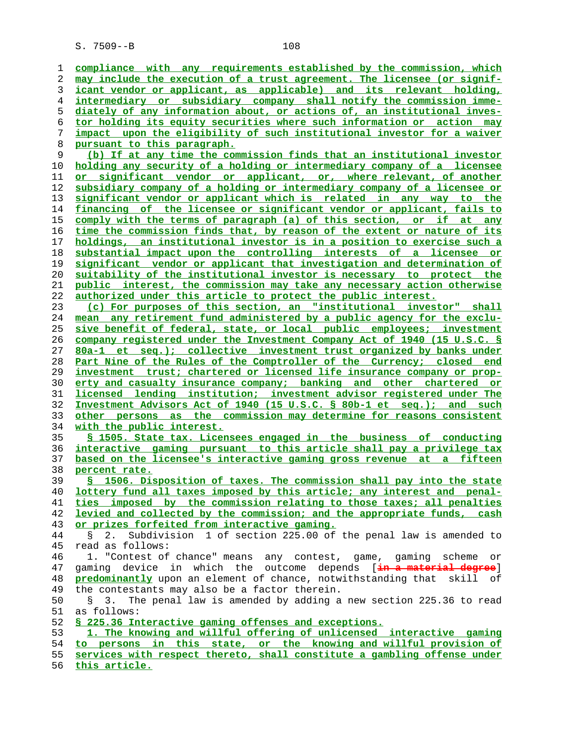compliance with any requirements established by the commission, which may include the execution of a trust agreement. The licensee (or significant vendor or applicant, as applicable) and its relevant holding, intermediary or subsidiary company shall notify the commission immediately of any information about, or actions of, an institutional investor holding its equity securities where such information or action may impact upon the eligibility of such institutional investor for a waiver pursuant to this paragraph.

(b) If at any time the commission finds that an institutional investor holding any security of a holding or intermediary company of a licensee or significant vendor or applicant, or, where relevant, of another subsidiary company of a holding or intermediary company of a licensee or significant vendor or applicant which is related in any way to the financing of the licensee or significant vendor or applicant, fails to comply with the terms of paragraph (a) of this section, or if at any time the commission finds that, by reason of the extent or nature of its holdings, an institutional investor is in a position to exercise such a substantial impact upon the controlling interests of a licensee or significant vendor or applicant that investigation and determination of suitability of the institutional investor is necessary to protect the public interest, the commission may take any necessary action otherwise authorized under this article to protect the public interest.

(c) For purposes of this section, an "institutional investor" shall mean any retirement fund administered by a public agency for the exclusive benefit of federal, state, or local public employees; investment company registered under the Investment Company Act of 1940 (15 U.S.C. § 80a-1 et seq.); collective investment trust organized by banks under Part Nine of the Rules of the Comptroller of the Currency; closed end investment trust; chartered or licensed life insurance company or property and casualty insurance company; banking and other chartered or licensed lending institution; investment advisor registered under The Investment Advisors Act of 1940 (15 U.S.C. § 80b-1 et seq.); and such other persons as the commission may determine for reasons consistent with the public interest.

§ 1505. State tax. Licensees engaged in the business of conducting interactive gaming pursuant to this article shall pay a privilege tax based on the licensee's interactive gaming gross revenue at a fifteen percent rate.

§ 1506. Disposition of taxes. The commission shall pay into the state lottery fund all taxes imposed by this article; any interest and penalties imposed by the commission relating to those taxes; all penalties levied and collected by the commission; and the appropriate funds, cash or prizes forfeited from interactive gaming.

§ 2. Subdivision 1 of section 225.00 of the penal law is amended to read as follows:

1. "Contest of chance" means any contest, game, gaming scheme or gaming device in which the outcome depends [~~in a material degree~~] predominantly upon an element of chance, notwithstanding that skill of the contestants may also be a factor therein.

§ 3. The penal law is amended by adding a new section 225.36 to read as follows:

§ 225.36 Interactive gaming offenses and exceptions.

1. The knowing and willful offering of unlicensed interactive gaming to persons in this state, or the knowing and willful provision of services with respect thereto, shall constitute a gambling offense under this article.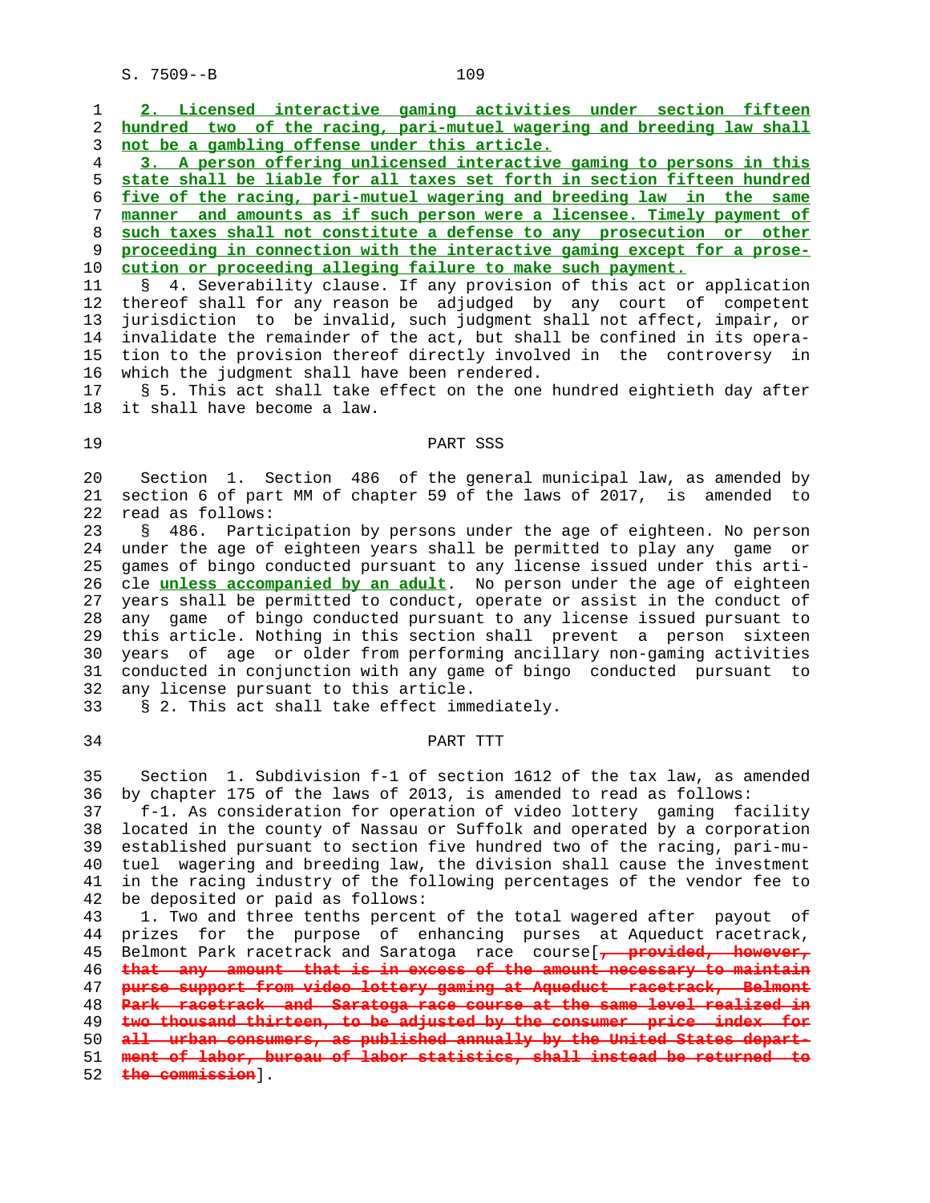2. Licensed interactive gaming activities under section fifteen hundred two of the racing, pari-mutuel wagering and breeding law shall not be a gambling offense under this article.

3. A person offering unlicensed interactive gaming to persons in this state shall be liable for all taxes set forth in section fifteen hundred five of the racing, pari-mutuel wagering and breeding law in the same manner and amounts as if such person were a licensee. Timely payment of such taxes shall not constitute a defense to any prosecution or other proceeding in connection with the interactive gaming except for a prosecution or proceeding alleging failure to make such payment.

§ 4. Severability clause. If any provision of this act or application thereof shall for any reason be adjudged by any court of competent jurisdiction to be invalid, such judgment shall not affect, impair, or invalidate the remainder of the act, but shall be confined in its operation to the provision thereof directly involved in the controversy in which the judgment shall have been rendered.

§ 5. This act shall take effect on the one hundred eightieth day after it shall have become a law.

## PART SSS

Section 1. Section 486 of the general municipal law, as amended by section 6 of part MM of chapter 59 of the laws of 2017, is amended to read as follows:

§ 486. Participation by persons under the age of eighteen. No person under the age of eighteen years shall be permitted to play any game or games of bingo conducted pursuant to any license issued under this article **unless accompanied by an adult**. No person under the age of eighteen years shall be permitted to conduct, operate or assist in the conduct of any game of bingo conducted pursuant to any license issued pursuant to this article. Nothing in this section shall prevent a person sixteen years of age or older from performing ancillary non-gaming activities conducted in conjunction with any game of bingo conducted pursuant to any license pursuant to this article.

§ 2. This act shall take effect immediately.

## PART TTT

Section 1. Subdivision f-1 of section 1612 of the tax law, as amended by chapter 175 of the laws of 2013, is amended to read as follows:

f-1. As consideration for operation of video lottery gaming facility located in the county of Nassau or Suffolk and operated by a corporation established pursuant to section five hundred two of the racing, pari-mutuel wagering and breeding law, the division shall cause the investment in the racing industry of the following percentages of the vendor fee to be deposited or paid as follows:

1. Two and three tenths percent of the total wagered after payout of prizes for the purpose of enhancing purses at Aqueduct racetrack, Belmont Park racetrack and Saratoga race course[~~, provided, however, that any amount that is in excess of the amount necessary to maintain purse support from video lottery gaming at Aqueduct racetrack, Belmont Park racetrack and Saratoga race course at the same level realized in two thousand thirteen, to be adjusted by the consumer price index for all urban consumers, as published annually by the United States department of labor, bureau of labor statistics, shall instead be returned to the commission~~].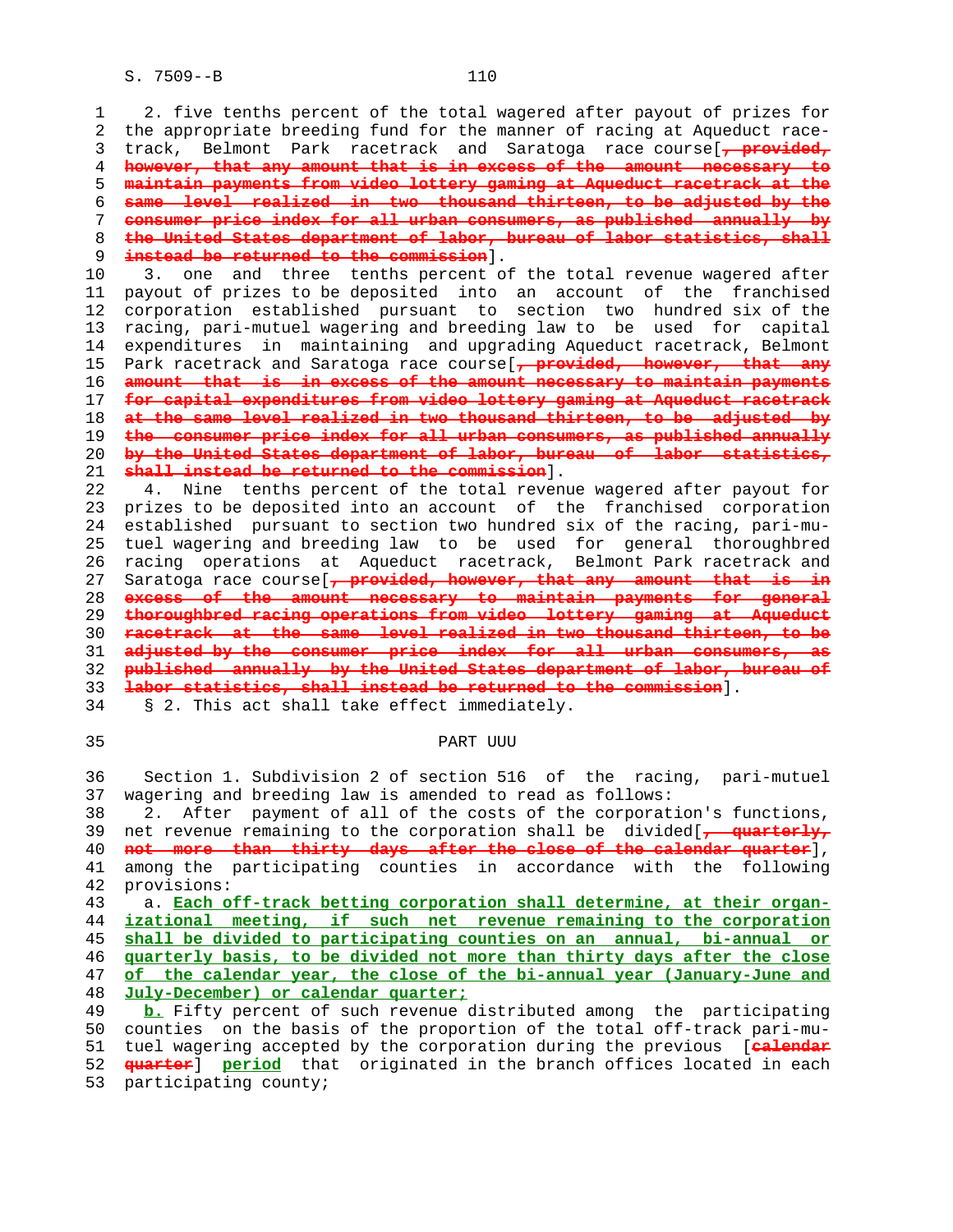2. five tenths percent of the total wagered after payout of prizes for the appropriate breeding fund for the manner of racing at Aqueduct racetrack, Belmont Park racetrack and Saratoga race course[~~, provided, however, that any amount that is in excess of the amount necessary to maintain payments from video lottery gaming at Aqueduct racetrack at the same level realized in two thousand thirteen, to be adjusted by the consumer price index for all urban consumers, as published annually by the United States department of labor, bureau of labor statistics, shall instead be returned to the commission~~].

3. one and three tenths percent of the total revenue wagered after payout of prizes to be deposited into an account of the franchised corporation established pursuant to section two hundred six of the racing, pari-mutuel wagering and breeding law to be used for capital expenditures in maintaining and upgrading Aqueduct racetrack, Belmont Park racetrack and Saratoga race course[~~, provided, however, that any amount that is in excess of the amount necessary to maintain payments for capital expenditures from video lottery gaming at Aqueduct racetrack at the same level realized in two thousand thirteen, to be adjusted by the consumer price index for all urban consumers, as published annually by the United States department of labor, bureau of labor statistics, shall instead be returned to the commission~~].

4. Nine tenths percent of the total revenue wagered after payout for prizes to be deposited into an account of the franchised corporation established pursuant to section two hundred six of the racing, pari-mutuel wagering and breeding law to be used for general thoroughbred racing operations at Aqueduct racetrack, Belmont Park racetrack and Saratoga race course[~~, provided, however, that any amount that is in excess of the amount necessary to maintain payments for general thoroughbred racing operations from video lottery gaming at Aqueduct racetrack at the same level realized in two thousand thirteen, to be adjusted by the consumer price index for all urban consumers, as published annually by the United States department of labor, bureau of labor statistics, shall instead be returned to the commission~~].

§ 2. This act shall take effect immediately.

## PART UUU

Section 1. Subdivision 2 of section 516 of the racing, pari-mutuel wagering and breeding law is amended to read as follows:

2. After payment of all of the costs of the corporation's functions, net revenue remaining to the corporation shall be divided[~~, quarterly, not more than thirty days after the close of the calendar quarter~~], among the participating counties in accordance with the following provisions:

a. <u>Each off-track betting corporation shall determine, at their organizational meeting, if such net revenue remaining to the corporation shall be divided to participating counties on an annual, bi-annual or quarterly basis, to be divided not more than thirty days after the close of the calendar year, the close of the bi-annual year (January-June and July-December) or calendar quarter;</u>

<u>b.</u> Fifty percent of such revenue distributed among the participating counties on the basis of the proportion of the total off-track pari-mutuel wagering accepted by the corporation during the previous [~~calendar quarter~~] <u>period</u> that originated in the branch offices located in each participating county;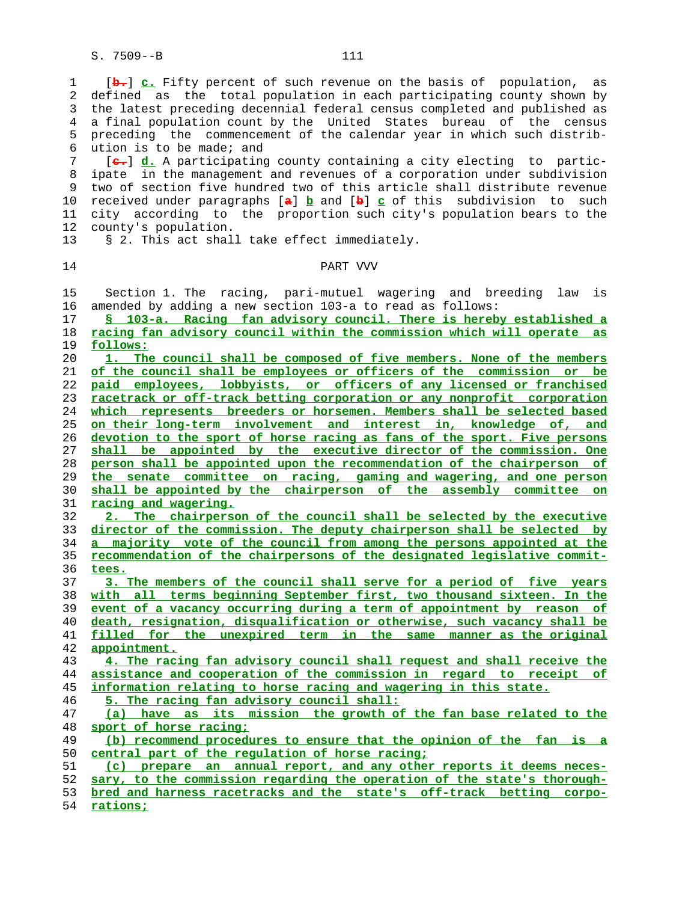[b.] c. Fifty percent of such revenue on the basis of population, as defined as the total population in each participating county shown by the latest preceding decennial federal census completed and published as a final population count by the United States bureau of the census preceding the commencement of the calendar year in which such distribution is to be made; and

[c.] d. A participating county containing a city electing to participate in the management and revenues of a corporation under subdivision two of section five hundred two of this article shall distribute revenue received under paragraphs [a] b and [b] c of this subdivision to such city according to the proportion such city's population bears to the county's population.

§ 2. This act shall take effect immediately.

PART VVV

Section 1. The racing, pari-mutuel wagering and breeding law is amended by adding a new section 103-a to read as follows:

§ 103-a. Racing fan advisory council. There is hereby established a racing fan advisory council within the commission which will operate as follows:

1. The council shall be composed of five members. None of the members of the council shall be employees or officers of the commission or be paid employees, lobbyists, or officers of any licensed or franchised racetrack or off-track betting corporation or any nonprofit corporation which represents breeders or horsemen. Members shall be selected based on their long-term involvement and interest in, knowledge of, and devotion to the sport of horse racing as fans of the sport. Five persons shall be appointed by the executive director of the commission. One person shall be appointed upon the recommendation of the chairperson of the senate committee on racing, gaming and wagering, and one person shall be appointed by the chairperson of the assembly committee on racing and wagering.

2. The chairperson of the council shall be selected by the executive director of the commission. The deputy chairperson shall be selected by a majority vote of the council from among the persons appointed at the recommendation of the chairpersons of the designated legislative committees.

3. The members of the council shall serve for a period of five years with all terms beginning September first, two thousand sixteen. In the event of a vacancy occurring during a term of appointment by reason of death, resignation, disqualification or otherwise, such vacancy shall be filled for the unexpired term in the same manner as the original appointment.

4. The racing fan advisory council shall request and shall receive the assistance and cooperation of the commission in regard to receipt of information relating to horse racing and wagering in this state.

5. The racing fan advisory council shall:

(a) have as its mission the growth of the fan base related to the sport of horse racing;

(b) recommend procedures to ensure that the opinion of the fan is a central part of the regulation of horse racing;

(c) prepare an annual report, and any other reports it deems necessary, to the commission regarding the operation of the state's thoroughbred and harness racetracks and the state's off-track betting corporations;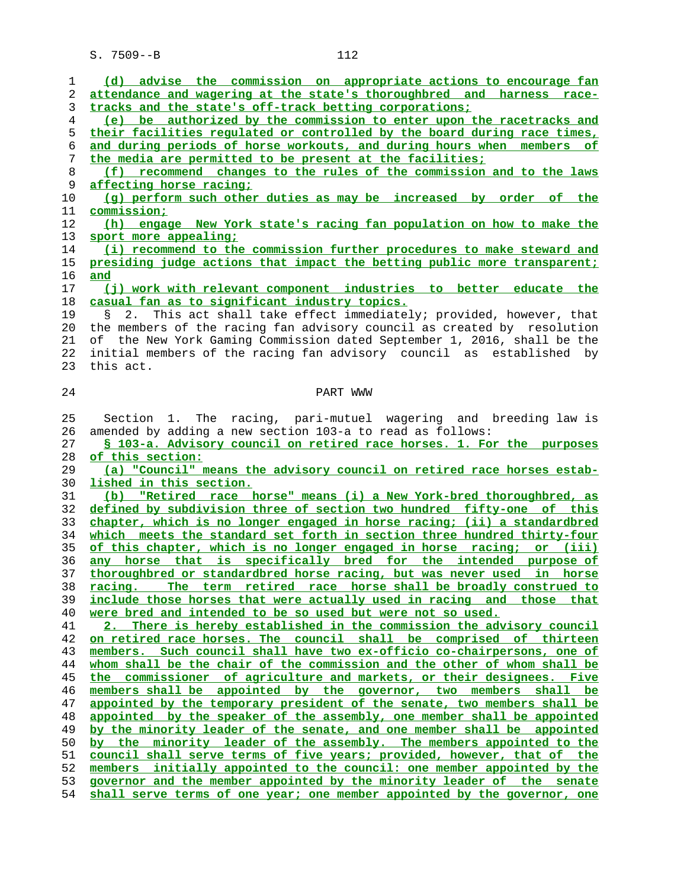(d) advise the commission on appropriate actions to encourage fan attendance and wagering at the state's thoroughbred and harness racetracks and the state's off-track betting corporations;

(e) be authorized by the commission to enter upon the racetracks and their facilities regulated or controlled by the board during race times, and during periods of horse workouts, and during hours when members of the media are permitted to be present at the facilities;

(f) recommend changes to the rules of the commission and to the laws affecting horse racing;

(g) perform such other duties as may be increased by order of the commission;

(h) engage New York state's racing fan population on how to make the sport more appealing;

(i) recommend to the commission further procedures to make steward and presiding judge actions that impact the betting public more transparent; and

(j) work with relevant component industries to better educate the casual fan as to significant industry topics.

§ 2. This act shall take effect immediately; provided, however, that the members of the racing fan advisory council as created by resolution of the New York Gaming Commission dated September 1, 2016, shall be the initial members of the racing fan advisory council as established by this act.

PART WWW

Section 1. The racing, pari-mutuel wagering and breeding law is amended by adding a new section 103-a to read as follows:

§ 103-a. Advisory council on retired race horses. 1. For the purposes of this section:

(a) "Council" means the advisory council on retired race horses established in this section.

(b) "Retired race horse" means (i) a New York-bred thoroughbred, as defined by subdivision three of section two hundred fifty-one of this chapter, which is no longer engaged in horse racing; (ii) a standardbred which meets the standard set forth in section three hundred thirty-four of this chapter, which is no longer engaged in horse racing; or (iii) any horse that is specifically bred for the intended purpose of thoroughbred or standardbred horse racing, but was never used in horse racing. The term retired race horse shall be broadly construed to include those horses that were actually used in racing and those that were bred and intended to be so used but were not so used.

2. There is hereby established in the commission the advisory council on retired race horses. The council shall be comprised of thirteen members. Such council shall have two ex-officio co-chairpersons, one of whom shall be the chair of the commission and the other of whom shall be the commissioner of agriculture and markets, or their designees. Five members shall be appointed by the governor, two members shall be appointed by the temporary president of the senate, two members shall be appointed by the speaker of the assembly, one member shall be appointed by the minority leader of the senate, and one member shall be appointed by the minority leader of the assembly. The members appointed to the council shall serve terms of five years; provided, however, that of the members initially appointed to the council: one member appointed by the governor and the member appointed by the minority leader of the senate shall serve terms of one year; one member appointed by the governor, one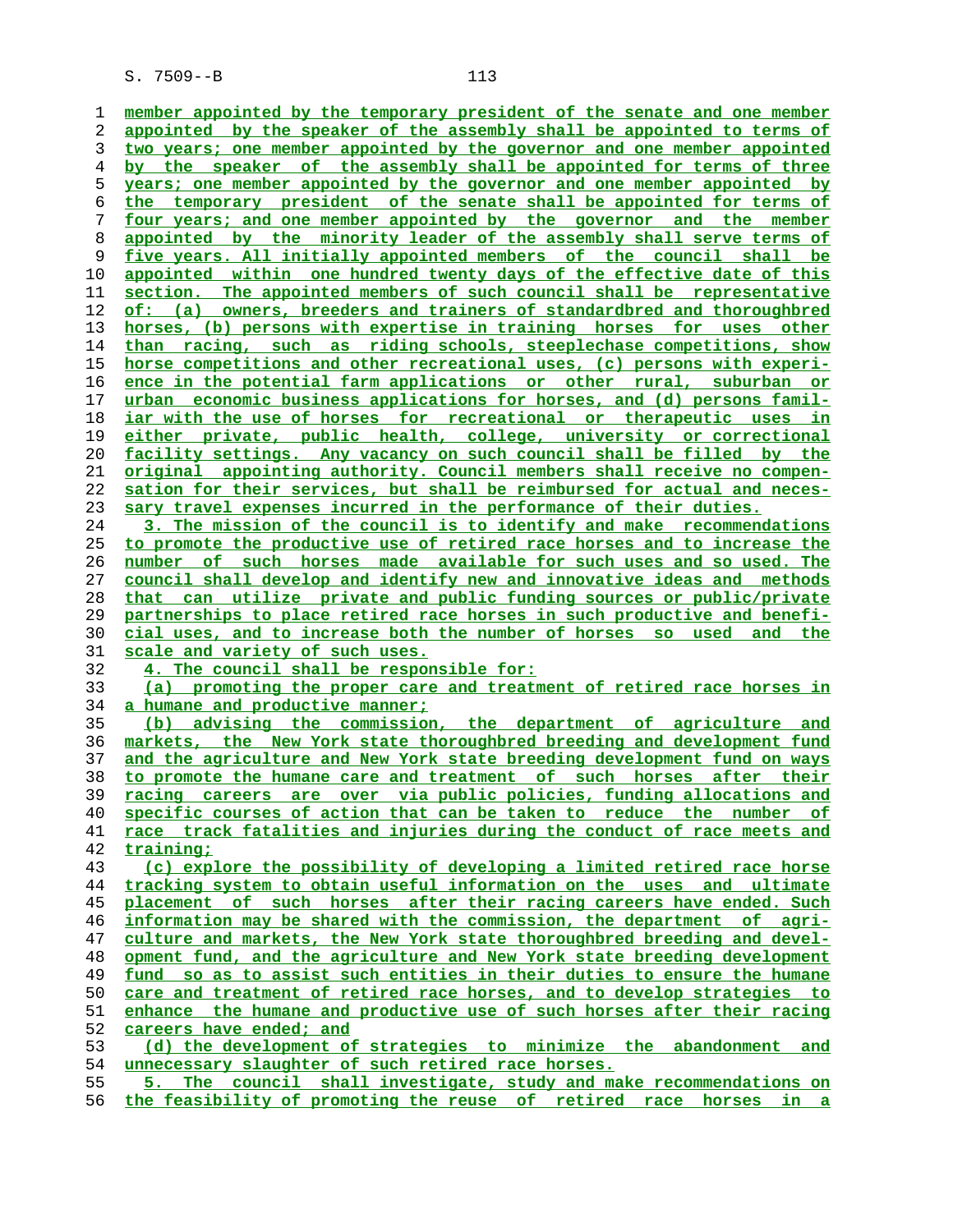member appointed by the temporary president of the senate and one member appointed by the speaker of the assembly shall be appointed to terms of two years; one member appointed by the governor and one member appointed by the speaker of the assembly shall be appointed for terms of three years; one member appointed by the governor and one member appointed by the temporary president of the senate shall be appointed for terms of four years; and one member appointed by the governor and the member appointed by the minority leader of the assembly shall serve terms of five years. All initially appointed members of the council shall be appointed within one hundred twenty days of the effective date of this section. The appointed members of such council shall be representative of: (a) owners, breeders and trainers of standardbred and thoroughbred horses, (b) persons with expertise in training horses for uses other than racing, such as riding schools, steeplechase competitions, show horse competitions and other recreational uses, (c) persons with experience in the potential farm applications or other rural, suburban or urban economic business applications for horses, and (d) persons familiar with the use of horses for recreational or therapeutic uses in either private, public health, college, university or correctional facility settings. Any vacancy on such council shall be filled by the original appointing authority. Council members shall receive no compensation for their services, but shall be reimbursed for actual and necessary travel expenses incurred in the performance of their duties.

3. The mission of the council is to identify and make recommendations to promote the productive use of retired race horses and to increase the number of such horses made available for such uses and so used. The council shall develop and identify new and innovative ideas and methods that can utilize private and public funding sources or public/private partnerships to place retired race horses in such productive and beneficial uses, and to increase both the number of horses so used and the scale and variety of such uses.

4. The council shall be responsible for:

(a) promoting the proper care and treatment of retired race horses in a humane and productive manner;

(b) advising the commission, the department of agriculture and markets, the New York state thoroughbred breeding and development fund and the agriculture and New York state breeding development fund on ways to promote the humane care and treatment of such horses after their racing careers are over via public policies, funding allocations and specific courses of action that can be taken to reduce the number of race track fatalities and injuries during the conduct of race meets and training;

(c) explore the possibility of developing a limited retired race horse tracking system to obtain useful information on the uses and ultimate placement of such horses after their racing careers have ended. Such information may be shared with the commission, the department of agriculture and markets, the New York state thoroughbred breeding and development fund, and the agriculture and New York state breeding development fund so as to assist such entities in their duties to ensure the humane care and treatment of retired race horses, and to develop strategies to enhance the humane and productive use of such horses after their racing careers have ended; and

(d) the development of strategies to minimize the abandonment and unnecessary slaughter of such retired race horses.

5. The council shall investigate, study and make recommendations on the feasibility of promoting the reuse of retired race horses in a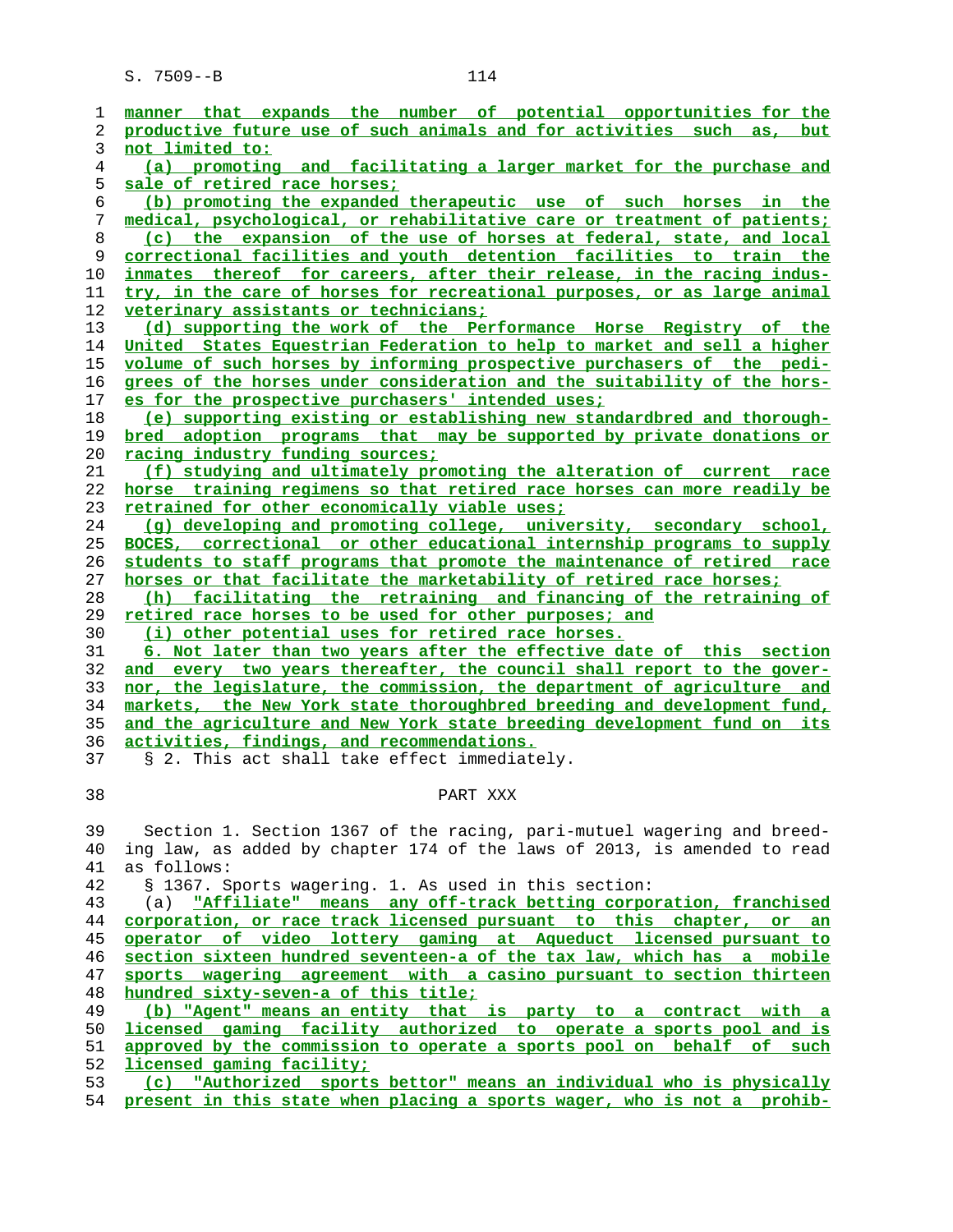manner that expands the number of potential opportunities for the productive future use of such animals and for activities such as, but not limited to:

(a) promoting and facilitating a larger market for the purchase and sale of retired race horses;

(b) promoting the expanded therapeutic use of such horses in the medical, psychological, or rehabilitative care or treatment of patients;

(c) the expansion of the use of horses at federal, state, and local correctional facilities and youth detention facilities to train the inmates thereof for careers, after their release, in the racing industry, in the care of horses for recreational purposes, or as large animal veterinary assistants or technicians;

(d) supporting the work of the Performance Horse Registry of the United States Equestrian Federation to help to market and sell a higher volume of such horses by informing prospective purchasers of the pedigrees of the horses under consideration and the suitability of the horses for the prospective purchasers' intended uses;

(e) supporting existing or establishing new standardbred and thoroughbred adoption programs that may be supported by private donations or racing industry funding sources;

(f) studying and ultimately promoting the alteration of current race horse training regimens so that retired race horses can more readily be retrained for other economically viable uses;

(g) developing and promoting college, university, secondary school, BOCES, correctional or other educational internship programs to supply students to staff programs that promote the maintenance of retired race horses or that facilitate the marketability of retired race horses;

(h) facilitating the retraining and financing of the retraining of retired race horses to be used for other purposes; and

(i) other potential uses for retired race horses.

6. Not later than two years after the effective date of this section and every two years thereafter, the council shall report to the governor, the legislature, the commission, the department of agriculture and markets, the New York state thoroughbred breeding and development fund, and the agriculture and New York state breeding development fund on its activities, findings, and recommendations.

§ 2. This act shall take effect immediately.

PART XXX

Section 1. Section 1367 of the racing, pari-mutuel wagering and breeding law, as added by chapter 174 of the laws of 2013, is amended to read as follows:

§ 1367. Sports wagering. 1. As used in this section:

(a) "Affiliate" means any off-track betting corporation, franchised corporation, or race track licensed pursuant to this chapter, or an operator of video lottery gaming at Aqueduct licensed pursuant to section sixteen hundred seventeen-a of the tax law, which has a mobile sports wagering agreement with a casino pursuant to section thirteen hundred sixty-seven-a of this title;

(b) "Agent" means an entity that is party to a contract with a licensed gaming facility authorized to operate a sports pool and is approved by the commission to operate a sports pool on behalf of such licensed gaming facility;

(c) "Authorized sports bettor" means an individual who is physically present in this state when placing a sports wager, who is not a prohib-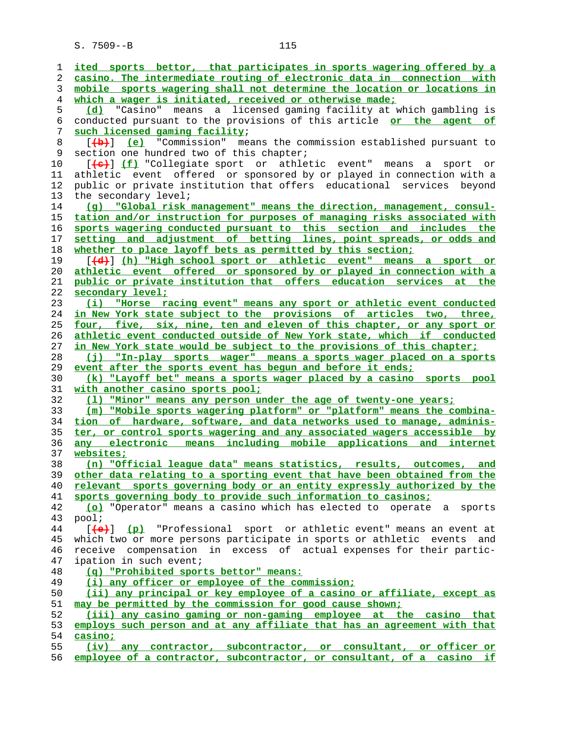ited sports bettor, that participates in sports wagering offered by a casino. The intermediate routing of electronic data in connection with mobile sports wagering shall not determine the location or locations in which a wager is initiated, received or otherwise made;

(d) "Casino" means a licensed gaming facility at which gambling is conducted pursuant to the provisions of this article or the agent of such licensed gaming facility;

[(b)] (e) "Commission" means the commission established pursuant to section one hundred two of this chapter;

[(c)] (f) "Collegiate sport or athletic event" means a sport or athletic event offered or sponsored by or played in connection with a public or private institution that offers educational services beyond the secondary level;

(g) "Global risk management" means the direction, management, consultation and/or instruction for purposes of managing risks associated with sports wagering conducted pursuant to this section and includes the setting and adjustment of betting lines, point spreads, or odds and whether to place layoff bets as permitted by this section;

[(d)] (h) "High school sport or athletic event" means a sport or athletic event offered or sponsored by or played in connection with a public or private institution that offers education services at the secondary level;

(i) "Horse racing event" means any sport or athletic event conducted in New York state subject to the provisions of articles two, three, four, five, six, nine, ten and eleven of this chapter, or any sport or athletic event conducted outside of New York state, which if conducted in New York state would be subject to the provisions of this chapter;

(j) "In-play sports wager" means a sports wager placed on a sports event after the sports event has begun and before it ends;

(k) "Layoff bet" means a sports wager placed by a casino sports pool with another casino sports pool;

(l) "Minor" means any person under the age of twenty-one years;

(m) "Mobile sports wagering platform" or "platform" means the combination of hardware, software, and data networks used to manage, administer, or control sports wagering and any associated wagers accessible by any electronic means including mobile applications and internet websites;

(n) "Official league data" means statistics, results, outcomes, and other data relating to a sporting event that have been obtained from the relevant sports governing body or an entity expressly authorized by the sports governing body to provide such information to casinos;

(o) "Operator" means a casino which has elected to operate a sports pool;

[(e)] (p) "Professional sport or athletic event" means an event at which two or more persons participate in sports or athletic events and receive compensation in excess of actual expenses for their participation in such event;

(q) "Prohibited sports bettor" means:

(i) any officer or employee of the commission;

(ii) any principal or key employee of a casino or affiliate, except as may be permitted by the commission for good cause shown;

(iii) any casino gaming or non-gaming employee at the casino that employs such person and at any affiliate that has an agreement with that casino;

(iv) any contractor, subcontractor, or consultant, or officer or employee of a contractor, subcontractor, or consultant, of a casino if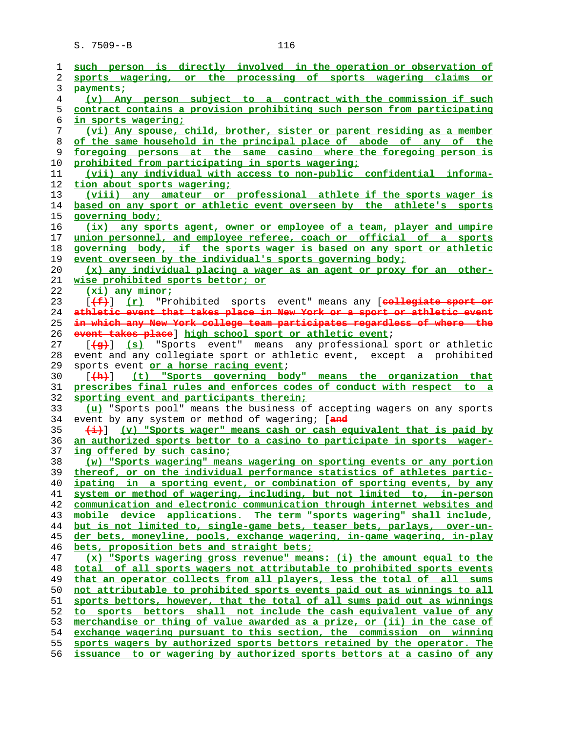such person is directly involved in the operation or observation of sports wagering, or the processing of sports wagering claims or payments;

(v) Any person subject to a contract with the commission if such contract contains a provision prohibiting such person from participating in sports wagering;

(vi) Any spouse, child, brother, sister or parent residing as a member of the same household in the principal place of abode of any of the foregoing persons at the same casino where the foregoing person is prohibited from participating in sports wagering;

(vii) any individual with access to non-public confidential information about sports wagering;

(viii) any amateur or professional athlete if the sports wager is based on any sport or athletic event overseen by the athlete's sports governing body;

(ix) any sports agent, owner or employee of a team, player and umpire union personnel, and employee referee, coach or official of a sports governing body, if the sports wager is based on any sport or athletic event overseen by the individual's sports governing body;

(x) any individual placing a wager as an agent or proxy for an otherwise prohibited sports bettor; or

(xi) any minor;

[(f)] (r) "Prohibited sports event" means any [collegiate sport or athletic event that takes place in New York or a sport or athletic event in which any New York college team participates regardless of where the event takes place] high school sport or athletic event;

[(g)] (s) "Sports event" means any professional sport or athletic event and any collegiate sport or athletic event, except a prohibited sports event or a horse racing event;

[(h)] (t) "Sports governing body" means the organization that prescribes final rules and enforces codes of conduct with respect to a sporting event and participants therein;

(u) "Sports pool" means the business of accepting wagers on any sports event by any system or method of wagering; [and

(i)] (v) "Sports wager" means cash or cash equivalent that is paid by an authorized sports bettor to a casino to participate in sports wagering offered by such casino;

(w) "Sports wagering" means wagering on sporting events or any portion thereof, or on the individual performance statistics of athletes participating in a sporting event, or combination of sporting events, by any system or method of wagering, including, but not limited to, in-person communication and electronic communication through internet websites and mobile device applications. The term "sports wagering" shall include, but is not limited to, single-game bets, teaser bets, parlays, over-under bets, moneyline, pools, exchange wagering, in-game wagering, in-play bets, proposition bets and straight bets;

(x) "Sports wagering gross revenue" means: (i) the amount equal to the total of all sports wagers not attributable to prohibited sports events that an operator collects from all players, less the total of all sums not attributable to prohibited sports events paid out as winnings to all sports bettors, however, that the total of all sums paid out as winnings to sports bettors shall not include the cash equivalent value of any merchandise or thing of value awarded as a prize, or (ii) in the case of exchange wagering pursuant to this section, the commission on winning sports wagers by authorized sports bettors retained by the operator. The issuance to or wagering by authorized sports bettors at a casino of any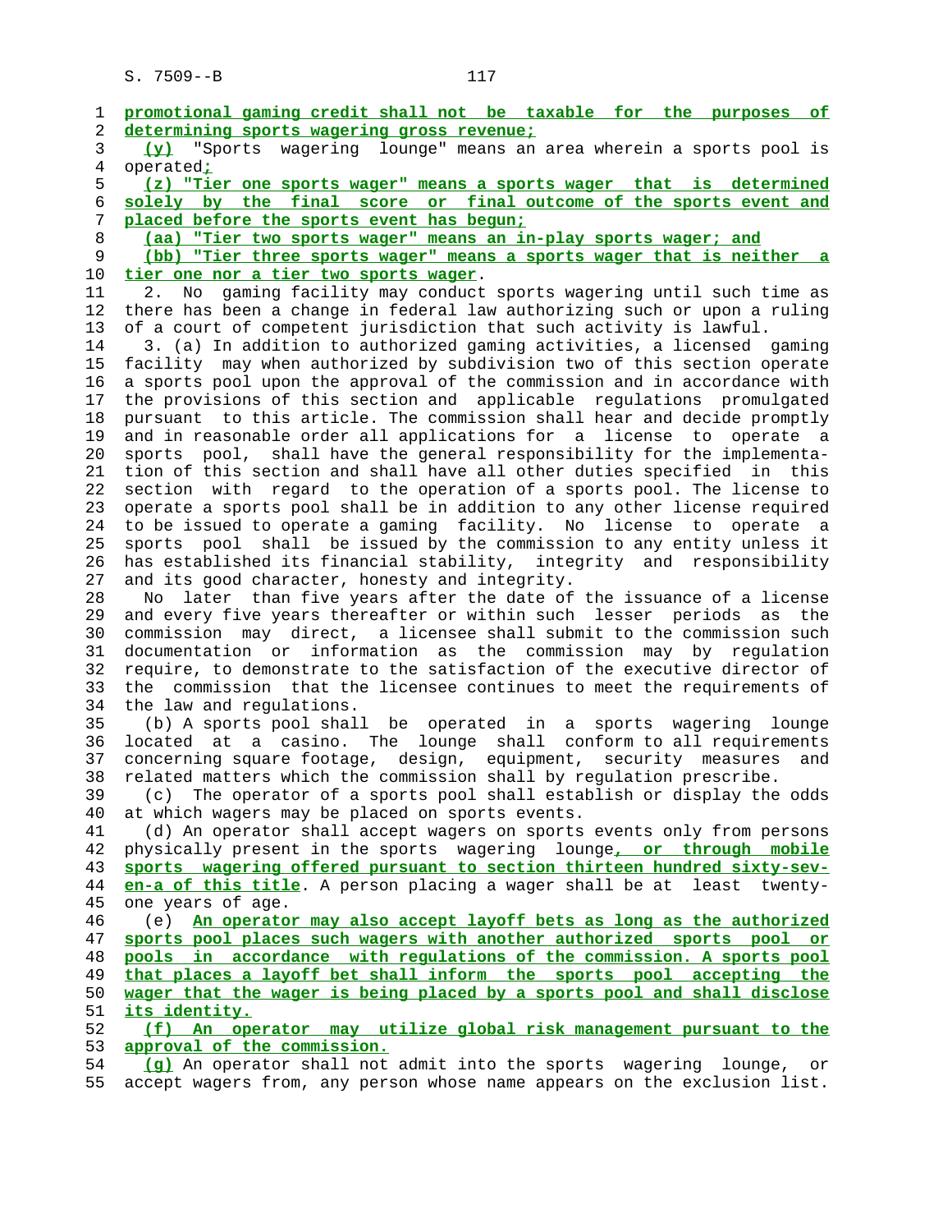promotional gaming credit shall not be taxable for the purposes of determining sports wagering gross revenue;

(y) "Sports wagering lounge" means an area wherein a sports pool is operated;

(z) "Tier one sports wager" means a sports wager that is determined solely by the final score or final outcome of the sports event and placed before the sports event has begun;

(aa) "Tier two sports wager" means an in-play sports wager; and

(bb) "Tier three sports wager" means a sports wager that is neither a tier one nor a tier two sports wager.

2. No gaming facility may conduct sports wagering until such time as there has been a change in federal law authorizing such or upon a ruling of a court of competent jurisdiction that such activity is lawful.

3. (a) In addition to authorized gaming activities, a licensed gaming facility may when authorized by subdivision two of this section operate a sports pool upon the approval of the commission and in accordance with the provisions of this section and applicable regulations promulgated pursuant to this article. The commission shall hear and decide promptly and in reasonable order all applications for a license to operate a sports pool, shall have the general responsibility for the implementation of this section and shall have all other duties specified in this section with regard to the operation of a sports pool. The license to operate a sports pool shall be in addition to any other license required to be issued to operate a gaming facility. No license to operate a sports pool shall be issued by the commission to any entity unless it has established its financial stability, integrity and responsibility and its good character, honesty and integrity.

No later than five years after the date of the issuance of a license and every five years thereafter or within such lesser periods as the commission may direct, a licensee shall submit to the commission such documentation or information as the commission may by regulation require, to demonstrate to the satisfaction of the executive director of the commission that the licensee continues to meet the requirements of the law and regulations.

(b) A sports pool shall be operated in a sports wagering lounge located at a casino. The lounge shall conform to all requirements concerning square footage, design, equipment, security measures and related matters which the commission shall by regulation prescribe.

(c) The operator of a sports pool shall establish or display the odds at which wagers may be placed on sports events.

(d) An operator shall accept wagers on sports events only from persons physically present in the sports wagering lounge, or through mobile sports wagering offered pursuant to section thirteen hundred sixty-seven-a of this title. A person placing a wager shall be at least twenty-one years of age.

(e) An operator may also accept layoff bets as long as the authorized sports pool places such wagers with another authorized sports pool or pools in accordance with regulations of the commission. A sports pool that places a layoff bet shall inform the sports pool accepting the wager that the wager is being placed by a sports pool and shall disclose its identity.

(f) An operator may utilize global risk management pursuant to the approval of the commission.

(g) An operator shall not admit into the sports wagering lounge, or accept wagers from, any person whose name appears on the exclusion list.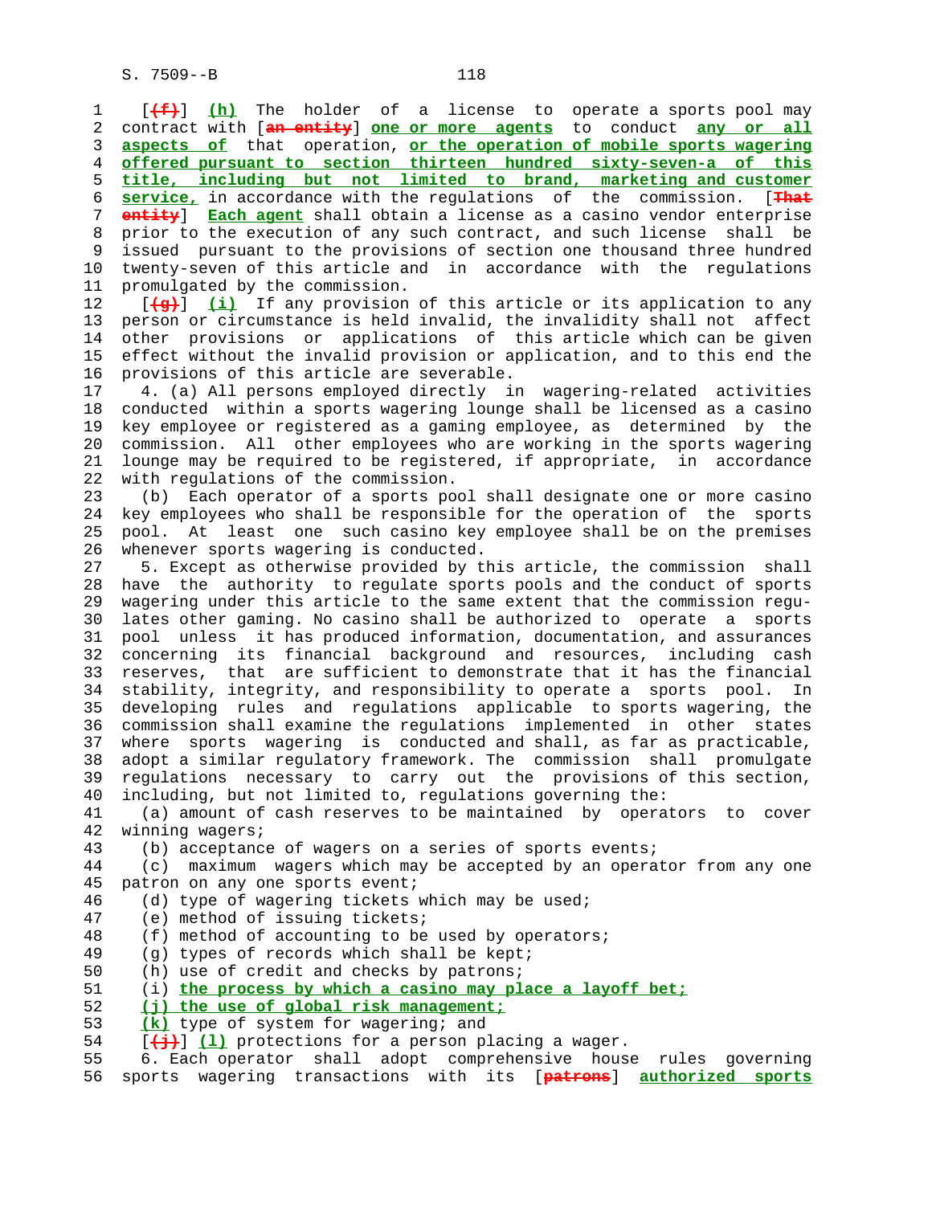[~~(f)~~] **(h)** The holder of a license to operate a sports pool may contract with [~~an entity~~] **one or more agents** to conduct **any or all aspects of** that operation, **or the operation of mobile sports wagering offered pursuant to section thirteen hundred sixty-seven-a of this title, including but not limited to brand, marketing and customer service,** in accordance with the regulations of the commission. [~~That entity~~] **Each agent** shall obtain a license as a casino vendor enterprise prior to the execution of any such contract, and such license shall be issued pursuant to the provisions of section one thousand three hundred twenty-seven of this article and in accordance with the regulations promulgated by the commission.

[~~(g)~~] **(i)** If any provision of this article or its application to any person or circumstance is held invalid, the invalidity shall not affect other provisions or applications of this article which can be given effect without the invalid provision or application, and to this end the provisions of this article are severable.

4. (a) All persons employed directly in wagering-related activities conducted within a sports wagering lounge shall be licensed as a casino key employee or registered as a gaming employee, as determined by the commission. All other employees who are working in the sports wagering lounge may be required to be registered, if appropriate, in accordance with regulations of the commission.

(b) Each operator of a sports pool shall designate one or more casino key employees who shall be responsible for the operation of the sports pool. At least one such casino key employee shall be on the premises whenever sports wagering is conducted.

5. Except as otherwise provided by this article, the commission shall have the authority to regulate sports pools and the conduct of sports wagering under this article to the same extent that the commission regulates other gaming. No casino shall be authorized to operate a sports pool unless it has produced information, documentation, and assurances concerning its financial background and resources, including cash reserves, that are sufficient to demonstrate that it has the financial stability, integrity, and responsibility to operate a sports pool. In developing rules and regulations applicable to sports wagering, the commission shall examine the regulations implemented in other states where sports wagering is conducted and shall, as far as practicable, adopt a similar regulatory framework. The commission shall promulgate regulations necessary to carry out the provisions of this section, including, but not limited to, regulations governing the:

(a) amount of cash reserves to be maintained by operators to cover winning wagers;

(b) acceptance of wagers on a series of sports events;

(c) maximum wagers which may be accepted by an operator from any one patron on any one sports event;

(d) type of wagering tickets which may be used;

(e) method of issuing tickets;

(f) method of accounting to be used by operators;

(g) types of records which shall be kept;

(h) use of credit and checks by patrons;

(i) **the process by which a casino may place a layoff bet;**

**(j) the use of global risk management;**

**(k)** type of system for wagering; and

[~~(j)~~] **(l)** protections for a person placing a wager.

6. Each operator shall adopt comprehensive house rules governing sports wagering transactions with its [~~patrons~~] **authorized sports**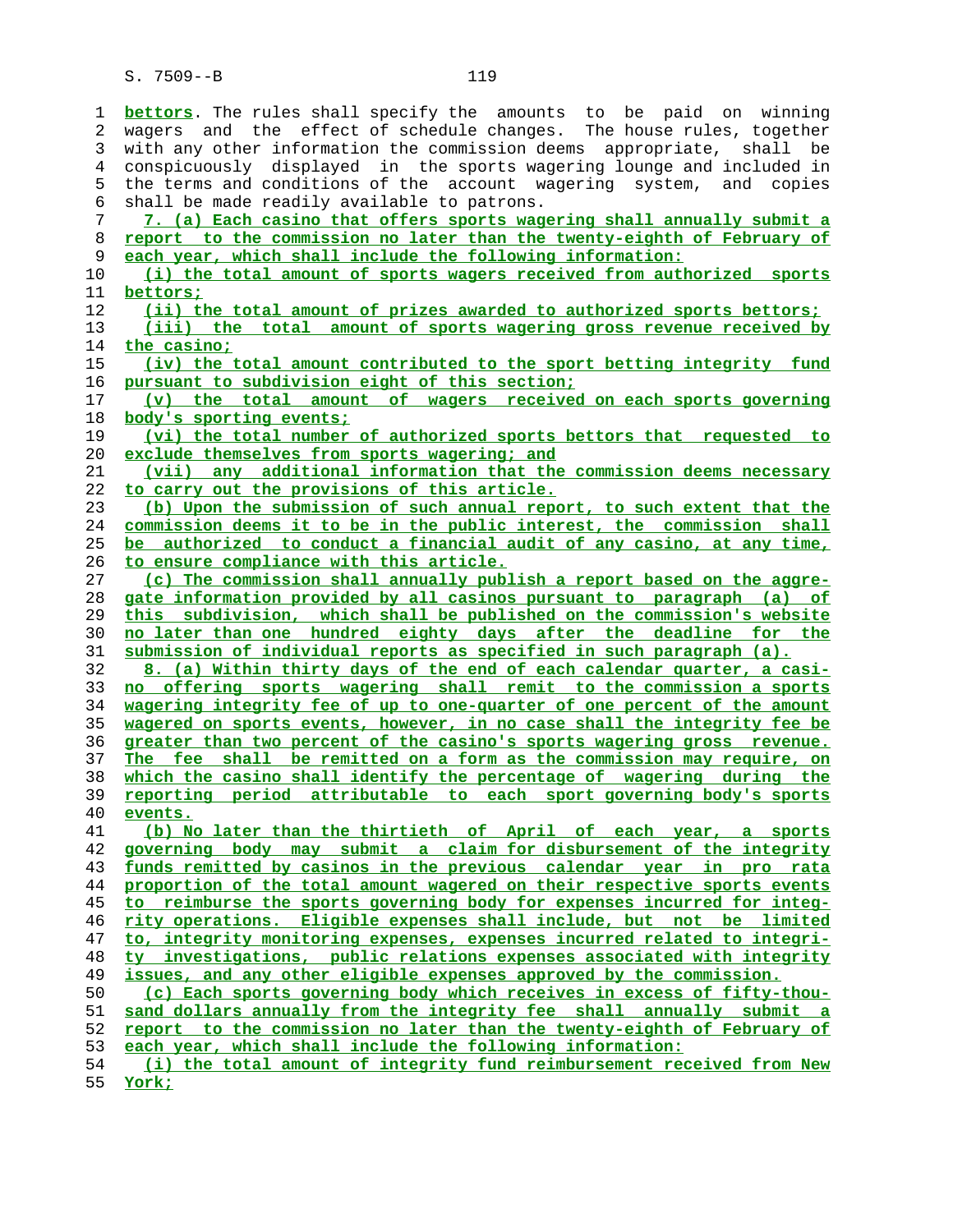bettors. The rules shall specify the amounts to be paid on winning wagers and the effect of schedule changes. The house rules, together with any other information the commission deems appropriate, shall be conspicuously displayed in the sports wagering lounge and included in the terms and conditions of the account wagering system, and copies shall be made readily available to patrons.

7. (a) Each casino that offers sports wagering shall annually submit a report to the commission no later than the twenty-eighth of February of each year, which shall include the following information:

(i) the total amount of sports wagers received from authorized sports bettors;

(ii) the total amount of prizes awarded to authorized sports bettors;

(iii) the total amount of sports wagering gross revenue received by the casino;

(iv) the total amount contributed to the sport betting integrity fund pursuant to subdivision eight of this section;

(v) the total amount of wagers received on each sports governing body's sporting events;

(vi) the total number of authorized sports bettors that requested to exclude themselves from sports wagering; and

(vii) any additional information that the commission deems necessary to carry out the provisions of this article.

(b) Upon the submission of such annual report, to such extent that the commission deems it to be in the public interest, the commission shall be authorized to conduct a financial audit of any casino, at any time, to ensure compliance with this article.

(c) The commission shall annually publish a report based on the aggregate information provided by all casinos pursuant to paragraph (a) of this subdivision, which shall be published on the commission's website no later than one hundred eighty days after the deadline for the submission of individual reports as specified in such paragraph (a).

8. (a) Within thirty days of the end of each calendar quarter, a casino offering sports wagering shall remit to the commission a sports wagering integrity fee of up to one-quarter of one percent of the amount wagered on sports events, however, in no case shall the integrity fee be greater than two percent of the casino's sports wagering gross revenue. The fee shall be remitted on a form as the commission may require, on which the casino shall identify the percentage of wagering during the reporting period attributable to each sport governing body's sports events.

(b) No later than the thirtieth of April of each year, a sports governing body may submit a claim for disbursement of the integrity funds remitted by casinos in the previous calendar year in pro rata proportion of the total amount wagered on their respective sports events to reimburse the sports governing body for expenses incurred for integrity operations. Eligible expenses shall include, but not be limited to, integrity monitoring expenses, expenses incurred related to integrity investigations, public relations expenses associated with integrity issues, and any other eligible expenses approved by the commission.

(c) Each sports governing body which receives in excess of fifty-thousand dollars annually from the integrity fee shall annually submit a report to the commission no later than the twenty-eighth of February of each year, which shall include the following information:

(i) the total amount of integrity fund reimbursement received from New York;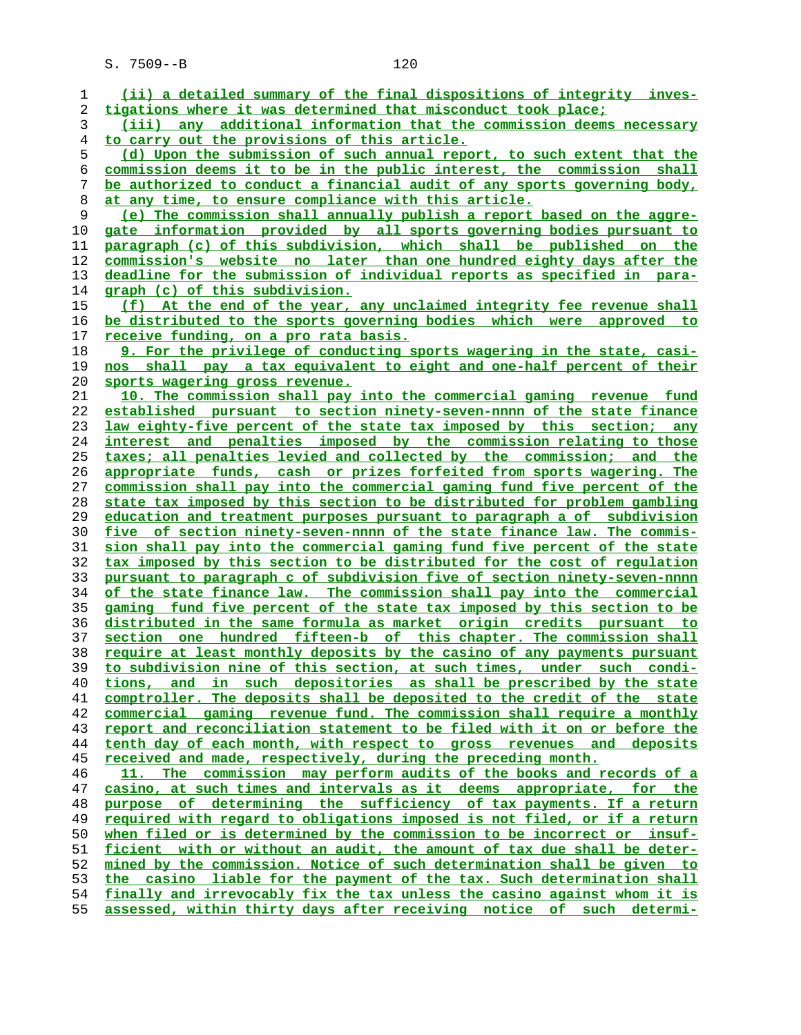(ii) a detailed summary of the final dispositions of integrity investigations where it was determined that misconduct took place;

(iii) any additional information that the commission deems necessary to carry out the provisions of this article.

(d) Upon the submission of such annual report, to such extent that the commission deems it to be in the public interest, the commission shall be authorized to conduct a financial audit of any sports governing body, at any time, to ensure compliance with this article.

(e) The commission shall annually publish a report based on the aggregate information provided by all sports governing bodies pursuant to paragraph (c) of this subdivision, which shall be published on the commission's website no later than one hundred eighty days after the deadline for the submission of individual reports as specified in paragraph (c) of this subdivision.

(f) At the end of the year, any unclaimed integrity fee revenue shall be distributed to the sports governing bodies which were approved to receive funding, on a pro rata basis.

9. For the privilege of conducting sports wagering in the state, casinos shall pay a tax equivalent to eight and one-half percent of their sports wagering gross revenue.

10. The commission shall pay into the commercial gaming revenue fund established pursuant to section ninety-seven-nnnn of the state finance law eighty-five percent of the state tax imposed by this section; any interest and penalties imposed by the commission relating to those taxes; all penalties levied and collected by the commission; and the appropriate funds, cash or prizes forfeited from sports wagering. The commission shall pay into the commercial gaming fund five percent of the state tax imposed by this section to be distributed for problem gambling education and treatment purposes pursuant to paragraph a of subdivision five of section ninety-seven-nnnn of the state finance law. The commission shall pay into the commercial gaming fund five percent of the state tax imposed by this section to be distributed for the cost of regulation pursuant to paragraph c of subdivision five of section ninety-seven-nnnn of the state finance law. The commission shall pay into the commercial gaming fund five percent of the state tax imposed by this section to be distributed in the same formula as market origin credits pursuant to section one hundred fifteen-b of this chapter. The commission shall require at least monthly deposits by the casino of any payments pursuant to subdivision nine of this section, at such times, under such conditions, and in such depositories as shall be prescribed by the state comptroller. The deposits shall be deposited to the credit of the state commercial gaming revenue fund. The commission shall require a monthly report and reconciliation statement to be filed with it on or before the tenth day of each month, with respect to gross revenues and deposits received and made, respectively, during the preceding month.

11. The commission may perform audits of the books and records of a casino, at such times and intervals as it deems appropriate, for the purpose of determining the sufficiency of tax payments. If a return required with regard to obligations imposed is not filed, or if a return when filed or is determined by the commission to be incorrect or insufficient with or without an audit, the amount of tax due shall be determined by the commission. Notice of such determination shall be given to the casino liable for the payment of the tax. Such determination shall finally and irrevocably fix the tax unless the casino against whom it is assessed, within thirty days after receiving notice of such determi-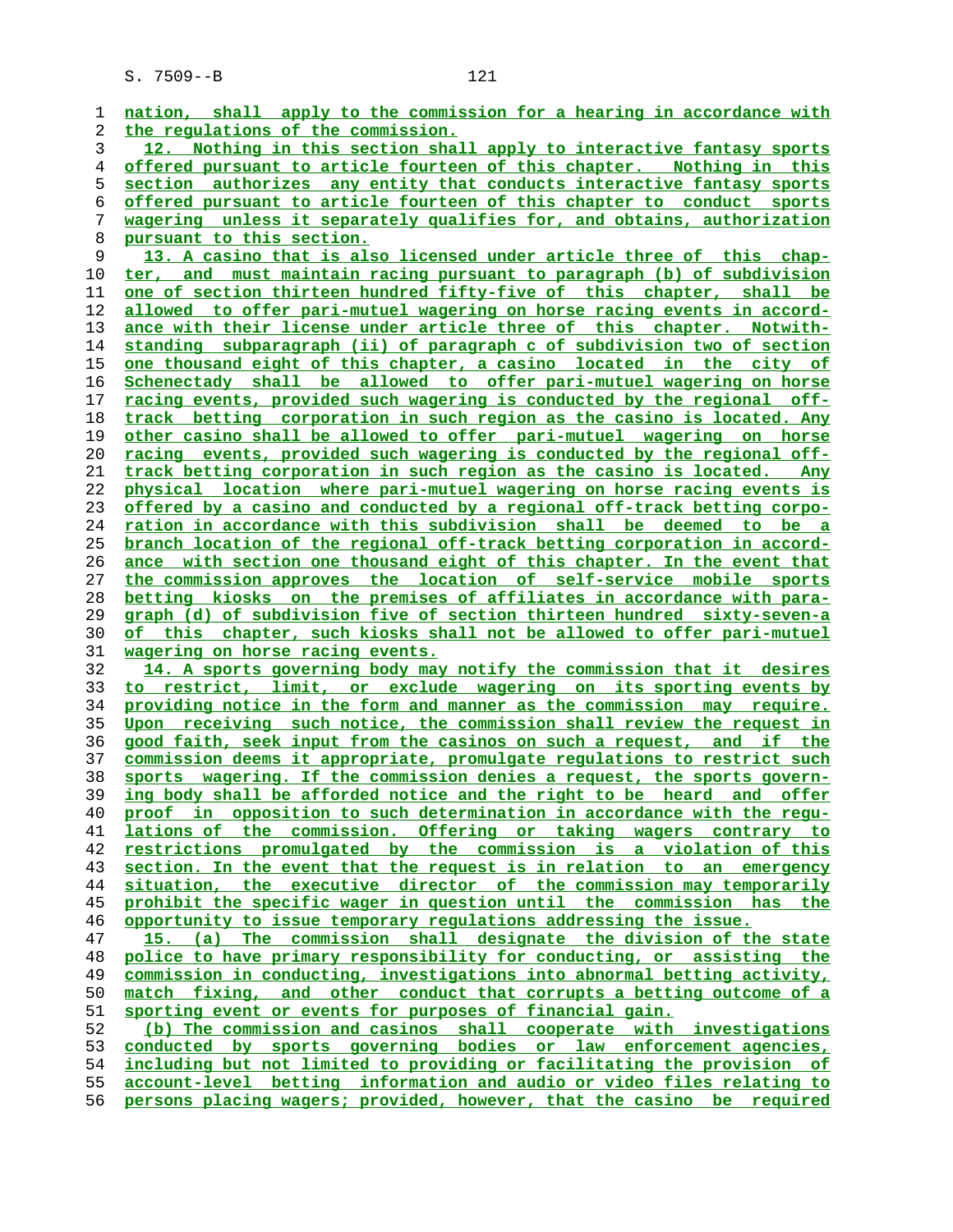nation, shall apply to the commission for a hearing in accordance with the regulations of the commission.

12. Nothing in this section shall apply to interactive fantasy sports offered pursuant to article fourteen of this chapter. Nothing in this section authorizes any entity that conducts interactive fantasy sports offered pursuant to article fourteen of this chapter to conduct sports wagering unless it separately qualifies for, and obtains, authorization pursuant to this section.

13. A casino that is also licensed under article three of this chapter, and must maintain racing pursuant to paragraph (b) of subdivision one of section thirteen hundred fifty-five of this chapter, shall be allowed to offer pari-mutuel wagering on horse racing events in accordance with their license under article three of this chapter. Notwithstanding subparagraph (ii) of paragraph c of subdivision two of section one thousand eight of this chapter, a casino located in the city of Schenectady shall be allowed to offer pari-mutuel wagering on horse racing events, provided such wagering is conducted by the regional off-track betting corporation in such region as the casino is located. Any other casino shall be allowed to offer pari-mutuel wagering on horse racing events, provided such wagering is conducted by the regional off-track betting corporation in such region as the casino is located. Any physical location where pari-mutuel wagering on horse racing events is offered by a casino and conducted by a regional off-track betting corporation in accordance with this subdivision shall be deemed to be a branch location of the regional off-track betting corporation in accordance with section one thousand eight of this chapter. In the event that the commission approves the location of self-service mobile sports betting kiosks on the premises of affiliates in accordance with paragraph (d) of subdivision five of section thirteen hundred sixty-seven-a of this chapter, such kiosks shall not be allowed to offer pari-mutuel wagering on horse racing events.

14. A sports governing body may notify the commission that it desires to restrict, limit, or exclude wagering on its sporting events by providing notice in the form and manner as the commission may require. Upon receiving such notice, the commission shall review the request in good faith, seek input from the casinos on such a request, and if the commission deems it appropriate, promulgate regulations to restrict such sports wagering. If the commission denies a request, the sports governing body shall be afforded notice and the right to be heard and offer proof in opposition to such determination in accordance with the regulations of the commission. Offering or taking wagers contrary to restrictions promulgated by the commission is a violation of this section. In the event that the request is in relation to an emergency situation, the executive director of the commission may temporarily prohibit the specific wager in question until the commission has the opportunity to issue temporary regulations addressing the issue.

15. (a) The commission shall designate the division of the state police to have primary responsibility for conducting, or assisting the commission in conducting, investigations into abnormal betting activity, match fixing, and other conduct that corrupts a betting outcome of a sporting event or events for purposes of financial gain.

(b) The commission and casinos shall cooperate with investigations conducted by sports governing bodies or law enforcement agencies, including but not limited to providing or facilitating the provision of account-level betting information and audio or video files relating to persons placing wagers; provided, however, that the casino be required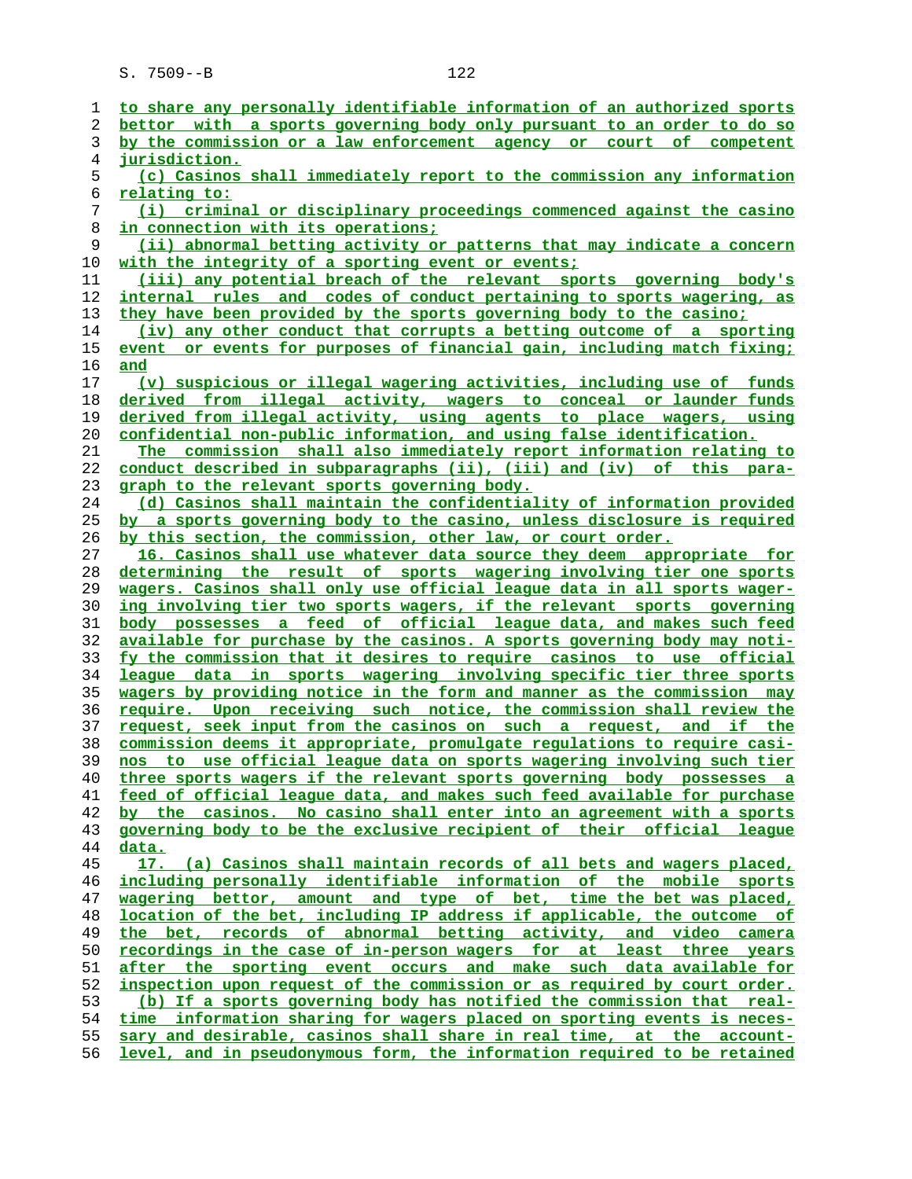to share any personally identifiable information of an authorized sports bettor with a sports governing body only pursuant to an order to do so by the commission or a law enforcement agency or court of competent jurisdiction.

(c) Casinos shall immediately report to the commission any information relating to:

(i) criminal or disciplinary proceedings commenced against the casino in connection with its operations;

(ii) abnormal betting activity or patterns that may indicate a concern with the integrity of a sporting event or events;

(iii) any potential breach of the relevant sports governing body's internal rules and codes of conduct pertaining to sports wagering, as they have been provided by the sports governing body to the casino;

(iv) any other conduct that corrupts a betting outcome of a sporting event or events for purposes of financial gain, including match fixing; and

(v) suspicious or illegal wagering activities, including use of funds derived from illegal activity, wagers to conceal or launder funds derived from illegal activity, using agents to place wagers, using confidential non-public information, and using false identification.

The commission shall also immediately report information relating to conduct described in subparagraphs (ii), (iii) and (iv) of this paragraph to the relevant sports governing body.

(d) Casinos shall maintain the confidentiality of information provided by a sports governing body to the casino, unless disclosure is required by this section, the commission, other law, or court order.

16. Casinos shall use whatever data source they deem appropriate for determining the result of sports wagering involving tier one sports wagers. Casinos shall only use official league data in all sports wagering involving tier two sports wagers, if the relevant sports governing body possesses a feed of official league data, and makes such feed available for purchase by the casinos. A sports governing body may notify the commission that it desires to require casinos to use official league data in sports wagering involving specific tier three sports wagers by providing notice in the form and manner as the commission may require. Upon receiving such notice, the commission shall review the request, seek input from the casinos on such a request, and if the commission deems it appropriate, promulgate regulations to require casinos to use official league data on sports wagering involving such tier three sports wagers if the relevant sports governing body possesses a feed of official league data, and makes such feed available for purchase by the casinos. No casino shall enter into an agreement with a sports governing body to be the exclusive recipient of their official league data.

17. (a) Casinos shall maintain records of all bets and wagers placed, including personally identifiable information of the mobile sports wagering bettor, amount and type of bet, time the bet was placed, location of the bet, including IP address if applicable, the outcome of the bet, records of abnormal betting activity, and video camera recordings in the case of in-person wagers for at least three years after the sporting event occurs and make such data available for inspection upon request of the commission or as required by court order.

(b) If a sports governing body has notified the commission that real-time information sharing for wagers placed on sporting events is necessary and desirable, casinos shall share in real time, at the account-level, and in pseudonymous form, the information required to be retained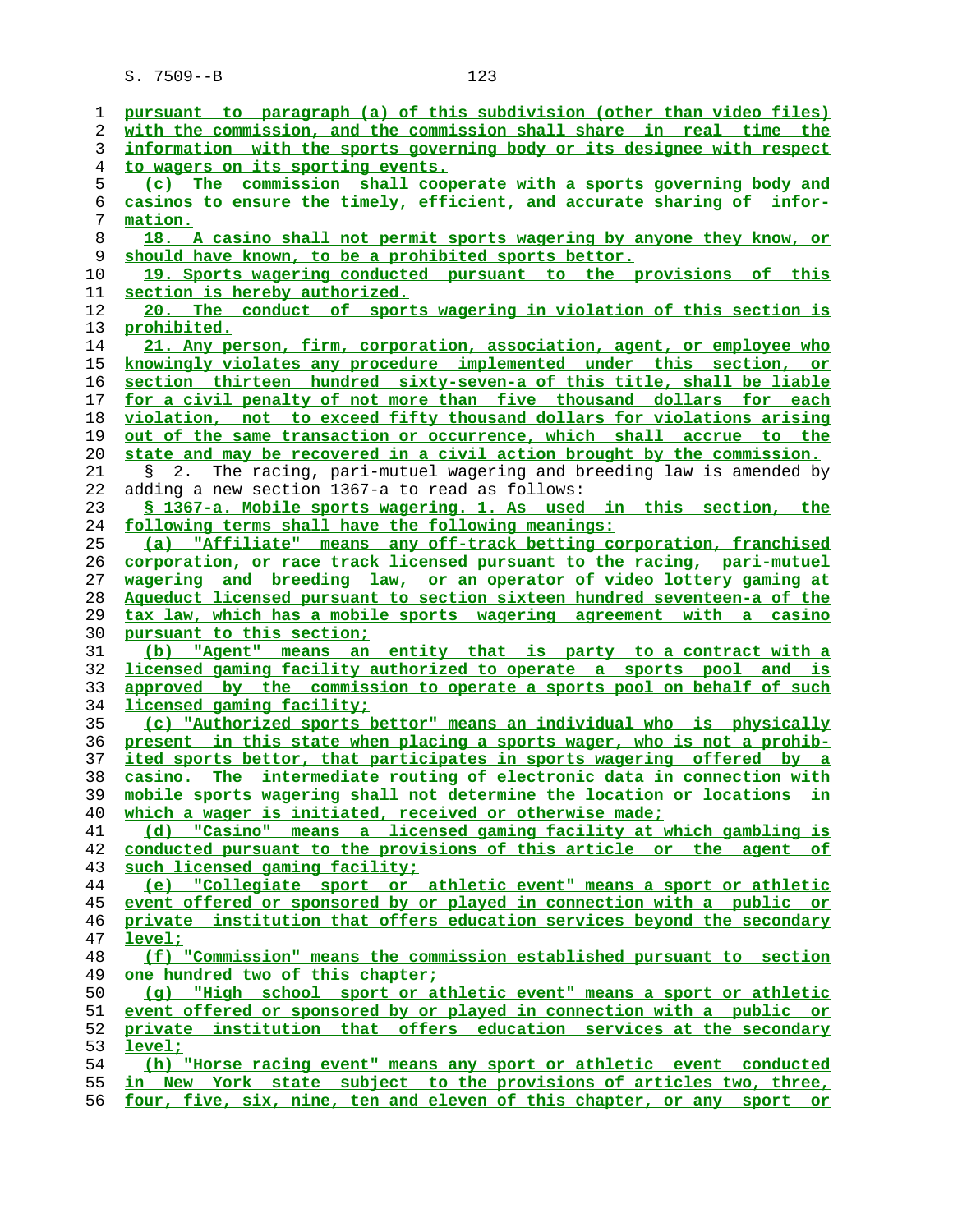pursuant to paragraph (a) of this subdivision (other than video files) with the commission, and the commission shall share in real time the information with the sports governing body or its designee with respect to wagers on its sporting events.

(c) The commission shall cooperate with a sports governing body and casinos to ensure the timely, efficient, and accurate sharing of information.

18. A casino shall not permit sports wagering by anyone they know, or should have known, to be a prohibited sports bettor.

19. Sports wagering conducted pursuant to the provisions of this section is hereby authorized.

20. The conduct of sports wagering in violation of this section is prohibited.

21. Any person, firm, corporation, association, agent, or employee who knowingly violates any procedure implemented under this section, or section thirteen hundred sixty-seven-a of this title, shall be liable for a civil penalty of not more than five thousand dollars for each violation, not to exceed fifty thousand dollars for violations arising out of the same transaction or occurrence, which shall accrue to the state and may be recovered in a civil action brought by the commission.

§ 2. The racing, pari-mutuel wagering and breeding law is amended by adding a new section 1367-a to read as follows:

§ 1367-a. Mobile sports wagering. 1. As used in this section, the following terms shall have the following meanings:

(a) "Affiliate" means any off-track betting corporation, franchised corporation, or race track licensed pursuant to the racing, pari-mutuel wagering and breeding law, or an operator of video lottery gaming at Aqueduct licensed pursuant to section sixteen hundred seventeen-a of the tax law, which has a mobile sports wagering agreement with a casino pursuant to this section;

(b) "Agent" means an entity that is party to a contract with a licensed gaming facility authorized to operate a sports pool and is approved by the commission to operate a sports pool on behalf of such licensed gaming facility;

(c) "Authorized sports bettor" means an individual who is physically present in this state when placing a sports wager, who is not a prohibited sports bettor, that participates in sports wagering offered by a casino. The intermediate routing of electronic data in connection with mobile sports wagering shall not determine the location or locations in which a wager is initiated, received or otherwise made;

(d) "Casino" means a licensed gaming facility at which gambling is conducted pursuant to the provisions of this article or the agent of such licensed gaming facility;

(e) "Collegiate sport or athletic event" means a sport or athletic event offered or sponsored by or played in connection with a public or private institution that offers education services beyond the secondary level;

(f) "Commission" means the commission established pursuant to section one hundred two of this chapter;

(g) "High school sport or athletic event" means a sport or athletic event offered or sponsored by or played in connection with a public or private institution that offers education services at the secondary level;

(h) "Horse racing event" means any sport or athletic event conducted in New York state subject to the provisions of articles two, three, four, five, six, nine, ten and eleven of this chapter, or any sport or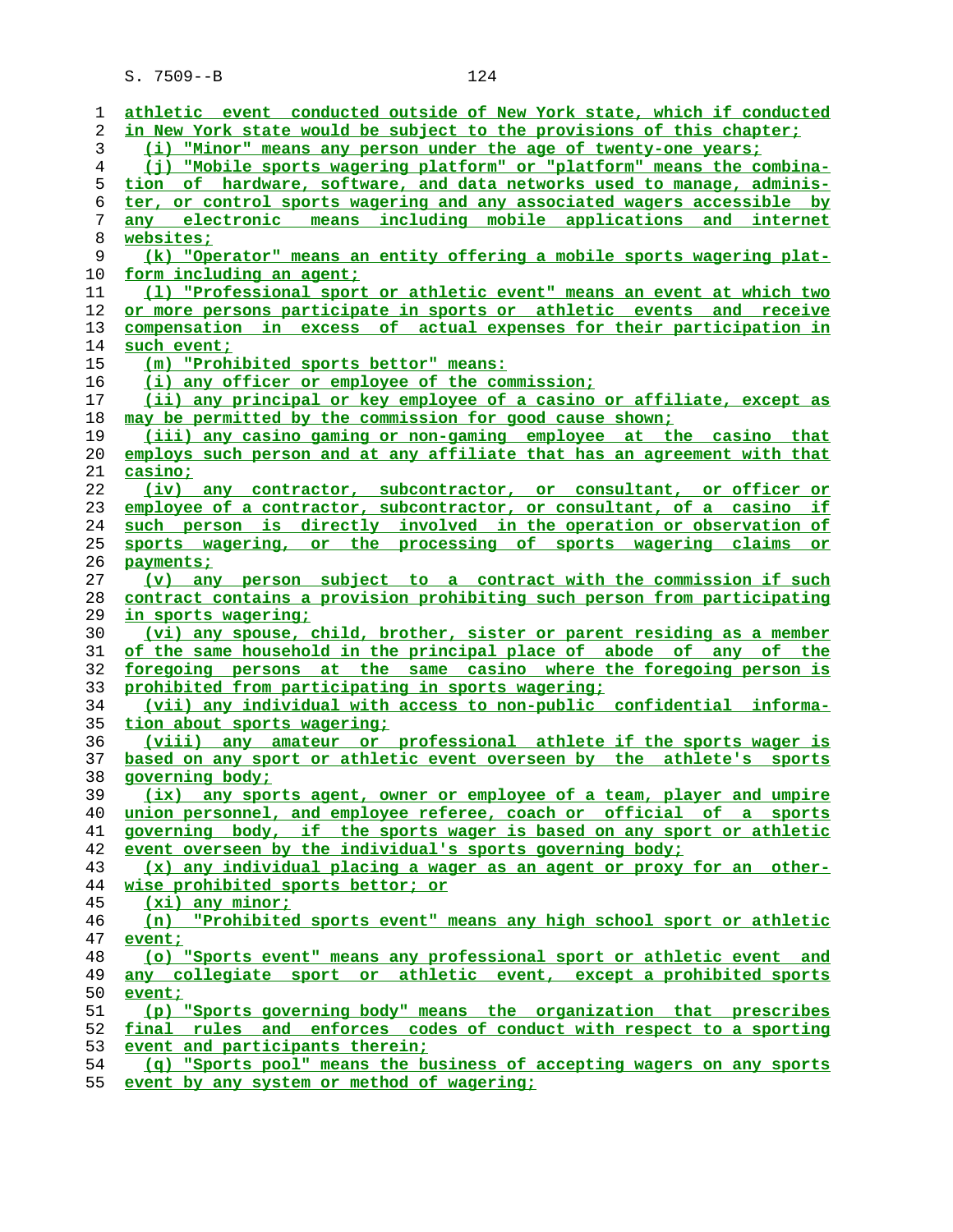athletic event conducted outside of New York state, which if conducted in New York state would be subject to the provisions of this chapter;

(i) "Minor" means any person under the age of twenty-one years;

(j) "Mobile sports wagering platform" or "platform" means the combination of hardware, software, and data networks used to manage, administer, or control sports wagering and any associated wagers accessible by any electronic means including mobile applications and internet websites;

(k) "Operator" means an entity offering a mobile sports wagering platform including an agent;

(l) "Professional sport or athletic event" means an event at which two or more persons participate in sports or athletic events and receive compensation in excess of actual expenses for their participation in such event;

(m) "Prohibited sports bettor" means:

(i) any officer or employee of the commission;

(ii) any principal or key employee of a casino or affiliate, except as may be permitted by the commission for good cause shown;

(iii) any casino gaming or non-gaming employee at the casino that employs such person and at any affiliate that has an agreement with that casino;

(iv) any contractor, subcontractor, or consultant, or officer or employee of a contractor, subcontractor, or consultant, of a casino if such person is directly involved in the operation or observation of sports wagering, or the processing of sports wagering claims or payments;

(v) any person subject to a contract with the commission if such contract contains a provision prohibiting such person from participating in sports wagering;

(vi) any spouse, child, brother, sister or parent residing as a member of the same household in the principal place of abode of any of the foregoing persons at the same casino where the foregoing person is prohibited from participating in sports wagering;

(vii) any individual with access to non-public confidential information about sports wagering;

(viii) any amateur or professional athlete if the sports wager is based on any sport or athletic event overseen by the athlete's sports governing body;

(ix) any sports agent, owner or employee of a team, player and umpire union personnel, and employee referee, coach or official of a sports governing body, if the sports wager is based on any sport or athletic event overseen by the individual's sports governing body;

(x) any individual placing a wager as an agent or proxy for an otherwise prohibited sports bettor; or

(xi) any minor;

(n) "Prohibited sports event" means any high school sport or athletic event;

(o) "Sports event" means any professional sport or athletic event and any collegiate sport or athletic event, except a prohibited sports event;

(p) "Sports governing body" means the organization that prescribes final rules and enforces codes of conduct with respect to a sporting event and participants therein;

(q) "Sports pool" means the business of accepting wagers on any sports event by any system or method of wagering;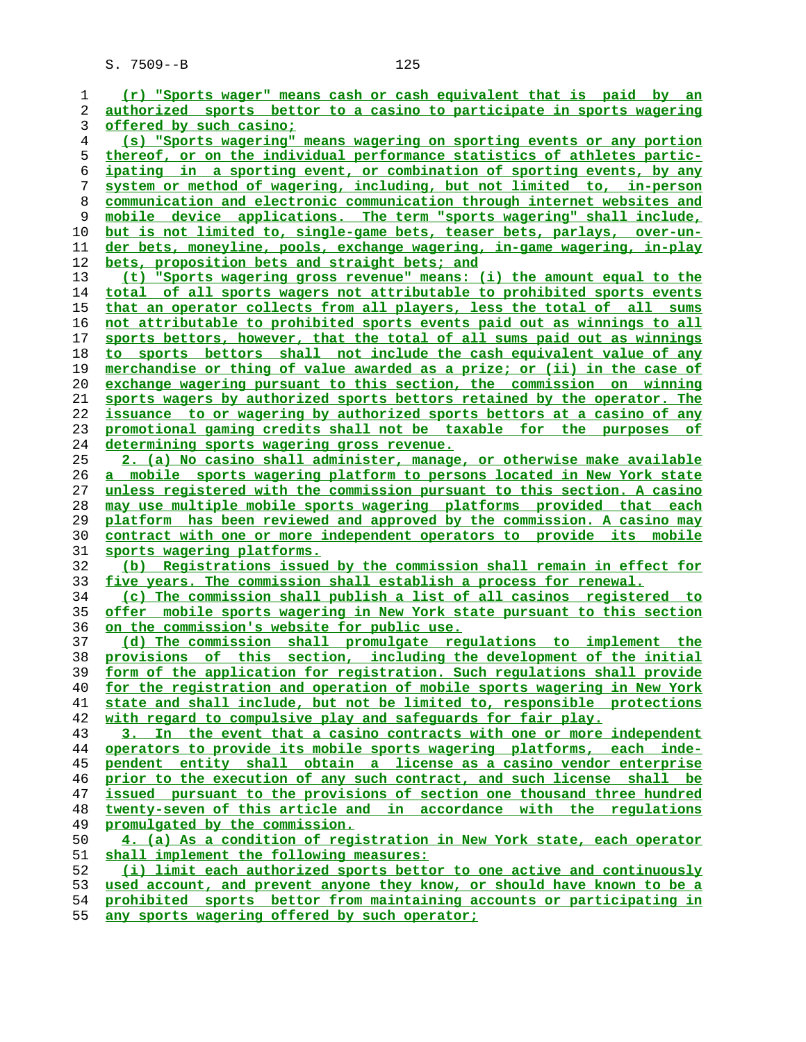(r) "Sports wager" means cash or cash equivalent that is paid by an authorized sports bettor to a casino to participate in sports wagering offered by such casino;

(s) "Sports wagering" means wagering on sporting events or any portion thereof, or on the individual performance statistics of athletes participating in a sporting event, or combination of sporting events, by any system or method of wagering, including, but not limited to, in-person communication and electronic communication through internet websites and mobile device applications. The term "sports wagering" shall include, but is not limited to, single-game bets, teaser bets, parlays, over-under bets, moneyline, pools, exchange wagering, in-game wagering, in-play bets, proposition bets and straight bets; and

(t) "Sports wagering gross revenue" means: (i) the amount equal to the total of all sports wagers not attributable to prohibited sports events that an operator collects from all players, less the total of all sums not attributable to prohibited sports events paid out as winnings to all sports bettors, however, that the total of all sums paid out as winnings to sports bettors shall not include the cash equivalent value of any merchandise or thing of value awarded as a prize; or (ii) in the case of exchange wagering pursuant to this section, the commission on winning sports wagers by authorized sports bettors retained by the operator. The issuance to or wagering by authorized sports bettors at a casino of any promotional gaming credits shall not be taxable for the purposes of determining sports wagering gross revenue.

2. (a) No casino shall administer, manage, or otherwise make available a mobile sports wagering platform to persons located in New York state unless registered with the commission pursuant to this section. A casino may use multiple mobile sports wagering platforms provided that each platform has been reviewed and approved by the commission. A casino may contract with one or more independent operators to provide its mobile sports wagering platforms.

(b) Registrations issued by the commission shall remain in effect for five years. The commission shall establish a process for renewal.

(c) The commission shall publish a list of all casinos registered to offer mobile sports wagering in New York state pursuant to this section on the commission's website for public use.

(d) The commission shall promulgate regulations to implement the provisions of this section, including the development of the initial form of the application for registration. Such regulations shall provide for the registration and operation of mobile sports wagering in New York state and shall include, but not be limited to, responsible protections with regard to compulsive play and safeguards for fair play.

3. In the event that a casino contracts with one or more independent operators to provide its mobile sports wagering platforms, each independent entity shall obtain a license as a casino vendor enterprise prior to the execution of any such contract, and such license shall be issued pursuant to the provisions of section one thousand three hundred twenty-seven of this article and in accordance with the regulations promulgated by the commission.

4. (a) As a condition of registration in New York state, each operator shall implement the following measures:

(i) limit each authorized sports bettor to one active and continuously used account, and prevent anyone they know, or should have known to be a prohibited sports bettor from maintaining accounts or participating in any sports wagering offered by such operator;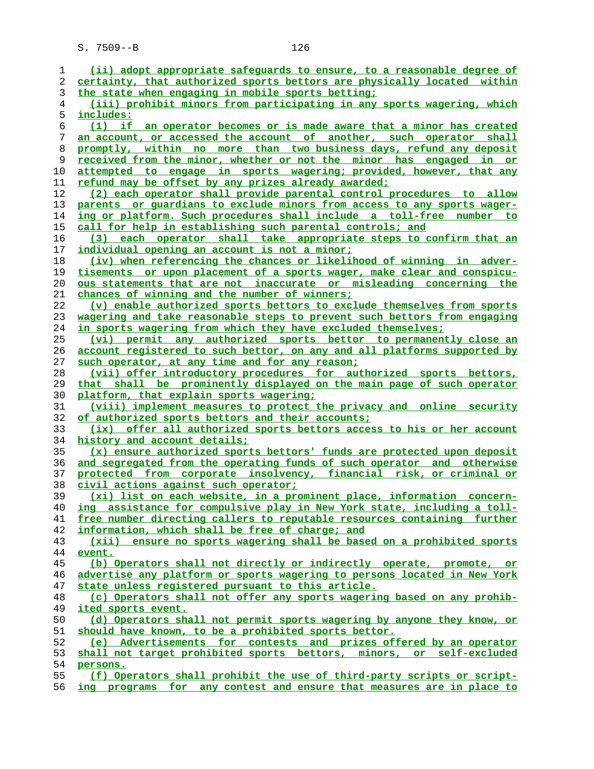(ii) adopt appropriate safeguards to ensure, to a reasonable degree of certainty, that authorized sports bettors are physically located within the state when engaging in mobile sports betting;

(iii) prohibit minors from participating in any sports wagering, which includes:

(1) if an operator becomes or is made aware that a minor has created an account, or accessed the account of another, such operator shall promptly, within no more than two business days, refund any deposit received from the minor, whether or not the minor has engaged in or attempted to engage in sports wagering; provided, however, that any refund may be offset by any prizes already awarded;

(2) each operator shall provide parental control procedures to allow parents or guardians to exclude minors from access to any sports wagering or platform. Such procedures shall include a toll-free number to call for help in establishing such parental controls; and

(3) each operator shall take appropriate steps to confirm that an individual opening an account is not a minor;

(iv) when referencing the chances or likelihood of winning in advertisements or upon placement of a sports wager, make clear and conspicuous statements that are not inaccurate or misleading concerning the chances of winning and the number of winners;

(v) enable authorized sports bettors to exclude themselves from sports wagering and take reasonable steps to prevent such bettors from engaging in sports wagering from which they have excluded themselves;

(vi) permit any authorized sports bettor to permanently close an account registered to such bettor, on any and all platforms supported by such operator, at any time and for any reason;

(vii) offer introductory procedures for authorized sports bettors, that shall be prominently displayed on the main page of such operator platform, that explain sports wagering;

(viii) implement measures to protect the privacy and online security of authorized sports bettors and their accounts;

(ix) offer all authorized sports bettors access to his or her account history and account details;

(x) ensure authorized sports bettors' funds are protected upon deposit and segregated from the operating funds of such operator and otherwise protected from corporate insolvency, financial risk, or criminal or civil actions against such operator;

(xi) list on each website, in a prominent place, information concerning assistance for compulsive play in New York state, including a toll-free number directing callers to reputable resources containing further information, which shall be free of charge; and

(xii) ensure no sports wagering shall be based on a prohibited sports event.

(b) Operators shall not directly or indirectly operate, promote, or advertise any platform or sports wagering to persons located in New York state unless registered pursuant to this article.

(c) Operators shall not offer any sports wagering based on any prohibited sports event.

(d) Operators shall not permit sports wagering by anyone they know, or should have known, to be a prohibited sports bettor.

(e) Advertisements for contests and prizes offered by an operator shall not target prohibited sports bettors, minors, or self-excluded persons.

(f) Operators shall prohibit the use of third-party scripts or scripting programs for any contest and ensure that measures are in place to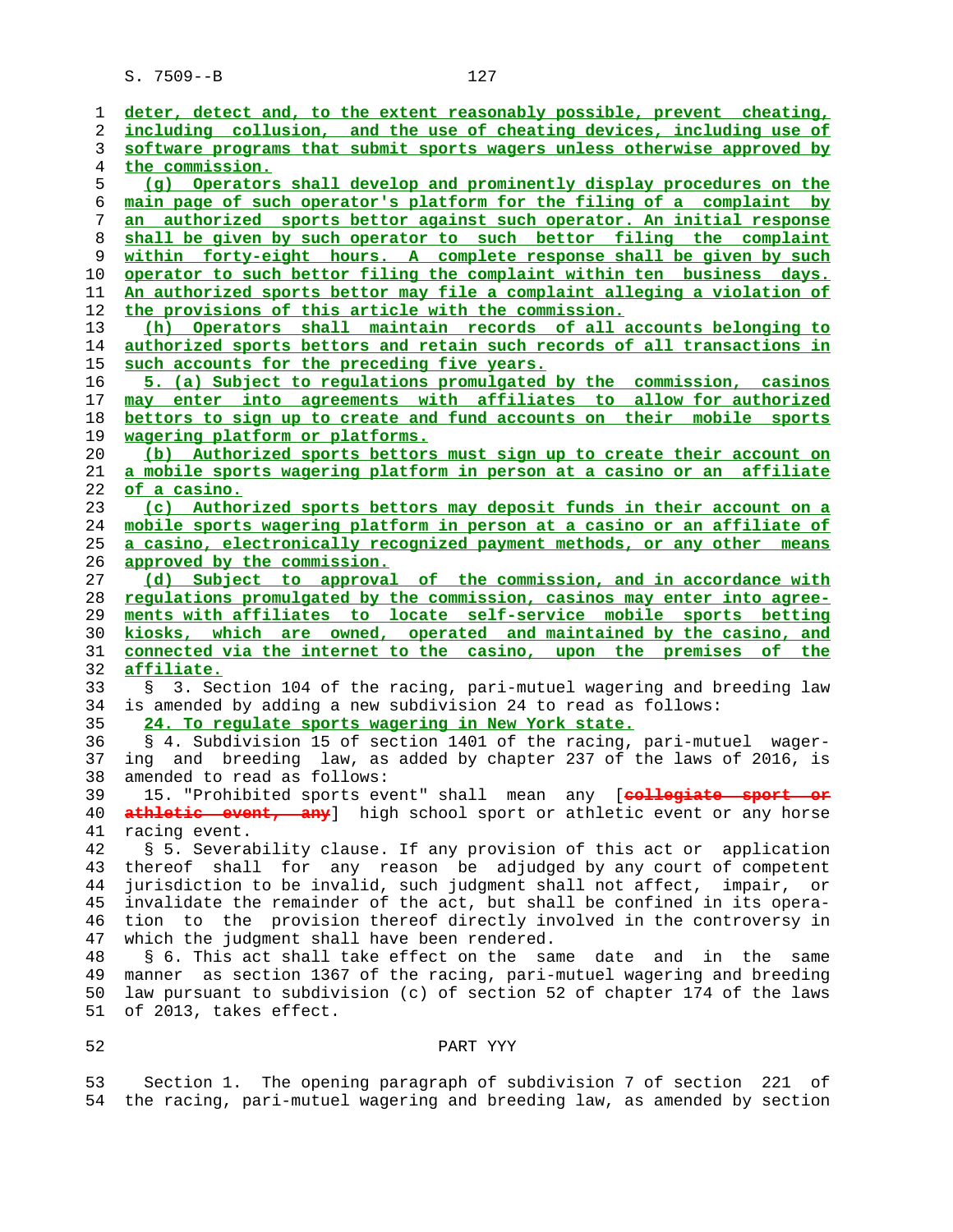deter, detect and, to the extent reasonably possible, prevent cheating, including collusion, and the use of cheating devices, including use of software programs that submit sports wagers unless otherwise approved by the commission.

(g) Operators shall develop and prominently display procedures on the main page of such operator's platform for the filing of a complaint by an authorized sports bettor against such operator. An initial response shall be given by such operator to such bettor filing the complaint within forty-eight hours. A complete response shall be given by such operator to such bettor filing the complaint within ten business days. An authorized sports bettor may file a complaint alleging a violation of the provisions of this article with the commission.

(h) Operators shall maintain records of all accounts belonging to authorized sports bettors and retain such records of all transactions in such accounts for the preceding five years.

5. (a) Subject to regulations promulgated by the commission, casinos may enter into agreements with affiliates to allow for authorized bettors to sign up to create and fund accounts on their mobile sports wagering platform or platforms.

(b) Authorized sports bettors must sign up to create their account on a mobile sports wagering platform in person at a casino or an affiliate of a casino.

(c) Authorized sports bettors may deposit funds in their account on a mobile sports wagering platform in person at a casino or an affiliate of a casino, electronically recognized payment methods, or any other means approved by the commission.

(d) Subject to approval of the commission, and in accordance with regulations promulgated by the commission, casinos may enter into agreements with affiliates to locate self-service mobile sports betting kiosks, which are owned, operated and maintained by the casino, and connected via the internet to the casino, upon the premises of the affiliate.

§ 3. Section 104 of the racing, pari-mutuel wagering and breeding law is amended by adding a new subdivision 24 to read as follows:

24. To regulate sports wagering in New York state.

§ 4. Subdivision 15 of section 1401 of the racing, pari-mutuel wagering and breeding law, as added by chapter 237 of the laws of 2016, is amended to read as follows:

15. "Prohibited sports event" shall mean any [~~collegiate sport or athletic event, any~~] high school sport or athletic event or any horse racing event.

§ 5. Severability clause. If any provision of this act or application thereof shall for any reason be adjudged by any court of competent jurisdiction to be invalid, such judgment shall not affect, impair, or invalidate the remainder of the act, but shall be confined in its operation to the provision thereof directly involved in the controversy in which the judgment shall have been rendered.

§ 6. This act shall take effect on the same date and in the same manner as section 1367 of the racing, pari-mutuel wagering and breeding law pursuant to subdivision (c) of section 52 of chapter 174 of the laws of 2013, takes effect.

## PART YYY

Section 1. The opening paragraph of subdivision 7 of section 221 of the racing, pari-mutuel wagering and breeding law, as amended by section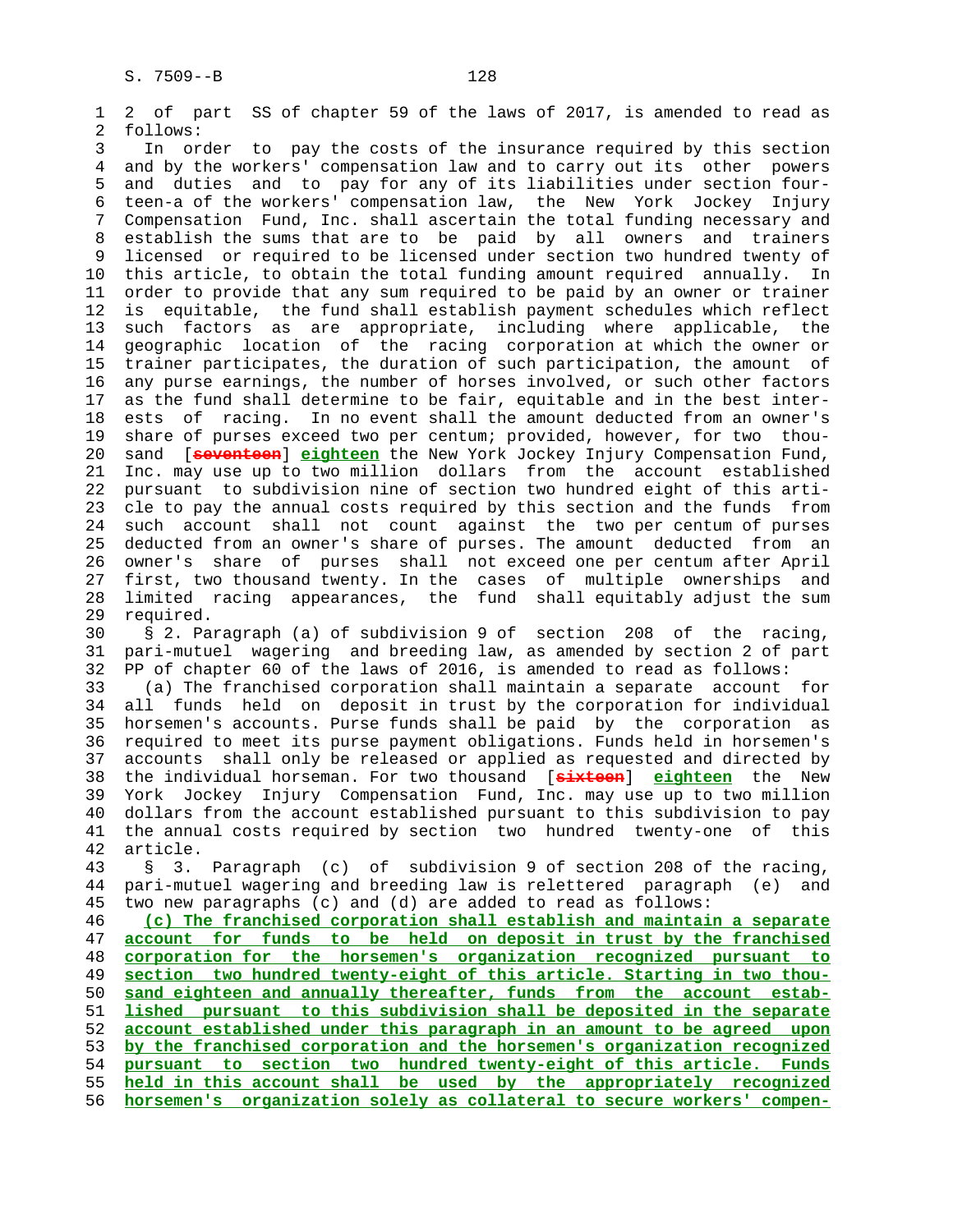2 of part SS of chapter 59 of the laws of 2017, is amended to read as follows:

In order to pay the costs of the insurance required by this section and by the workers' compensation law and to carry out its other powers and duties and to pay for any of its liabilities under section fourteen-a of the workers' compensation law, the New York Jockey Injury Compensation Fund, Inc. shall ascertain the total funding necessary and establish the sums that are to be paid by all owners and trainers licensed or required to be licensed under section two hundred twenty of this article, to obtain the total funding amount required annually. In order to provide that any sum required to be paid by an owner or trainer is equitable, the fund shall establish payment schedules which reflect such factors as are appropriate, including where applicable, the geographic location of the racing corporation at which the owner or trainer participates, the duration of such participation, the amount of any purse earnings, the number of horses involved, or such other factors as the fund shall determine to be fair, equitable and in the best interests of racing. In no event shall the amount deducted from an owner's share of purses exceed two per centum; provided, however, for two thousand [~~seventeen~~] **eighteen** the New York Jockey Injury Compensation Fund, Inc. may use up to two million dollars from the account established pursuant to subdivision nine of section two hundred eight of this article to pay the annual costs required by this section and the funds from such account shall not count against the two per centum of purses deducted from an owner's share of purses. The amount deducted from an owner's share of purses shall not exceed one per centum after April first, two thousand twenty. In the cases of multiple ownerships and limited racing appearances, the fund shall equitably adjust the sum required.

§ 2. Paragraph (a) of subdivision 9 of section 208 of the racing, pari-mutuel wagering and breeding law, as amended by section 2 of part PP of chapter 60 of the laws of 2016, is amended to read as follows:

(a) The franchised corporation shall maintain a separate account for all funds held on deposit in trust by the corporation for individual horsemen's accounts. Purse funds shall be paid by the corporation as required to meet its purse payment obligations. Funds held in horsemen's accounts shall only be released or applied as requested and directed by the individual horseman. For two thousand [~~sixteen~~] **eighteen** the New York Jockey Injury Compensation Fund, Inc. may use up to two million dollars from the account established pursuant to this subdivision to pay the annual costs required by section two hundred twenty-one of this article.

§ 3. Paragraph (c) of subdivision 9 of section 208 of the racing, pari-mutuel wagering and breeding law is relettered paragraph (e) and two new paragraphs (c) and (d) are added to read as follows:

**(c) The franchised corporation shall establish and maintain a separate account for funds to be held on deposit in trust by the franchised corporation for the horsemen's organization recognized pursuant to section two hundred twenty-eight of this article. Starting in two thousand eighteen and annually thereafter, funds from the account established pursuant to this subdivision shall be deposited in the separate account established under this paragraph in an amount to be agreed upon by the franchised corporation and the horsemen's organization recognized pursuant to section two hundred twenty-eight of this article. Funds held in this account shall be used by the appropriately recognized horsemen's organization solely as collateral to secure workers' compen-**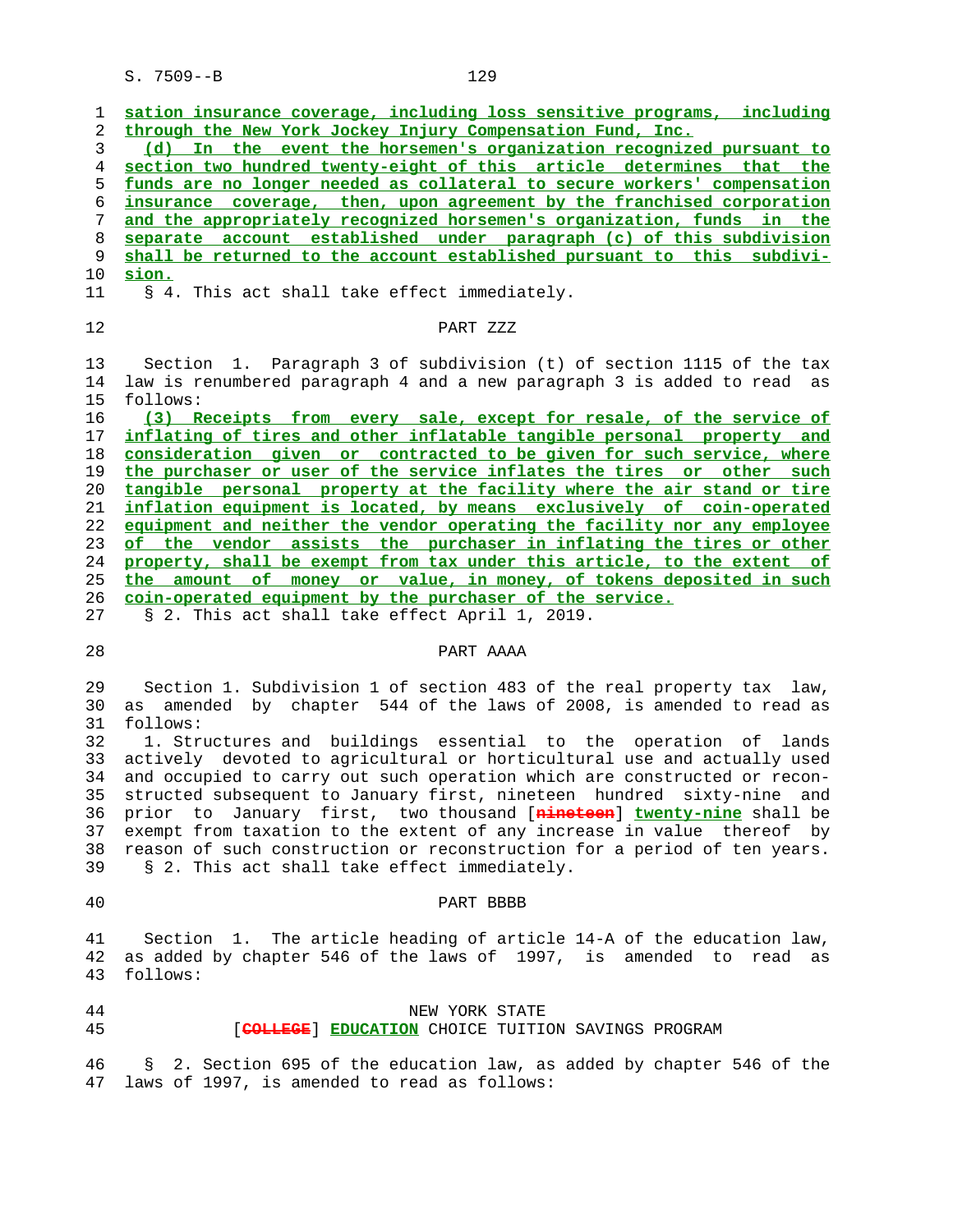sation insurance coverage, including loss sensitive programs, including through the New York Jockey Injury Compensation Fund, Inc.

(d) In the event the horsemen's organization recognized pursuant to section two hundred twenty-eight of this article determines that the funds are no longer needed as collateral to secure workers' compensation insurance coverage, then, upon agreement by the franchised corporation and the appropriately recognized horsemen's organization, funds in the separate account established under paragraph (c) of this subdivision shall be returned to the account established pursuant to this subdivision.

§ 4. This act shall take effect immediately.

## PART ZZZ

Section 1. Paragraph 3 of subdivision (t) of section 1115 of the tax law is renumbered paragraph 4 and a new paragraph 3 is added to read as follows:

(3) Receipts from every sale, except for resale, of the service of inflating of tires and other inflatable tangible personal property and consideration given or contracted to be given for such service, where the purchaser or user of the service inflates the tires or other such tangible personal property at the facility where the air stand or tire inflation equipment is located, by means exclusively of coin-operated equipment and neither the vendor operating the facility nor any employee of the vendor assists the purchaser in inflating the tires or other property, shall be exempt from tax under this article, to the extent of the amount of money or value, in money, of tokens deposited in such coin-operated equipment by the purchaser of the service.

§ 2. This act shall take effect April 1, 2019.

## PART AAAA

Section 1. Subdivision 1 of section 483 of the real property tax law, as amended by chapter 544 of the laws of 2008, is amended to read as follows:

1. Structures and buildings essential to the operation of lands actively devoted to agricultural or horticultural use and actually used and occupied to carry out such operation which are constructed or reconstructed subsequent to January first, nineteen hundred sixty-nine and prior to January first, two thousand [~~nineteen~~] twenty-nine shall be exempt from taxation to the extent of any increase in value thereof by reason of such construction or reconstruction for a period of ten years.

§ 2. This act shall take effect immediately.

## PART BBBB

Section 1. The article heading of article 14-A of the education law, as added by chapter 546 of the laws of 1997, is amended to read as follows:

NEW YORK STATE
[~~COLLEGE~~] EDUCATION CHOICE TUITION SAVINGS PROGRAM

§ 2. Section 695 of the education law, as added by chapter 546 of the laws of 1997, is amended to read as follows: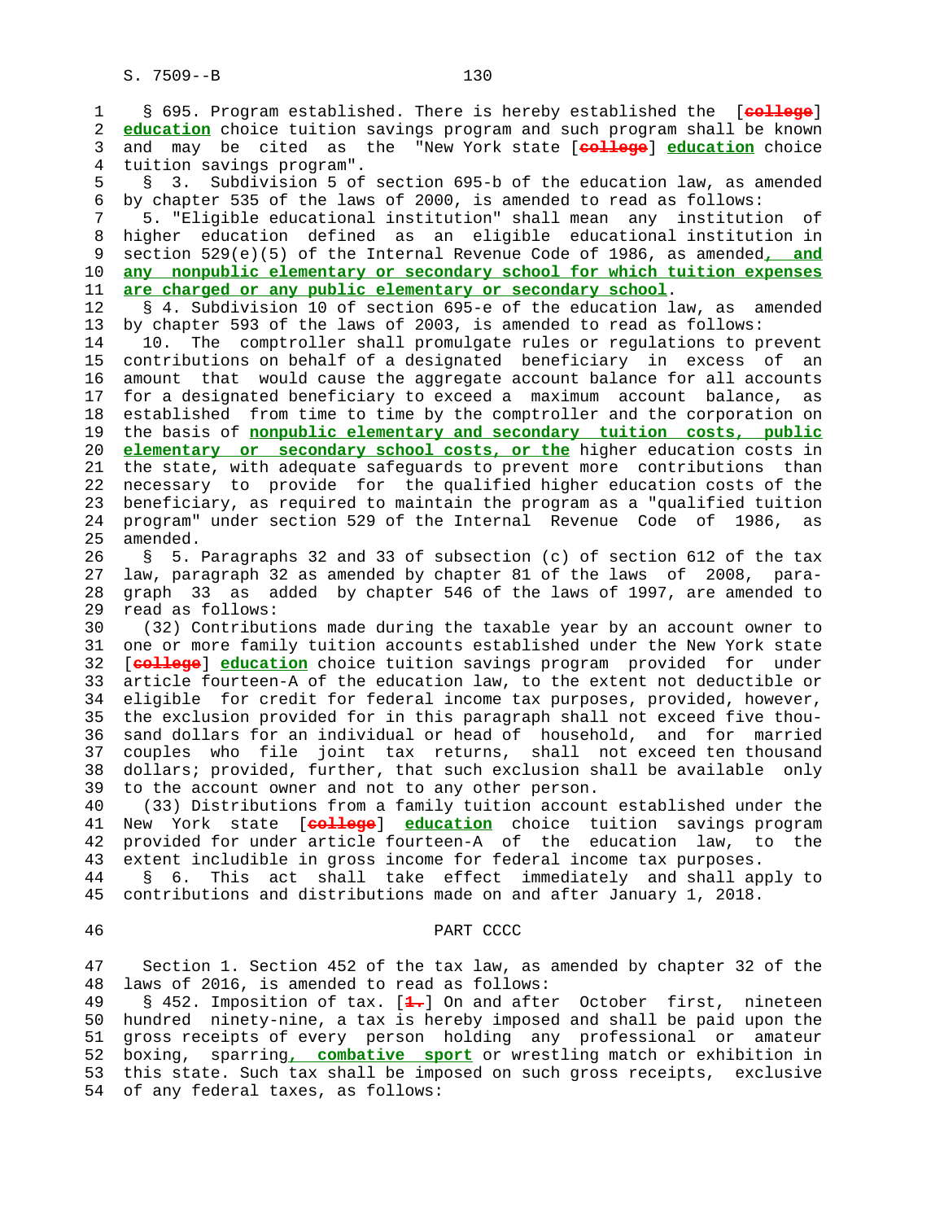§ 695. Program established. There is hereby established the [college] education choice tuition savings program and such program shall be known and may be cited as the "New York state [college] education choice tuition savings program".

§ 3. Subdivision 5 of section 695-b of the education law, as amended by chapter 535 of the laws of 2000, is amended to read as follows:

5. "Eligible educational institution" shall mean any institution of higher education defined as an eligible educational institution in section 529(e)(5) of the Internal Revenue Code of 1986, as amended, and any nonpublic elementary or secondary school for which tuition expenses are charged or any public elementary or secondary school.

§ 4. Subdivision 10 of section 695-e of the education law, as amended by chapter 593 of the laws of 2003, is amended to read as follows:

10. The comptroller shall promulgate rules or regulations to prevent contributions on behalf of a designated beneficiary in excess of an amount that would cause the aggregate account balance for all accounts for a designated beneficiary to exceed a maximum account balance, as established from time to time by the comptroller and the corporation on the basis of nonpublic elementary and secondary tuition costs, public elementary or secondary school costs, or the higher education costs in the state, with adequate safeguards to prevent more contributions than necessary to provide for the qualified higher education costs of the beneficiary, as required to maintain the program as a "qualified tuition program" under section 529 of the Internal Revenue Code of 1986, as amended.

§ 5. Paragraphs 32 and 33 of subsection (c) of section 612 of the tax law, paragraph 32 as amended by chapter 81 of the laws of 2008, paragraph 33 as added by chapter 546 of the laws of 1997, are amended to read as follows:

(32) Contributions made during the taxable year by an account owner to one or more family tuition accounts established under the New York state [college] education choice tuition savings program provided for under article fourteen-A of the education law, to the extent not deductible or eligible for credit for federal income tax purposes, provided, however, the exclusion provided for in this paragraph shall not exceed five thousand dollars for an individual or head of household, and for married couples who file joint tax returns, shall not exceed ten thousand dollars; provided, further, that such exclusion shall be available only to the account owner and not to any other person.

(33) Distributions from a family tuition account established under the New York state [college] education choice tuition savings program provided for under article fourteen-A of the education law, to the extent includible in gross income for federal income tax purposes.

§ 6. This act shall take effect immediately and shall apply to contributions and distributions made on and after January 1, 2018.

## PART CCCC

Section 1. Section 452 of the tax law, as amended by chapter 32 of the laws of 2016, is amended to read as follows:

§ 452. Imposition of tax. [1.] On and after October first, nineteen hundred ninety-nine, a tax is hereby imposed and shall be paid upon the gross receipts of every person holding any professional or amateur boxing, sparring, combative sport or wrestling match or exhibition in this state. Such tax shall be imposed on such gross receipts, exclusive of any federal taxes, as follows: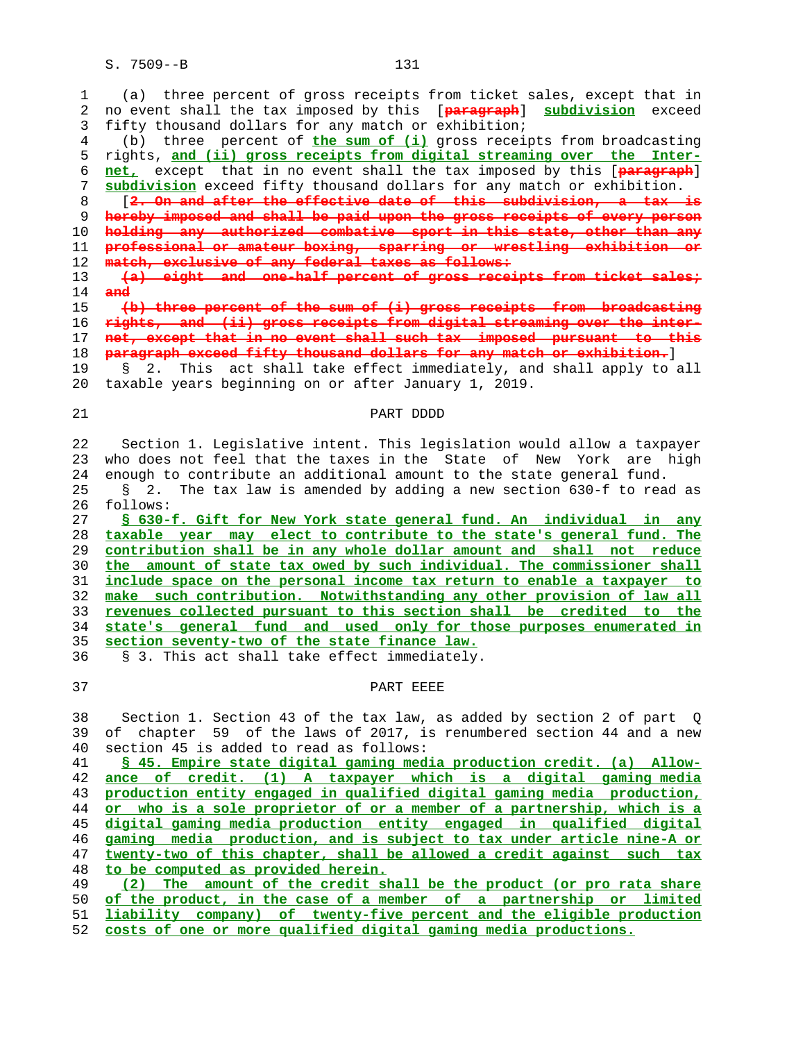(a) three percent of gross receipts from ticket sales, except that in no event shall the tax imposed by this [~~paragraph~~] **subdivision** exceed fifty thousand dollars for any match or exhibition;

(b) three percent of **the sum of (i)** gross receipts from broadcasting rights, **and (ii) gross receipts from digital streaming over the Internet,** except that in no event shall the tax imposed by this [~~paragraph~~] **subdivision** exceed fifty thousand dollars for any match or exhibition.

[~~2. On and after the effective date of this subdivision, a tax is hereby imposed and shall be paid upon the gross receipts of every person holding any authorized combative sport in this state, other than any professional or amateur boxing, sparring or wrestling exhibition or match, exclusive of any federal taxes as follows:~~

~~(a) eight and one-half percent of gross receipts from ticket sales; and~~

~~(b) three percent of the sum of (i) gross receipts from broadcasting rights, and (ii) gross receipts from digital streaming over the internet, except that in no event shall such tax imposed pursuant to this paragraph exceed fifty thousand dollars for any match or exhibition.~~]

§ 2. This act shall take effect immediately, and shall apply to all taxable years beginning on or after January 1, 2019.

PART DDDD

Section 1. Legislative intent. This legislation would allow a taxpayer who does not feel that the taxes in the State of New York are high enough to contribute an additional amount to the state general fund.

§ 2. The tax law is amended by adding a new section 630-f to read as follows:

**§ 630-f. Gift for New York state general fund. An individual in any taxable year may elect to contribute to the state's general fund. The contribution shall be in any whole dollar amount and shall not reduce the amount of state tax owed by such individual. The commissioner shall include space on the personal income tax return to enable a taxpayer to make such contribution. Notwithstanding any other provision of law all revenues collected pursuant to this section shall be credited to the state's general fund and used only for those purposes enumerated in section seventy-two of the state finance law.**

§ 3. This act shall take effect immediately.

PART EEEE

Section 1. Section 43 of the tax law, as added by section 2 of part Q of chapter 59 of the laws of 2017, is renumbered section 44 and a new section 45 is added to read as follows:

**§ 45. Empire state digital gaming media production credit. (a) Allowance of credit. (1) A taxpayer which is a digital gaming media production entity engaged in qualified digital gaming media production, or who is a sole proprietor of or a member of a partnership, which is a digital gaming media production entity engaged in qualified digital gaming media production, and is subject to tax under article nine-A or twenty-two of this chapter, shall be allowed a credit against such tax to be computed as provided herein.**

**(2) The amount of the credit shall be the product (or pro rata share of the product, in the case of a member of a partnership or limited liability company) of twenty-five percent and the eligible production costs of one or more qualified digital gaming media productions.**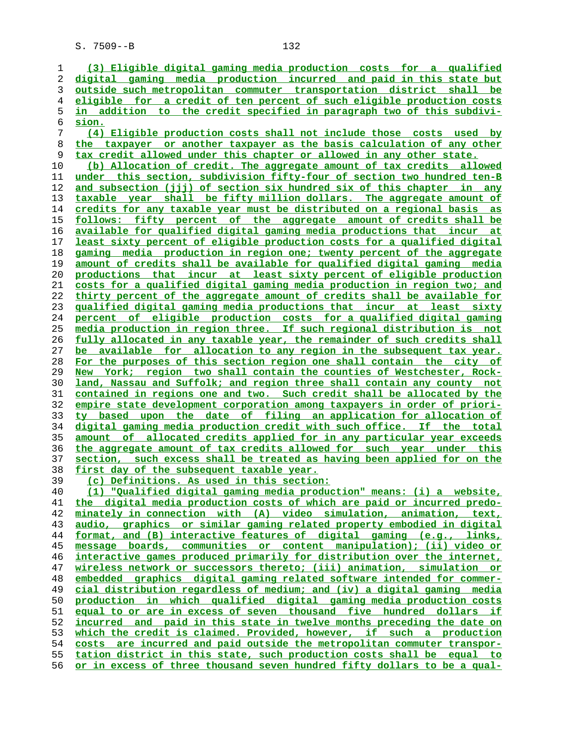(3) Eligible digital gaming media production costs for a qualified digital gaming media production incurred and paid in this state but outside such metropolitan commuter transportation district shall be eligible for a credit of ten percent of such eligible production costs in addition to the credit specified in paragraph two of this subdivision.

(4) Eligible production costs shall not include those costs used by the taxpayer or another taxpayer as the basis calculation of any other tax credit allowed under this chapter or allowed in any other state.

(b) Allocation of credit. The aggregate amount of tax credits allowed under this section, subdivision fifty-four of section two hundred ten-B and subsection (jjj) of section six hundred six of this chapter in any taxable year shall be fifty million dollars. The aggregate amount of credits for any taxable year must be distributed on a regional basis as follows: fifty percent of the aggregate amount of credits shall be available for qualified digital gaming media productions that incur at least sixty percent of eligible production costs for a qualified digital gaming media production in region one; twenty percent of the aggregate amount of credits shall be available for qualified digital gaming media productions that incur at least sixty percent of eligible production costs for a qualified digital gaming media production in region two; and thirty percent of the aggregate amount of credits shall be available for qualified digital gaming media productions that incur at least sixty percent of eligible production costs for a qualified digital gaming media production in region three. If such regional distribution is not fully allocated in any taxable year, the remainder of such credits shall be available for allocation to any region in the subsequent tax year. For the purposes of this section region one shall contain the city of New York; region two shall contain the counties of Westchester, Rockland, Nassau and Suffolk; and region three shall contain any county not contained in regions one and two. Such credit shall be allocated by the empire state development corporation among taxpayers in order of priority based upon the date of filing an application for allocation of digital gaming media production credit with such office. If the total amount of allocated credits applied for in any particular year exceeds the aggregate amount of tax credits allowed for such year under this section, such excess shall be treated as having been applied for on the first day of the subsequent taxable year.

(c) Definitions. As used in this section:

(1) "Qualified digital gaming media production" means: (i) a website, the digital media production costs of which are paid or incurred predominately in connection with (A) video simulation, animation, text, audio, graphics or similar gaming related property embodied in digital format, and (B) interactive features of digital gaming (e.g., links, message boards, communities or content manipulation); (ii) video or interactive games produced primarily for distribution over the internet, wireless network or successors thereto; (iii) animation, simulation or embedded graphics digital gaming related software intended for commercial distribution regardless of medium; and (iv) a digital gaming media production in which qualified digital gaming media production costs equal to or are in excess of seven thousand five hundred dollars if incurred and paid in this state in twelve months preceding the date on which the credit is claimed. Provided, however, if such a production costs are incurred and paid outside the metropolitan commuter transportation district in this state, such production costs shall be equal to or in excess of three thousand seven hundred fifty dollars to be a qual-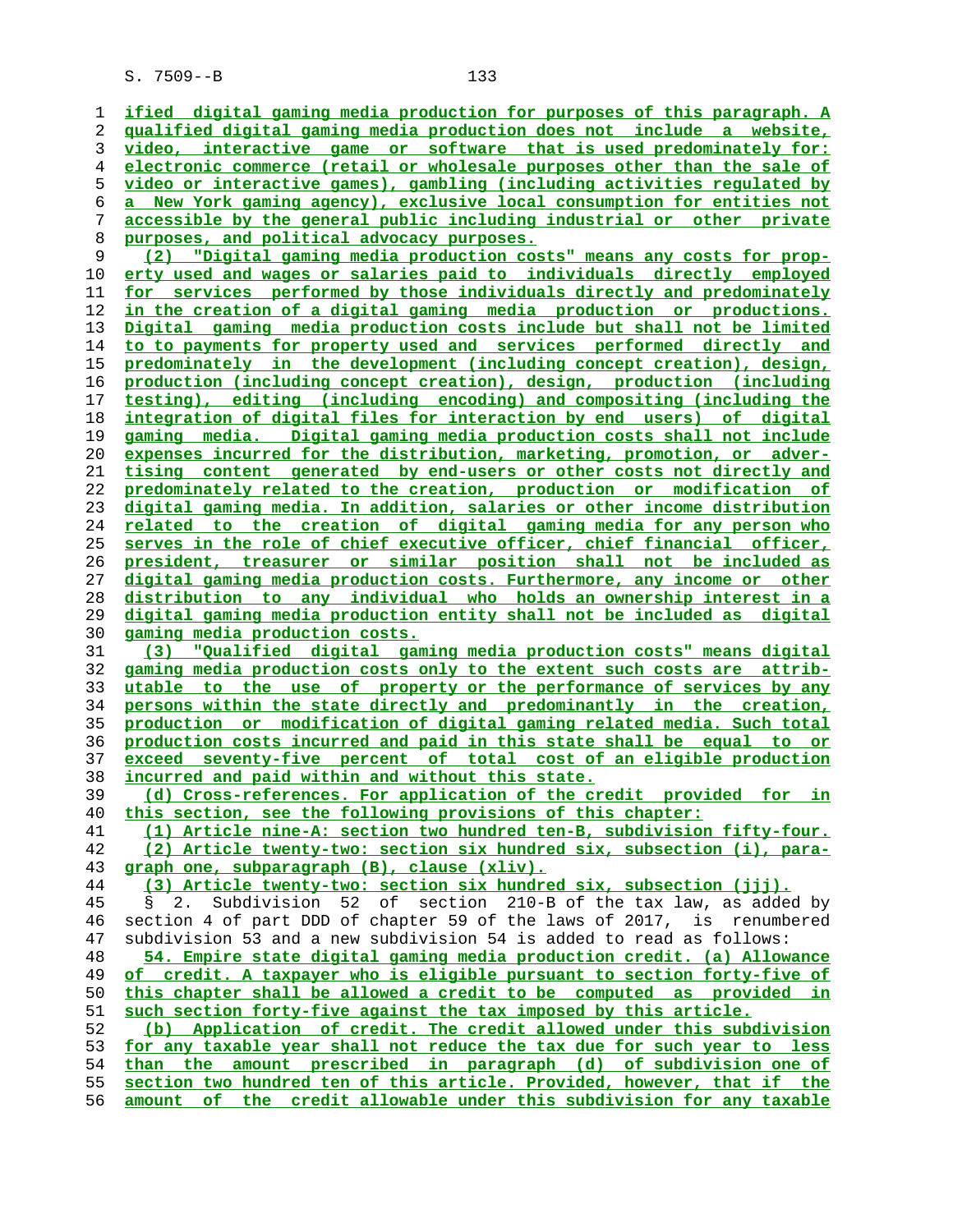ified digital gaming media production for purposes of this paragraph. A qualified digital gaming media production does not include a website, video, interactive game or software that is used predominately for: electronic commerce (retail or wholesale purposes other than the sale of video or interactive games), gambling (including activities regulated by a New York gaming agency), exclusive local consumption for entities not accessible by the general public including industrial or other private purposes, and political advocacy purposes.

(2) "Digital gaming media production costs" means any costs for property used and wages or salaries paid to individuals directly employed for services performed by those individuals directly and predominately in the creation of a digital gaming media production or productions. Digital gaming media production costs include but shall not be limited to to payments for property used and services performed directly and predominately in the development (including concept creation), design, production (including concept creation), design, production (including testing), editing (including encoding) and compositing (including the integration of digital files for interaction by end users) of digital gaming media. Digital gaming media production costs shall not include expenses incurred for the distribution, marketing, promotion, or advertising content generated by end-users or other costs not directly and predominately related to the creation, production or modification of digital gaming media. In addition, salaries or other income distribution related to the creation of digital gaming media for any person who serves in the role of chief executive officer, chief financial officer, president, treasurer or similar position shall not be included as digital gaming media production costs. Furthermore, any income or other distribution to any individual who holds an ownership interest in a digital gaming media production entity shall not be included as digital gaming media production costs.

(3) "Qualified digital gaming media production costs" means digital gaming media production costs only to the extent such costs are attributable to the use of property or the performance of services by any persons within the state directly and predominantly in the creation, production or modification of digital gaming related media. Such total production costs incurred and paid in this state shall be equal to or exceed seventy-five percent of total cost of an eligible production incurred and paid within and without this state.

(d) Cross-references. For application of the credit provided for in this section, see the following provisions of this chapter:

(1) Article nine-A: section two hundred ten-B, subdivision fifty-four.

(2) Article twenty-two: section six hundred six, subsection (i), paragraph one, subparagraph (B), clause (xliv).

(3) Article twenty-two: section six hundred six, subsection (jjj).

§ 2. Subdivision 52 of section 210-B of the tax law, as added by section 4 of part DDD of chapter 59 of the laws of 2017, is renumbered subdivision 53 and a new subdivision 54 is added to read as follows:

54. Empire state digital gaming media production credit. (a) Allowance of credit. A taxpayer who is eligible pursuant to section forty-five of this chapter shall be allowed a credit to be computed as provided in such section forty-five against the tax imposed by this article.

(b) Application of credit. The credit allowed under this subdivision for any taxable year shall not reduce the tax due for such year to less than the amount prescribed in paragraph (d) of subdivision one of section two hundred ten of this article. Provided, however, that if the amount of the credit allowable under this subdivision for any taxable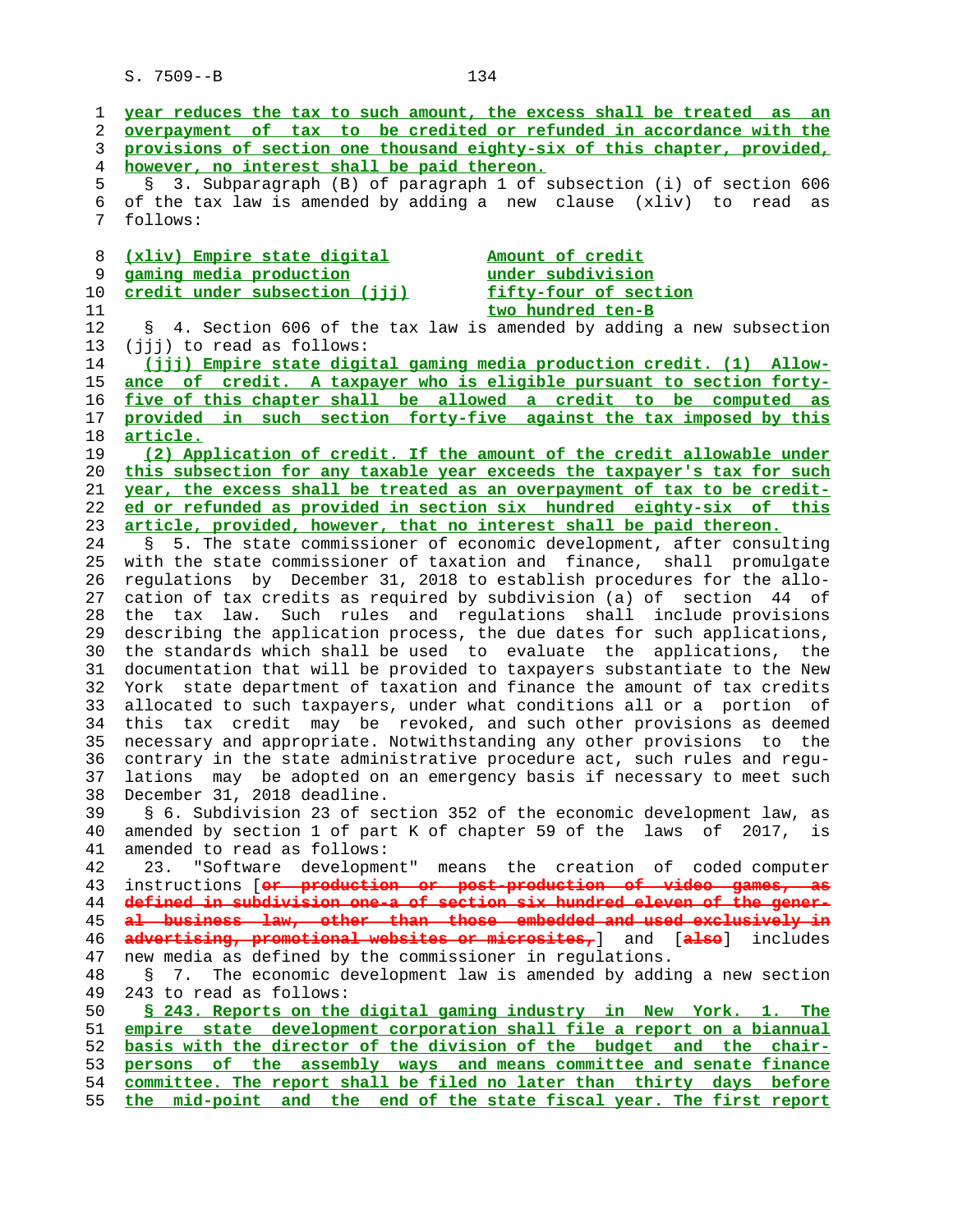year reduces the tax to such amount, the excess shall be treated as an overpayment of tax to be credited or refunded in accordance with the provisions of section one thousand eighty-six of this chapter, provided, however, no interest shall be paid thereon.

§ 3. Subparagraph (B) of paragraph 1 of subsection (i) of section 606 of the tax law is amended by adding a new clause (xliv) to read as follows:

| | |
|---|---|
| (xliv) Empire state digital gaming media production credit under subsection (jjj) | Amount of credit under subdivision fifty-four of section two hundred ten-B |

§ 4. Section 606 of the tax law is amended by adding a new subsection (jjj) to read as follows:

(jjj) Empire state digital gaming media production credit. (1) Allowance of credit. A taxpayer who is eligible pursuant to section forty-five of this chapter shall be allowed a credit to be computed as provided in such section forty-five against the tax imposed by this article.

(2) Application of credit. If the amount of the credit allowable under this subsection for any taxable year exceeds the taxpayer's tax for such year, the excess shall be treated as an overpayment of tax to be credited or refunded as provided in section six hundred eighty-six of this article, provided, however, that no interest shall be paid thereon.

§ 5. The state commissioner of economic development, after consulting with the state commissioner of taxation and finance, shall promulgate regulations by December 31, 2018 to establish procedures for the allocation of tax credits as required by subdivision (a) of section 44 of the tax law. Such rules and regulations shall include provisions describing the application process, the due dates for such applications, the standards which shall be used to evaluate the applications, the documentation that will be provided to taxpayers substantiate to the New York state department of taxation and finance the amount of tax credits allocated to such taxpayers, under what conditions all or a portion of this tax credit may be revoked, and such other provisions as deemed necessary and appropriate. Notwithstanding any other provisions to the contrary in the state administrative procedure act, such rules and regulations may be adopted on an emergency basis if necessary to meet such December 31, 2018 deadline.

§ 6. Subdivision 23 of section 352 of the economic development law, as amended by section 1 of part K of chapter 59 of the laws of 2017, is amended to read as follows:

23. "Software development" means the creation of coded computer instructions [~~or production or post-production of video games, as defined in subdivision one-a of section six hundred eleven of the general business law, other than those embedded and used exclusively in advertising, promotional websites or microsites,~~] and [~~also~~] includes new media as defined by the commissioner in regulations.

§ 7. The economic development law is amended by adding a new section 243 to read as follows:

§ 243. Reports on the digital gaming industry in New York. 1. The empire state development corporation shall file a report on a biannual basis with the director of the division of the budget and the chairpersons of the assembly ways and means committee and senate finance committee. The report shall be filed no later than thirty days before the mid-point and the end of the state fiscal year. The first report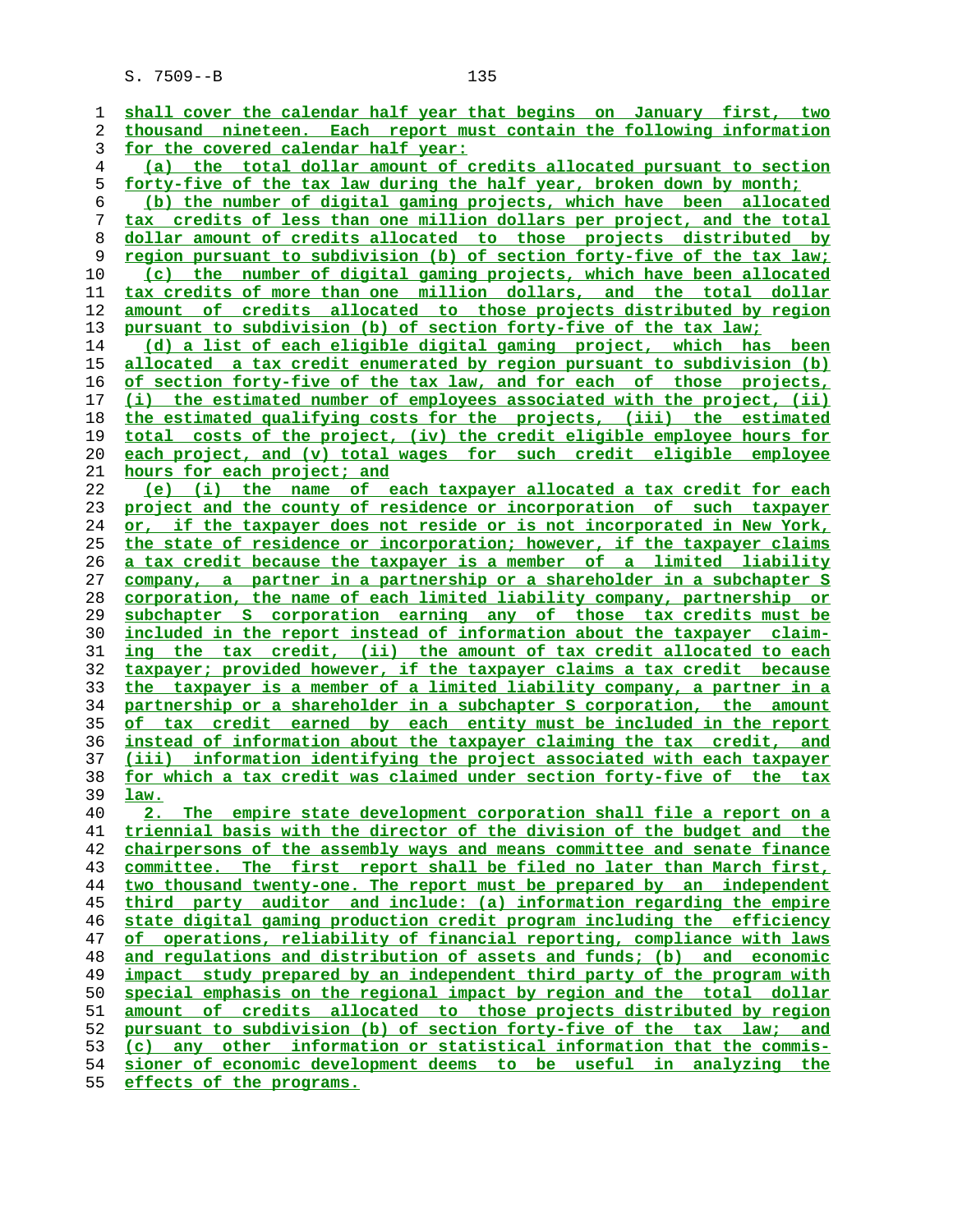shall cover the calendar half year that begins on January first, two thousand nineteen. Each report must contain the following information for the covered calendar half year:

(a) the total dollar amount of credits allocated pursuant to section forty-five of the tax law during the half year, broken down by month;

(b) the number of digital gaming projects, which have been allocated tax credits of less than one million dollars per project, and the total dollar amount of credits allocated to those projects distributed by region pursuant to subdivision (b) of section forty-five of the tax law;

(c) the number of digital gaming projects, which have been allocated tax credits of more than one million dollars, and the total dollar amount of credits allocated to those projects distributed by region pursuant to subdivision (b) of section forty-five of the tax law;

(d) a list of each eligible digital gaming project, which has been allocated a tax credit enumerated by region pursuant to subdivision (b) of section forty-five of the tax law, and for each of those projects, (i) the estimated number of employees associated with the project, (ii) the estimated qualifying costs for the projects, (iii) the estimated total costs of the project, (iv) the credit eligible employee hours for each project, and (v) total wages for such credit eligible employee hours for each project; and

(e) (i) the name of each taxpayer allocated a tax credit for each project and the county of residence or incorporation of such taxpayer or, if the taxpayer does not reside or is not incorporated in New York, the state of residence or incorporation; however, if the taxpayer claims a tax credit because the taxpayer is a member of a limited liability company, a partner in a partnership or a shareholder in a subchapter S corporation, the name of each limited liability company, partnership or subchapter S corporation earning any of those tax credits must be included in the report instead of information about the taxpayer claiming the tax credit, (ii) the amount of tax credit allocated to each taxpayer; provided however, if the taxpayer claims a tax credit because the taxpayer is a member of a limited liability company, a partner in a partnership or a shareholder in a subchapter S corporation, the amount of tax credit earned by each entity must be included in the report instead of information about the taxpayer claiming the tax credit, and (iii) information identifying the project associated with each taxpayer for which a tax credit was claimed under section forty-five of the tax law.

2. The empire state development corporation shall file a report on a triennial basis with the director of the division of the budget and the chairpersons of the assembly ways and means committee and senate finance committee. The first report shall be filed no later than March first, two thousand twenty-one. The report must be prepared by an independent third party auditor and include: (a) information regarding the empire state digital gaming production credit program including the efficiency of operations, reliability of financial reporting, compliance with laws and regulations and distribution of assets and funds; (b) and economic impact study prepared by an independent third party of the program with special emphasis on the regional impact by region and the total dollar amount of credits allocated to those projects distributed by region pursuant to subdivision (b) of section forty-five of the tax law; and (c) any other information or statistical information that the commissioner of economic development deems to be useful in analyzing the effects of the programs.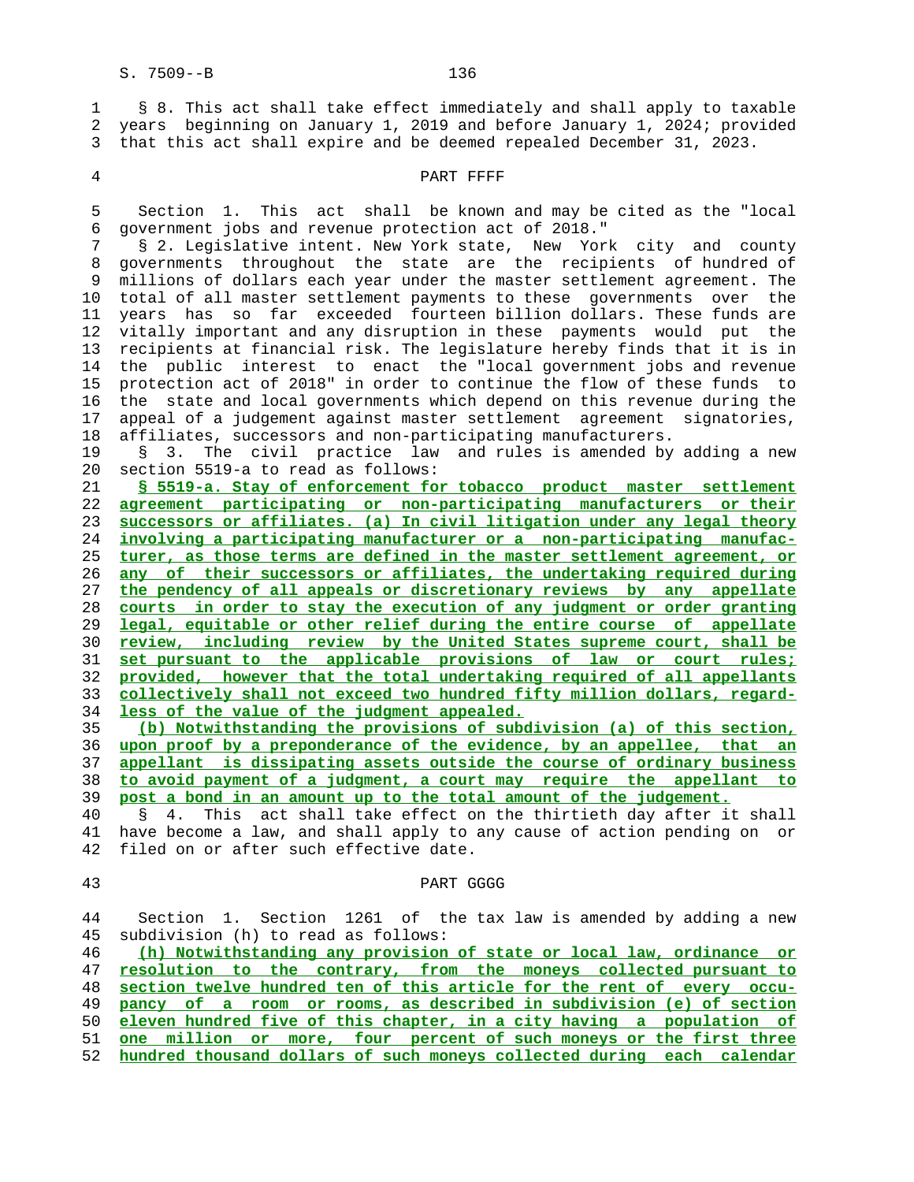§ 8. This act shall take effect immediately and shall apply to taxable years beginning on January 1, 2019 and before January 1, 2024; provided that this act shall expire and be deemed repealed December 31, 2023.

PART FFFF

Section 1. This act shall be known and may be cited as the "local government jobs and revenue protection act of 2018."

§ 2. Legislative intent. New York state, New York city and county governments throughout the state are the recipients of hundred of millions of dollars each year under the master settlement agreement. The total of all master settlement payments to these governments over the years has so far exceeded fourteen billion dollars. These funds are vitally important and any disruption in these payments would put the recipients at financial risk. The legislature hereby finds that it is in the public interest to enact the "local government jobs and revenue protection act of 2018" in order to continue the flow of these funds to the state and local governments which depend on this revenue during the appeal of a judgement against master settlement agreement signatories, affiliates, successors and non-participating manufacturers.

§ 3. The civil practice law and rules is amended by adding a new section 5519-a to read as follows:

**§ 5519-a. Stay of enforcement for tobacco product master settlement agreement participating or non-participating manufacturers or their successors or affiliates. (a) In civil litigation under any legal theory involving a participating manufacturer or a non-participating manufacturer, as those terms are defined in the master settlement agreement, or any of their successors or affiliates, the undertaking required during the pendency of all appeals or discretionary reviews by any appellate courts in order to stay the execution of any judgment or order granting legal, equitable or other relief during the entire course of appellate review, including review by the United States supreme court, shall be set pursuant to the applicable provisions of law or court rules; provided, however that the total undertaking required of all appellants collectively shall not exceed two hundred fifty million dollars, regardless of the value of the judgment appealed.**

**(b) Notwithstanding the provisions of subdivision (a) of this section, upon proof by a preponderance of the evidence, by an appellee, that an appellant is dissipating assets outside the course of ordinary business to avoid payment of a judgment, a court may require the appellant to post a bond in an amount up to the total amount of the judgement.**

§ 4. This act shall take effect on the thirtieth day after it shall have become a law, and shall apply to any cause of action pending on or filed on or after such effective date.

PART GGGG

Section 1. Section 1261 of the tax law is amended by adding a new subdivision (h) to read as follows:

**(h) Notwithstanding any provision of state or local law, ordinance or resolution to the contrary, from the moneys collected pursuant to section twelve hundred ten of this article for the rent of every occupancy of a room or rooms, as described in subdivision (e) of section eleven hundred five of this chapter, in a city having a population of one million or more, four percent of such moneys or the first three hundred thousand dollars of such moneys collected during each calendar**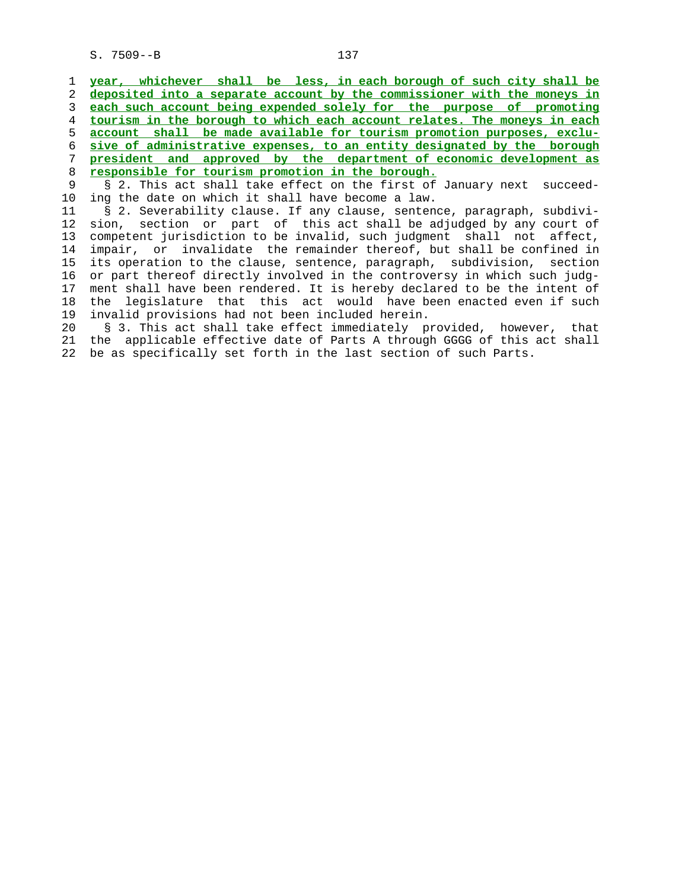year, whichever shall be less, in each borough of such city shall be deposited into a separate account by the commissioner with the moneys in each such account being expended solely for the purpose of promoting tourism in the borough to which each account relates. The moneys in each account shall be made available for tourism promotion purposes, exclusive of administrative expenses, to an entity designated by the borough president and approved by the department of economic development as responsible for tourism promotion in the borough.

§ 2. This act shall take effect on the first of January next succeeding the date on which it shall have become a law.

§ 2. Severability clause. If any clause, sentence, paragraph, subdivision, section or part of this act shall be adjudged by any court of competent jurisdiction to be invalid, such judgment shall not affect, impair, or invalidate the remainder thereof, but shall be confined in its operation to the clause, sentence, paragraph, subdivision, section or part thereof directly involved in the controversy in which such judgment shall have been rendered. It is hereby declared to be the intent of the legislature that this act would have been enacted even if such invalid provisions had not been included herein.

§ 3. This act shall take effect immediately provided, however, that the applicable effective date of Parts A through GGGG of this act shall be as specifically set forth in the last section of such Parts.